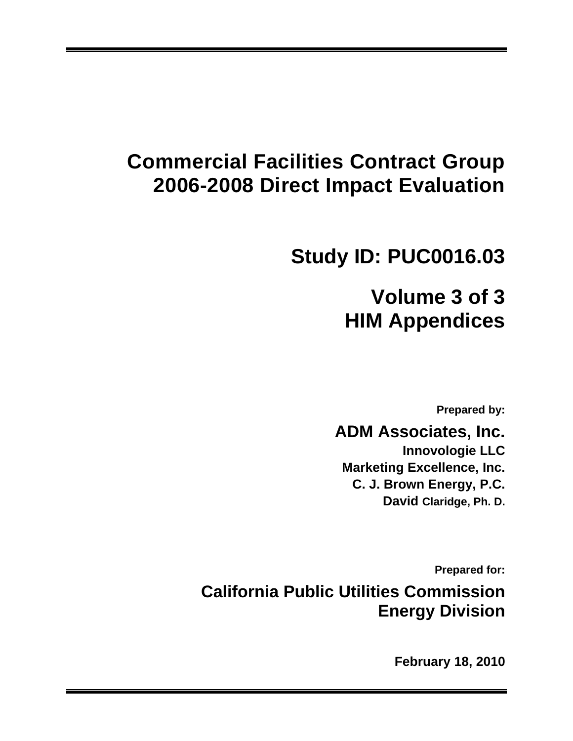# Commercial Facilities Contract Group 2006-2008 Direct Impact Evaluation

## Study ID: PUC0016.03

## Volume 3 of 3
## HIM Appendices

**Prepared by:**

**ADM Associates, Inc.**
**Innovologie LLC**
**Marketing Excellence, Inc.**
**C. J. Brown Energy, P.C.**
**David Claridge, Ph. D.**

**Prepared for:**

**California Public Utilities Commission**
**Energy Division**

**February 18, 2010**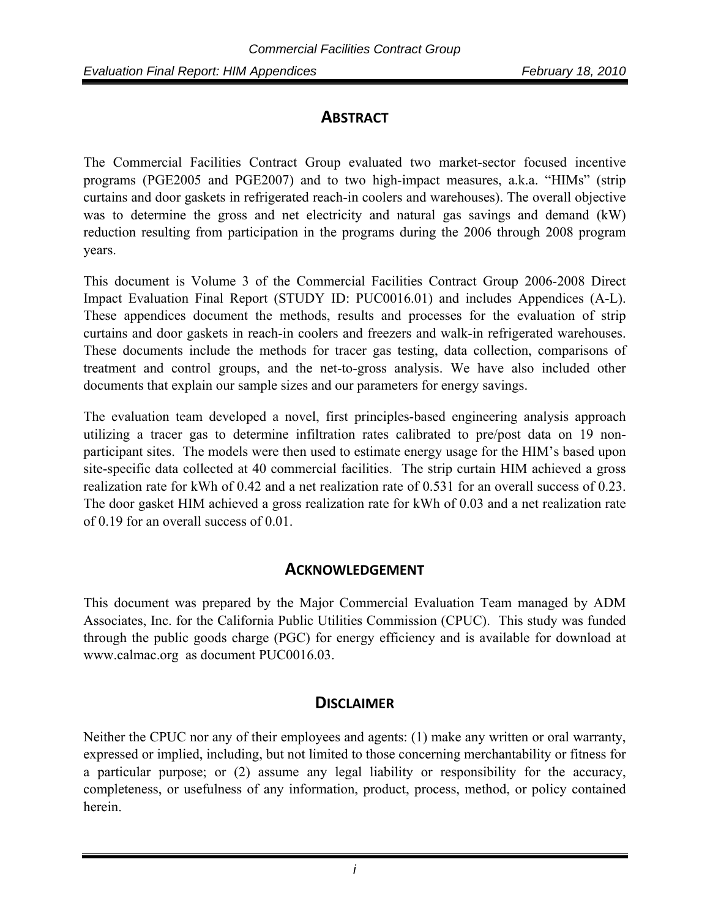## ABSTRACT

The Commercial Facilities Contract Group evaluated two market-sector focused incentive programs (PGE2005 and PGE2007) and to two high-impact measures, a.k.a. "HIMs" (strip curtains and door gaskets in refrigerated reach-in coolers and warehouses). The overall objective was to determine the gross and net electricity and natural gas savings and demand (kW) reduction resulting from participation in the programs during the 2006 through 2008 program years.

This document is Volume 3 of the Commercial Facilities Contract Group 2006-2008 Direct Impact Evaluation Final Report (STUDY ID: PUC0016.01) and includes Appendices (A-L). These appendices document the methods, results and processes for the evaluation of strip curtains and door gaskets in reach-in coolers and freezers and walk-in refrigerated warehouses. These documents include the methods for tracer gas testing, data collection, comparisons of treatment and control groups, and the net-to-gross analysis. We have also included other documents that explain our sample sizes and our parameters for energy savings.

The evaluation team developed a novel, first principles-based engineering analysis approach utilizing a tracer gas to determine infiltration rates calibrated to pre/post data on 19 non-participant sites. The models were then used to estimate energy usage for the HIM's based upon site-specific data collected at 40 commercial facilities. The strip curtain HIM achieved a gross realization rate for kWh of 0.42 and a net realization rate of 0.531 for an overall success of 0.23. The door gasket HIM achieved a gross realization rate for kWh of 0.03 and a net realization rate of 0.19 for an overall success of 0.01.

## ACKNOWLEDGEMENT

This document was prepared by the Major Commercial Evaluation Team managed by ADM Associates, Inc. for the California Public Utilities Commission (CPUC). This study was funded through the public goods charge (PGC) for energy efficiency and is available for download at www.calmac.org as document PUC0016.03.

## DISCLAIMER

Neither the CPUC nor any of their employees and agents: (1) make any written or oral warranty, expressed or implied, including, but not limited to those concerning merchantability or fitness for a particular purpose; or (2) assume any legal liability or responsibility for the accuracy, completeness, or usefulness of any information, product, process, method, or policy contained herein.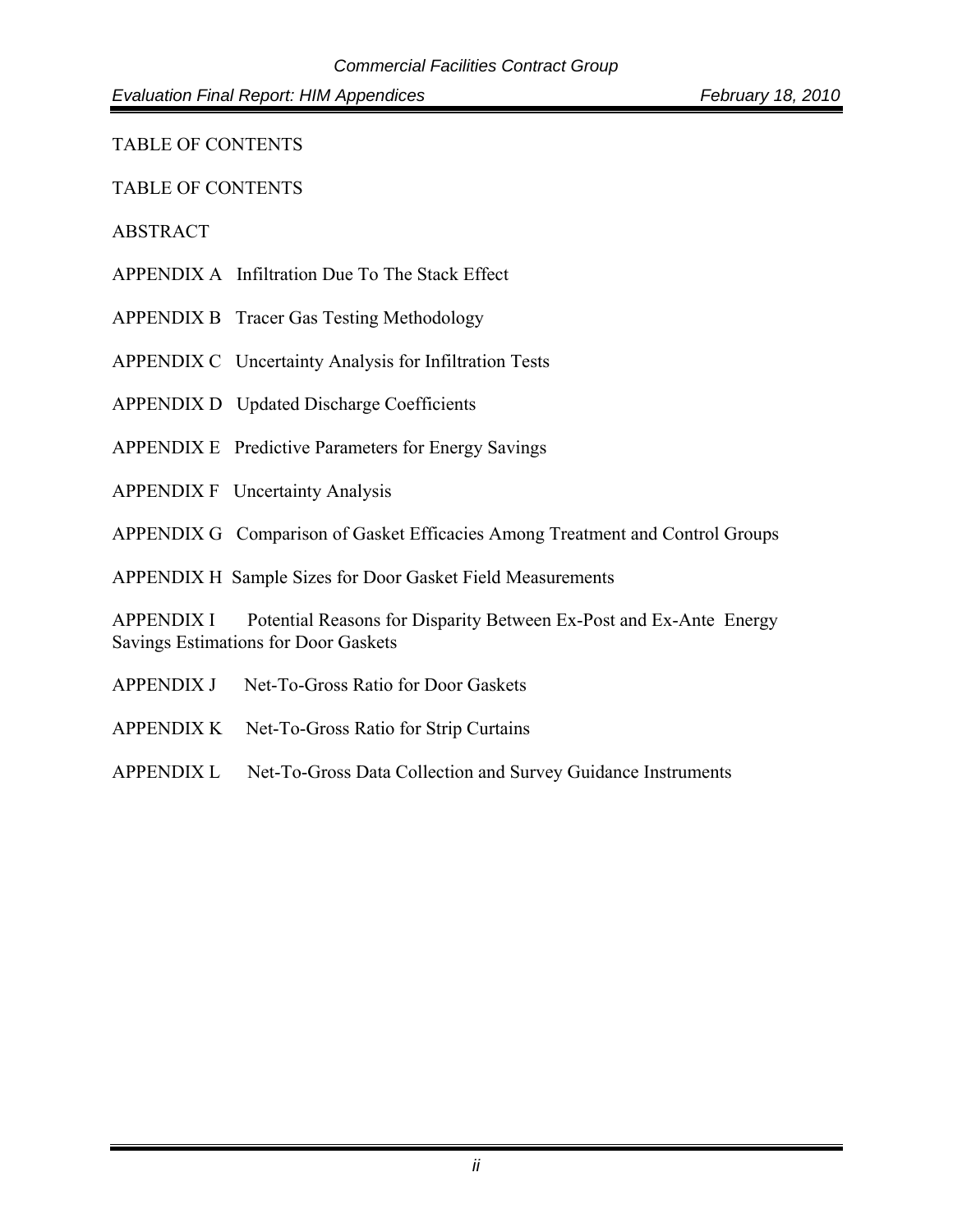TABLE OF CONTENTS

TABLE OF CONTENTS

ABSTRACT

APPENDIX A Infiltration Due To The Stack Effect

APPENDIX B Tracer Gas Testing Methodology

APPENDIX C Uncertainty Analysis for Infiltration Tests

APPENDIX D Updated Discharge Coefficients

APPENDIX E Predictive Parameters for Energy Savings

APPENDIX F Uncertainty Analysis

APPENDIX G Comparison of Gasket Efficacies Among Treatment and Control Groups

APPENDIX H Sample Sizes for Door Gasket Field Measurements

APPENDIX I Potential Reasons for Disparity Between Ex-Post and Ex-Ante Energy Savings Estimations for Door Gaskets

APPENDIX J Net-To-Gross Ratio for Door Gaskets

APPENDIX K Net-To-Gross Ratio for Strip Curtains

APPENDIX L Net-To-Gross Data Collection and Survey Guidance Instruments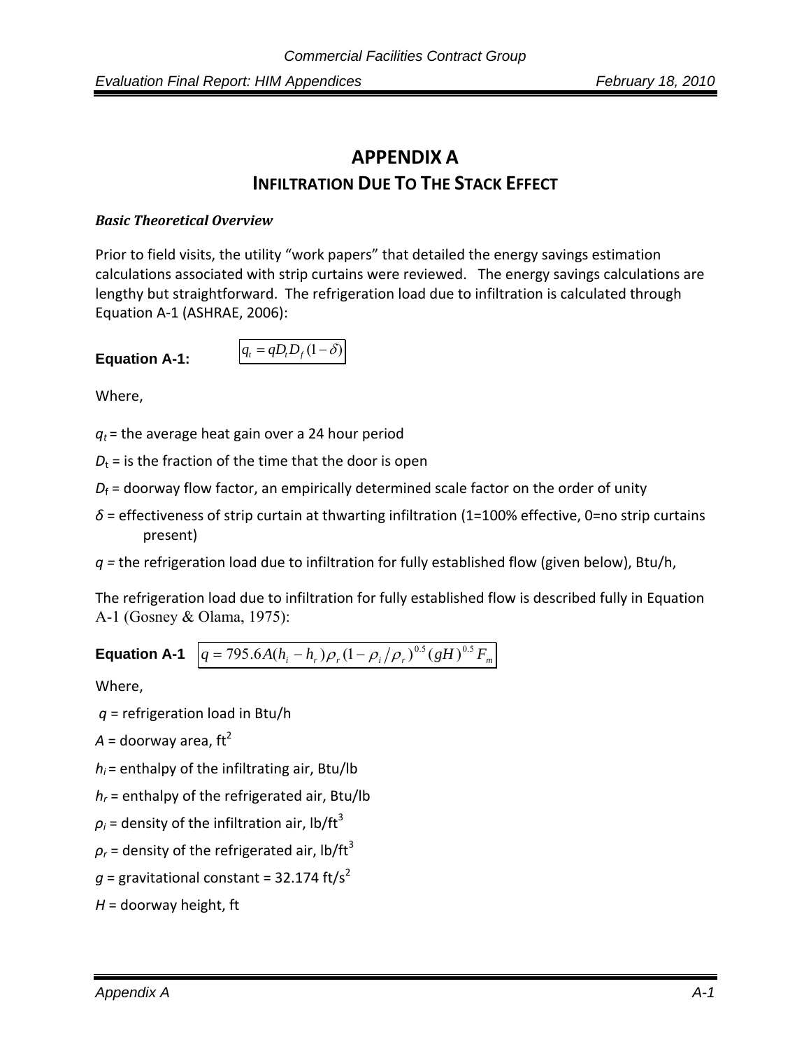# APPENDIX A

## INFILTRATION DUE TO THE STACK EFFECT

***Basic Theoretical Overview***

Prior to field visits, the utility "work papers" that detailed the energy savings estimation calculations associated with strip curtains were reviewed. The energy savings calculations are lengthy but straightforward. The refrigeration load due to infiltration is calculated through Equation A-1 (ASHRAE, 2006):

**Equation A-1:** $$q_t = qD_tD_f(1-\delta)$$

Where,

$q_t$ = the average heat gain over a 24 hour period

$D_t$ = is the fraction of the time that the door is open

$D_f$ = doorway flow factor, an empirically determined scale factor on the order of unity

$\delta$ = effectiveness of strip curtain at thwarting infiltration (1=100% effective, 0=no strip curtains present)

$q$ = the refrigeration load due to infiltration for fully established flow (given below), Btu/h,

The refrigeration load due to infiltration for fully established flow is described fully in Equation A-1 (Gosney & Olama, 1975):

**Equation A-1** $$q = 795.6A(h_i - h_r)\rho_r(1-\rho_i/\rho_r)^{0.5}(gH)^{0.5}F_m$$

Where,

$q$ = refrigeration load in Btu/h

$A$ = doorway area, $ft^2$

$h_i$ = enthalpy of the infiltrating air, Btu/lb

$h_r$ = enthalpy of the refrigerated air, Btu/lb

$\rho_i$ = density of the infiltration air, $lb/ft^3$

$\rho_r$ = density of the refrigerated air, $lb/ft^3$

$g$ = gravitational constant = 32.174 $ft/s^2$

$H$ = doorway height, ft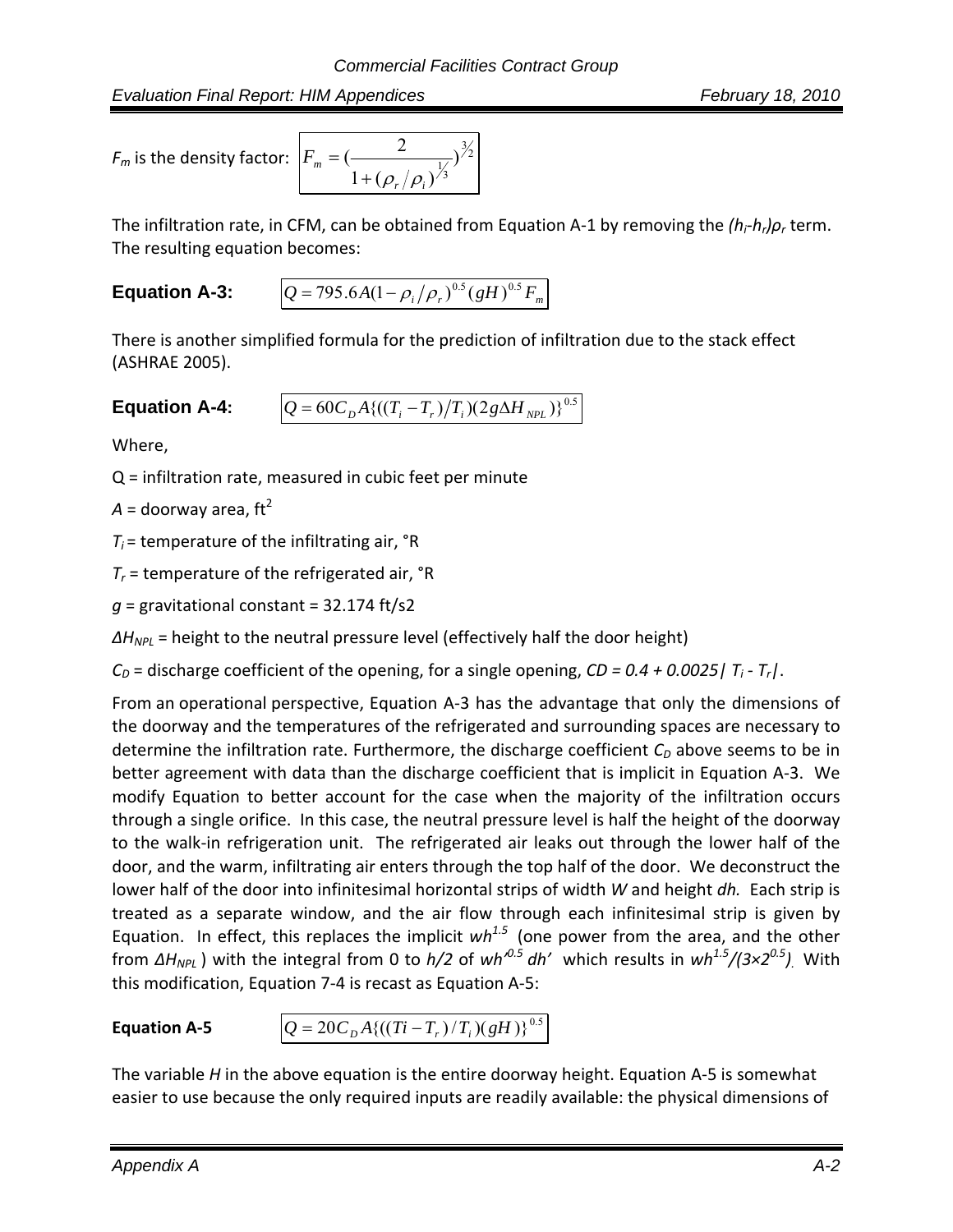$F_m$ is the density factor: $$F_m = \left(\frac{2}{1 + (\rho_r/\rho_i)^{1/3}}\right)^{3/2}$$

The infiltration rate, in CFM, can be obtained from Equation A-1 by removing the $(h_i - h_r)\rho_r$ term. The resulting equation becomes:

**Equation A-3:** $$Q = 795.6A(1 - \rho_i/\rho_r)^{0.5}(gH)^{0.5}F_m$$

There is another simplified formula for the prediction of infiltration due to the stack effect (ASHRAE 2005).

**Equation A-4:** $$Q = 60C_D A\{((T_i - T_r)/T_i)(2g\Delta H_{NPL})\}^{0.5}$$

Where,

Q = infiltration rate, measured in cubic feet per minute

$A$ = doorway area, ft$^2$

$T_i$ = temperature of the infiltrating air, °R

$T_r$ = temperature of the refrigerated air, °R

$g$ = gravitational constant = 32.174 ft/s2

$\Delta H_{NPL}$ = height to the neutral pressure level (effectively half the door height)

$C_D$ = discharge coefficient of the opening, for a single opening, $CD = 0.4 + 0.0025|T_i - T_r|$.

From an operational perspective, Equation A-3 has the advantage that only the dimensions of the doorway and the temperatures of the refrigerated and surrounding spaces are necessary to determine the infiltration rate. Furthermore, the discharge coefficient $C_D$ above seems to be in better agreement with data than the discharge coefficient that is implicit in Equation A-3. We modify Equation to better account for the case when the majority of the infiltration occurs through a single orifice. In this case, the neutral pressure level is half the height of the doorway to the walk-in refrigeration unit. The refrigerated air leaks out through the lower half of the door, and the warm, infiltrating air enters through the top half of the door. We deconstruct the lower half of the door into infinitesimal horizontal strips of width $W$ and height $dh$. Each strip is treated as a separate window, and the air flow through each infinitesimal strip is given by Equation. In effect, this replaces the implicit $wh^{1.5}$ (one power from the area, and the other from $\Delta H_{NPL}$) with the integral from 0 to $h/2$ of $wh'^{0.5}\,dh'$ which results in $wh^{1.5}/(3\times 2^{0.5})$. With this modification, Equation 7-4 is recast as Equation A-5:

**Equation A-5** $$Q = 20C_D A\{((Ti - T_r)/T_i)(gH)\}^{0.5}$$

The variable $H$ in the above equation is the entire doorway height. Equation A-5 is somewhat easier to use because the only required inputs are readily available: the physical dimensions of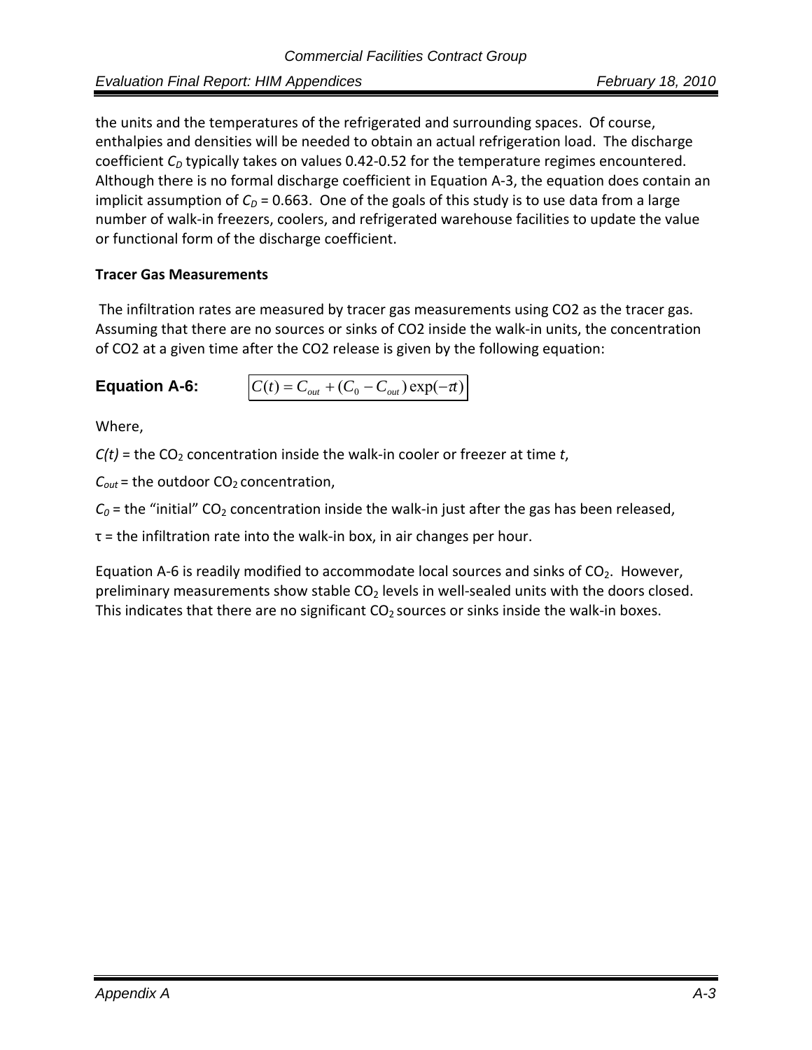the units and the temperatures of the refrigerated and surrounding spaces. Of course, enthalpies and densities will be needed to obtain an actual refrigeration load. The discharge coefficient $C_D$ typically takes on values 0.42-0.52 for the temperature regimes encountered. Although there is no formal discharge coefficient in Equation A-3, the equation does contain an implicit assumption of $C_D$ = 0.663. One of the goals of this study is to use data from a large number of walk-in freezers, coolers, and refrigerated warehouse facilities to update the value or functional form of the discharge coefficient.

**Tracer Gas Measurements**

The infiltration rates are measured by tracer gas measurements using CO2 as the tracer gas. Assuming that there are no sources or sinks of CO2 inside the walk-in units, the concentration of CO2 at a given time after the CO2 release is given by the following equation:

**Equation A-6:**

$$C(t) = C_{out} + (C_0 - C_{out})\exp(-\tau t)$$

Where,

$C(t)$ = the $CO_2$ concentration inside the walk-in cooler or freezer at time $t$,

$C_{out}$ = the outdoor $CO_2$ concentration,

$C_0$ = the "initial" $CO_2$ concentration inside the walk-in just after the gas has been released,

$\tau$ = the infiltration rate into the walk-in box, in air changes per hour.

Equation A-6 is readily modified to accommodate local sources and sinks of $CO_2$. However, preliminary measurements show stable $CO_2$ levels in well-sealed units with the doors closed. This indicates that there are no significant $CO_2$ sources or sinks inside the walk-in boxes.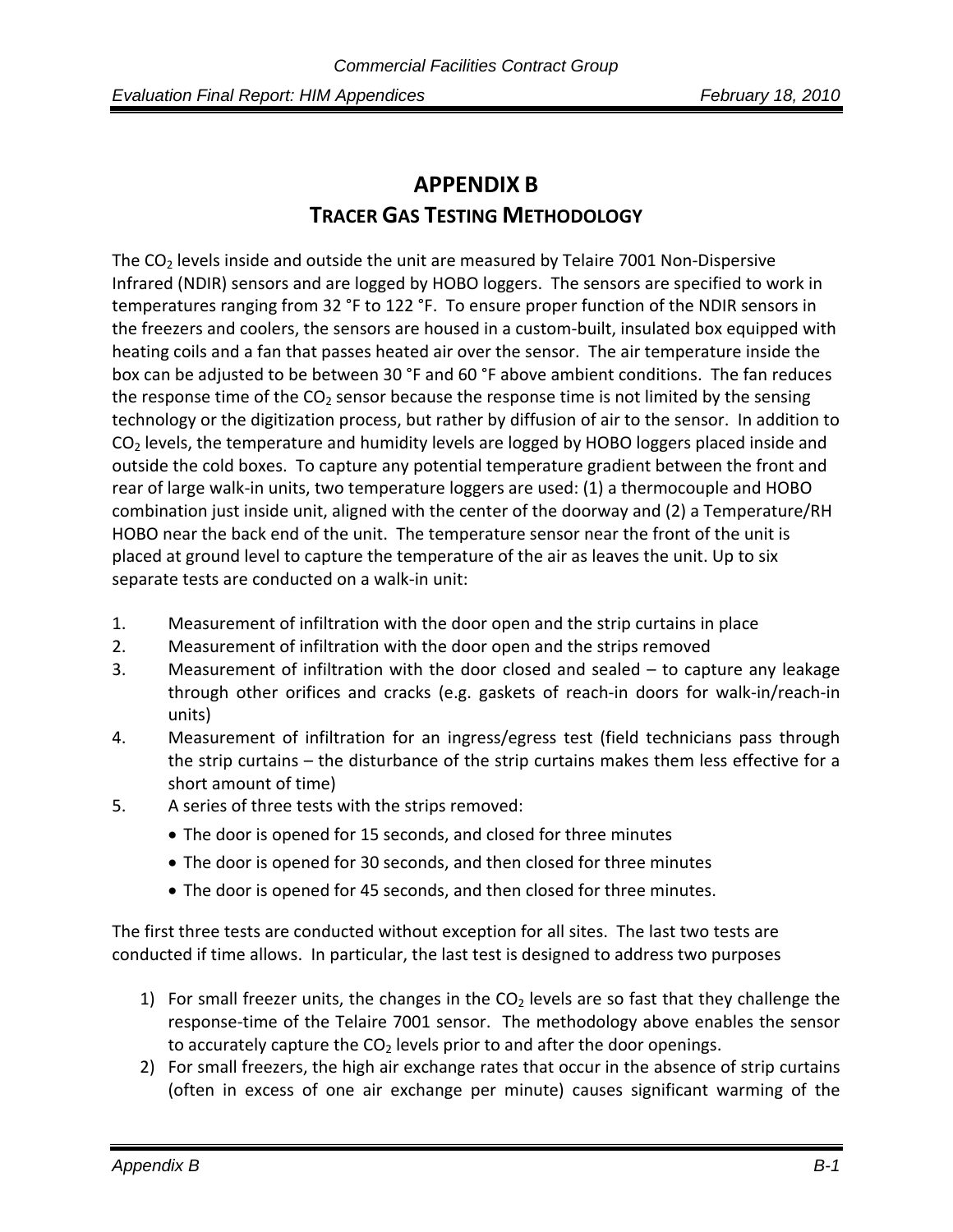# APPENDIX B

## TRACER GAS TESTING METHODOLOGY

The $CO_2$ levels inside and outside the unit are measured by Telaire 7001 Non-Dispersive Infrared (NDIR) sensors and are logged by HOBO loggers. The sensors are specified to work in temperatures ranging from 32 °F to 122 °F. To ensure proper function of the NDIR sensors in the freezers and coolers, the sensors are housed in a custom-built, insulated box equipped with heating coils and a fan that passes heated air over the sensor. The air temperature inside the box can be adjusted to be between 30 °F and 60 °F above ambient conditions. The fan reduces the response time of the $CO_2$ sensor because the response time is not limited by the sensing technology or the digitization process, but rather by diffusion of air to the sensor. In addition to $CO_2$ levels, the temperature and humidity levels are logged by HOBO loggers placed inside and outside the cold boxes. To capture any potential temperature gradient between the front and rear of large walk-in units, two temperature loggers are used: (1) a thermocouple and HOBO combination just inside unit, aligned with the center of the doorway and (2) a Temperature/RH HOBO near the back end of the unit. The temperature sensor near the front of the unit is placed at ground level to capture the temperature of the air as leaves the unit. Up to six separate tests are conducted on a walk-in unit:

1. Measurement of infiltration with the door open and the strip curtains in place
2. Measurement of infiltration with the door open and the strips removed
3. Measurement of infiltration with the door closed and sealed – to capture any leakage through other orifices and cracks (e.g. gaskets of reach-in doors for walk-in/reach-in units)
4. Measurement of infiltration for an ingress/egress test (field technicians pass through the strip curtains – the disturbance of the strip curtains makes them less effective for a short amount of time)
5. A series of three tests with the strips removed:
   - The door is opened for 15 seconds, and closed for three minutes
   - The door is opened for 30 seconds, and then closed for three minutes
   - The door is opened for 45 seconds, and then closed for three minutes.

The first three tests are conducted without exception for all sites. The last two tests are conducted if time allows. In particular, the last test is designed to address two purposes

1) For small freezer units, the changes in the $CO_2$ levels are so fast that they challenge the response-time of the Telaire 7001 sensor. The methodology above enables the sensor to accurately capture the $CO_2$ levels prior to and after the door openings.
2) For small freezers, the high air exchange rates that occur in the absence of strip curtains (often in excess of one air exchange per minute) causes significant warming of the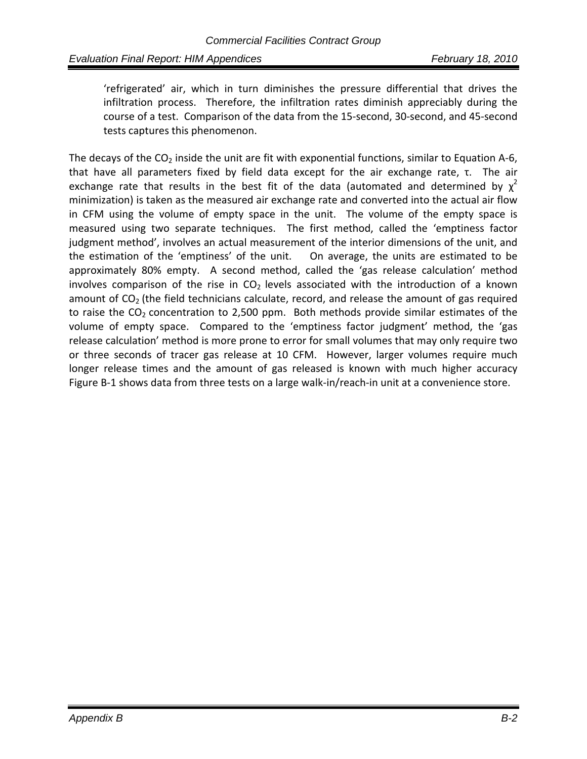'refrigerated' air, which in turn diminishes the pressure differential that drives the infiltration process. Therefore, the infiltration rates diminish appreciably during the course of a test. Comparison of the data from the 15-second, 30-second, and 45-second tests captures this phenomenon.

The decays of the $CO_2$ inside the unit are fit with exponential functions, similar to Equation A-6, that have all parameters fixed by field data except for the air exchange rate, $\tau$. The air exchange rate that results in the best fit of the data (automated and determined by $\chi^2$ minimization) is taken as the measured air exchange rate and converted into the actual air flow in CFM using the volume of empty space in the unit. The volume of the empty space is measured using two separate techniques. The first method, called the 'emptiness factor judgment method', involves an actual measurement of the interior dimensions of the unit, and the estimation of the 'emptiness' of the unit. On average, the units are estimated to be approximately 80% empty. A second method, called the 'gas release calculation' method involves comparison of the rise in $CO_2$ levels associated with the introduction of a known amount of $CO_2$ (the field technicians calculate, record, and release the amount of gas required to raise the $CO_2$ concentration to 2,500 ppm. Both methods provide similar estimates of the volume of empty space. Compared to the 'emptiness factor judgment' method, the 'gas release calculation' method is more prone to error for small volumes that may only require two or three seconds of tracer gas release at 10 CFM. However, larger volumes require much longer release times and the amount of gas released is known with much higher accuracy Figure B-1 shows data from three tests on a large walk-in/reach-in unit at a convenience store.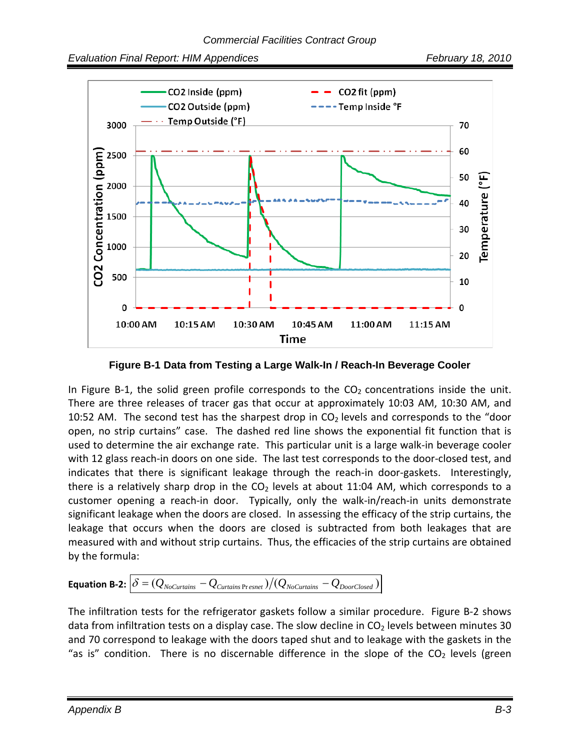Figure B-1 Data from Testing a Large Walk-In / Reach-In Beverage Cooler

In Figure B-1, the solid green profile corresponds to the $CO_2$ concentrations inside the unit. There are three releases of tracer gas that occur at approximately 10:03 AM, 10:30 AM, and 10:52 AM. The second test has the sharpest drop in $CO_2$ levels and corresponds to the "door open, no strip curtains" case. The dashed red line shows the exponential fit function that is used to determine the air exchange rate. This particular unit is a large walk-in beverage cooler with 12 glass reach-in doors on one side. The last test corresponds to the door-closed test, and indicates that there is significant leakage through the reach-in door-gaskets. Interestingly, there is a relatively sharp drop in the $CO_2$ levels at about 11:04 AM, which corresponds to a customer opening a reach-in door. Typically, only the walk-in/reach-in units demonstrate significant leakage when the doors are closed. In assessing the efficacy of the strip curtains, the leakage that occurs when the doors are closed is subtracted from both leakages that are measured with and without strip curtains. Thus, the efficacies of the strip curtains are obtained by the formula:

**Equation B-2:**
$$\delta = (Q_{NoCurtains} - Q_{Curtains\,Present})/(Q_{NoCurtains} - Q_{DoorClosed})$$

The infiltration tests for the refrigerator gaskets follow a similar procedure. Figure B-2 shows data from infiltration tests on a display case. The slow decline in $CO_2$ levels between minutes 30 and 70 correspond to leakage with the doors taped shut and to leakage with the gaskets in the "as is" condition. There is no discernable difference in the slope of the $CO_2$ levels (green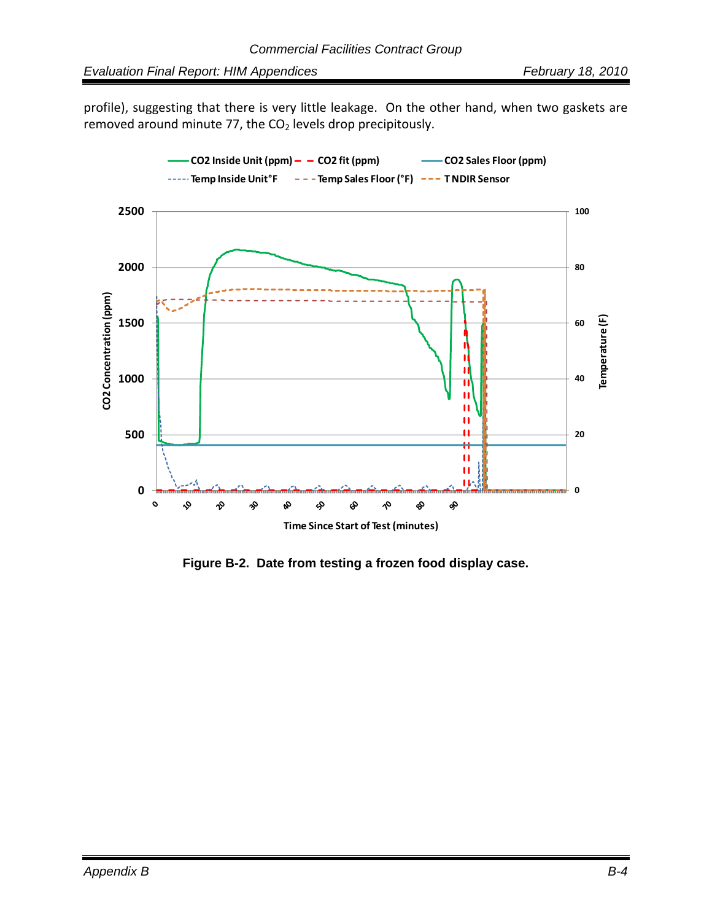profile), suggesting that there is very little leakage. On the other hand, when two gaskets are removed around minute 77, the $CO_2$ levels drop precipitously.

**Figure B-2. Date from testing a frozen food display case.**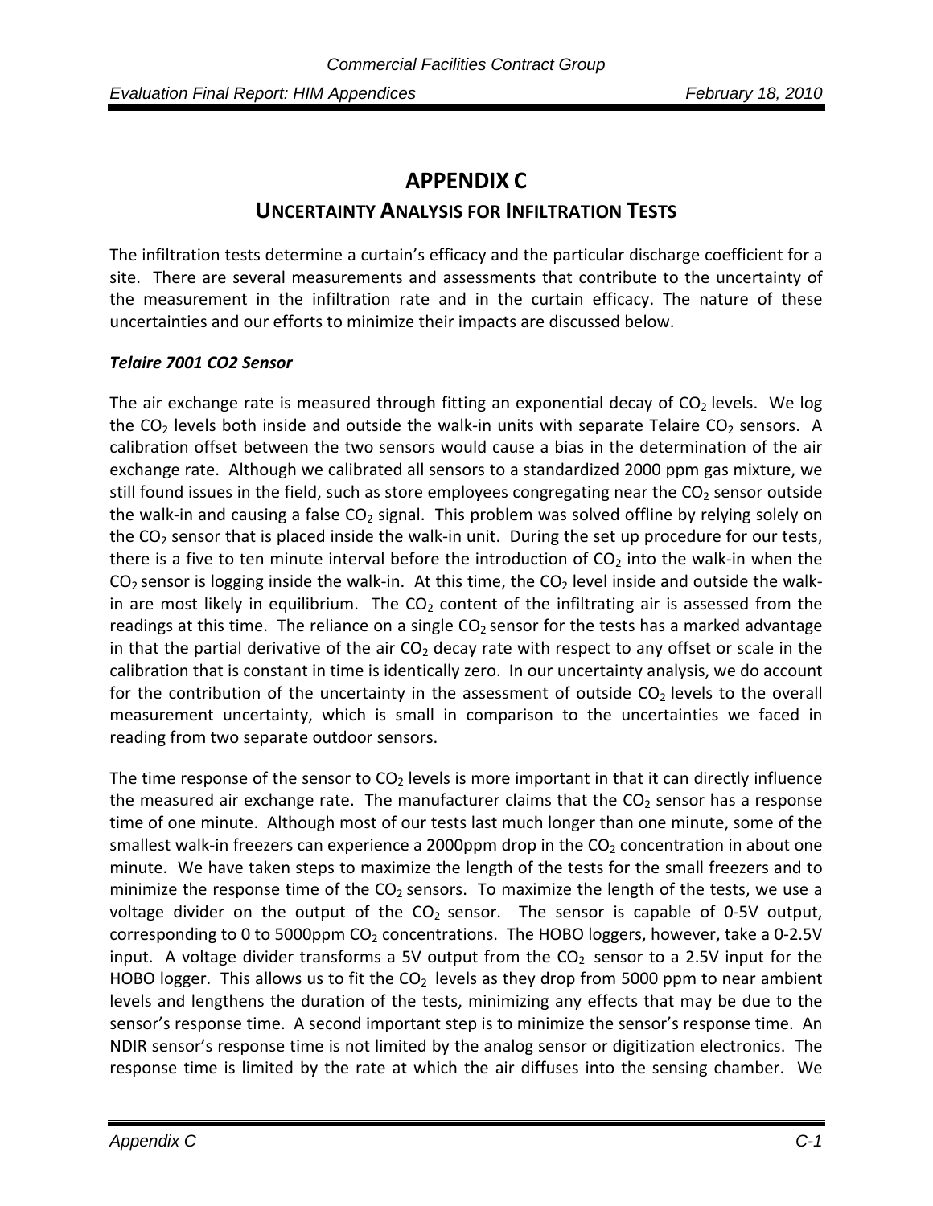# APPENDIX C

## UNCERTAINTY ANALYSIS FOR INFILTRATION TESTS

The infiltration tests determine a curtain's efficacy and the particular discharge coefficient for a site. There are several measurements and assessments that contribute to the uncertainty of the measurement in the infiltration rate and in the curtain efficacy. The nature of these uncertainties and our efforts to minimize their impacts are discussed below.

***Telaire 7001 CO2 Sensor***

The air exchange rate is measured through fitting an exponential decay of $CO_2$ levels. We log the $CO_2$ levels both inside and outside the walk-in units with separate Telaire $CO_2$ sensors. A calibration offset between the two sensors would cause a bias in the determination of the air exchange rate. Although we calibrated all sensors to a standardized 2000 ppm gas mixture, we still found issues in the field, such as store employees congregating near the $CO_2$ sensor outside the walk-in and causing a false $CO_2$ signal. This problem was solved offline by relying solely on the $CO_2$ sensor that is placed inside the walk-in unit. During the set up procedure for our tests, there is a five to ten minute interval before the introduction of $CO_2$ into the walk-in when the $CO_2$ sensor is logging inside the walk-in. At this time, the $CO_2$ level inside and outside the walk-in are most likely in equilibrium. The $CO_2$ content of the infiltrating air is assessed from the readings at this time. The reliance on a single $CO_2$ sensor for the tests has a marked advantage in that the partial derivative of the air $CO_2$ decay rate with respect to any offset or scale in the calibration that is constant in time is identically zero. In our uncertainty analysis, we do account for the contribution of the uncertainty in the assessment of outside $CO_2$ levels to the overall measurement uncertainty, which is small in comparison to the uncertainties we faced in reading from two separate outdoor sensors.

The time response of the sensor to $CO_2$ levels is more important in that it can directly influence the measured air exchange rate. The manufacturer claims that the $CO_2$ sensor has a response time of one minute. Although most of our tests last much longer than one minute, some of the smallest walk-in freezers can experience a 2000ppm drop in the $CO_2$ concentration in about one minute. We have taken steps to maximize the length of the tests for the small freezers and to minimize the response time of the $CO_2$ sensors. To maximize the length of the tests, we use a voltage divider on the output of the $CO_2$ sensor. The sensor is capable of 0-5V output, corresponding to 0 to 5000ppm $CO_2$ concentrations. The HOBO loggers, however, take a 0-2.5V input. A voltage divider transforms a 5V output from the $CO_2$ sensor to a 2.5V input for the HOBO logger. This allows us to fit the $CO_2$ levels as they drop from 5000 ppm to near ambient levels and lengthens the duration of the tests, minimizing any effects that may be due to the sensor's response time. A second important step is to minimize the sensor's response time. An NDIR sensor's response time is not limited by the analog sensor or digitization electronics. The response time is limited by the rate at which the air diffuses into the sensing chamber. We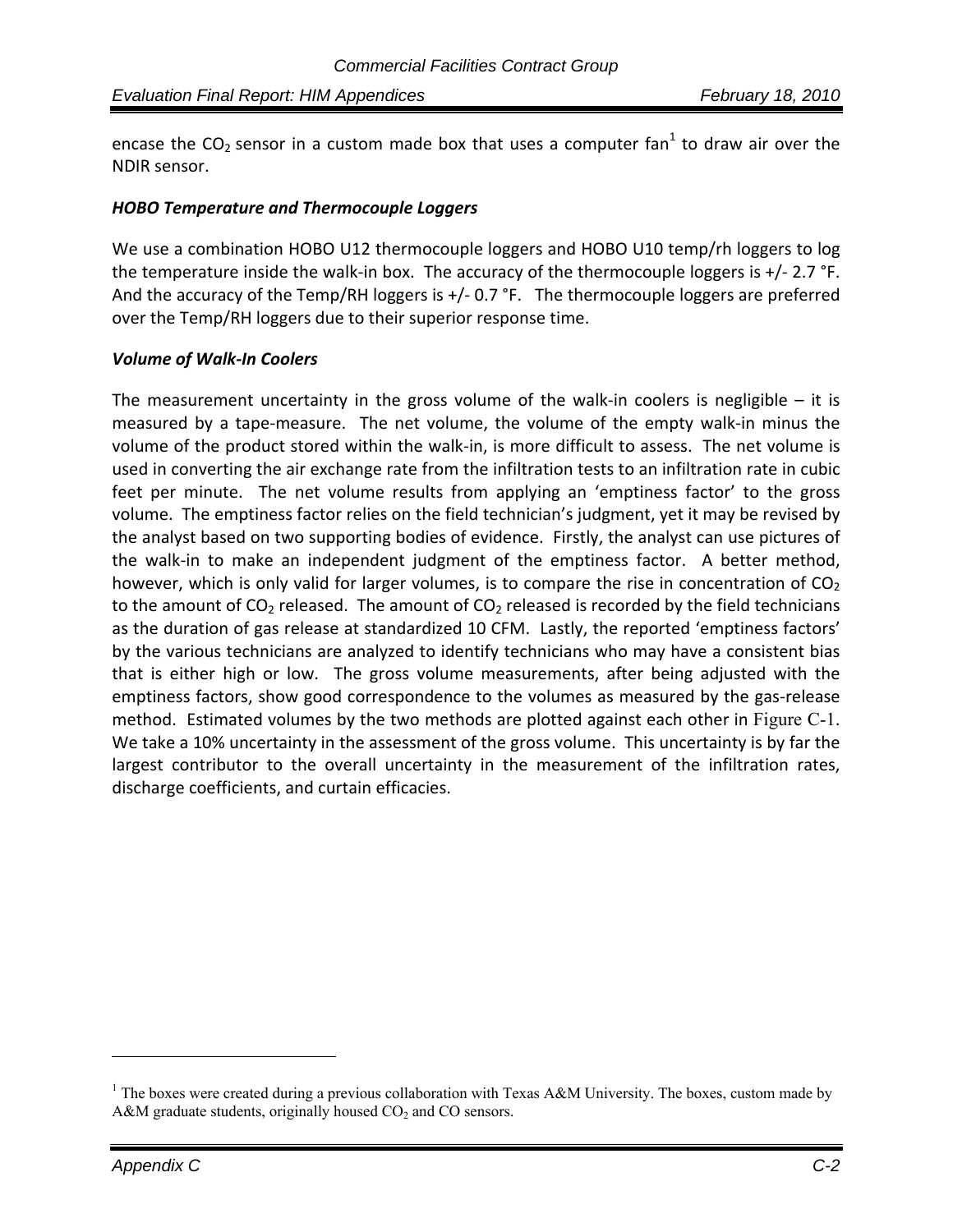encase the $CO_2$ sensor in a custom made box that uses a computer fan[1] to draw air over the NDIR sensor.

### *HOBO Temperature and Thermocouple Loggers*

We use a combination HOBO U12 thermocouple loggers and HOBO U10 temp/rh loggers to log the temperature inside the walk-in box. The accuracy of the thermocouple loggers is +/- 2.7 °F. And the accuracy of the Temp/RH loggers is +/- 0.7 °F. The thermocouple loggers are preferred over the Temp/RH loggers due to their superior response time.

### *Volume of Walk-In Coolers*

The measurement uncertainty in the gross volume of the walk-in coolers is negligible – it is measured by a tape-measure. The net volume, the volume of the empty walk-in minus the volume of the product stored within the walk-in, is more difficult to assess. The net volume is used in converting the air exchange rate from the infiltration tests to an infiltration rate in cubic feet per minute. The net volume results from applying an 'emptiness factor' to the gross volume. The emptiness factor relies on the field technician's judgment, yet it may be revised by the analyst based on two supporting bodies of evidence. Firstly, the analyst can use pictures of the walk-in to make an independent judgment of the emptiness factor. A better method, however, which is only valid for larger volumes, is to compare the rise in concentration of $CO_2$ to the amount of $CO_2$ released. The amount of $CO_2$ released is recorded by the field technicians as the duration of gas release at standardized 10 CFM. Lastly, the reported 'emptiness factors' by the various technicians are analyzed to identify technicians who may have a consistent bias that is either high or low. The gross volume measurements, after being adjusted with the emptiness factors, show good correspondence to the volumes as measured by the gas-release method. Estimated volumes by the two methods are plotted against each other in Figure C-1. We take a 10% uncertainty in the assessment of the gross volume. This uncertainty is by far the largest contributor to the overall uncertainty in the measurement of the infiltration rates, discharge coefficients, and curtain efficacies.

---

[1] The boxes were created during a previous collaboration with Texas A&M University. The boxes, custom made by A&M graduate students, originally housed $CO_2$ and CO sensors.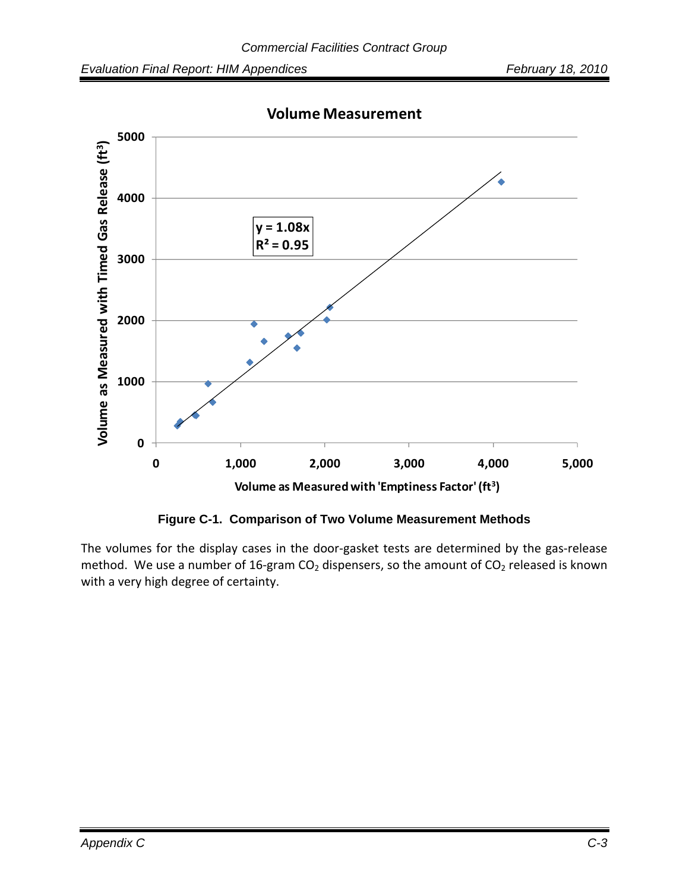**Figure C-1. Comparison of Two Volume Measurement Methods**

The volumes for the display cases in the door-gasket tests are determined by the gas-release method. We use a number of 16-gram $CO_2$ dispensers, so the amount of $CO_2$ released is known with a very high degree of certainty.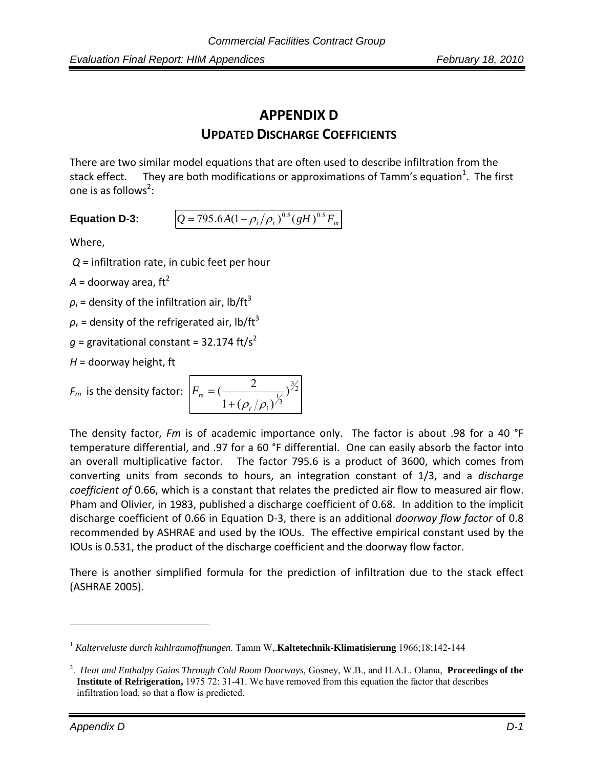# APPENDIX D

## UPDATED DISCHARGE COEFFICIENTS

There are two similar model equations that are often used to describe infiltration from the stack effect. They are both modifications or approximations of Tamm's equation[1]. The first one is as follows[2]:

**Equation D-3:**

$$Q = 795.6A(1 - \rho_i/\rho_r)^{0.5}(gH)^{0.5}F_m$$

Where,

$Q$ = infiltration rate, in cubic feet per hour

$A$ = doorway area, ft$^2$

$\rho_i$ = density of the infiltration air, lb/ft$^3$

$\rho_r$ = density of the refrigerated air, lb/ft$^3$

$g$ = gravitational constant = 32.174 ft/s$^2$

$H$ = doorway height, ft

$F_m$ is the density factor:

$$F_m = \left(\frac{2}{1 + (\rho_r/\rho_i)^{1/3}}\right)^{3/2}$$

The density factor, $F_m$ is of academic importance only. The factor is about .98 for a 40 °F temperature differential, and .97 for a 60 °F differential. One can easily absorb the factor into an overall multiplicative factor. The factor 795.6 is a product of 3600, which comes from converting units from seconds to hours, an integration constant of 1/3, and a *discharge coefficient of* 0.66, which is a constant that relates the predicted air flow to measured air flow. Pham and Olivier, in 1983, published a discharge coefficient of 0.68. In addition to the implicit discharge coefficient of 0.66 in Equation D-3, there is an additional *doorway flow factor* of 0.8 recommended by ASHRAE and used by the IOUs. The effective empirical constant used by the IOUs is 0.531, the product of the discharge coefficient and the doorway flow factor.

There is another simplified formula for the prediction of infiltration due to the stack effect (ASHRAE 2005).

---

[1] *Kalterveluste durch kuhlraumoffnungen*. Tamm W,.**Kaltetechnik-Klimatisierung** 1966;18;142-144

[2]. *Heat and Enthalpy Gains Through Cold Room Doorways,* Gosney, W.B., and H.A.L. Olama, **Proceedings of the Institute of Refrigeration,** 1975 72: 31-41. We have removed from this equation the factor that describes infiltration load, so that a flow is predicted.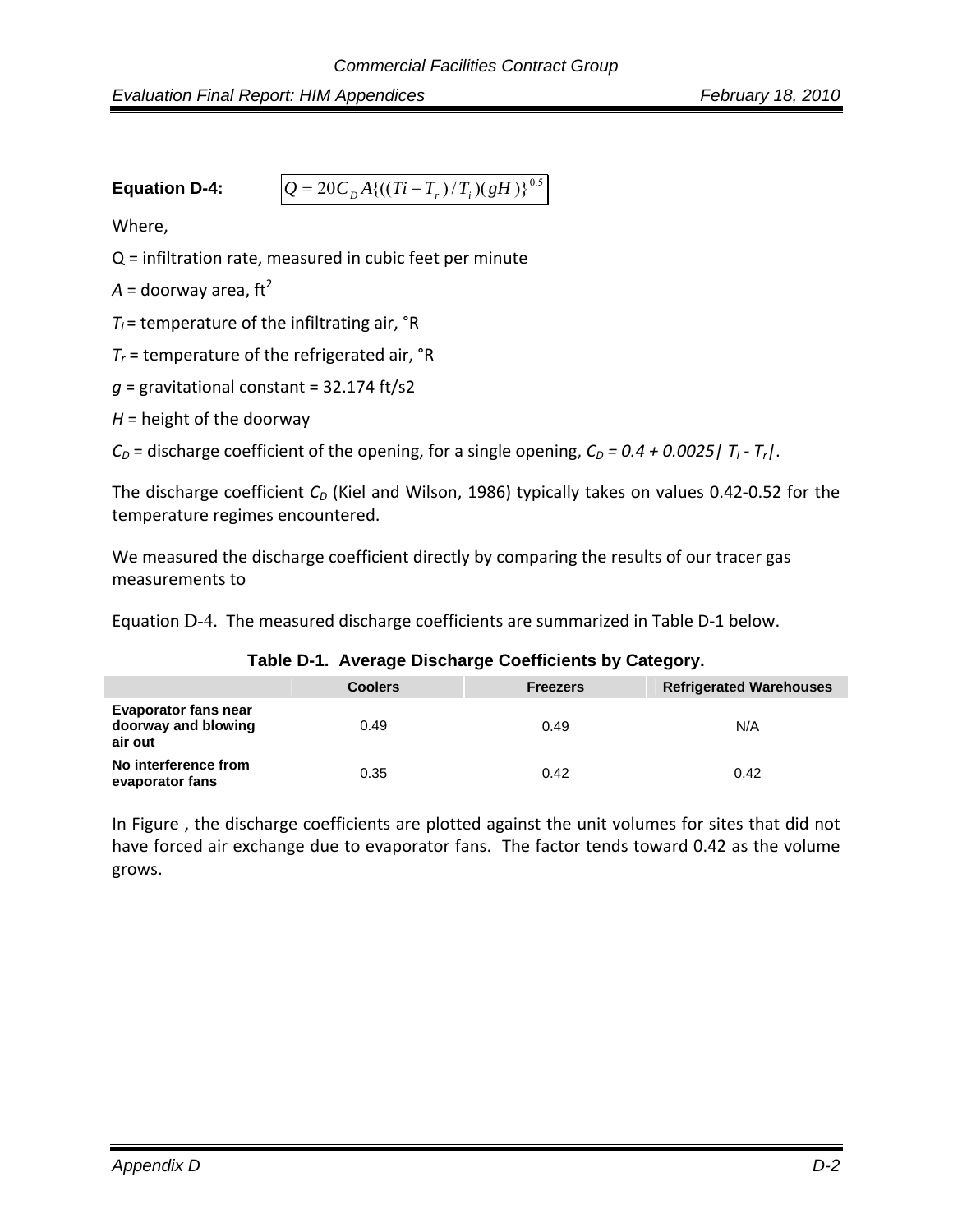**Equation D-4:** $Q = 20C_D A\{((Ti - T_r)/T_i)(gH)\}^{0.5}$

Where,

Q = infiltration rate, measured in cubic feet per minute

$A$ = doorway area, $ft^2$

$T_i$ = temperature of the infiltrating air, °R

$T_r$ = temperature of the refrigerated air, °R

$g$ = gravitational constant = 32.174 ft/s2

$H$ = height of the doorway

$C_D$ = discharge coefficient of the opening, for a single opening, $C_D = 0.4 + 0.0025 | T_i - T_r|$.

The discharge coefficient $C_D$ (Kiel and Wilson, 1986) typically takes on values 0.42-0.52 for the temperature regimes encountered.

We measured the discharge coefficient directly by comparing the results of our tracer gas measurements to

Equation D-4. The measured discharge coefficients are summarized in Table D-1 below.

**Table D-1. Average Discharge Coefficients by Category.**

| | Coolers | Freezers | Refrigerated Warehouses |
|---|---|---|---|
| **Evaporator fans near doorway and blowing air out** | 0.49 | 0.49 | N/A |
| **No interference from evaporator fans** | 0.35 | 0.42 | 0.42 |

In Figure , the discharge coefficients are plotted against the unit volumes for sites that did not have forced air exchange due to evaporator fans. The factor tends toward 0.42 as the volume grows.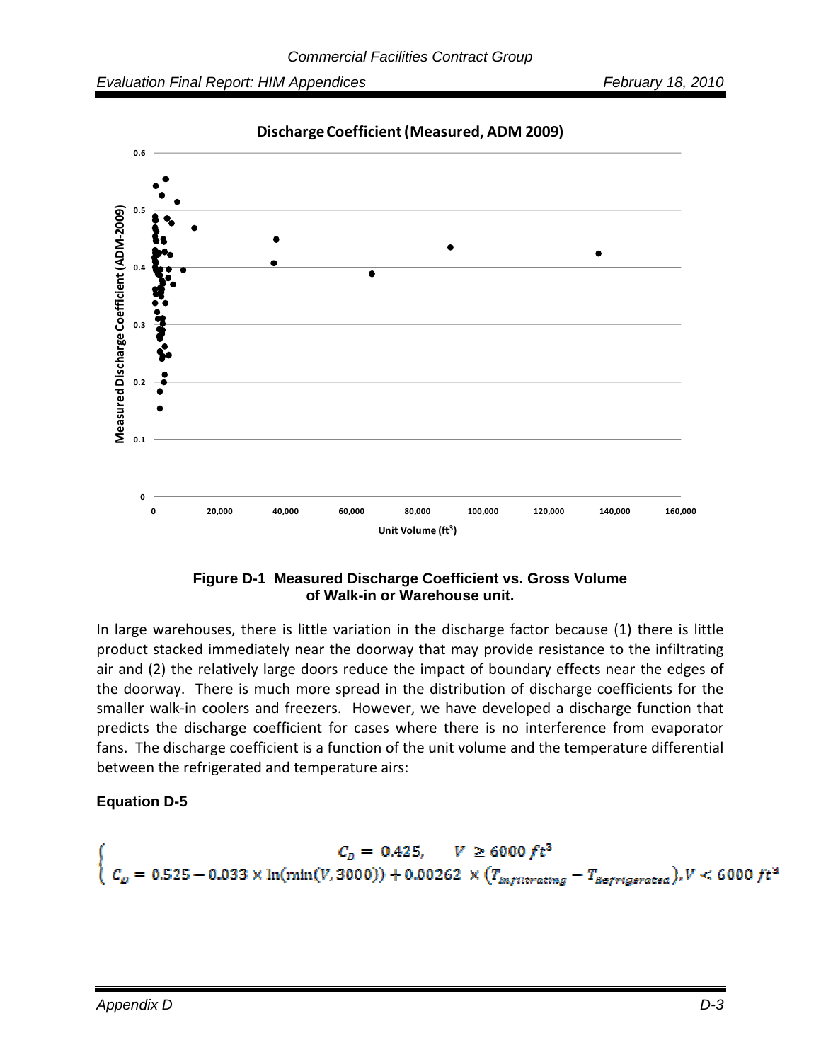Figure D-1 Measured Discharge Coefficient vs. Gross Volume of Walk-in or Warehouse unit.

In large warehouses, there is little variation in the discharge factor because (1) there is little product stacked immediately near the doorway that may provide resistance to the infiltrating air and (2) the relatively large doors reduce the impact of boundary effects near the edges of the doorway. There is much more spread in the distribution of discharge coefficients for the smaller walk-in coolers and freezers. However, we have developed a discharge function that predicts the discharge coefficient for cases where there is no interference from evaporator fans. The discharge coefficient is a function of the unit volume and the temperature differential between the refrigerated and temperature airs:

**Equation D-5**

$$
\begin{cases} C_D = 0.425, & V \geq 6000\ ft^3 \\ C_D = 0.525 - 0.033 \times \ln(\min(V, 3000)) + 0.00262 \times (T_{Infiltrating} - T_{Refrigerated}), & V < 6000\ ft^3 \end{cases}
$$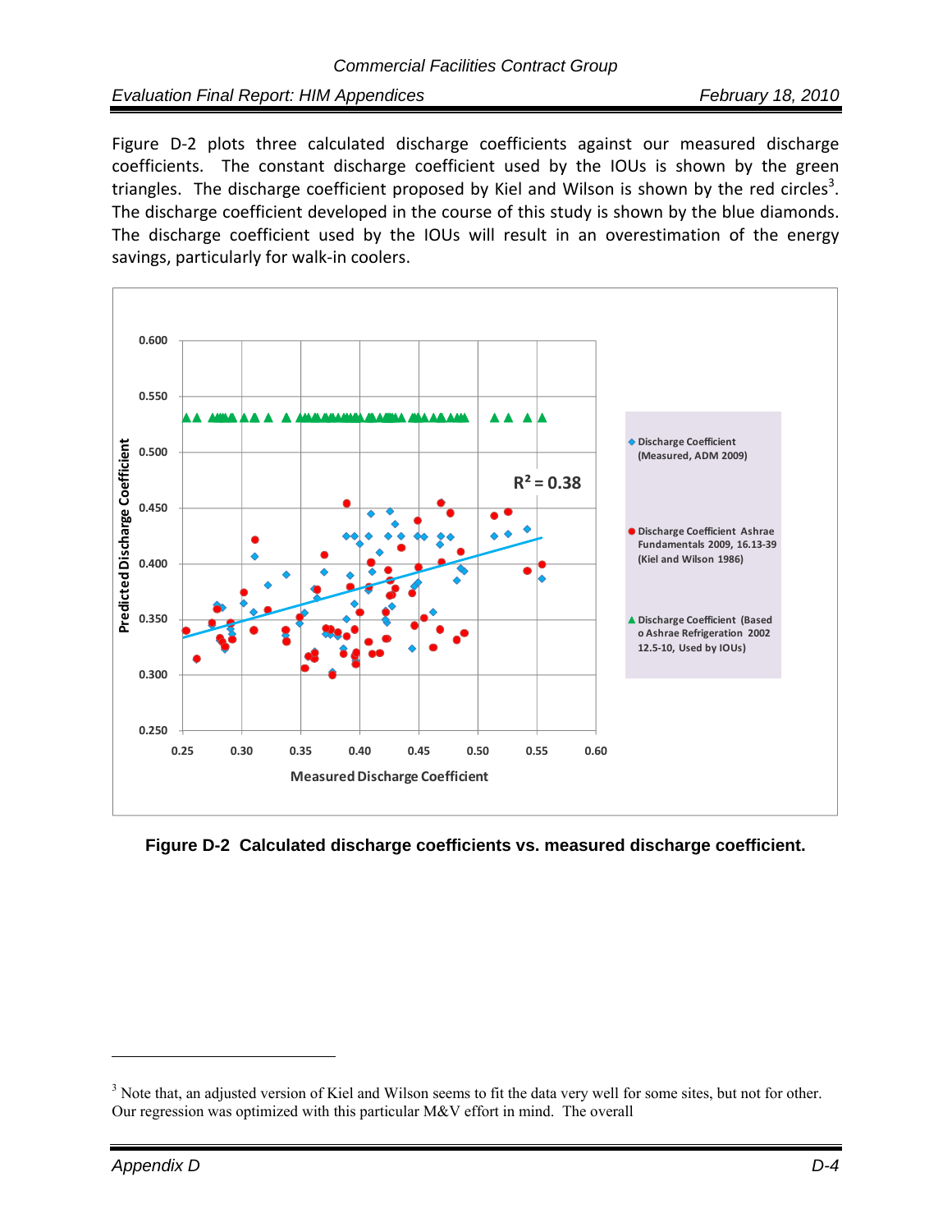Figure D-2 plots three calculated discharge coefficients against our measured discharge coefficients. The constant discharge coefficient used by the IOUs is shown by the green triangles. The discharge coefficient proposed by Kiel and Wilson is shown by the red circles[3]. The discharge coefficient developed in the course of this study is shown by the blue diamonds. The discharge coefficient used by the IOUs will result in an overestimation of the energy savings, particularly for walk-in coolers.

**Figure D-2 Calculated discharge coefficients vs. measured discharge coefficient.**

[3] Note that, an adjusted version of Kiel and Wilson seems to fit the data very well for some sites, but not for other. Our regression was optimized with this particular M&V effort in mind. The overall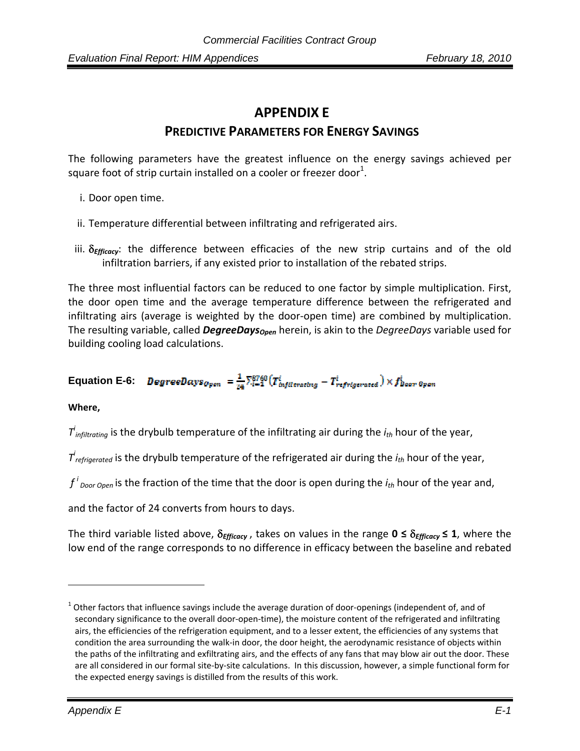# APPENDIX E

## PREDICTIVE PARAMETERS FOR ENERGY SAVINGS

The following parameters have the greatest influence on the energy savings achieved per square foot of strip curtain installed on a cooler or freezer door[1].

i. Door open time.

ii. Temperature differential between infiltrating and refrigerated airs.

iii. $\delta_{Efficacy}$: the difference between efficacies of the new strip curtains and of the old infiltration barriers, if any existed prior to installation of the rebated strips.

The three most influential factors can be reduced to one factor by simple multiplication. First, the door open time and the average temperature difference between the refrigerated and infiltrating airs (average is weighted by the door-open time) are combined by multiplication. The resulting variable, called ***DegreeDays<sub>Open</sub>*** herein, is akin to the *DegreeDays* variable used for building cooling load calculations.

**Equation E-6:**

$$DegreeDays_{Open} = \frac{1}{24}\sum_{i=1}^{8760}\left(T^{i}_{infiltrating} - T^{i}_{refrigerated}\right) \times f^{i}_{Door\ Open}$$

**Where,**

$T^{i}_{infiltrating}$ is the drybulb temperature of the infiltrating air during the $i_{th}$ hour of the year,

$T^{i}_{refrigerated}$ is the drybulb temperature of the refrigerated air during the $i_{th}$ hour of the year,

$f^{i}_{Door\ Open}$ is the fraction of the time that the door is open during the $i_{th}$ hour of the year and,

and the factor of 24 converts from hours to days.

The third variable listed above, $\delta_{Efficacy}$, takes on values in the range $\mathbf{0 \leq \delta_{Efficacy} \leq 1}$, where the low end of the range corresponds to no difference in efficacy between the baseline and rebated

---

[1] Other factors that influence savings include the average duration of door-openings (independent of, and of secondary significance to the overall door-open-time), the moisture content of the refrigerated and infiltrating airs, the efficiencies of the refrigeration equipment, and to a lesser extent, the efficiencies of any systems that condition the area surrounding the walk-in door, the door height, the aerodynamic resistance of objects within the paths of the infiltrating and exfiltrating airs, and the effects of any fans that may blow air out the door. These are all considered in our formal site-by-site calculations. In this discussion, however, a simple functional form for the expected energy savings is distilled from the results of this work.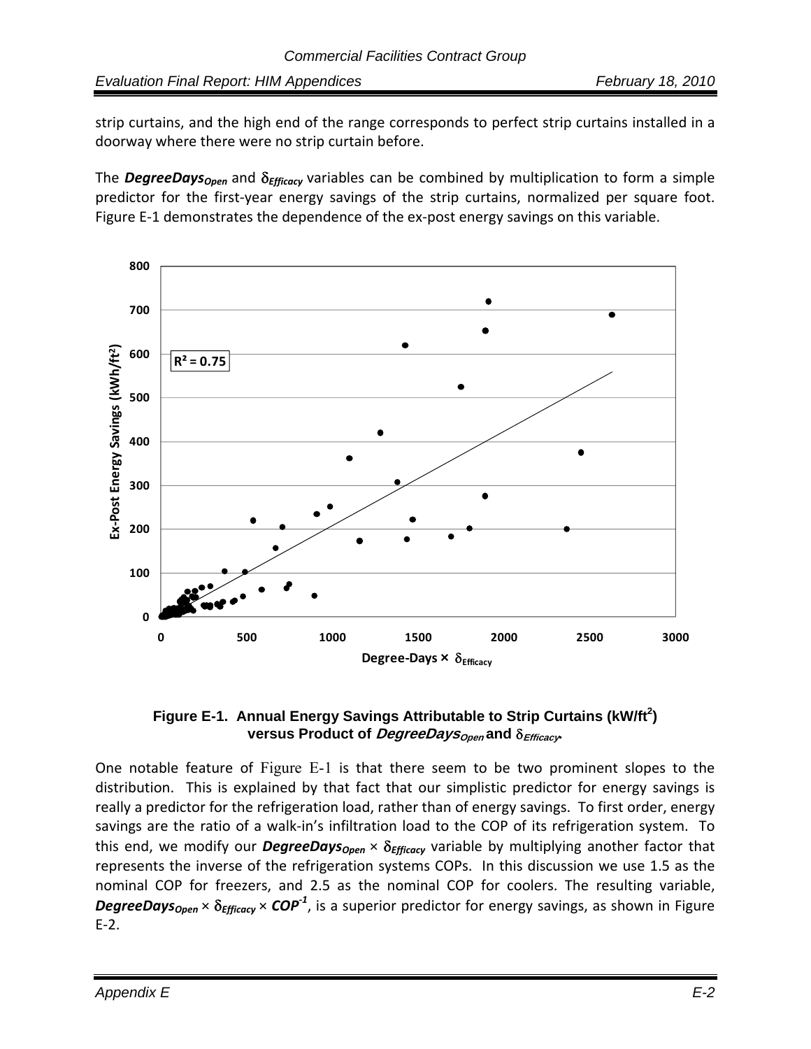strip curtains, and the high end of the range corresponds to perfect strip curtains installed in a doorway where there were no strip curtain before.

The ***DegreeDays**$_{Open}$* and $\delta_{Efficacy}$ variables can be combined by multiplication to form a simple predictor for the first-year energy savings of the strip curtains, normalized per square foot. Figure E-1 demonstrates the dependence of the ex-post energy savings on this variable.

**Figure E-1. Annual Energy Savings Attributable to Strip Curtains (kW/ft$^2$) versus Product of *DegreeDays*$_{Open}$ and $\delta_{Efficacy}$.**

One notable feature of Figure E-1 is that there seem to be two prominent slopes to the distribution. This is explained by that fact that our simplistic predictor for energy savings is really a predictor for the refrigeration load, rather than of energy savings. To first order, energy savings are the ratio of a walk-in's infiltration load to the COP of its refrigeration system. To this end, we modify our ***DegreeDays**$_{Open}$* × $\delta_{Efficacy}$ variable by multiplying another factor that represents the inverse of the refrigeration systems COPs. In this discussion we use 1.5 as the nominal COP for freezers, and 2.5 as the nominal COP for coolers. The resulting variable, ***DegreeDays**$_{Open}$* × $\delta_{Efficacy}$ × ***COP**$^{-1}$*, is a superior predictor for energy savings, as shown in Figure E-2.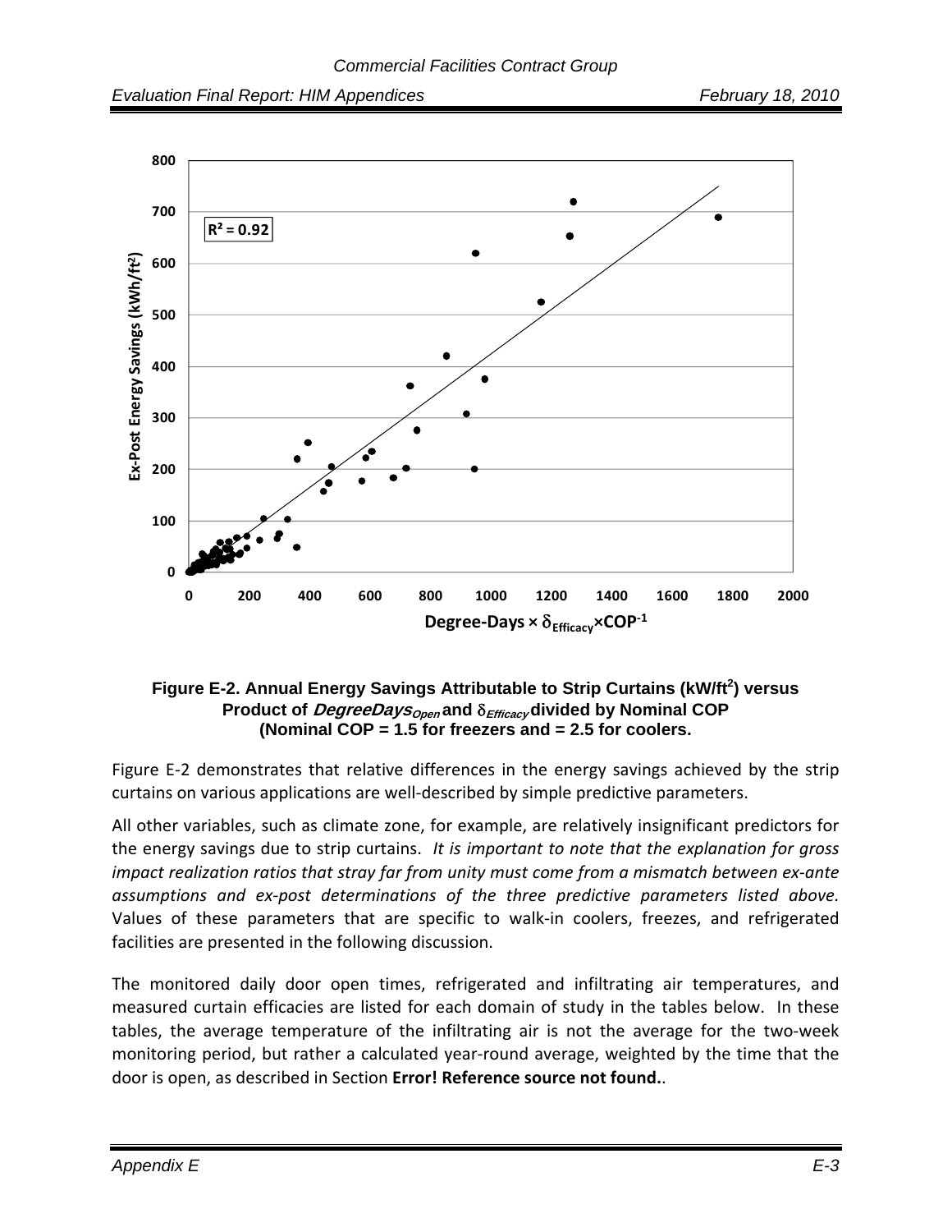**Figure E-2. Annual Energy Savings Attributable to Strip Curtains (kW/ft$^2$) versus Product of $DegreeDays_{Open}$ and $\delta_{Efficacy}$ divided by Nominal COP (Nominal COP = 1.5 for freezers and = 2.5 for coolers.**

Figure E-2 demonstrates that relative differences in the energy savings achieved by the strip curtains on various applications are well-described by simple predictive parameters.

All other variables, such as climate zone, for example, are relatively insignificant predictors for the energy savings due to strip curtains. *It is important to note that the explanation for gross impact realization ratios that stray far from unity must come from a mismatch between ex-ante assumptions and ex-post determinations of the three predictive parameters listed above.* Values of these parameters that are specific to walk-in coolers, freezes, and refrigerated facilities are presented in the following discussion.

The monitored daily door open times, refrigerated and infiltrating air temperatures, and measured curtain efficacies are listed for each domain of study in the tables below. In these tables, the average temperature of the infiltrating air is not the average for the two-week monitoring period, but rather a calculated year-round average, weighted by the time that the door is open, as described in Section **Error! Reference source not found.**.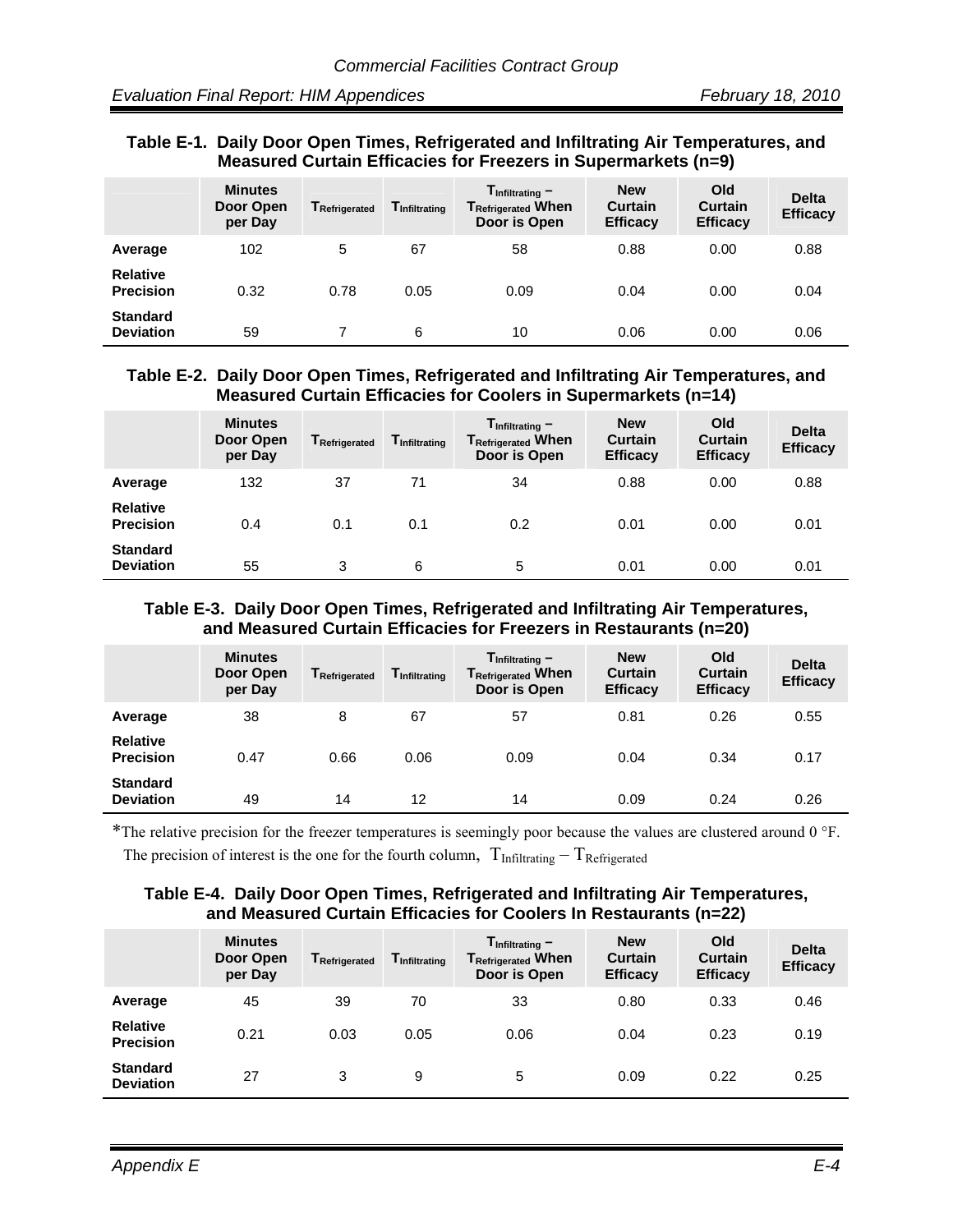**Table E-1. Daily Door Open Times, Refrigerated and Infiltrating Air Temperatures, and Measured Curtain Efficacies for Freezers in Supermarkets (n=9)**

| | Minutes Door Open per Day | $T_{Refrigerated}$ | $T_{Infiltrating}$ | $T_{Infiltrating} - T_{Refrigerated}$ When Door is Open | New Curtain Efficacy | Old Curtain Efficacy | Delta Efficacy |
|---|---|---|---|---|---|---|---|
| **Average** | 102 | 5 | 67 | 58 | 0.88 | 0.00 | 0.88 |
| **Relative Precision** | 0.32 | 0.78 | 0.05 | 0.09 | 0.04 | 0.00 | 0.04 |
| **Standard Deviation** | 59 | 7 | 6 | 10 | 0.06 | 0.00 | 0.06 |

**Table E-2. Daily Door Open Times, Refrigerated and Infiltrating Air Temperatures, and Measured Curtain Efficacies for Coolers in Supermarkets (n=14)**

| | Minutes Door Open per Day | $T_{Refrigerated}$ | $T_{Infiltrating}$ | $T_{Infiltrating} - T_{Refrigerated}$ When Door is Open | New Curtain Efficacy | Old Curtain Efficacy | Delta Efficacy |
|---|---|---|---|---|---|---|---|
| **Average** | 132 | 37 | 71 | 34 | 0.88 | 0.00 | 0.88 |
| **Relative Precision** | 0.4 | 0.1 | 0.1 | 0.2 | 0.01 | 0.00 | 0.01 |
| **Standard Deviation** | 55 | 3 | 6 | 5 | 0.01 | 0.00 | 0.01 |

**Table E-3. Daily Door Open Times, Refrigerated and Infiltrating Air Temperatures, and Measured Curtain Efficacies for Freezers in Restaurants (n=20)**

| | Minutes Door Open per Day | $T_{Refrigerated}$ | $T_{Infiltrating}$ | $T_{Infiltrating} - T_{Refrigerated}$ When Door is Open | New Curtain Efficacy | Old Curtain Efficacy | Delta Efficacy |
|---|---|---|---|---|---|---|---|
| **Average** | 38 | 8 | 67 | 57 | 0.81 | 0.26 | 0.55 |
| **Relative Precision** | 0.47 | 0.66 | 0.06 | 0.09 | 0.04 | 0.34 | 0.17 |
| **Standard Deviation** | 49 | 14 | 12 | 14 | 0.09 | 0.24 | 0.26 |

*The relative precision for the freezer temperatures is seemingly poor because the values are clustered around 0 °F. The precision of interest is the one for the fourth column, $T_{Infiltrating} - T_{Refrigerated}$

**Table E-4. Daily Door Open Times, Refrigerated and Infiltrating Air Temperatures, and Measured Curtain Efficacies for Coolers In Restaurants (n=22)**

| | Minutes Door Open per Day | $T_{Refrigerated}$ | $T_{Infiltrating}$ | $T_{Infiltrating} - T_{Refrigerated}$ When Door is Open | New Curtain Efficacy | Old Curtain Efficacy | Delta Efficacy |
|---|---|---|---|---|---|---|---|
| **Average** | 45 | 39 | 70 | 33 | 0.80 | 0.33 | 0.46 |
| **Relative Precision** | 0.21 | 0.03 | 0.05 | 0.06 | 0.04 | 0.23 | 0.19 |
| **Standard Deviation** | 27 | 3 | 9 | 5 | 0.09 | 0.22 | 0.25 |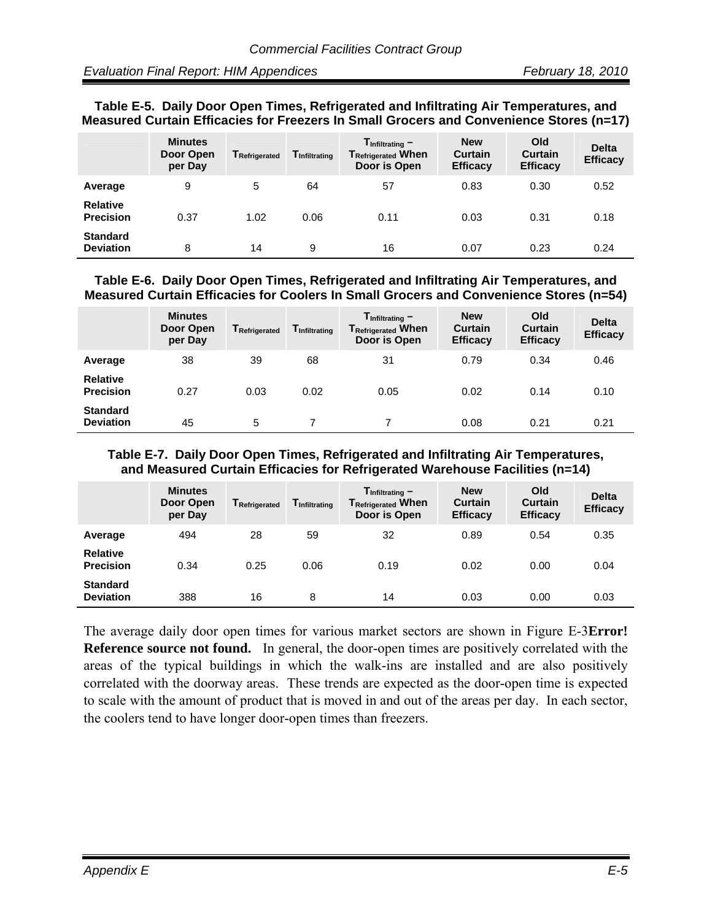**Table E-5. Daily Door Open Times, Refrigerated and Infiltrating Air Temperatures, and Measured Curtain Efficacies for Freezers In Small Grocers and Convenience Stores (n=17)**

| | Minutes Door Open per Day | $T_{Refrigerated}$ | $T_{Infiltrating}$ | $T_{Infiltrating} - T_{Refrigerated}$ When Door is Open | New Curtain Efficacy | Old Curtain Efficacy | Delta Efficacy |
|---|---|---|---|---|---|---|---|
| **Average** | 9 | 5 | 64 | 57 | 0.83 | 0.30 | 0.52 |
| **Relative Precision** | 0.37 | 1.02 | 0.06 | 0.11 | 0.03 | 0.31 | 0.18 |
| **Standard Deviation** | 8 | 14 | 9 | 16 | 0.07 | 0.23 | 0.24 |

**Table E-6. Daily Door Open Times, Refrigerated and Infiltrating Air Temperatures, and Measured Curtain Efficacies for Coolers In Small Grocers and Convenience Stores (n=54)**

| | Minutes Door Open per Day | $T_{Refrigerated}$ | $T_{Infiltrating}$ | $T_{Infiltrating} - T_{Refrigerated}$ When Door is Open | New Curtain Efficacy | Old Curtain Efficacy | Delta Efficacy |
|---|---|---|---|---|---|---|---|
| **Average** | 38 | 39 | 68 | 31 | 0.79 | 0.34 | 0.46 |
| **Relative Precision** | 0.27 | 0.03 | 0.02 | 0.05 | 0.02 | 0.14 | 0.10 |
| **Standard Deviation** | 45 | 5 | 7 | 7 | 0.08 | 0.21 | 0.21 |

**Table E-7. Daily Door Open Times, Refrigerated and Infiltrating Air Temperatures, and Measured Curtain Efficacies for Refrigerated Warehouse Facilities (n=14)**

| | Minutes Door Open per Day | $T_{Refrigerated}$ | $T_{Infiltrating}$ | $T_{Infiltrating} - T_{Refrigerated}$ When Door is Open | New Curtain Efficacy | Old Curtain Efficacy | Delta Efficacy |
|---|---|---|---|---|---|---|---|
| **Average** | 494 | 28 | 59 | 32 | 0.89 | 0.54 | 0.35 |
| **Relative Precision** | 0.34 | 0.25 | 0.06 | 0.19 | 0.02 | 0.00 | 0.04 |
| **Standard Deviation** | 388 | 16 | 8 | 14 | 0.03 | 0.00 | 0.03 |

The average daily door open times for various market sectors are shown in Figure E-3**Error! Reference source not found.** In general, the door-open times are positively correlated with the areas of the typical buildings in which the walk-ins are installed and are also positively correlated with the doorway areas. These trends are expected as the door-open time is expected to scale with the amount of product that is moved in and out of the areas per day. In each sector, the coolers tend to have longer door-open times than freezers.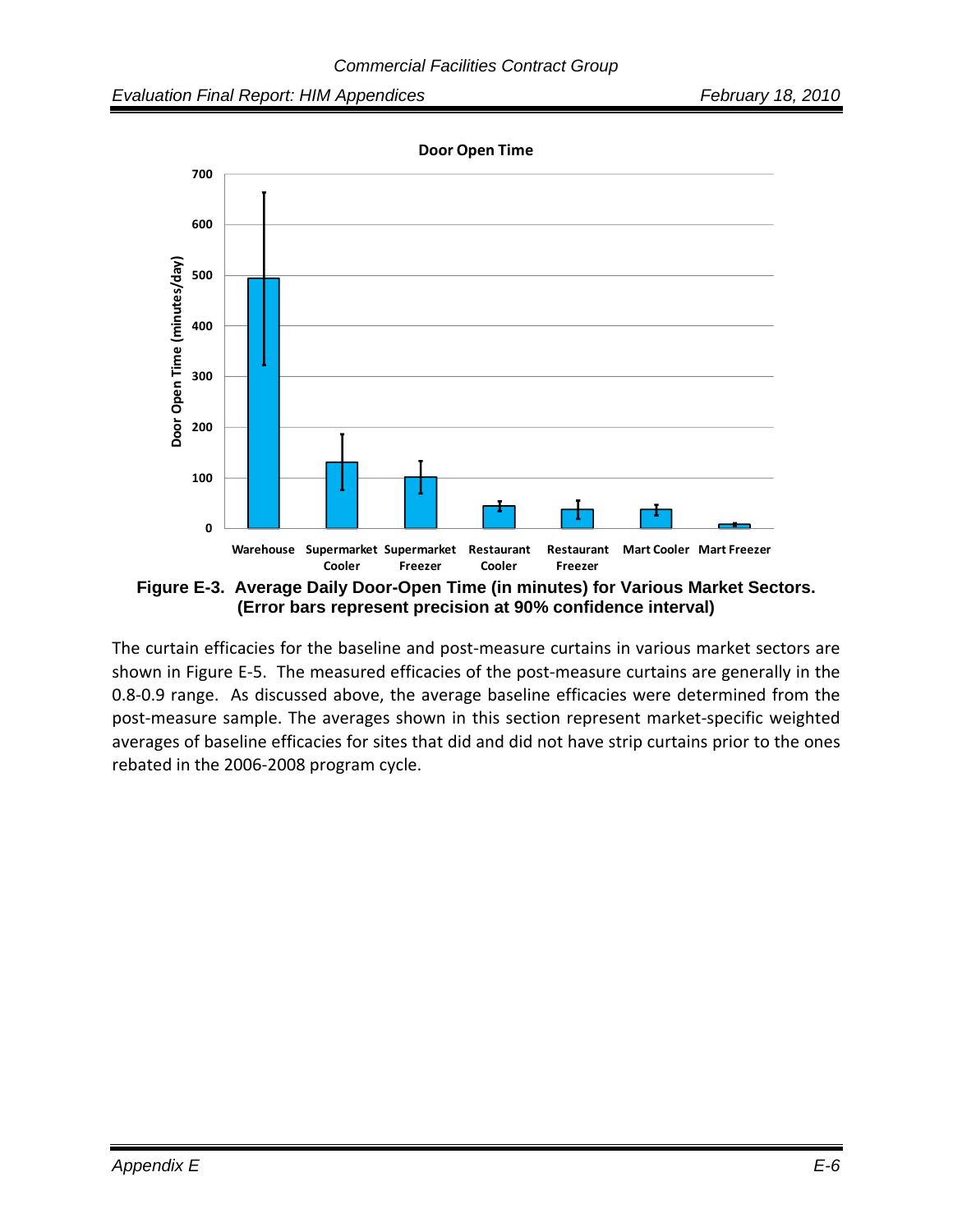**Figure E-3. Average Daily Door-Open Time (in minutes) for Various Market Sectors. (Error bars represent precision at 90% confidence interval)**

The curtain efficacies for the baseline and post-measure curtains in various market sectors are shown in Figure E-5. The measured efficacies of the post-measure curtains are generally in the 0.8-0.9 range. As discussed above, the average baseline efficacies were determined from the post-measure sample. The averages shown in this section represent market-specific weighted averages of baseline efficacies for sites that did and did not have strip curtains prior to the ones rebated in the 2006-2008 program cycle.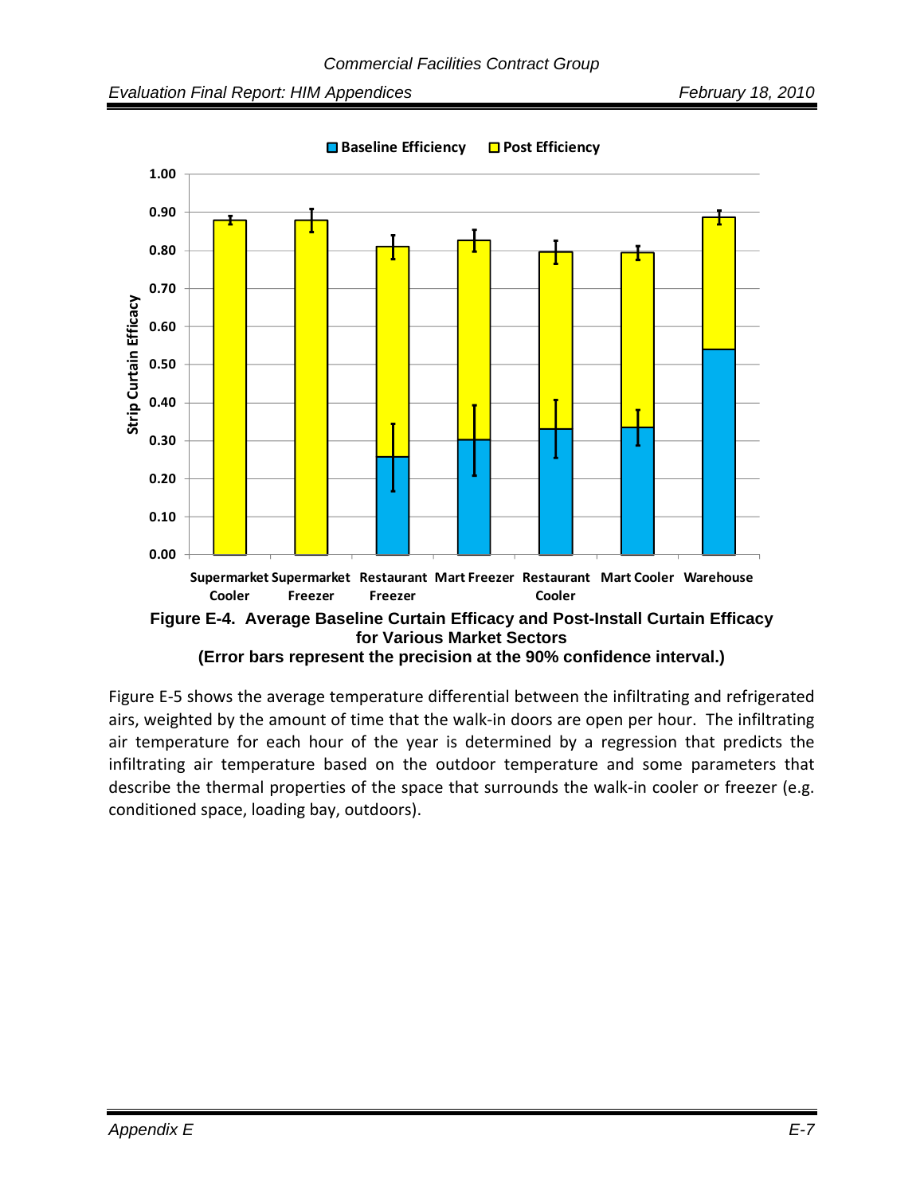**Figure E-4. Average Baseline Curtain Efficacy and Post-Install Curtain Efficacy for Various Market Sectors**
**(Error bars represent the precision at the 90% confidence interval.)**

Figure E-5 shows the average temperature differential between the infiltrating and refrigerated airs, weighted by the amount of time that the walk-in doors are open per hour. The infiltrating air temperature for each hour of the year is determined by a regression that predicts the infiltrating air temperature based on the outdoor temperature and some parameters that describe the thermal properties of the space that surrounds the walk-in cooler or freezer (e.g. conditioned space, loading bay, outdoors).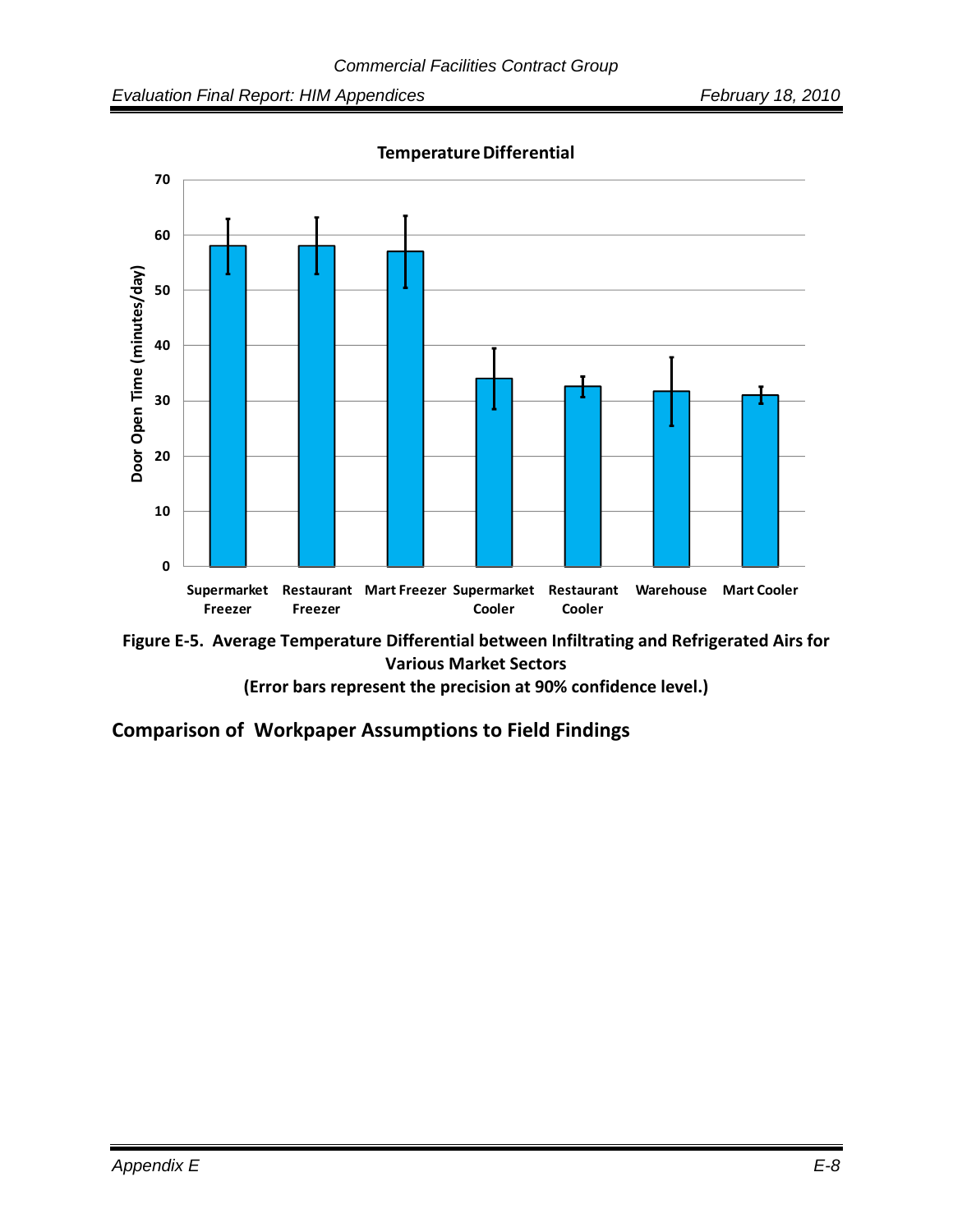**Temperature Differential**

| Market Sector | Door Open Time (minutes/day) |
|---|---|
| Supermarket Freezer | 58 |
| Restaurant Freezer | 58 |
| Mart Freezer | 57 |
| Supermarket Cooler | 34 |
| Restaurant Cooler | 32.6 |
| Warehouse | 31.7 |
| Mart Cooler | 31 |

**Figure E-5. Average Temperature Differential between Infiltrating and Refrigerated Airs for Various Market Sectors**
**(Error bars represent the precision at 90% confidence level.)**

## Comparison of Workpaper Assumptions to Field Findings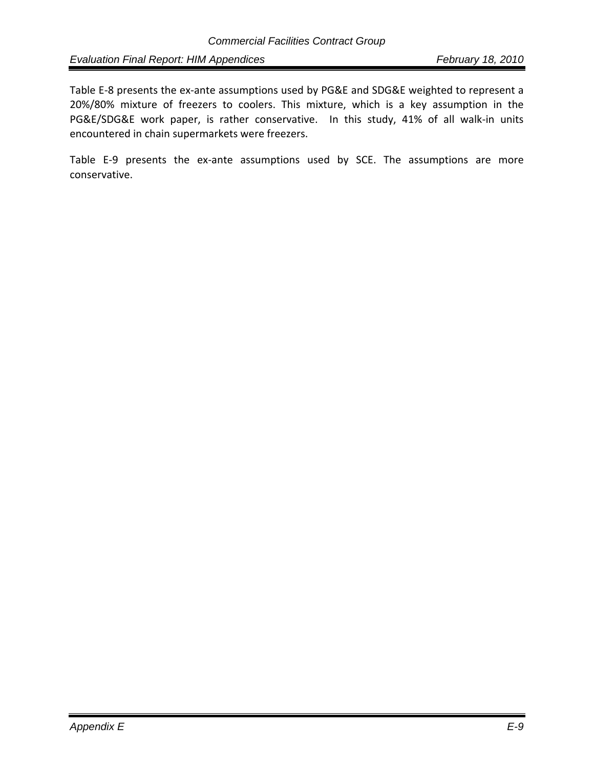Table E-8 presents the ex-ante assumptions used by PG&E and SDG&E weighted to represent a 20%/80% mixture of freezers to coolers. This mixture, which is a key assumption in the PG&E/SDG&E work paper, is rather conservative. In this study, 41% of all walk-in units encountered in chain supermarkets were freezers.

Table E-9 presents the ex-ante assumptions used by SCE. The assumptions are more conservative.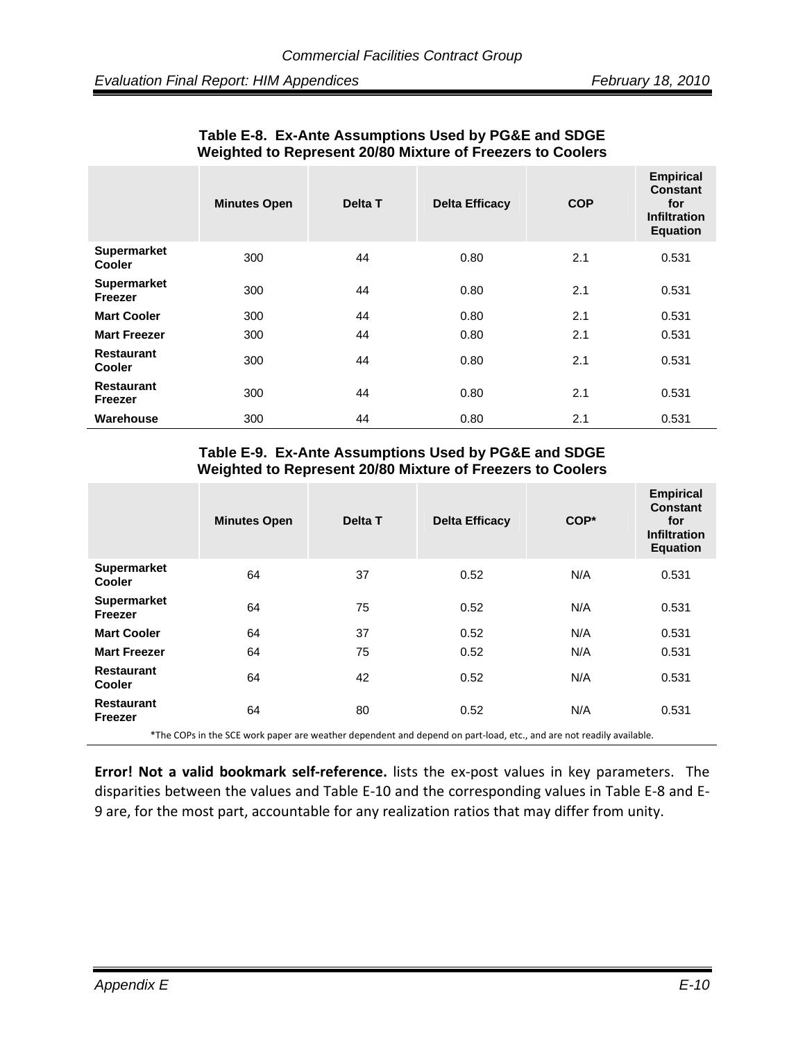**Table E-8. Ex-Ante Assumptions Used by PG&E and SDGE Weighted to Represent 20/80 Mixture of Freezers to Coolers**

| | Minutes Open | Delta T | Delta Efficacy | COP | Empirical Constant for Infiltration Equation |
|---|---|---|---|---|---|
| **Supermarket Cooler** | 300 | 44 | 0.80 | 2.1 | 0.531 |
| **Supermarket Freezer** | 300 | 44 | 0.80 | 2.1 | 0.531 |
| **Mart Cooler** | 300 | 44 | 0.80 | 2.1 | 0.531 |
| **Mart Freezer** | 300 | 44 | 0.80 | 2.1 | 0.531 |
| **Restaurant Cooler** | 300 | 44 | 0.80 | 2.1 | 0.531 |
| **Restaurant Freezer** | 300 | 44 | 0.80 | 2.1 | 0.531 |
| **Warehouse** | 300 | 44 | 0.80 | 2.1 | 0.531 |

**Table E-9. Ex-Ante Assumptions Used by PG&E and SDGE Weighted to Represent 20/80 Mixture of Freezers to Coolers**

| | Minutes Open | Delta T | Delta Efficacy | COP* | Empirical Constant for Infiltration Equation |
|---|---|---|---|---|---|
| **Supermarket Cooler** | 64 | 37 | 0.52 | N/A | 0.531 |
| **Supermarket Freezer** | 64 | 75 | 0.52 | N/A | 0.531 |
| **Mart Cooler** | 64 | 37 | 0.52 | N/A | 0.531 |
| **Mart Freezer** | 64 | 75 | 0.52 | N/A | 0.531 |
| **Restaurant Cooler** | 64 | 42 | 0.52 | N/A | 0.531 |
| **Restaurant Freezer** | 64 | 80 | 0.52 | N/A | 0.531 |

*The COPs in the SCE work paper are weather dependent and depend on part-load, etc., and are not readily available.

**Error! Not a valid bookmark self-reference.** lists the ex-post values in key parameters. The disparities between the values and Table E-10 and the corresponding values in Table E-8 and E-9 are, for the most part, accountable for any realization ratios that may differ from unity.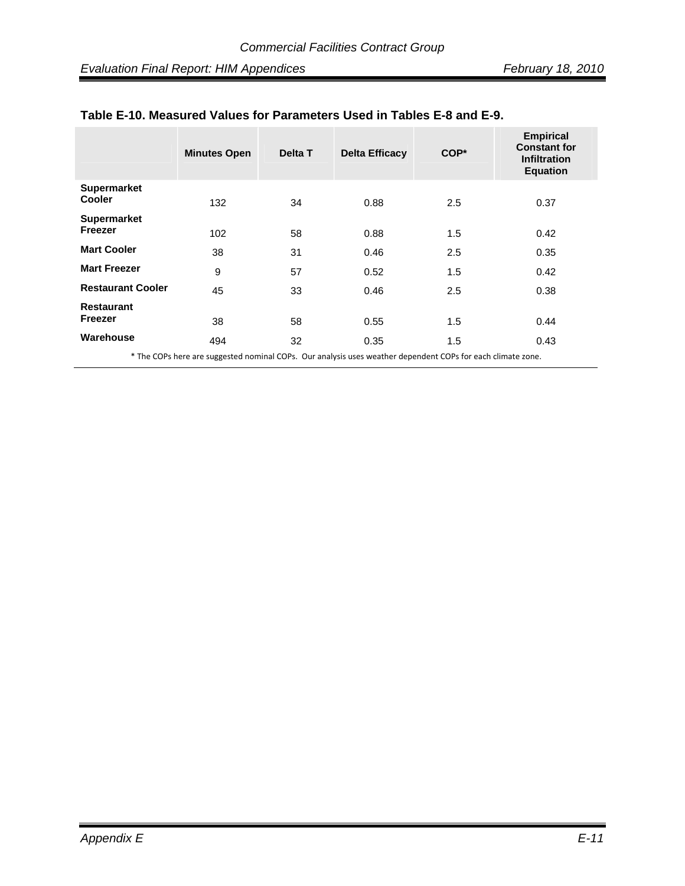**Table E-10. Measured Values for Parameters Used in Tables E-8 and E-9.**

| | Minutes Open | Delta T | Delta Efficacy | COP* | Empirical Constant for Infiltration Equation |
|---|---|---|---|---|---|
| **Supermarket Cooler** | 132 | 34 | 0.88 | 2.5 | 0.37 |
| **Supermarket Freezer** | 102 | 58 | 0.88 | 1.5 | 0.42 |
| **Mart Cooler** | 38 | 31 | 0.46 | 2.5 | 0.35 |
| **Mart Freezer** | 9 | 57 | 0.52 | 1.5 | 0.42 |
| **Restaurant Cooler** | 45 | 33 | 0.46 | 2.5 | 0.38 |
| **Restaurant Freezer** | 38 | 58 | 0.55 | 1.5 | 0.44 |
| **Warehouse** | 494 | 32 | 0.35 | 1.5 | 0.43 |

* The COPs here are suggested nominal COPs. Our analysis uses weather dependent COPs for each climate zone.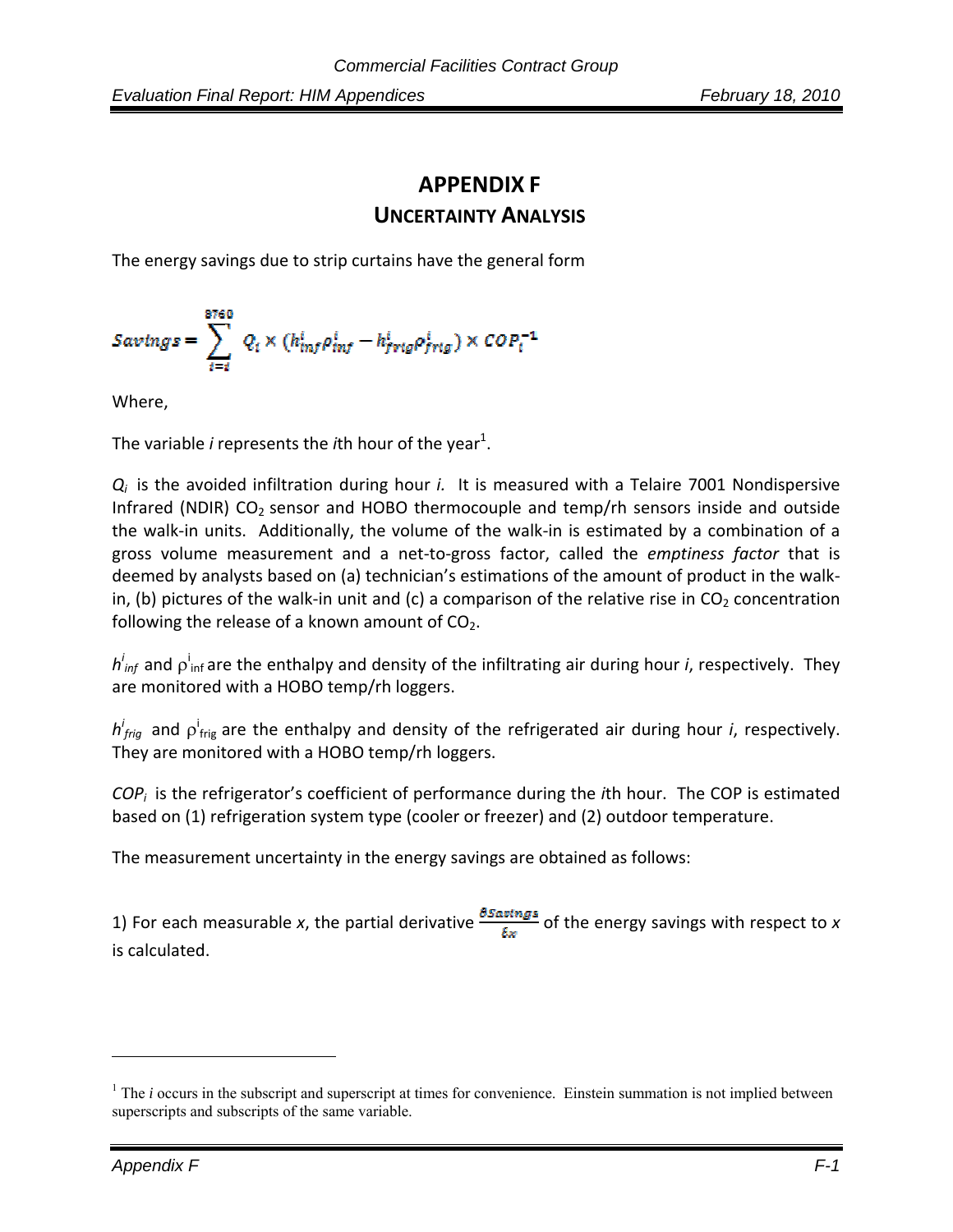# APPENDIX F

## UNCERTAINTY ANALYSIS

The energy savings due to strip curtains have the general form

$$Savings = \sum_{i=i}^{8760} Q_i \times (h_{inf}^i \rho_{inf}^i - h_{frig}^i \rho_{frig}^i) \times COP_i^{-1}$$

Where,

The variable *i* represents the *i*th hour of the year[1].

$Q_i$ is the avoided infiltration during hour *i.* It is measured with a Telaire 7001 Nondispersive Infrared (NDIR) $CO_2$ sensor and HOBO thermocouple and temp/rh sensors inside and outside the walk-in units. Additionally, the volume of the walk-in is estimated by a combination of a gross volume measurement and a net-to-gross factor, called the *emptiness factor* that is deemed by analysts based on (a) technician's estimations of the amount of product in the walk-in, (b) pictures of the walk-in unit and (c) a comparison of the relative rise in $CO_2$ concentration following the release of a known amount of $CO_2$.

$h^i_{inf}$ and $\rho^i_{inf}$ are the enthalpy and density of the infiltrating air during hour *i*, respectively. They are monitored with a HOBO temp/rh loggers.

$h^i_{frig}$ and $\rho^i_{frig}$ are the enthalpy and density of the refrigerated air during hour *i*, respectively. They are monitored with a HOBO temp/rh loggers.

$COP_i$ is the refrigerator's coefficient of performance during the *i*th hour. The COP is estimated based on (1) refrigeration system type (cooler or freezer) and (2) outdoor temperature.

The measurement uncertainty in the energy savings are obtained as follows:

1) For each measurable *x*, the partial derivative $\frac{\delta Savings}{\delta x}$ of the energy savings with respect to *x* is calculated.

---

[1] The *i* occurs in the subscript and superscript at times for convenience. Einstein summation is not implied between superscripts and subscripts of the same variable.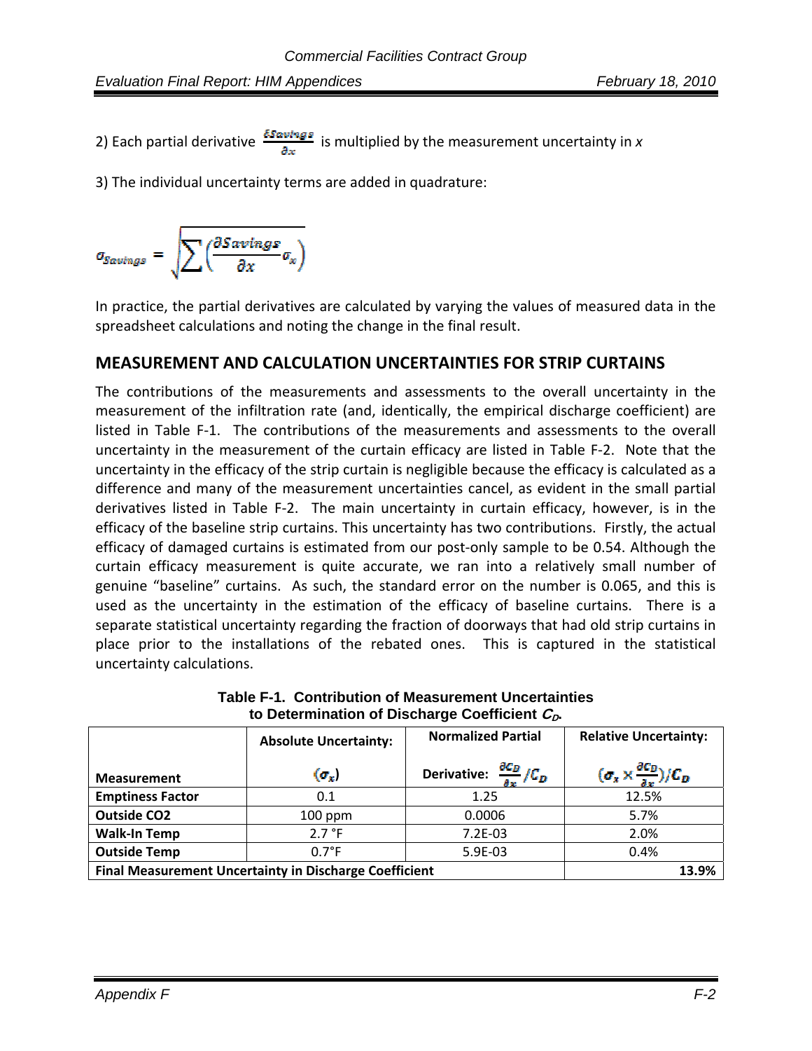2) Each partial derivative $\frac{\delta Savings}{\partial x}$ is multiplied by the measurement uncertainty in *x*

3) The individual uncertainty terms are added in quadrature:

$$\sigma_{Savings} = \sqrt{\sum \left( \frac{\partial Savings}{\partial x} \sigma_x \right)}$$

In practice, the partial derivatives are calculated by varying the values of measured data in the spreadsheet calculations and noting the change in the final result.

## MEASUREMENT AND CALCULATION UNCERTAINTIES FOR STRIP CURTAINS

The contributions of the measurements and assessments to the overall uncertainty in the measurement of the infiltration rate (and, identically, the empirical discharge coefficient) are listed in Table F-1. The contributions of the measurements and assessments to the overall uncertainty in the measurement of the curtain efficacy are listed in Table F-2. Note that the uncertainty in the efficacy of the strip curtain is negligible because the efficacy is calculated as a difference and many of the measurement uncertainties cancel, as evident in the small partial derivatives listed in Table F-2. The main uncertainty in curtain efficacy, however, is in the efficacy of the baseline strip curtains. This uncertainty has two contributions. Firstly, the actual efficacy of damaged curtains is estimated from our post-only sample to be 0.54. Although the curtain efficacy measurement is quite accurate, we ran into a relatively small number of genuine "baseline" curtains. As such, the standard error on the number is 0.065, and this is used as the uncertainty in the estimation of the efficacy of baseline curtains. There is a separate statistical uncertainty regarding the fraction of doorways that had old strip curtains in place prior to the installations of the rebated ones. This is captured in the statistical uncertainty calculations.

**Table F-1. Contribution of Measurement Uncertainties to Determination of Discharge Coefficient $C_D$.**

| Measurement | Absolute Uncertainty: $(\sigma_x)$ | Normalized Partial Derivative: $\frac{\partial C_D}{\partial x}/C_D$ | Relative Uncertainty: $(\sigma_x \times \frac{\partial C_D}{\partial x})/C_D$ |
|---|---|---|---|
| **Emptiness Factor** | 0.1 | 1.25 | 12.5% |
| **Outside CO2** | 100 ppm | 0.0006 | 5.7% |
| **Walk-In Temp** | 2.7 °F | 7.2E-03 | 2.0% |
| **Outside Temp** | 0.7°F | 5.9E-03 | 0.4% |
| **Final Measurement Uncertainty in Discharge Coefficient** | | | **13.9%** |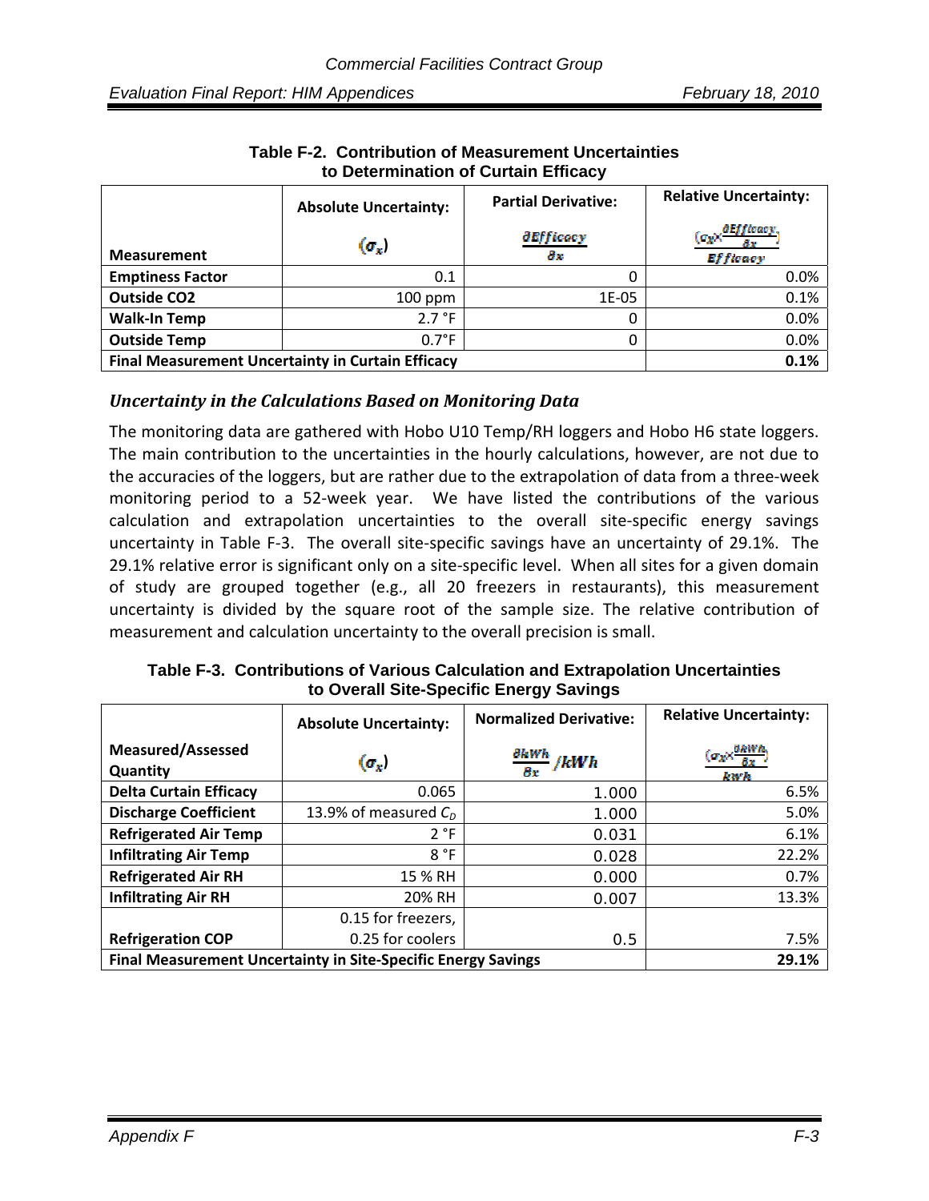**Table F-2. Contribution of Measurement Uncertainties to Determination of Curtain Efficacy**

| Measurement | Absolute Uncertainty: $(\sigma_x)$ | Partial Derivative: $\frac{\partial Efficacy}{\partial x}$ | Relative Uncertainty: $\frac{(\sigma_x \times \frac{\partial Efficacy}{\partial x})}{Efficacy}$ |
|---|---|---|---|
| **Emptiness Factor** | 0.1 | 0 | 0.0% |
| **Outside CO2** | 100 ppm | 1E-05 | 0.1% |
| **Walk-In Temp** | 2.7 °F | 0 | 0.0% |
| **Outside Temp** | 0.7°F | 0 | 0.0% |
| **Final Measurement Uncertainty in Curtain Efficacy** | | | **0.1%** |

### *Uncertainty in the Calculations Based on Monitoring Data*

The monitoring data are gathered with Hobo U10 Temp/RH loggers and Hobo H6 state loggers. The main contribution to the uncertainties in the hourly calculations, however, are not due to the accuracies of the loggers, but are rather due to the extrapolation of data from a three-week monitoring period to a 52-week year. We have listed the contributions of the various calculation and extrapolation uncertainties to the overall site-specific energy savings uncertainty in Table F-3. The overall site-specific savings have an uncertainty of 29.1%. The 29.1% relative error is significant only on a site-specific level. When all sites for a given domain of study are grouped together (e.g., all 20 freezers in restaurants), this measurement uncertainty is divided by the square root of the sample size. The relative contribution of measurement and calculation uncertainty to the overall precision is small.

**Table F-3. Contributions of Various Calculation and Extrapolation Uncertainties to Overall Site-Specific Energy Savings**

| Measured/Assessed Quantity | Absolute Uncertainty: $(\sigma_x)$ | Normalized Derivative: $\frac{\partial kWh}{\partial x}/kWh$ | Relative Uncertainty: $\frac{(\sigma_x \times \frac{\partial kWh}{\partial x})}{kWh}$ |
|---|---|---|---|
| **Delta Curtain Efficacy** | 0.065 | 1.000 | 6.5% |
| **Discharge Coefficient** | 13.9% of measured $C_D$ | 1.000 | 5.0% |
| **Refrigerated Air Temp** | 2 °F | 0.031 | 6.1% |
| **Infiltrating Air Temp** | 8 °F | 0.028 | 22.2% |
| **Refrigerated Air RH** | 15 % RH | 0.000 | 0.7% |
| **Infiltrating Air RH** | 20% RH | 0.007 | 13.3% |
| **Refrigeration COP** | 0.15 for freezers, 0.25 for coolers | 0.5 | 7.5% |
| **Final Measurement Uncertainty in Site-Specific Energy Savings** | | | **29.1%** |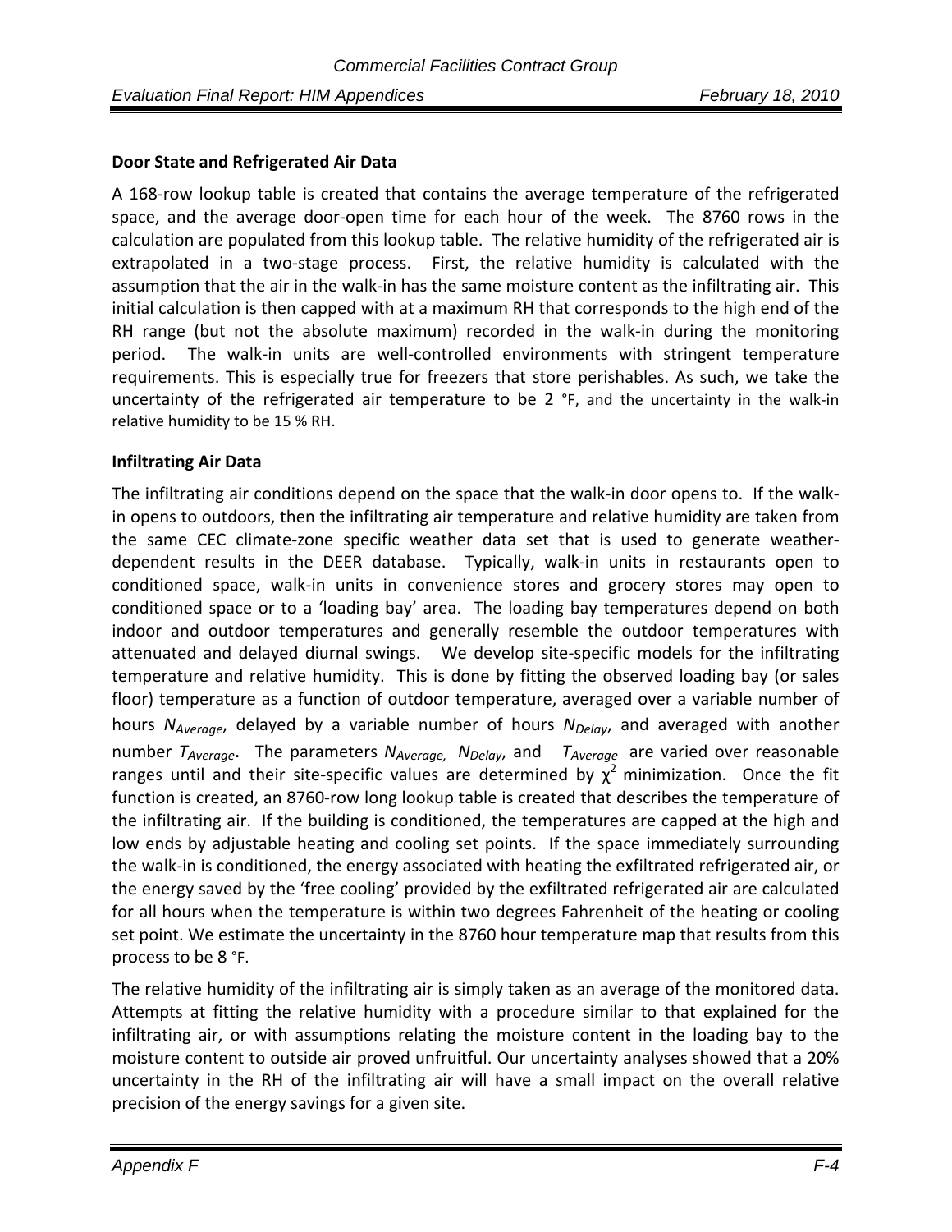**Door State and Refrigerated Air Data**

A 168-row lookup table is created that contains the average temperature of the refrigerated space, and the average door-open time for each hour of the week. The 8760 rows in the calculation are populated from this lookup table. The relative humidity of the refrigerated air is extrapolated in a two-stage process. First, the relative humidity is calculated with the assumption that the air in the walk-in has the same moisture content as the infiltrating air. This initial calculation is then capped with at a maximum RH that corresponds to the high end of the RH range (but not the absolute maximum) recorded in the walk-in during the monitoring period. The walk-in units are well-controlled environments with stringent temperature requirements. This is especially true for freezers that store perishables. As such, we take the uncertainty of the refrigerated air temperature to be 2 °F, and the uncertainty in the walk-in relative humidity to be 15 % RH.

**Infiltrating Air Data**

The infiltrating air conditions depend on the space that the walk-in door opens to. If the walk-in opens to outdoors, then the infiltrating air temperature and relative humidity are taken from the same CEC climate-zone specific weather data set that is used to generate weather-dependent results in the DEER database. Typically, walk-in units in restaurants open to conditioned space, walk-in units in convenience stores and grocery stores may open to conditioned space or to a 'loading bay' area. The loading bay temperatures depend on both indoor and outdoor temperatures and generally resemble the outdoor temperatures with attenuated and delayed diurnal swings. We develop site-specific models for the infiltrating temperature and relative humidity. This is done by fitting the observed loading bay (or sales floor) temperature as a function of outdoor temperature, averaged over a variable number of hours $N_{Average}$, delayed by a variable number of hours $N_{Delay}$, and averaged with another number $T_{Average}$. The parameters $N_{Average}$, $N_{Delay}$, and $T_{Average}$ are varied over reasonable ranges until and their site-specific values are determined by $\chi^2$ minimization. Once the fit function is created, an 8760-row long lookup table is created that describes the temperature of the infiltrating air. If the building is conditioned, the temperatures are capped at the high and low ends by adjustable heating and cooling set points. If the space immediately surrounding the walk-in is conditioned, the energy associated with heating the exfiltrated refrigerated air, or the energy saved by the 'free cooling' provided by the exfiltrated refrigerated air are calculated for all hours when the temperature is within two degrees Fahrenheit of the heating or cooling set point. We estimate the uncertainty in the 8760 hour temperature map that results from this process to be 8 °F.

The relative humidity of the infiltrating air is simply taken as an average of the monitored data. Attempts at fitting the relative humidity with a procedure similar to that explained for the infiltrating air, or with assumptions relating the moisture content in the loading bay to the moisture content to outside air proved unfruitful. Our uncertainty analyses showed that a 20% uncertainty in the RH of the infiltrating air will have a small impact on the overall relative precision of the energy savings for a given site.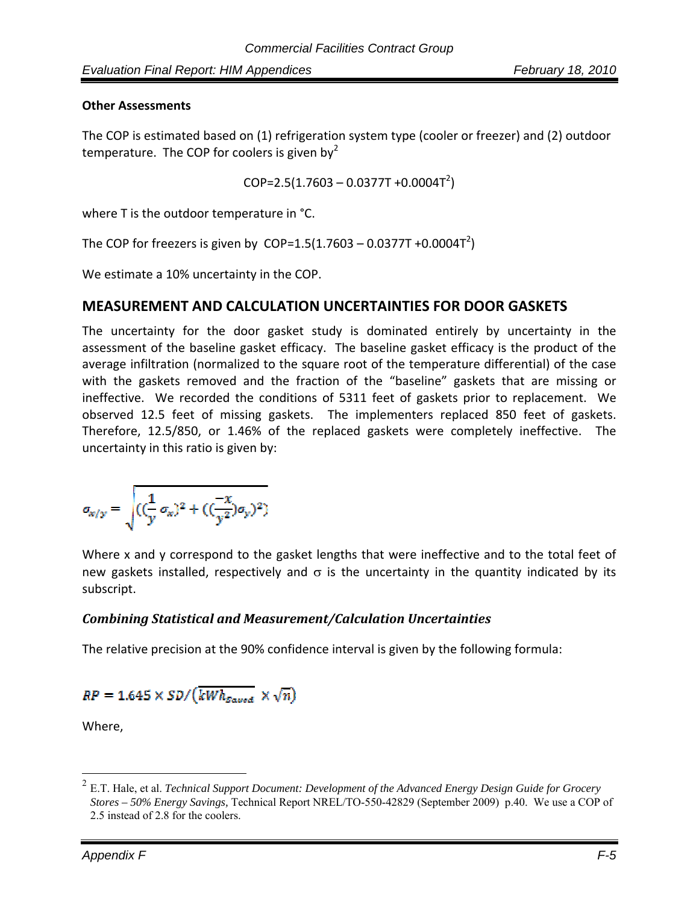**Other Assessments**

The COP is estimated based on (1) refrigeration system type (cooler or freezer) and (2) outdoor temperature. The COP for coolers is given by[2]

$$COP=2.5(1.7603 - 0.0377T + 0.0004T^2)$$

where T is the outdoor temperature in °C.

The COP for freezers is given by $COP=1.5(1.7603 - 0.0377T + 0.0004T^2)$

We estimate a 10% uncertainty in the COP.

## MEASUREMENT AND CALCULATION UNCERTAINTIES FOR DOOR GASKETS

The uncertainty for the door gasket study is dominated entirely by uncertainty in the assessment of the baseline gasket efficacy. The baseline gasket efficacy is the product of the average infiltration (normalized to the square root of the temperature differential) of the case with the gaskets removed and the fraction of the "baseline" gaskets that are missing or ineffective. We recorded the conditions of 5311 feet of gaskets prior to replacement. We observed 12.5 feet of missing gaskets. The implementers replaced 850 feet of gaskets. Therefore, 12.5/850, or 1.46% of the replaced gaskets were completely ineffective. The uncertainty in this ratio is given by:

$$\sigma_{x/y} = \sqrt{((\frac{1}{y}\sigma_x)^2 + ((\frac{-x}{y^2})\sigma_y)^2)}$$

Where x and y correspond to the gasket lengths that were ineffective and to the total feet of new gaskets installed, respectively and $\sigma$ is the uncertainty in the quantity indicated by its subscript.

### *Combining Statistical and Measurement/Calculation Uncertainties*

The relative precision at the 90% confidence interval is given by the following formula:

$$RP = 1.645 \times SD / \left(\overline{kWh_{Saved}} \times \sqrt{n}\right)$$

Where,

[2] E.T. Hale, et al. *Technical Support Document: Development of the Advanced Energy Design Guide for Grocery Stores – 50% Energy Savings*, Technical Report NREL/TO-550-42829 (September 2009) p.40. We use a COP of 2.5 instead of 2.8 for the coolers.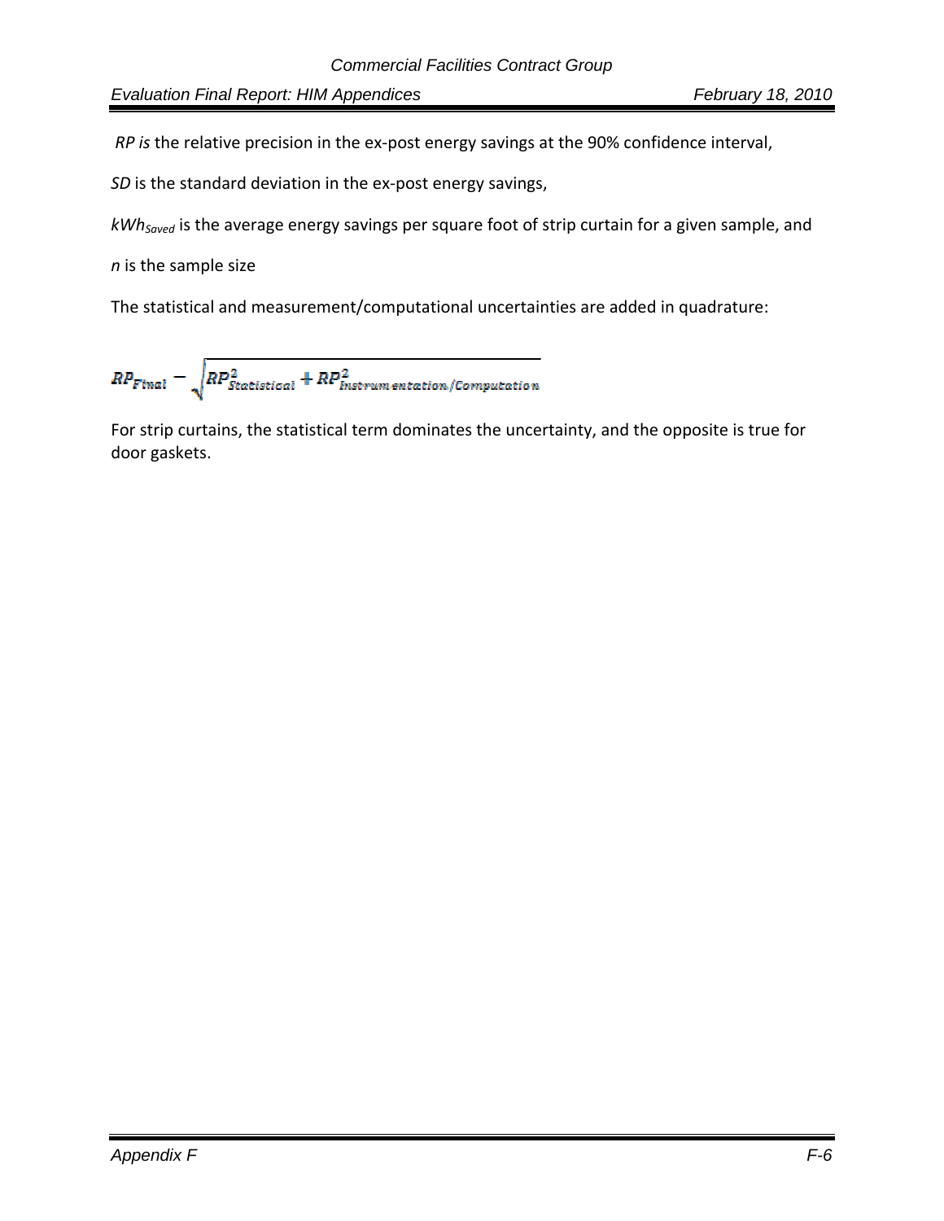*RP is* the relative precision in the ex-post energy savings at the 90% confidence interval,

*SD* is the standard deviation in the ex-post energy savings,

$kWh_{Saved}$ is the average energy savings per square foot of strip curtain for a given sample, and

*n* is the sample size

The statistical and measurement/computational uncertainties are added in quadrature:

$$RP_{Final} = \sqrt{RP^2_{Statistical} + RP^2_{Instrumentation/Computation}}$$

For strip curtains, the statistical term dominates the uncertainty, and the opposite is true for door gaskets.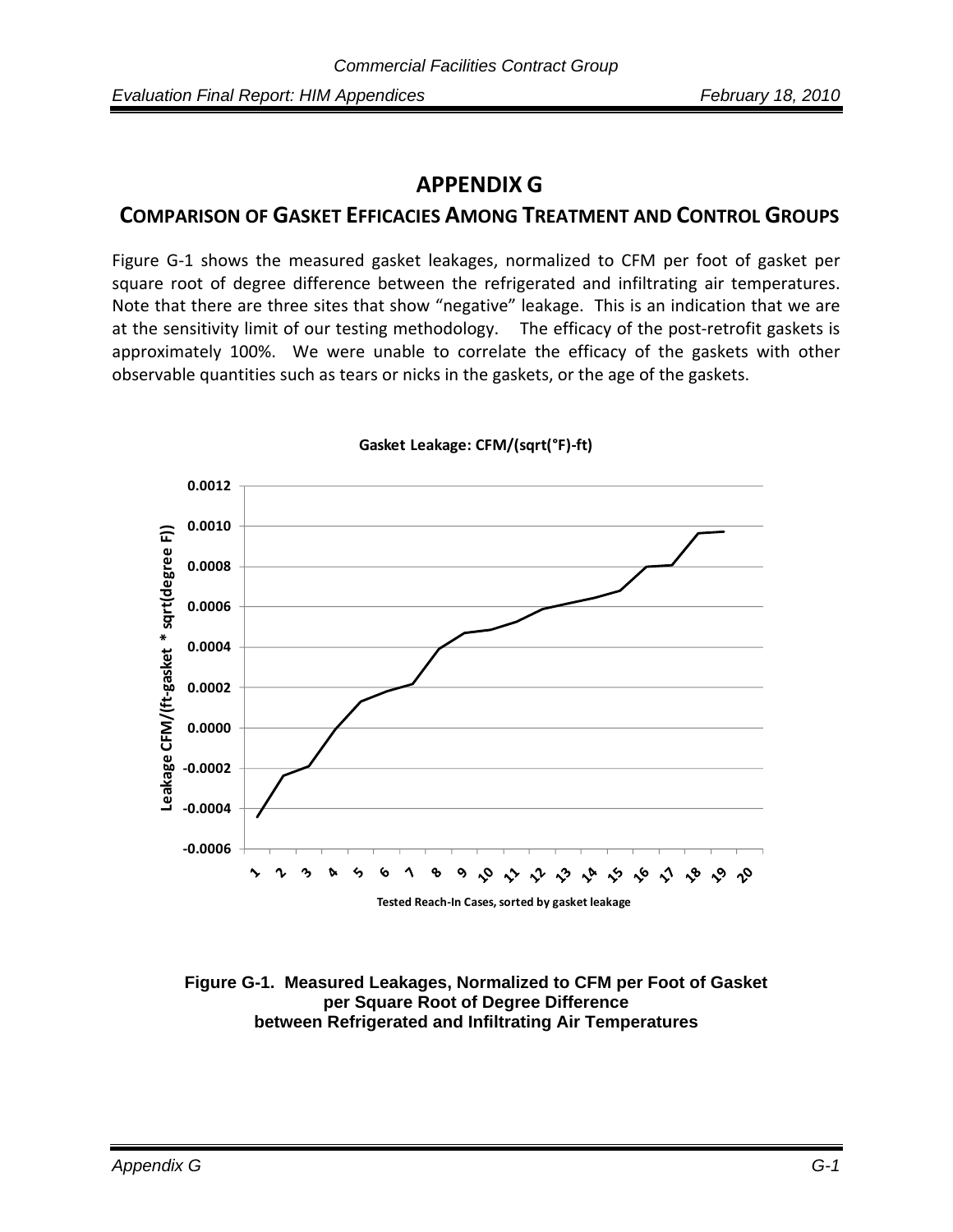# APPENDIX G

## COMPARISON OF GASKET EFFICACIES AMONG TREATMENT AND CONTROL GROUPS

Figure G-1 shows the measured gasket leakages, normalized to CFM per foot of gasket per square root of degree difference between the refrigerated and infiltrating air temperatures. Note that there are three sites that show "negative" leakage. This is an indication that we are at the sensitivity limit of our testing methodology. The efficacy of the post-retrofit gaskets is approximately 100%. We were unable to correlate the efficacy of the gaskets with other observable quantities such as tears or nicks in the gaskets, or the age of the gaskets.

**Figure G-1. Measured Leakages, Normalized to CFM per Foot of Gasket per Square Root of Degree Difference between Refrigerated and Infiltrating Air Temperatures**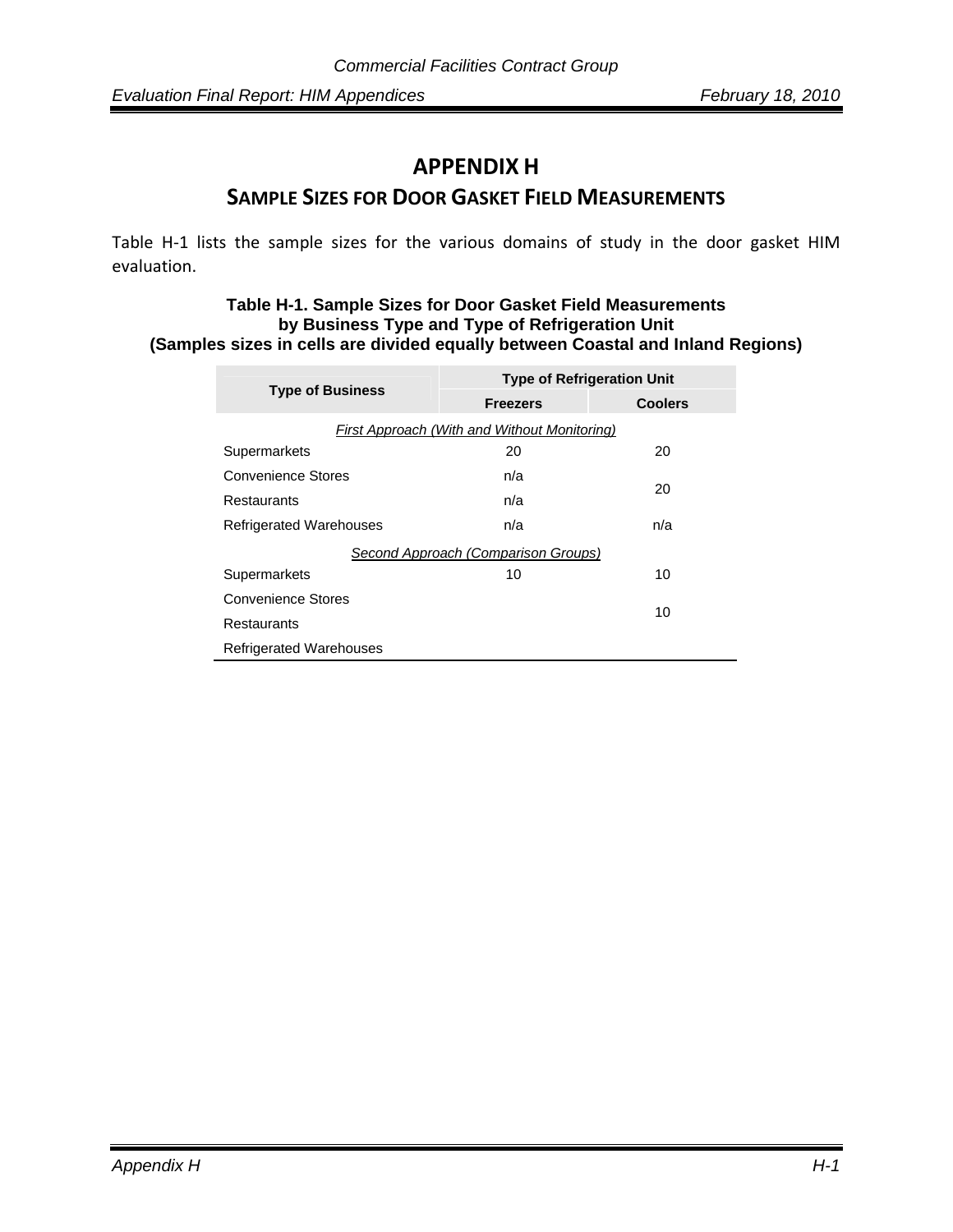# APPENDIX H

## SAMPLE SIZES FOR DOOR GASKET FIELD MEASUREMENTS

Table H-1 lists the sample sizes for the various domains of study in the door gasket HIM evaluation.

**Table H-1. Sample Sizes for Door Gasket Field Measurements by Business Type and Type of Refrigeration Unit (Samples sizes in cells are divided equally between Coastal and Inland Regions)**

| Type of Business | Type of Refrigeration Unit | |
|---|---|---|
| | **Freezers** | **Coolers** |
| *First Approach (With and Without Monitoring)* | | |
| Supermarkets | 20 | 20 |
| Convenience Stores | n/a | 20 |
| Restaurants | n/a | |
| Refrigerated Warehouses | n/a | n/a |
| *Second Approach (Comparison Groups)* | | |
| Supermarkets | 10 | 10 |
| Convenience Stores | | 10 |
| Restaurants | | |
| Refrigerated Warehouses | | |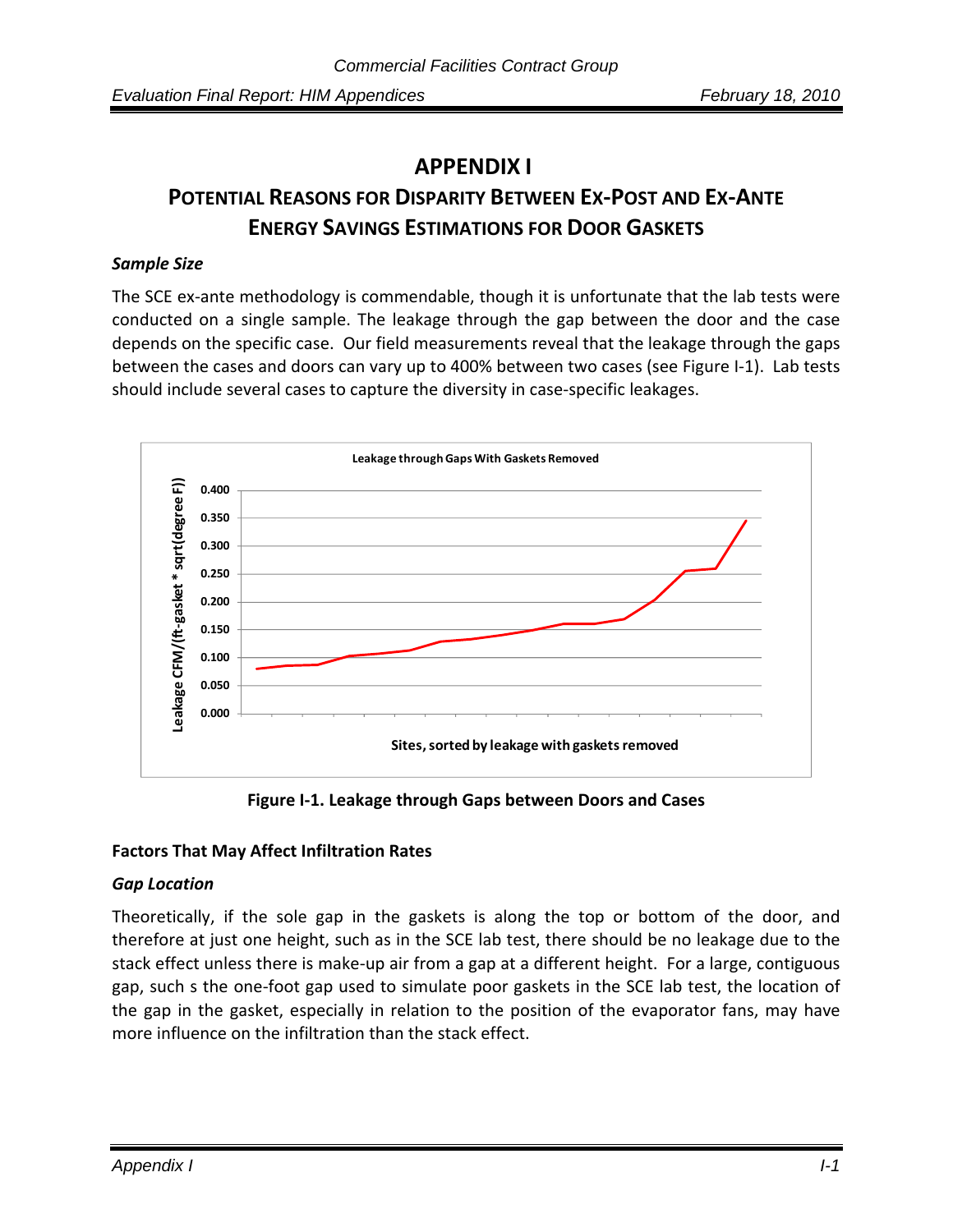# APPENDIX I

## POTENTIAL REASONS FOR DISPARITY BETWEEN EX-POST AND EX-ANTE ENERGY SAVINGS ESTIMATIONS FOR DOOR GASKETS

### *Sample Size*

The SCE ex-ante methodology is commendable, though it is unfortunate that the lab tests were conducted on a single sample. The leakage through the gap between the door and the case depends on the specific case. Our field measurements reveal that the leakage through the gaps between the cases and doors can vary up to 400% between two cases (see Figure I-1). Lab tests should include several cases to capture the diversity in case-specific leakages.

**Figure I-1. Leakage through Gaps between Doors and Cases**

### Factors That May Affect Infiltration Rates

### *Gap Location*

Theoretically, if the sole gap in the gaskets is along the top or bottom of the door, and therefore at just one height, such as in the SCE lab test, there should be no leakage due to the stack effect unless there is make-up air from a gap at a different height. For a large, contiguous gap, such s the one-foot gap used to simulate poor gaskets in the SCE lab test, the location of the gap in the gasket, especially in relation to the position of the evaporator fans, may have more influence on the infiltration than the stack effect.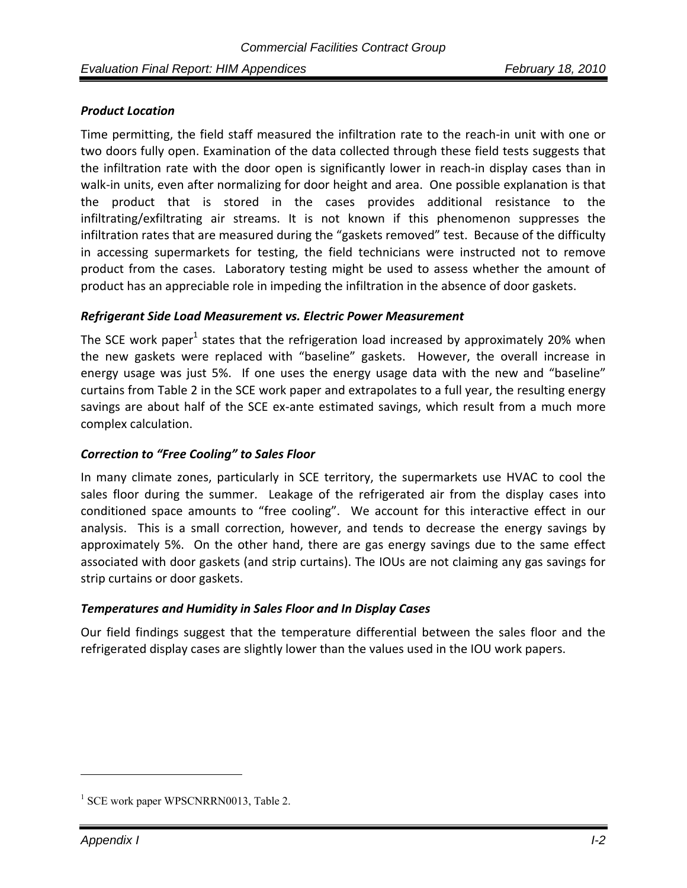### *Product Location*

Time permitting, the field staff measured the infiltration rate to the reach-in unit with one or two doors fully open. Examination of the data collected through these field tests suggests that the infiltration rate with the door open is significantly lower in reach-in display cases than in walk-in units, even after normalizing for door height and area. One possible explanation is that the product that is stored in the cases provides additional resistance to the infiltrating/exfiltrating air streams. It is not known if this phenomenon suppresses the infiltration rates that are measured during the "gaskets removed" test. Because of the difficulty in accessing supermarkets for testing, the field technicians were instructed not to remove product from the cases. Laboratory testing might be used to assess whether the amount of product has an appreciable role in impeding the infiltration in the absence of door gaskets.

### *Refrigerant Side Load Measurement vs. Electric Power Measurement*

The SCE work paper[1] states that the refrigeration load increased by approximately 20% when the new gaskets were replaced with "baseline" gaskets. However, the overall increase in energy usage was just 5%. If one uses the energy usage data with the new and "baseline" curtains from Table 2 in the SCE work paper and extrapolates to a full year, the resulting energy savings are about half of the SCE ex-ante estimated savings, which result from a much more complex calculation.

### *Correction to "Free Cooling" to Sales Floor*

In many climate zones, particularly in SCE territory, the supermarkets use HVAC to cool the sales floor during the summer. Leakage of the refrigerated air from the display cases into conditioned space amounts to "free cooling". We account for this interactive effect in our analysis. This is a small correction, however, and tends to decrease the energy savings by approximately 5%. On the other hand, there are gas energy savings due to the same effect associated with door gaskets (and strip curtains). The IOUs are not claiming any gas savings for strip curtains or door gaskets.

### *Temperatures and Humidity in Sales Floor and In Display Cases*

Our field findings suggest that the temperature differential between the sales floor and the refrigerated display cases are slightly lower than the values used in the IOU work papers.

---

[1] SCE work paper WPSCNRRN0013, Table 2.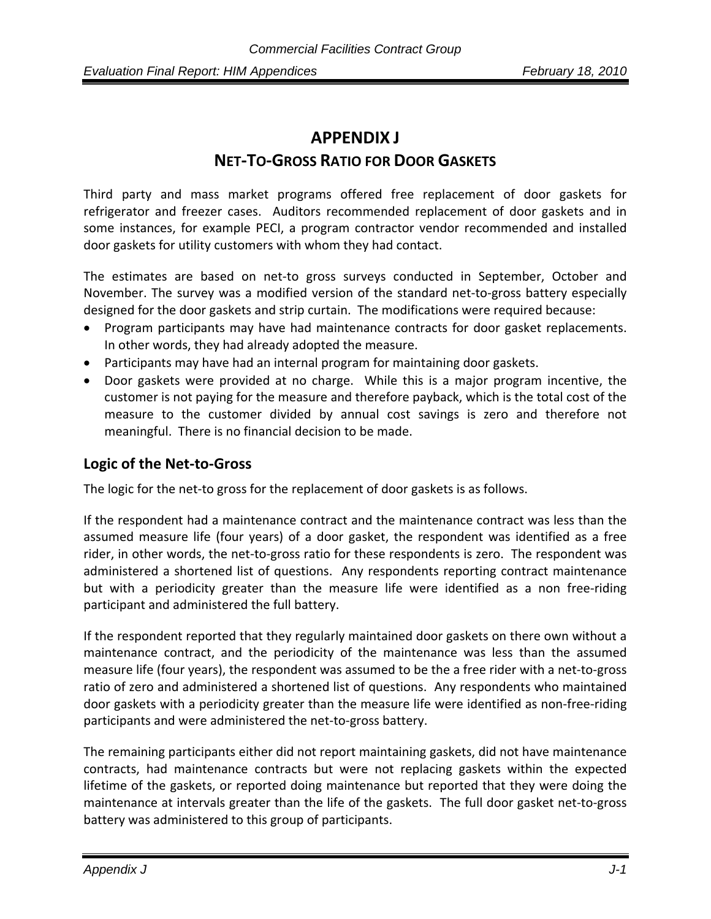# APPENDIX J

## NET-TO-GROSS RATIO FOR DOOR GASKETS

Third party and mass market programs offered free replacement of door gaskets for refrigerator and freezer cases. Auditors recommended replacement of door gaskets and in some instances, for example PECI, a program contractor vendor recommended and installed door gaskets for utility customers with whom they had contact.

The estimates are based on net-to gross surveys conducted in September, October and November. The survey was a modified version of the standard net-to-gross battery especially designed for the door gaskets and strip curtain. The modifications were required because:

- Program participants may have had maintenance contracts for door gasket replacements. In other words, they had already adopted the measure.
- Participants may have had an internal program for maintaining door gaskets.
- Door gaskets were provided at no charge. While this is a major program incentive, the customer is not paying for the measure and therefore payback, which is the total cost of the measure to the customer divided by annual cost savings is zero and therefore not meaningful. There is no financial decision to be made.

### Logic of the Net-to-Gross

The logic for the net-to gross for the replacement of door gaskets is as follows.

If the respondent had a maintenance contract and the maintenance contract was less than the assumed measure life (four years) of a door gasket, the respondent was identified as a free rider, in other words, the net-to-gross ratio for these respondents is zero. The respondent was administered a shortened list of questions. Any respondents reporting contract maintenance but with a periodicity greater than the measure life were identified as a non free-riding participant and administered the full battery.

If the respondent reported that they regularly maintained door gaskets on there own without a maintenance contract, and the periodicity of the maintenance was less than the assumed measure life (four years), the respondent was assumed to be the a free rider with a net-to-gross ratio of zero and administered a shortened list of questions. Any respondents who maintained door gaskets with a periodicity greater than the measure life were identified as non-free-riding participants and were administered the net-to-gross battery.

The remaining participants either did not report maintaining gaskets, did not have maintenance contracts, had maintenance contracts but were not replacing gaskets within the expected lifetime of the gaskets, or reported doing maintenance but reported that they were doing the maintenance at intervals greater than the life of the gaskets. The full door gasket net-to-gross battery was administered to this group of participants.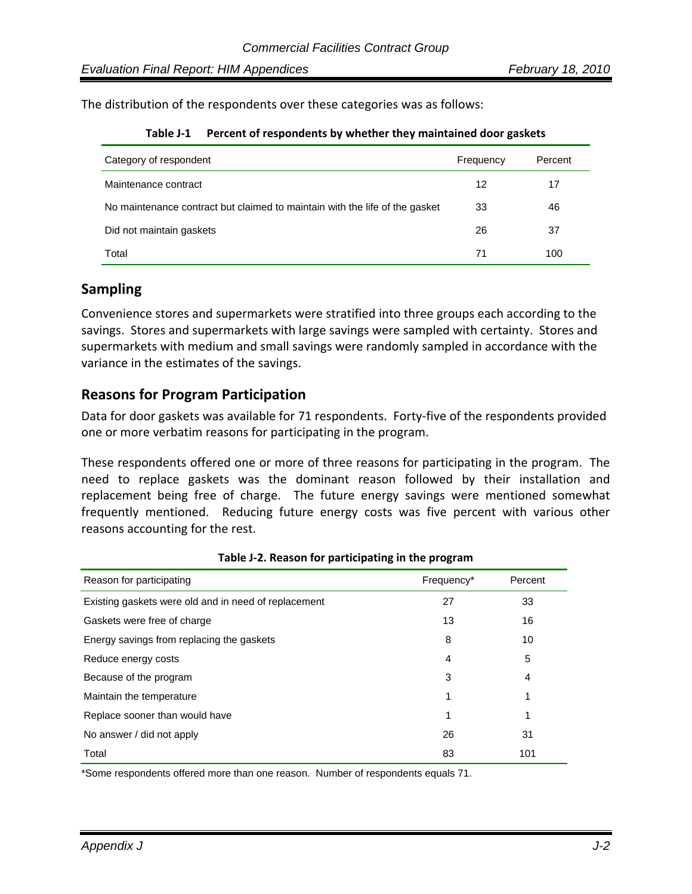The distribution of the respondents over these categories was as follows:

**Table J-1 Percent of respondents by whether they maintained door gaskets**

| Category of respondent | Frequency | Percent |
|---|---|---|
| Maintenance contract | 12 | 17 |
| No maintenance contract but claimed to maintain with the life of the gasket | 33 | 46 |
| Did not maintain gaskets | 26 | 37 |
| Total | 71 | 100 |

## Sampling

Convenience stores and supermarkets were stratified into three groups each according to the savings. Stores and supermarkets with large savings were sampled with certainty. Stores and supermarkets with medium and small savings were randomly sampled in accordance with the variance in the estimates of the savings.

## Reasons for Program Participation

Data for door gaskets was available for 71 respondents. Forty-five of the respondents provided one or more verbatim reasons for participating in the program.

These respondents offered one or more of three reasons for participating in the program. The need to replace gaskets was the dominant reason followed by their installation and replacement being free of charge. The future energy savings were mentioned somewhat frequently mentioned. Reducing future energy costs was five percent with various other reasons accounting for the rest.

**Table J-2. Reason for participating in the program**

| Reason for participating | Frequency* | Percent |
|---|---|---|
| Existing gaskets were old and in need of replacement | 27 | 33 |
| Gaskets were free of charge | 13 | 16 |
| Energy savings from replacing the gaskets | 8 | 10 |
| Reduce energy costs | 4 | 5 |
| Because of the program | 3 | 4 |
| Maintain the temperature | 1 | 1 |
| Replace sooner than would have | 1 | 1 |
| No answer / did not apply | 26 | 31 |
| Total | 83 | 101 |

*Some respondents offered more than one reason. Number of respondents equals 71.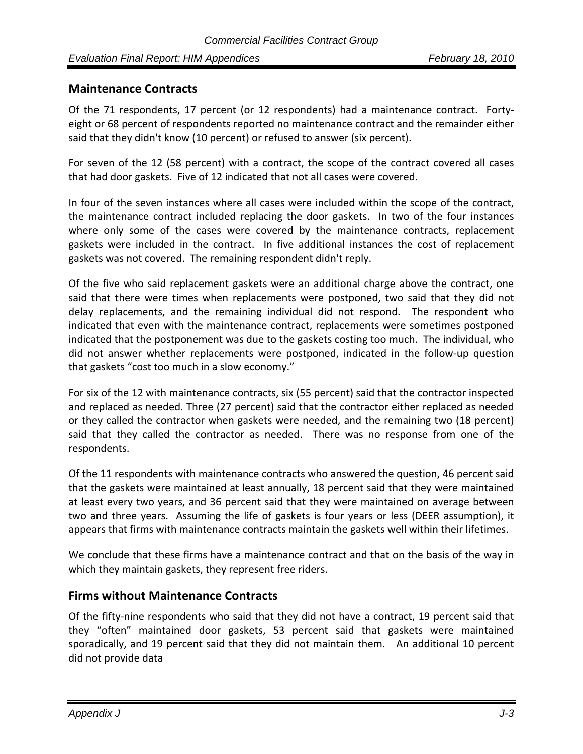## Maintenance Contracts

Of the 71 respondents, 17 percent (or 12 respondents) had a maintenance contract. Forty-eight or 68 percent of respondents reported no maintenance contract and the remainder either said that they didn't know (10 percent) or refused to answer (six percent).

For seven of the 12 (58 percent) with a contract, the scope of the contract covered all cases that had door gaskets. Five of 12 indicated that not all cases were covered.

In four of the seven instances where all cases were included within the scope of the contract, the maintenance contract included replacing the door gaskets. In two of the four instances where only some of the cases were covered by the maintenance contracts, replacement gaskets were included in the contract. In five additional instances the cost of replacement gaskets was not covered. The remaining respondent didn't reply.

Of the five who said replacement gaskets were an additional charge above the contract, one said that there were times when replacements were postponed, two said that they did not delay replacements, and the remaining individual did not respond. The respondent who indicated that even with the maintenance contract, replacements were sometimes postponed indicated that the postponement was due to the gaskets costing too much. The individual, who did not answer whether replacements were postponed, indicated in the follow-up question that gaskets "cost too much in a slow economy."

For six of the 12 with maintenance contracts, six (55 percent) said that the contractor inspected and replaced as needed. Three (27 percent) said that the contractor either replaced as needed or they called the contractor when gaskets were needed, and the remaining two (18 percent) said that they called the contractor as needed. There was no response from one of the respondents.

Of the 11 respondents with maintenance contracts who answered the question, 46 percent said that the gaskets were maintained at least annually, 18 percent said that they were maintained at least every two years, and 36 percent said that they were maintained on average between two and three years. Assuming the life of gaskets is four years or less (DEER assumption), it appears that firms with maintenance contracts maintain the gaskets well within their lifetimes.

We conclude that these firms have a maintenance contract and that on the basis of the way in which they maintain gaskets, they represent free riders.

## Firms without Maintenance Contracts

Of the fifty-nine respondents who said that they did not have a contract, 19 percent said that they "often" maintained door gaskets, 53 percent said that gaskets were maintained sporadically, and 19 percent said that they did not maintain them. An additional 10 percent did not provide data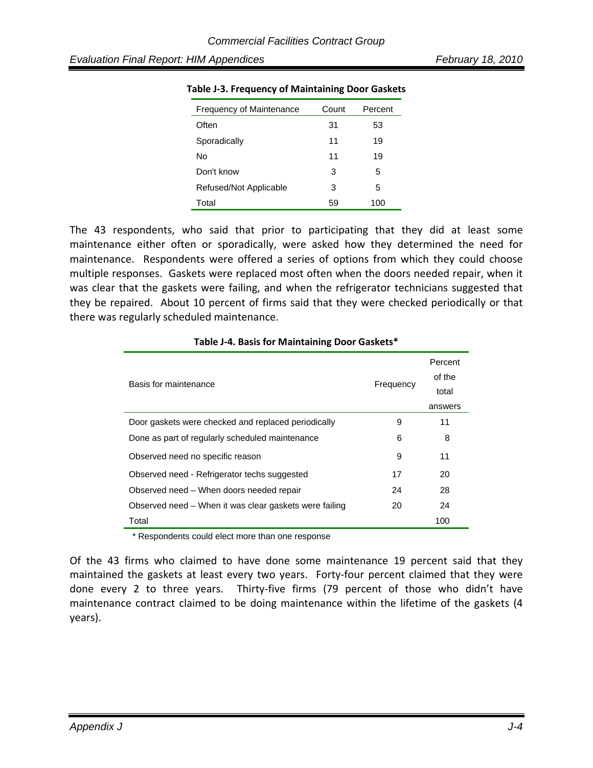**Table J-3. Frequency of Maintaining Door Gaskets**

| Frequency of Maintenance | Count | Percent |
|---|---|---|
| Often | 31 | 53 |
| Sporadically | 11 | 19 |
| No | 11 | 19 |
| Don't know | 3 | 5 |
| Refused/Not Applicable | 3 | 5 |
| Total | 59 | 100 |

The 43 respondents, who said that prior to participating that they did at least some maintenance either often or sporadically, were asked how they determined the need for maintenance. Respondents were offered a series of options from which they could choose multiple responses. Gaskets were replaced most often when the doors needed repair, when it was clear that the gaskets were failing, and when the refrigerator technicians suggested that they be repaired. About 10 percent of firms said that they were checked periodically or that there was regularly scheduled maintenance.

**Table J-4. Basis for Maintaining Door Gaskets***

| Basis for maintenance | Frequency | Percent of the total answers |
|---|---|---|
| Door gaskets were checked and replaced periodically | 9 | 11 |
| Done as part of regularly scheduled maintenance | 6 | 8 |
| Observed need no specific reason | 9 | 11 |
| Observed need - Refrigerator techs suggested | 17 | 20 |
| Observed need – When doors needed repair | 24 | 28 |
| Observed need – When it was clear gaskets were failing | 20 | 24 |
| Total | | 100 |

\* Respondents could elect more than one response

Of the 43 firms who claimed to have done some maintenance 19 percent said that they maintained the gaskets at least every two years. Forty-four percent claimed that they were done every 2 to three years. Thirty-five firms (79 percent of those who didn't have maintenance contract claimed to be doing maintenance within the lifetime of the gaskets (4 years).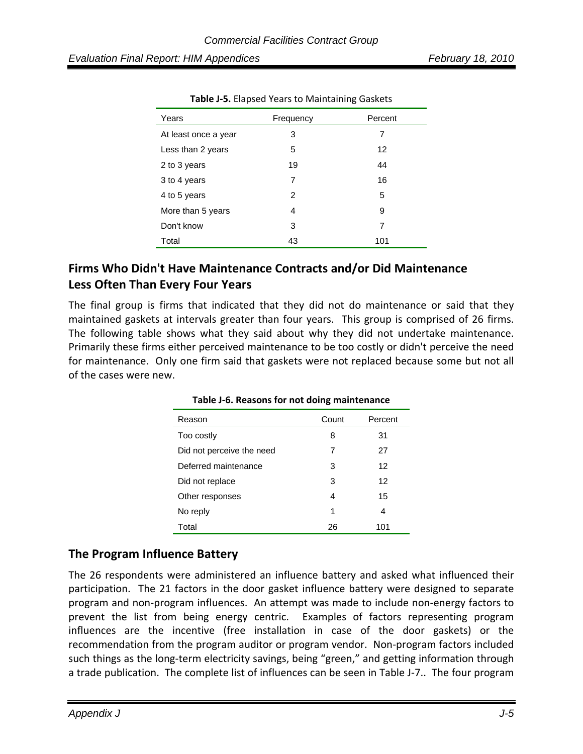**Table J-5.** Elapsed Years to Maintaining Gaskets

| Years | Frequency | Percent |
|---|---|---|
| At least once a year | 3 | 7 |
| Less than 2 years | 5 | 12 |
| 2 to 3 years | 19 | 44 |
| 3 to 4 years | 7 | 16 |
| 4 to 5 years | 2 | 5 |
| More than 5 years | 4 | 9 |
| Don't know | 3 | 7 |
| Total | 43 | 101 |

## Firms Who Didn't Have Maintenance Contracts and/or Did Maintenance Less Often Than Every Four Years

The final group is firms that indicated that they did not do maintenance or said that they maintained gaskets at intervals greater than four years. This group is comprised of 26 firms. The following table shows what they said about why they did not undertake maintenance. Primarily these firms either perceived maintenance to be too costly or didn't perceive the need for maintenance. Only one firm said that gaskets were not replaced because some but not all of the cases were new.

**Table J-6. Reasons for not doing maintenance**

| Reason | Count | Percent |
|---|---|---|
| Too costly | 8 | 31 |
| Did not perceive the need | 7 | 27 |
| Deferred maintenance | 3 | 12 |
| Did not replace | 3 | 12 |
| Other responses | 4 | 15 |
| No reply | 1 | 4 |
| Total | 26 | 101 |

## The Program Influence Battery

The 26 respondents were administered an influence battery and asked what influenced their participation. The 21 factors in the door gasket influence battery were designed to separate program and non-program influences. An attempt was made to include non-energy factors to prevent the list from being energy centric. Examples of factors representing program influences are the incentive (free installation in case of the door gaskets) or the recommendation from the program auditor or program vendor. Non-program factors included such things as the long-term electricity savings, being "green," and getting information through a trade publication. The complete list of influences can be seen in Table J-7.. The four program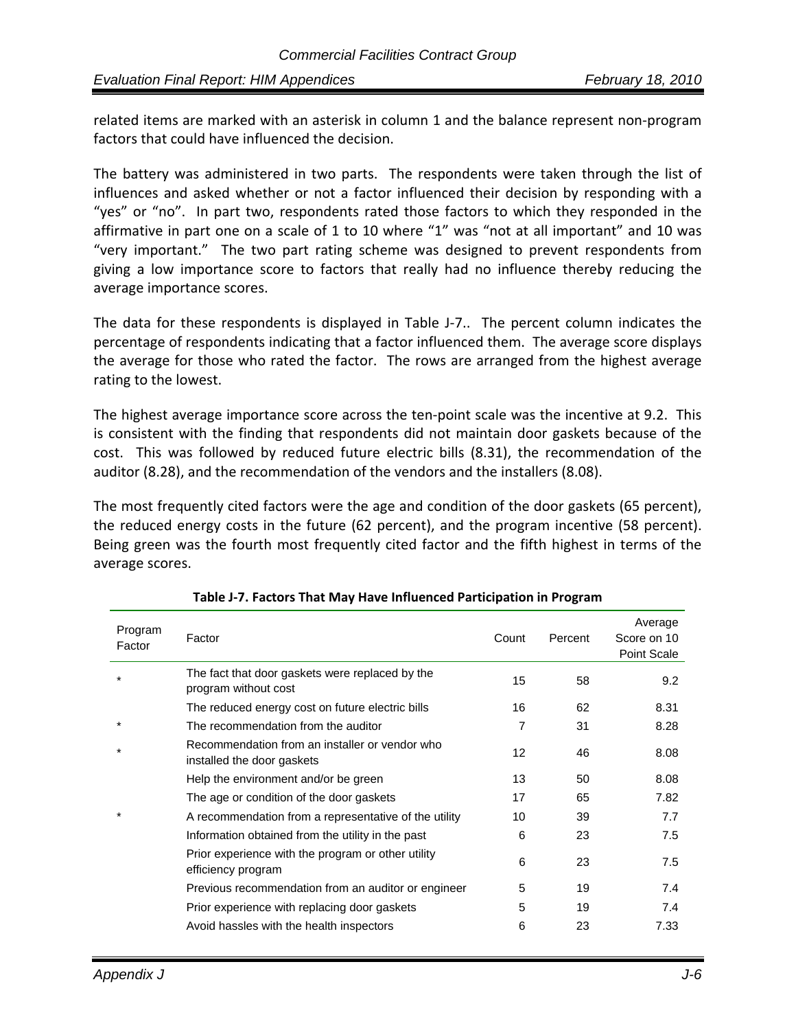related items are marked with an asterisk in column 1 and the balance represent non-program factors that could have influenced the decision.

The battery was administered in two parts. The respondents were taken through the list of influences and asked whether or not a factor influenced their decision by responding with a "yes" or "no". In part two, respondents rated those factors to which they responded in the affirmative in part one on a scale of 1 to 10 where "1" was "not at all important" and 10 was "very important." The two part rating scheme was designed to prevent respondents from giving a low importance score to factors that really had no influence thereby reducing the average importance scores.

The data for these respondents is displayed in Table J-7.. The percent column indicates the percentage of respondents indicating that a factor influenced them. The average score displays the average for those who rated the factor. The rows are arranged from the highest average rating to the lowest.

The highest average importance score across the ten-point scale was the incentive at 9.2. This is consistent with the finding that respondents did not maintain door gaskets because of the cost. This was followed by reduced future electric bills (8.31), the recommendation of the auditor (8.28), and the recommendation of the vendors and the installers (8.08).

The most frequently cited factors were the age and condition of the door gaskets (65 percent), the reduced energy costs in the future (62 percent), and the program incentive (58 percent). Being green was the fourth most frequently cited factor and the fifth highest in terms of the average scores.

**Table J-7. Factors That May Have Influenced Participation in Program**

| Program Factor | Factor | Count | Percent | Average Score on 10 Point Scale |
|---|---|---|---|---|
| * | The fact that door gaskets were replaced by the program without cost | 15 | 58 | 9.2 |
| | The reduced energy cost on future electric bills | 16 | 62 | 8.31 |
| * | The recommendation from the auditor | 7 | 31 | 8.28 |
| * | Recommendation from an installer or vendor who installed the door gaskets | 12 | 46 | 8.08 |
| | Help the environment and/or be green | 13 | 50 | 8.08 |
| | The age or condition of the door gaskets | 17 | 65 | 7.82 |
| * | A recommendation from a representative of the utility | 10 | 39 | 7.7 |
| | Information obtained from the utility in the past | 6 | 23 | 7.5 |
| | Prior experience with the program or other utility efficiency program | 6 | 23 | 7.5 |
| | Previous recommendation from an auditor or engineer | 5 | 19 | 7.4 |
| | Prior experience with replacing door gaskets | 5 | 19 | 7.4 |
| | Avoid hassles with the health inspectors | 6 | 23 | 7.33 |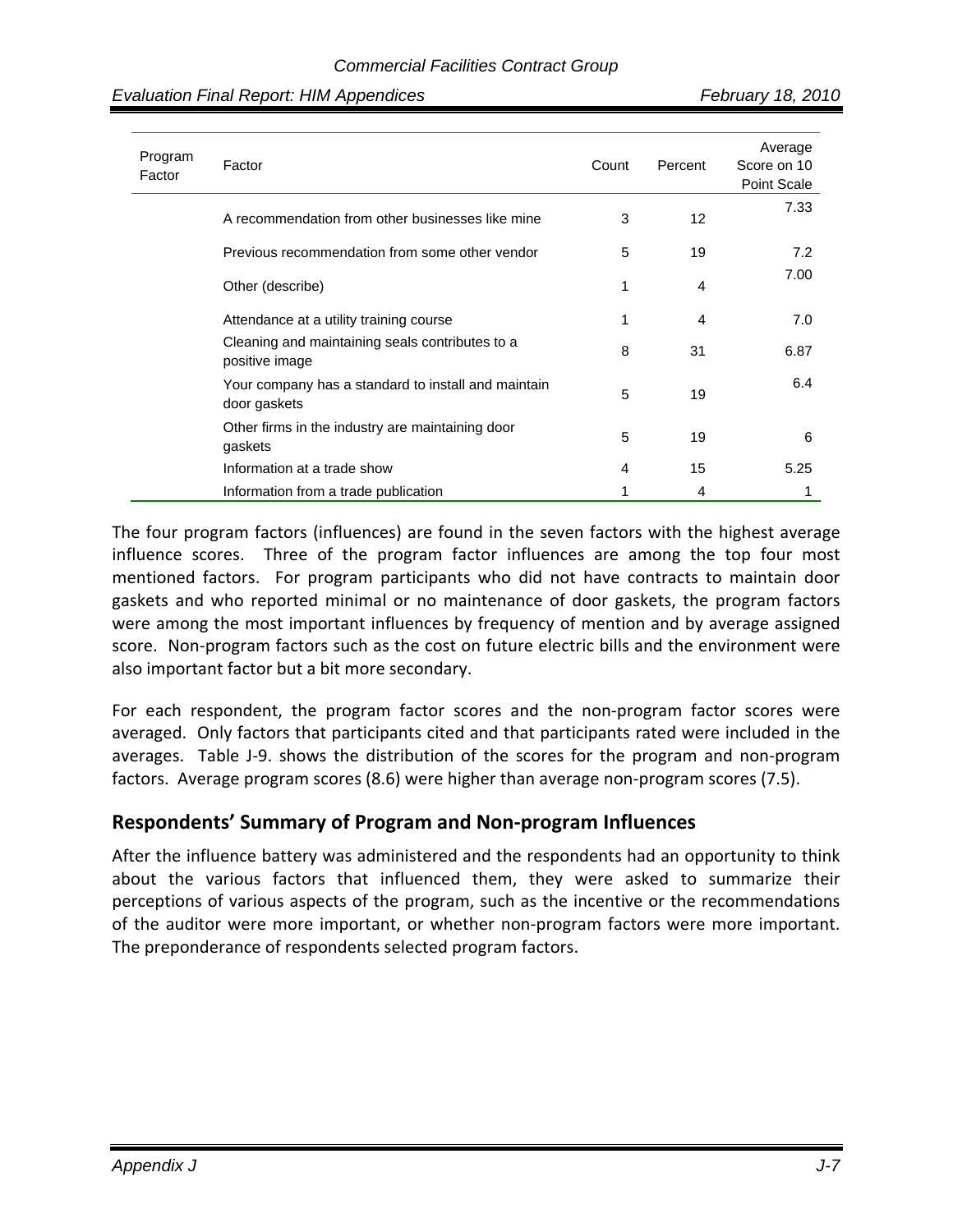| Program Factor | Factor | Count | Percent | Average Score on 10 Point Scale |
|---|---|---|---|---|
| | A recommendation from other businesses like mine | 3 | 12 | 7.33 |
| | Previous recommendation from some other vendor | 5 | 19 | 7.2 |
| | Other (describe) | 1 | 4 | 7.00 |
| | Attendance at a utility training course | 1 | 4 | 7.0 |
| | Cleaning and maintaining seals contributes to a positive image | 8 | 31 | 6.87 |
| | Your company has a standard to install and maintain door gaskets | 5 | 19 | 6.4 |
| | Other firms in the industry are maintaining door gaskets | 5 | 19 | 6 |
| | Information at a trade show | 4 | 15 | 5.25 |
| | Information from a trade publication | 1 | 4 | 1 |

The four program factors (influences) are found in the seven factors with the highest average influence scores. Three of the program factor influences are among the top four most mentioned factors. For program participants who did not have contracts to maintain door gaskets and who reported minimal or no maintenance of door gaskets, the program factors were among the most important influences by frequency of mention and by average assigned score. Non-program factors such as the cost on future electric bills and the environment were also important factor but a bit more secondary.

For each respondent, the program factor scores and the non-program factor scores were averaged. Only factors that participants cited and that participants rated were included in the averages. Table J-9. shows the distribution of the scores for the program and non-program factors. Average program scores (8.6) were higher than average non-program scores (7.5).

## Respondents' Summary of Program and Non-program Influences

After the influence battery was administered and the respondents had an opportunity to think about the various factors that influenced them, they were asked to summarize their perceptions of various aspects of the program, such as the incentive or the recommendations of the auditor were more important, or whether non-program factors were more important. The preponderance of respondents selected program factors.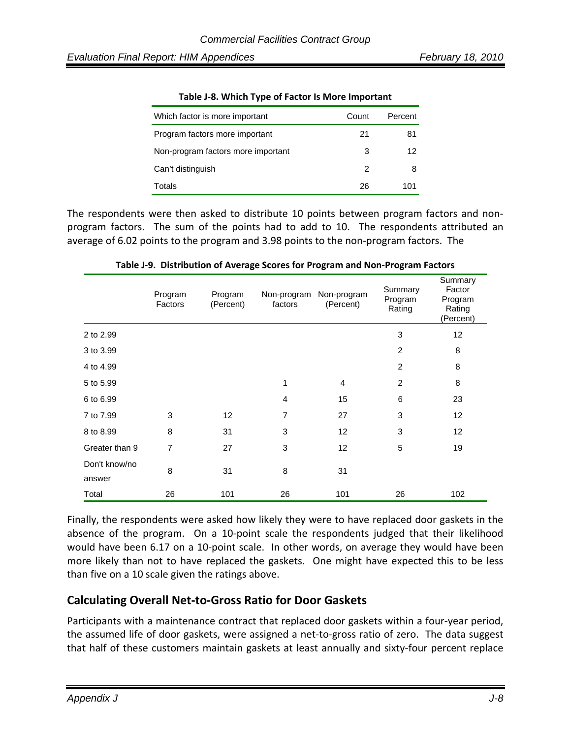**Table J-8. Which Type of Factor Is More Important**

| Which factor is more important | Count | Percent |
|---|---|---|
| Program factors more important | 21 | 81 |
| Non-program factors more important | 3 | 12 |
| Can't distinguish | 2 | 8 |
| Totals | 26 | 101 |

The respondents were then asked to distribute 10 points between program factors and non-program factors. The sum of the points had to add to 10. The respondents attributed an average of 6.02 points to the program and 3.98 points to the non-program factors. The

**Table J-9. Distribution of Average Scores for Program and Non-Program Factors**

| | Program Factors | Program (Percent) | Non-program factors | Non-program (Percent) | Summary Program Rating | Summary Factor Program Rating (Percent) |
|---|---|---|---|---|---|---|
| 2 to 2.99 | | | | | 3 | 12 |
| 3 to 3.99 | | | | | 2 | 8 |
| 4 to 4.99 | | | | | 2 | 8 |
| 5 to 5.99 | | | 1 | 4 | 2 | 8 |
| 6 to 6.99 | | | 4 | 15 | 6 | 23 |
| 7 to 7.99 | 3 | 12 | 7 | 27 | 3 | 12 |
| 8 to 8.99 | 8 | 31 | 3 | 12 | 3 | 12 |
| Greater than 9 | 7 | 27 | 3 | 12 | 5 | 19 |
| Don't know/no answer | 8 | 31 | 8 | 31 | | |
| Total | 26 | 101 | 26 | 101 | 26 | 102 |

Finally, the respondents were asked how likely they were to have replaced door gaskets in the absence of the program. On a 10-point scale the respondents judged that their likelihood would have been 6.17 on a 10-point scale. In other words, on average they would have been more likely than not to have replaced the gaskets. One might have expected this to be less than five on a 10 scale given the ratings above.

## Calculating Overall Net-to-Gross Ratio for Door Gaskets

Participants with a maintenance contract that replaced door gaskets within a four-year period, the assumed life of door gaskets, were assigned a net-to-gross ratio of zero. The data suggest that half of these customers maintain gaskets at least annually and sixty-four percent replace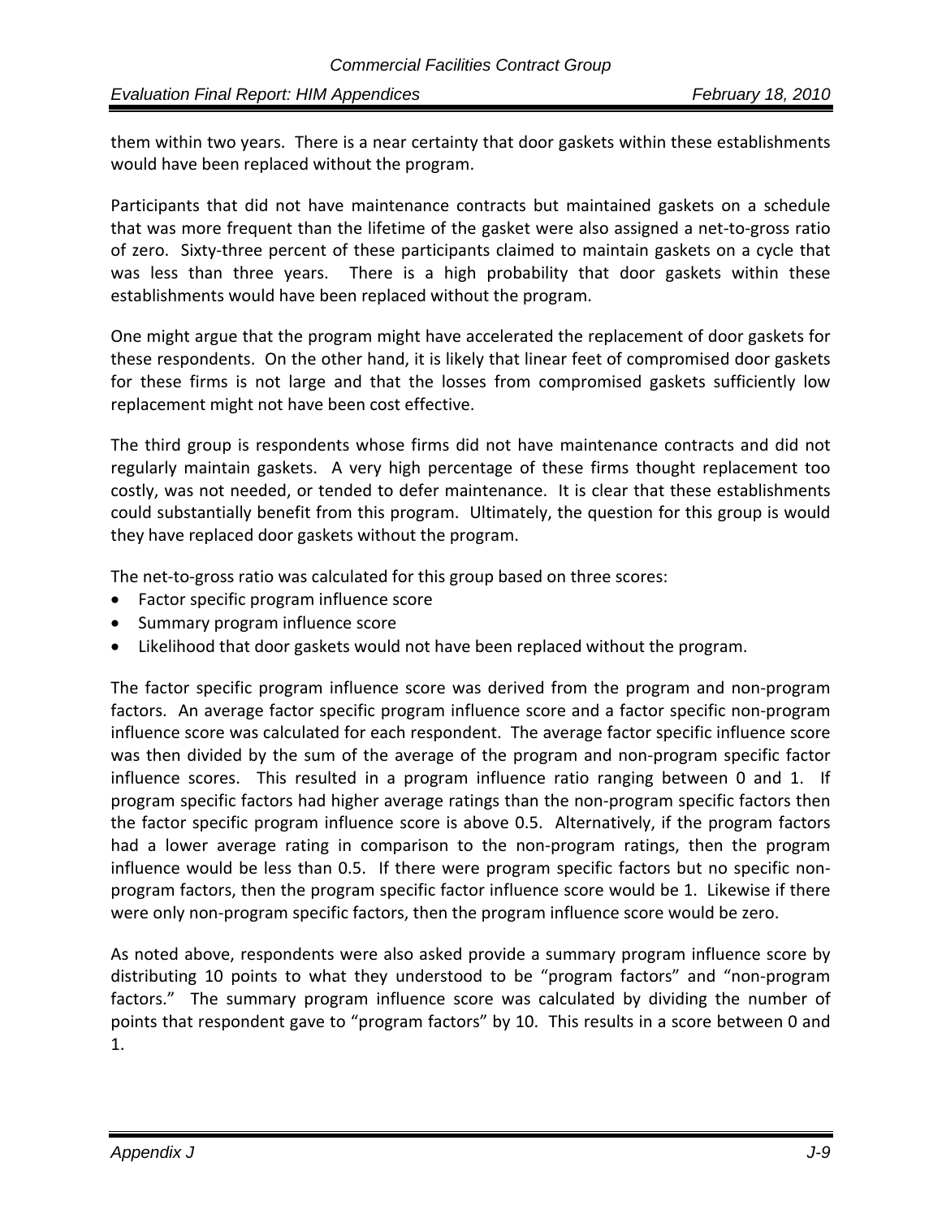them within two years. There is a near certainty that door gaskets within these establishments would have been replaced without the program.

Participants that did not have maintenance contracts but maintained gaskets on a schedule that was more frequent than the lifetime of the gasket were also assigned a net-to-gross ratio of zero. Sixty-three percent of these participants claimed to maintain gaskets on a cycle that was less than three years. There is a high probability that door gaskets within these establishments would have been replaced without the program.

One might argue that the program might have accelerated the replacement of door gaskets for these respondents. On the other hand, it is likely that linear feet of compromised door gaskets for these firms is not large and that the losses from compromised gaskets sufficiently low replacement might not have been cost effective.

The third group is respondents whose firms did not have maintenance contracts and did not regularly maintain gaskets. A very high percentage of these firms thought replacement too costly, was not needed, or tended to defer maintenance. It is clear that these establishments could substantially benefit from this program. Ultimately, the question for this group is would they have replaced door gaskets without the program.

The net-to-gross ratio was calculated for this group based on three scores:

- Factor specific program influence score
- Summary program influence score
- Likelihood that door gaskets would not have been replaced without the program.

The factor specific program influence score was derived from the program and non-program factors. An average factor specific program influence score and a factor specific non-program influence score was calculated for each respondent. The average factor specific influence score was then divided by the sum of the average of the program and non-program specific factor influence scores. This resulted in a program influence ratio ranging between 0 and 1. If program specific factors had higher average ratings than the non-program specific factors then the factor specific program influence score is above 0.5. Alternatively, if the program factors had a lower average rating in comparison to the non-program ratings, then the program influence would be less than 0.5. If there were program specific factors but no specific non-program factors, then the program specific factor influence score would be 1. Likewise if there were only non-program specific factors, then the program influence score would be zero.

As noted above, respondents were also asked provide a summary program influence score by distributing 10 points to what they understood to be "program factors" and "non-program factors." The summary program influence score was calculated by dividing the number of points that respondent gave to "program factors" by 10. This results in a score between 0 and 1.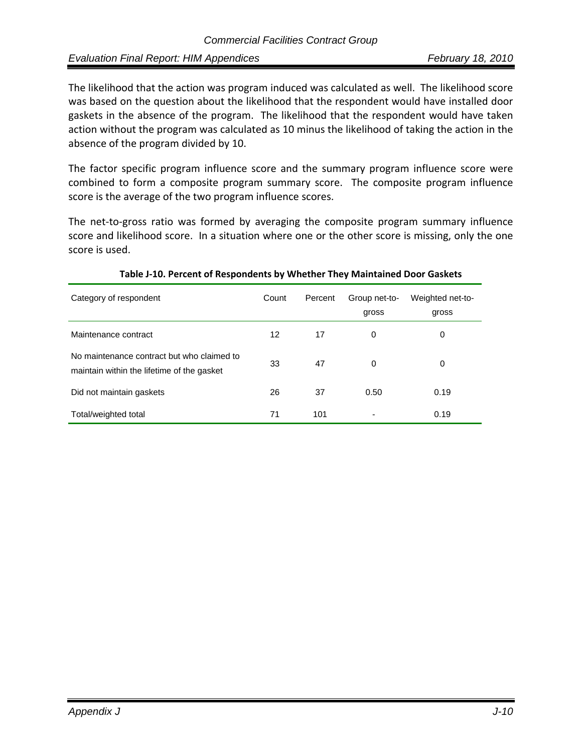The likelihood that the action was program induced was calculated as well. The likelihood score was based on the question about the likelihood that the respondent would have installed door gaskets in the absence of the program. The likelihood that the respondent would have taken action without the program was calculated as 10 minus the likelihood of taking the action in the absence of the program divided by 10.

The factor specific program influence score and the summary program influence score were combined to form a composite program summary score. The composite program influence score is the average of the two program influence scores.

The net-to-gross ratio was formed by averaging the composite program summary influence score and likelihood score. In a situation where one or the other score is missing, only the one score is used.

**Table J-10. Percent of Respondents by Whether They Maintained Door Gaskets**

| Category of respondent | Count | Percent | Group net-to-gross | Weighted net-to-gross |
|---|---|---|---|---|
| Maintenance contract | 12 | 17 | 0 | 0 |
| No maintenance contract but who claimed to maintain within the lifetime of the gasket | 33 | 47 | 0 | 0 |
| Did not maintain gaskets | 26 | 37 | 0.50 | 0.19 |
| Total/weighted total | 71 | 101 | - | 0.19 |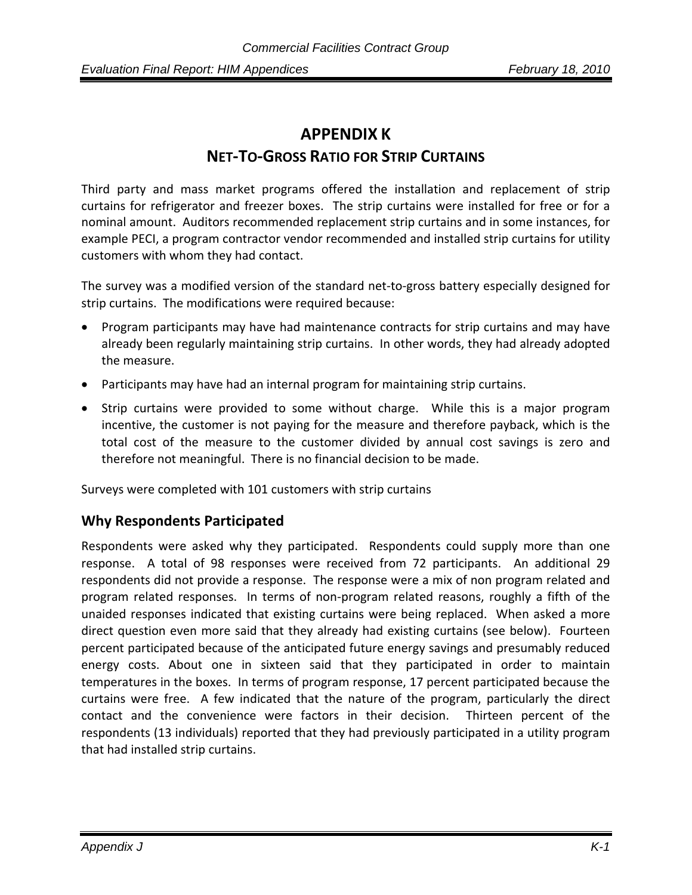# APPENDIX K

## NET-TO-GROSS RATIO FOR STRIP CURTAINS

Third party and mass market programs offered the installation and replacement of strip curtains for refrigerator and freezer boxes. The strip curtains were installed for free or for a nominal amount. Auditors recommended replacement strip curtains and in some instances, for example PECI, a program contractor vendor recommended and installed strip curtains for utility customers with whom they had contact.

The survey was a modified version of the standard net-to-gross battery especially designed for strip curtains. The modifications were required because:

- Program participants may have had maintenance contracts for strip curtains and may have already been regularly maintaining strip curtains. In other words, they had already adopted the measure.
- Participants may have had an internal program for maintaining strip curtains.
- Strip curtains were provided to some without charge. While this is a major program incentive, the customer is not paying for the measure and therefore payback, which is the total cost of the measure to the customer divided by annual cost savings is zero and therefore not meaningful. There is no financial decision to be made.

Surveys were completed with 101 customers with strip curtains

## Why Respondents Participated

Respondents were asked why they participated. Respondents could supply more than one response. A total of 98 responses were received from 72 participants. An additional 29 respondents did not provide a response. The response were a mix of non program related and program related responses. In terms of non-program related reasons, roughly a fifth of the unaided responses indicated that existing curtains were being replaced. When asked a more direct question even more said that they already had existing curtains (see below). Fourteen percent participated because of the anticipated future energy savings and presumably reduced energy costs. About one in sixteen said that they participated in order to maintain temperatures in the boxes. In terms of program response, 17 percent participated because the curtains were free. A few indicated that the nature of the program, particularly the direct contact and the convenience were factors in their decision. Thirteen percent of the respondents (13 individuals) reported that they had previously participated in a utility program that had installed strip curtains.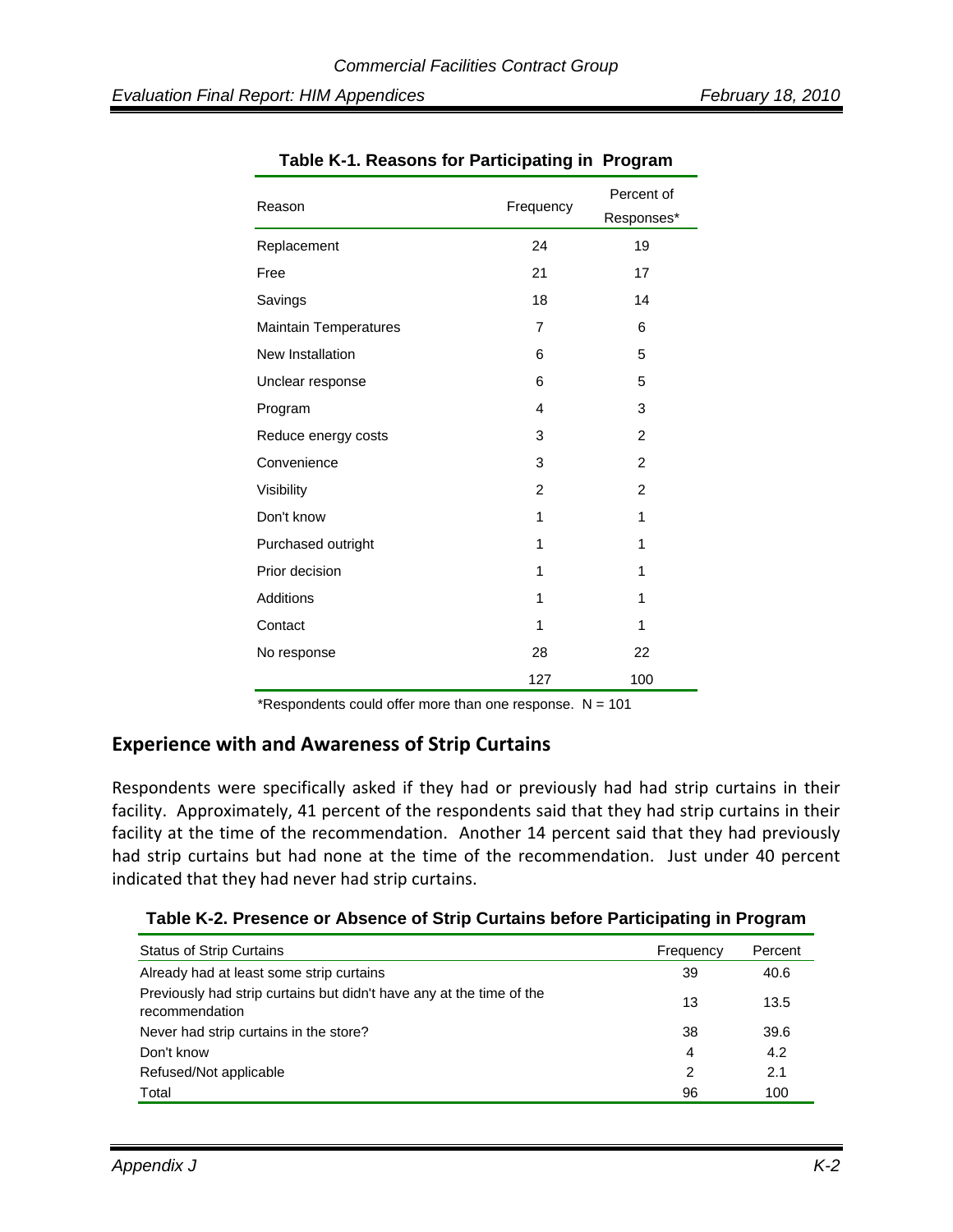**Table K-1. Reasons for Participating in Program**

| Reason | Frequency | Percent of Responses* |
|---|---|---|
| Replacement | 24 | 19 |
| Free | 21 | 17 |
| Savings | 18 | 14 |
| Maintain Temperatures | 7 | 6 |
| New Installation | 6 | 5 |
| Unclear response | 6 | 5 |
| Program | 4 | 3 |
| Reduce energy costs | 3 | 2 |
| Convenience | 3 | 2 |
| Visibility | 2 | 2 |
| Don't know | 1 | 1 |
| Purchased outright | 1 | 1 |
| Prior decision | 1 | 1 |
| Additions | 1 | 1 |
| Contact | 1 | 1 |
| No response | 28 | 22 |
| | 127 | 100 |

*Respondents could offer more than one response. N = 101

## Experience with and Awareness of Strip Curtains

Respondents were specifically asked if they had or previously had had strip curtains in their facility. Approximately, 41 percent of the respondents said that they had strip curtains in their facility at the time of the recommendation. Another 14 percent said that they had previously had strip curtains but had none at the time of the recommendation. Just under 40 percent indicated that they had never had strip curtains.

**Table K-2. Presence or Absence of Strip Curtains before Participating in Program**

| Status of Strip Curtains | Frequency | Percent |
|---|---|---|
| Already had at least some strip curtains | 39 | 40.6 |
| Previously had strip curtains but didn't have any at the time of the recommendation | 13 | 13.5 |
| Never had strip curtains in the store? | 38 | 39.6 |
| Don't know | 4 | 4.2 |
| Refused/Not applicable | 2 | 2.1 |
| Total | 96 | 100 |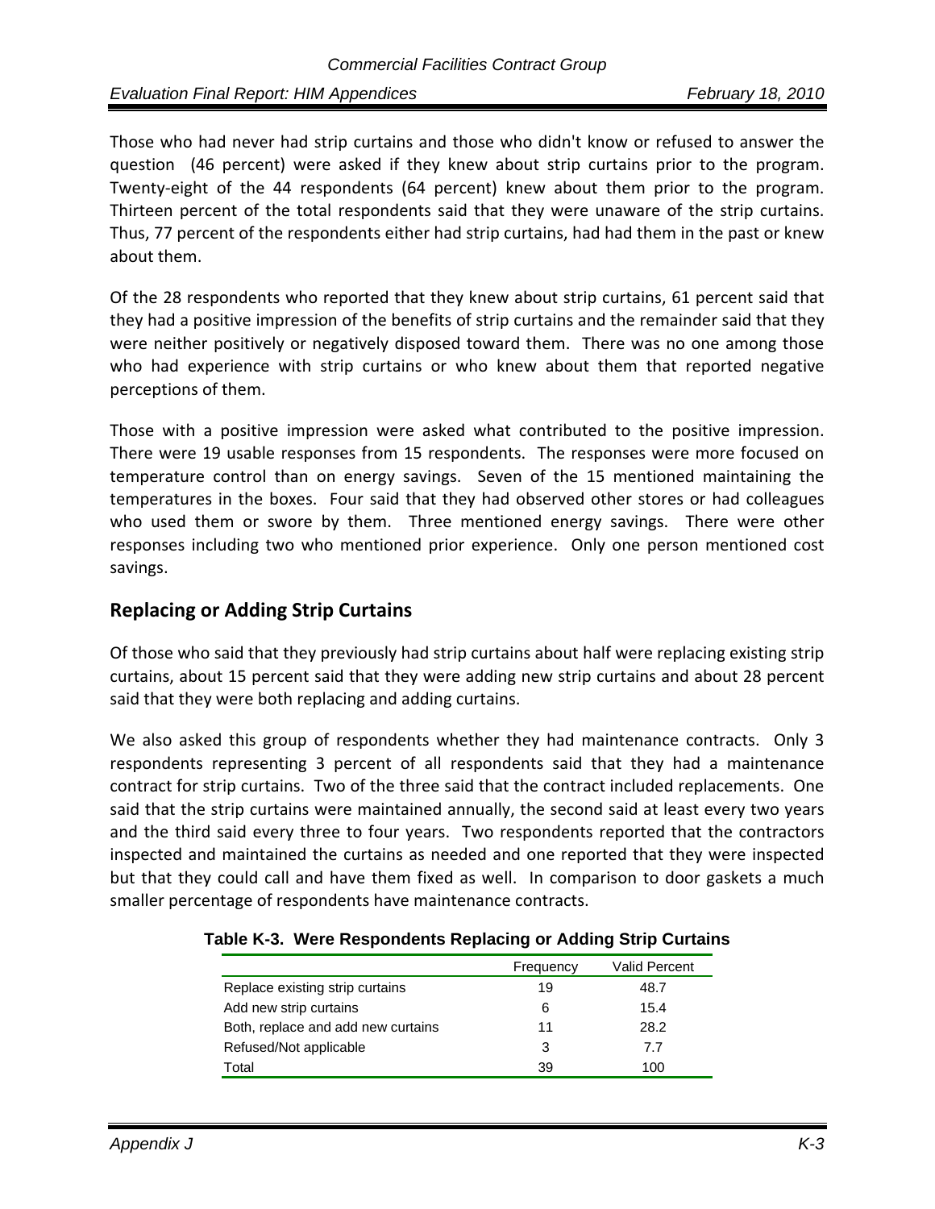Those who had never had strip curtains and those who didn't know or refused to answer the question (46 percent) were asked if they knew about strip curtains prior to the program. Twenty-eight of the 44 respondents (64 percent) knew about them prior to the program. Thirteen percent of the total respondents said that they were unaware of the strip curtains. Thus, 77 percent of the respondents either had strip curtains, had had them in the past or knew about them.

Of the 28 respondents who reported that they knew about strip curtains, 61 percent said that they had a positive impression of the benefits of strip curtains and the remainder said that they were neither positively or negatively disposed toward them. There was no one among those who had experience with strip curtains or who knew about them that reported negative perceptions of them.

Those with a positive impression were asked what contributed to the positive impression. There were 19 usable responses from 15 respondents. The responses were more focused on temperature control than on energy savings. Seven of the 15 mentioned maintaining the temperatures in the boxes. Four said that they had observed other stores or had colleagues who used them or swore by them. Three mentioned energy savings. There were other responses including two who mentioned prior experience. Only one person mentioned cost savings.

## Replacing or Adding Strip Curtains

Of those who said that they previously had strip curtains about half were replacing existing strip curtains, about 15 percent said that they were adding new strip curtains and about 28 percent said that they were both replacing and adding curtains.

We also asked this group of respondents whether they had maintenance contracts. Only 3 respondents representing 3 percent of all respondents said that they had a maintenance contract for strip curtains. Two of the three said that the contract included replacements. One said that the strip curtains were maintained annually, the second said at least every two years and the third said every three to four years. Two respondents reported that the contractors inspected and maintained the curtains as needed and one reported that they were inspected but that they could call and have them fixed as well. In comparison to door gaskets a much smaller percentage of respondents have maintenance contracts.

**Table K-3. Were Respondents Replacing or Adding Strip Curtains**

| | Frequency | Valid Percent |
|---|---|---|
| Replace existing strip curtains | 19 | 48.7 |
| Add new strip curtains | 6 | 15.4 |
| Both, replace and add new curtains | 11 | 28.2 |
| Refused/Not applicable | 3 | 7.7 |
| Total | 39 | 100 |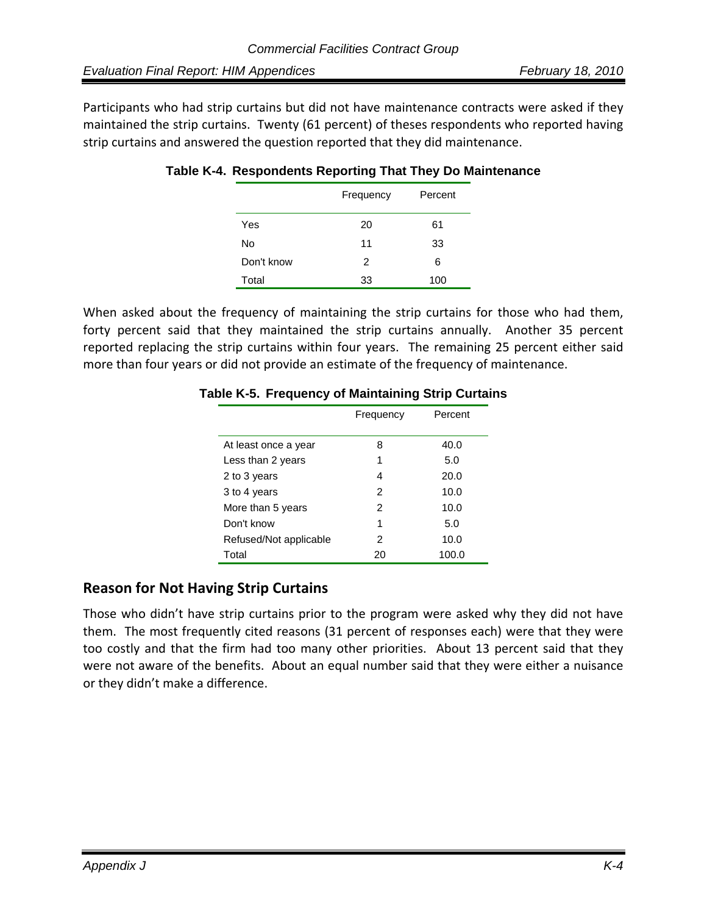Participants who had strip curtains but did not have maintenance contracts were asked if they maintained the strip curtains. Twenty (61 percent) of theses respondents who reported having strip curtains and answered the question reported that they did maintenance.

**Table K-4. Respondents Reporting That They Do Maintenance**

| | Frequency | Percent |
|---|---|---|
| Yes | 20 | 61 |
| No | 11 | 33 |
| Don't know | 2 | 6 |
| Total | 33 | 100 |

When asked about the frequency of maintaining the strip curtains for those who had them, forty percent said that they maintained the strip curtains annually. Another 35 percent reported replacing the strip curtains within four years. The remaining 25 percent either said more than four years or did not provide an estimate of the frequency of maintenance.

**Table K-5. Frequency of Maintaining Strip Curtains**

| | Frequency | Percent |
|---|---|---|
| At least once a year | 8 | 40.0 |
| Less than 2 years | 1 | 5.0 |
| 2 to 3 years | 4 | 20.0 |
| 3 to 4 years | 2 | 10.0 |
| More than 5 years | 2 | 10.0 |
| Don't know | 1 | 5.0 |
| Refused/Not applicable | 2 | 10.0 |
| Total | 20 | 100.0 |

## Reason for Not Having Strip Curtains

Those who didn't have strip curtains prior to the program were asked why they did not have them. The most frequently cited reasons (31 percent of responses each) were that they were too costly and that the firm had too many other priorities. About 13 percent said that they were not aware of the benefits. About an equal number said that they were either a nuisance or they didn't make a difference.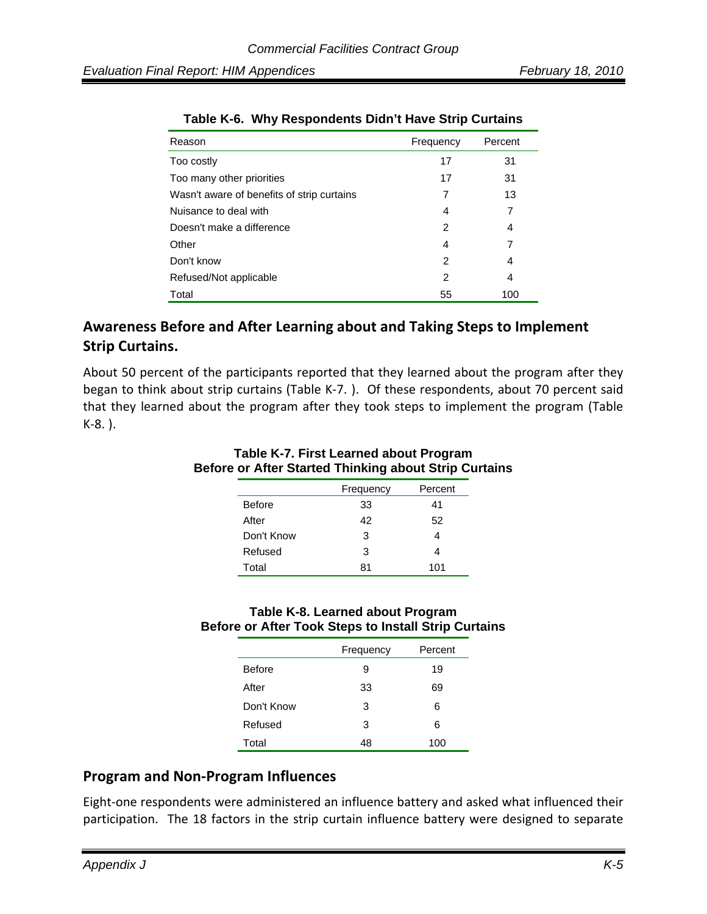**Table K-6. Why Respondents Didn't Have Strip Curtains**

| Reason | Frequency | Percent |
|---|---|---|
| Too costly | 17 | 31 |
| Too many other priorities | 17 | 31 |
| Wasn't aware of benefits of strip curtains | 7 | 13 |
| Nuisance to deal with | 4 | 7 |
| Doesn't make a difference | 2 | 4 |
| Other | 4 | 7 |
| Don't know | 2 | 4 |
| Refused/Not applicable | 2 | 4 |
| Total | 55 | 100 |

## Awareness Before and After Learning about and Taking Steps to Implement Strip Curtains.

About 50 percent of the participants reported that they learned about the program after they began to think about strip curtains (Table K-7. ). Of these respondents, about 70 percent said that they learned about the program after they took steps to implement the program (Table K-8. ).

**Table K-7. First Learned about Program Before or After Started Thinking about Strip Curtains**

| | Frequency | Percent |
|---|---|---|
| Before | 33 | 41 |
| After | 42 | 52 |
| Don't Know | 3 | 4 |
| Refused | 3 | 4 |
| Total | 81 | 101 |

**Table K-8. Learned about Program Before or After Took Steps to Install Strip Curtains**

| | Frequency | Percent |
|---|---|---|
| Before | 9 | 19 |
| After | 33 | 69 |
| Don't Know | 3 | 6 |
| Refused | 3 | 6 |
| Total | 48 | 100 |

## Program and Non-Program Influences

Eight-one respondents were administered an influence battery and asked what influenced their participation. The 18 factors in the strip curtain influence battery were designed to separate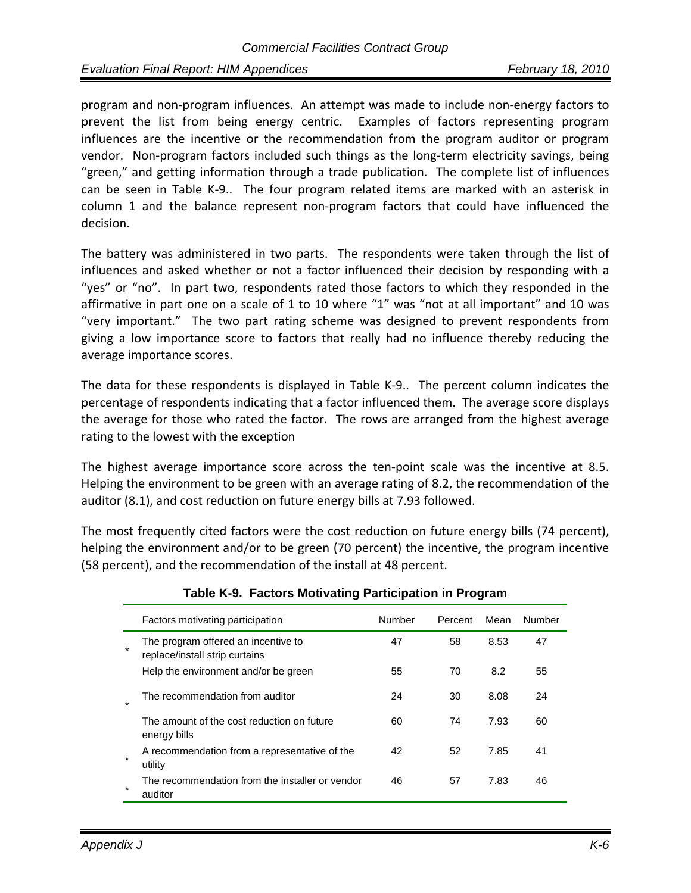program and non-program influences. An attempt was made to include non-energy factors to prevent the list from being energy centric. Examples of factors representing program influences are the incentive or the recommendation from the program auditor or program vendor. Non-program factors included such things as the long-term electricity savings, being "green," and getting information through a trade publication. The complete list of influences can be seen in Table K-9.. The four program related items are marked with an asterisk in column 1 and the balance represent non-program factors that could have influenced the decision.

The battery was administered in two parts. The respondents were taken through the list of influences and asked whether or not a factor influenced their decision by responding with a "yes" or "no". In part two, respondents rated those factors to which they responded in the affirmative in part one on a scale of 1 to 10 where "1" was "not at all important" and 10 was "very important." The two part rating scheme was designed to prevent respondents from giving a low importance score to factors that really had no influence thereby reducing the average importance scores.

The data for these respondents is displayed in Table K-9.. The percent column indicates the percentage of respondents indicating that a factor influenced them. The average score displays the average for those who rated the factor. The rows are arranged from the highest average rating to the lowest with the exception

The highest average importance score across the ten-point scale was the incentive at 8.5. Helping the environment to be green with an average rating of 8.2, the recommendation of the auditor (8.1), and cost reduction on future energy bills at 7.93 followed.

The most frequently cited factors were the cost reduction on future energy bills (74 percent), helping the environment and/or to be green (70 percent) the incentive, the program incentive (58 percent), and the recommendation of the install at 48 percent.

**Table K-9. Factors Motivating Participation in Program**

| | Factors motivating participation | Number | Percent | Mean | Number |
|---|---|---|---|---|---|
| * | The program offered an incentive to replace/install strip curtains | 47 | 58 | 8.53 | 47 |
| | Help the environment and/or be green | 55 | 70 | 8.2 | 55 |
| * | The recommendation from auditor | 24 | 30 | 8.08 | 24 |
| | The amount of the cost reduction on future energy bills | 60 | 74 | 7.93 | 60 |
| * | A recommendation from a representative of the utility | 42 | 52 | 7.85 | 41 |
| * | The recommendation from the installer or vendor auditor | 46 | 57 | 7.83 | 46 |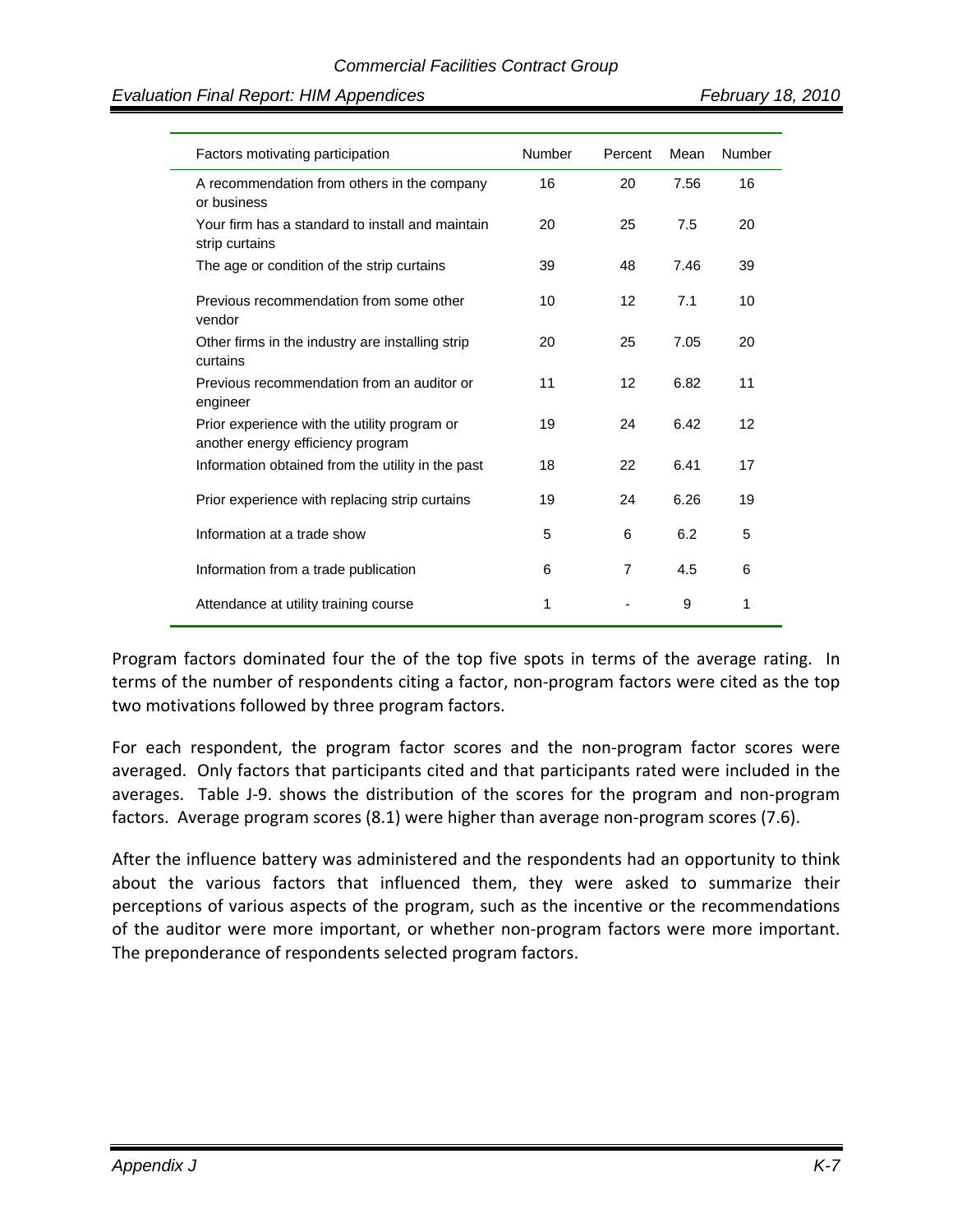| Factors motivating participation | Number | Percent | Mean | Number |
|---|---|---|---|---|
| A recommendation from others in the company or business | 16 | 20 | 7.56 | 16 |
| Your firm has a standard to install and maintain strip curtains | 20 | 25 | 7.5 | 20 |
| The age or condition of the strip curtains | 39 | 48 | 7.46 | 39 |
| Previous recommendation from some other vendor | 10 | 12 | 7.1 | 10 |
| Other firms in the industry are installing strip curtains | 20 | 25 | 7.05 | 20 |
| Previous recommendation from an auditor or engineer | 11 | 12 | 6.82 | 11 |
| Prior experience with the utility program or another energy efficiency program | 19 | 24 | 6.42 | 12 |
| Information obtained from the utility in the past | 18 | 22 | 6.41 | 17 |
| Prior experience with replacing strip curtains | 19 | 24 | 6.26 | 19 |
| Information at a trade show | 5 | 6 | 6.2 | 5 |
| Information from a trade publication | 6 | 7 | 4.5 | 6 |
| Attendance at utility training course | 1 | - | 9 | 1 |

Program factors dominated four the of the top five spots in terms of the average rating. In terms of the number of respondents citing a factor, non-program factors were cited as the top two motivations followed by three program factors.

For each respondent, the program factor scores and the non-program factor scores were averaged. Only factors that participants cited and that participants rated were included in the averages. Table J-9. shows the distribution of the scores for the program and non-program factors. Average program scores (8.1) were higher than average non-program scores (7.6).

After the influence battery was administered and the respondents had an opportunity to think about the various factors that influenced them, they were asked to summarize their perceptions of various aspects of the program, such as the incentive or the recommendations of the auditor were more important, or whether non-program factors were more important. The preponderance of respondents selected program factors.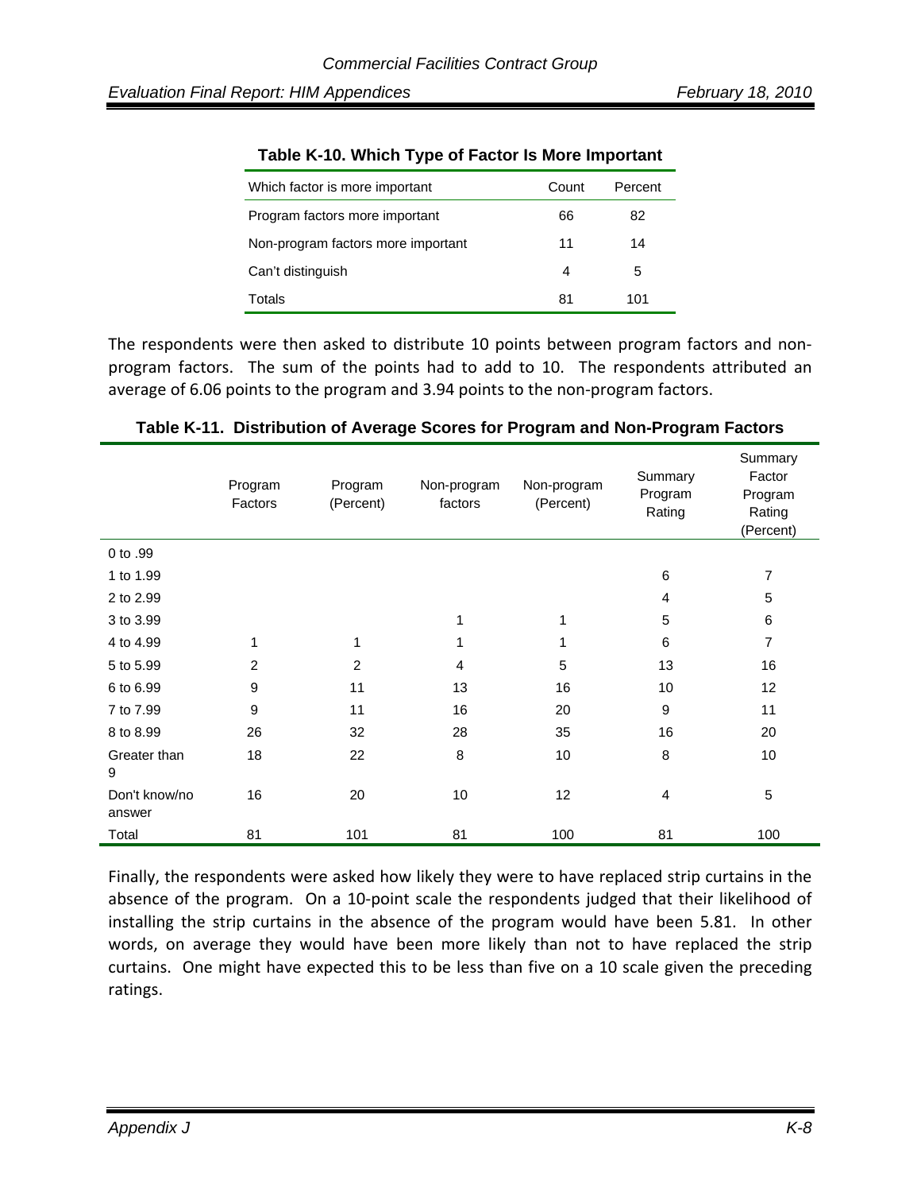**Table K-10. Which Type of Factor Is More Important**

| Which factor is more important | Count | Percent |
|---|---|---|
| Program factors more important | 66 | 82 |
| Non-program factors more important | 11 | 14 |
| Can't distinguish | 4 | 5 |
| Totals | 81 | 101 |

The respondents were then asked to distribute 10 points between program factors and non-program factors. The sum of the points had to add to 10. The respondents attributed an average of 6.06 points to the program and 3.94 points to the non-program factors.

**Table K-11. Distribution of Average Scores for Program and Non-Program Factors**

| | Program Factors | Program (Percent) | Non-program factors | Non-program (Percent) | Summary Program Rating | Summary Factor Program Rating (Percent) |
|---|---|---|---|---|---|---|
| 0 to .99 | | | | | | |
| 1 to 1.99 | | | | | 6 | 7 |
| 2 to 2.99 | | | | | 4 | 5 |
| 3 to 3.99 | | | 1 | 1 | 5 | 6 |
| 4 to 4.99 | 1 | 1 | 1 | 1 | 6 | 7 |
| 5 to 5.99 | 2 | 2 | 4 | 5 | 13 | 16 |
| 6 to 6.99 | 9 | 11 | 13 | 16 | 10 | 12 |
| 7 to 7.99 | 9 | 11 | 16 | 20 | 9 | 11 |
| 8 to 8.99 | 26 | 32 | 28 | 35 | 16 | 20 |
| Greater than 9 | 18 | 22 | 8 | 10 | 8 | 10 |
| Don't know/no answer | 16 | 20 | 10 | 12 | 4 | 5 |
| Total | 81 | 101 | 81 | 100 | 81 | 100 |

Finally, the respondents were asked how likely they were to have replaced strip curtains in the absence of the program. On a 10-point scale the respondents judged that their likelihood of installing the strip curtains in the absence of the program would have been 5.81. In other words, on average they would have been more likely than not to have replaced the strip curtains. One might have expected this to be less than five on a 10 scale given the preceding ratings.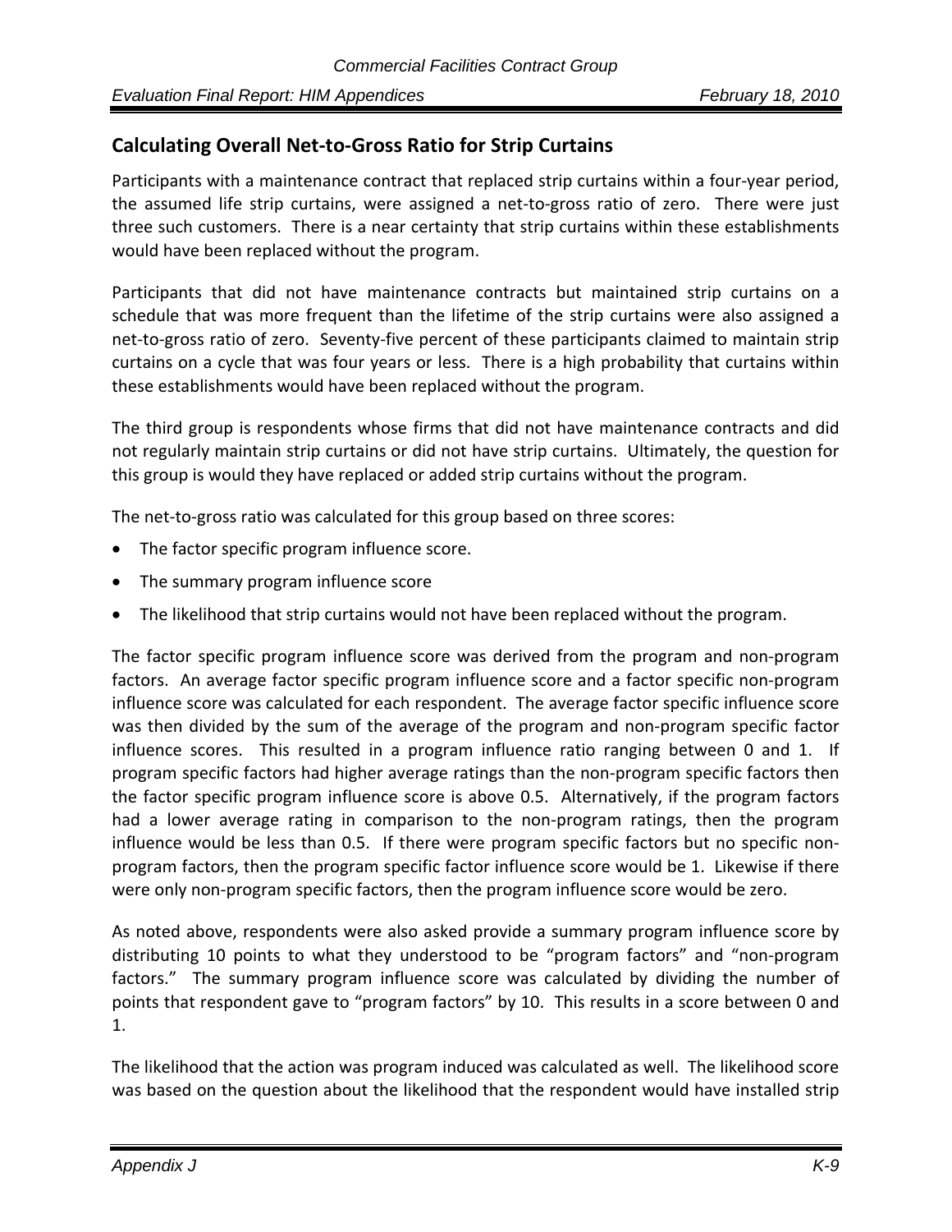## Calculating Overall Net-to-Gross Ratio for Strip Curtains

Participants with a maintenance contract that replaced strip curtains within a four-year period, the assumed life strip curtains, were assigned a net-to-gross ratio of zero. There were just three such customers. There is a near certainty that strip curtains within these establishments would have been replaced without the program.

Participants that did not have maintenance contracts but maintained strip curtains on a schedule that was more frequent than the lifetime of the strip curtains were also assigned a net-to-gross ratio of zero. Seventy-five percent of these participants claimed to maintain strip curtains on a cycle that was four years or less. There is a high probability that curtains within these establishments would have been replaced without the program.

The third group is respondents whose firms that did not have maintenance contracts and did not regularly maintain strip curtains or did not have strip curtains. Ultimately, the question for this group is would they have replaced or added strip curtains without the program.

The net-to-gross ratio was calculated for this group based on three scores:

- The factor specific program influence score.
- The summary program influence score
- The likelihood that strip curtains would not have been replaced without the program.

The factor specific program influence score was derived from the program and non-program factors. An average factor specific program influence score and a factor specific non-program influence score was calculated for each respondent. The average factor specific influence score was then divided by the sum of the average of the program and non-program specific factor influence scores. This resulted in a program influence ratio ranging between 0 and 1. If program specific factors had higher average ratings than the non-program specific factors then the factor specific program influence score is above 0.5. Alternatively, if the program factors had a lower average rating in comparison to the non-program ratings, then the program influence would be less than 0.5. If there were program specific factors but no specific non-program factors, then the program specific factor influence score would be 1. Likewise if there were only non-program specific factors, then the program influence score would be zero.

As noted above, respondents were also asked provide a summary program influence score by distributing 10 points to what they understood to be "program factors" and "non-program factors." The summary program influence score was calculated by dividing the number of points that respondent gave to "program factors" by 10. This results in a score between 0 and 1.

The likelihood that the action was program induced was calculated as well. The likelihood score was based on the question about the likelihood that the respondent would have installed strip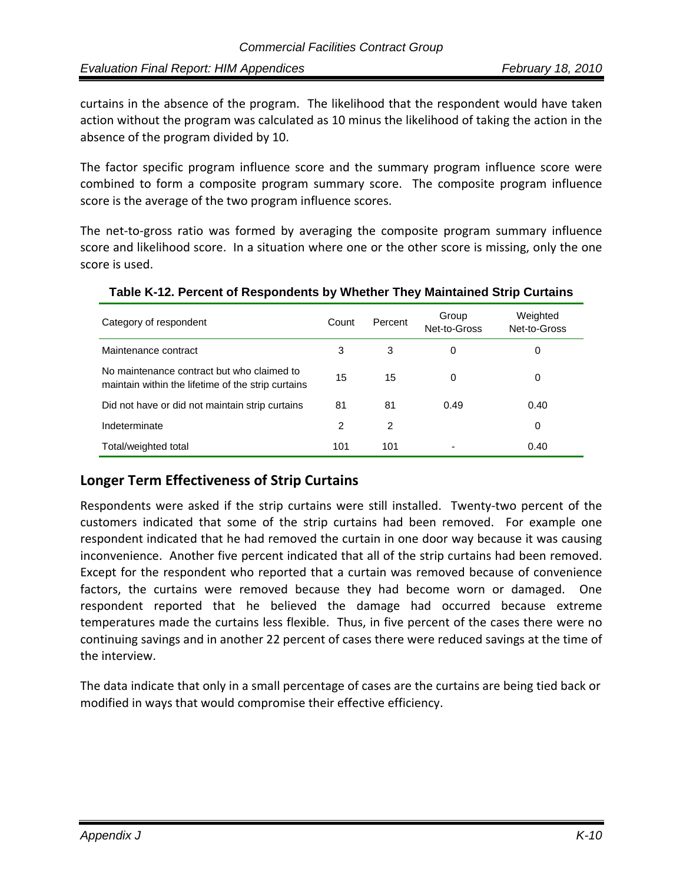curtains in the absence of the program. The likelihood that the respondent would have taken action without the program was calculated as 10 minus the likelihood of taking the action in the absence of the program divided by 10.

The factor specific program influence score and the summary program influence score were combined to form a composite program summary score. The composite program influence score is the average of the two program influence scores.

The net-to-gross ratio was formed by averaging the composite program summary influence score and likelihood score. In a situation where one or the other score is missing, only the one score is used.

**Table K-12. Percent of Respondents by Whether They Maintained Strip Curtains**

| Category of respondent | Count | Percent | Group Net-to-Gross | Weighted Net-to-Gross |
|---|---|---|---|---|
| Maintenance contract | 3 | 3 | 0 | 0 |
| No maintenance contract but who claimed to maintain within the lifetime of the strip curtains | 15 | 15 | 0 | 0 |
| Did not have or did not maintain strip curtains | 81 | 81 | 0.49 | 0.40 |
| Indeterminate | 2 | 2 | | 0 |
| Total/weighted total | 101 | 101 | - | 0.40 |

## Longer Term Effectiveness of Strip Curtains

Respondents were asked if the strip curtains were still installed. Twenty-two percent of the customers indicated that some of the strip curtains had been removed. For example one respondent indicated that he had removed the curtain in one door way because it was causing inconvenience. Another five percent indicated that all of the strip curtains had been removed. Except for the respondent who reported that a curtain was removed because of convenience factors, the curtains were removed because they had become worn or damaged. One respondent reported that he believed the damage had occurred because extreme temperatures made the curtains less flexible. Thus, in five percent of the cases there were no continuing savings and in another 22 percent of cases there were reduced savings at the time of the interview.

The data indicate that only in a small percentage of cases are the curtains are being tied back or modified in ways that would compromise their effective efficiency.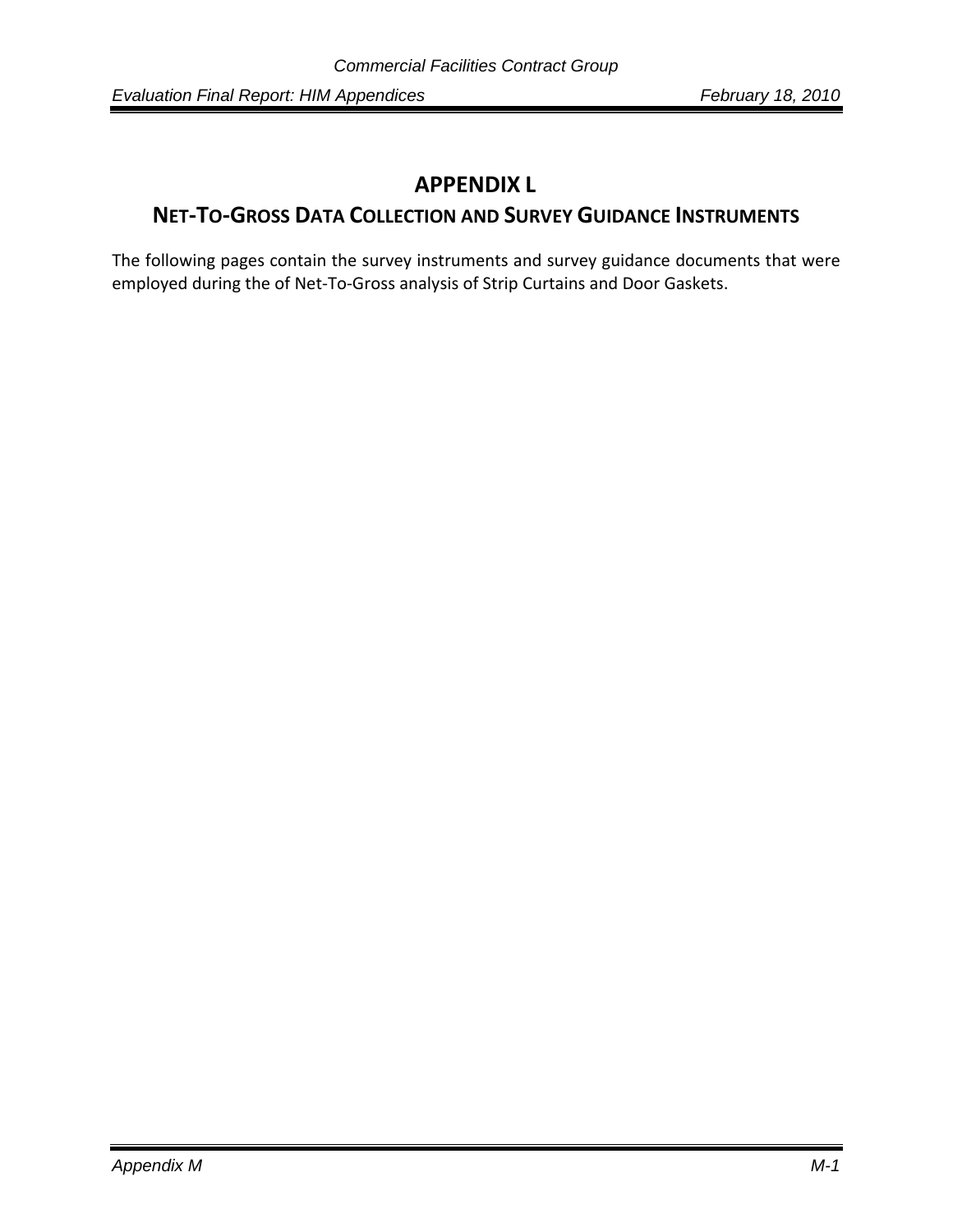# APPENDIX L

## NET-TO-GROSS DATA COLLECTION AND SURVEY GUIDANCE INSTRUMENTS

The following pages contain the survey instruments and survey guidance documents that were employed during the of Net-To-Gross analysis of Strip Curtains and Door Gaskets.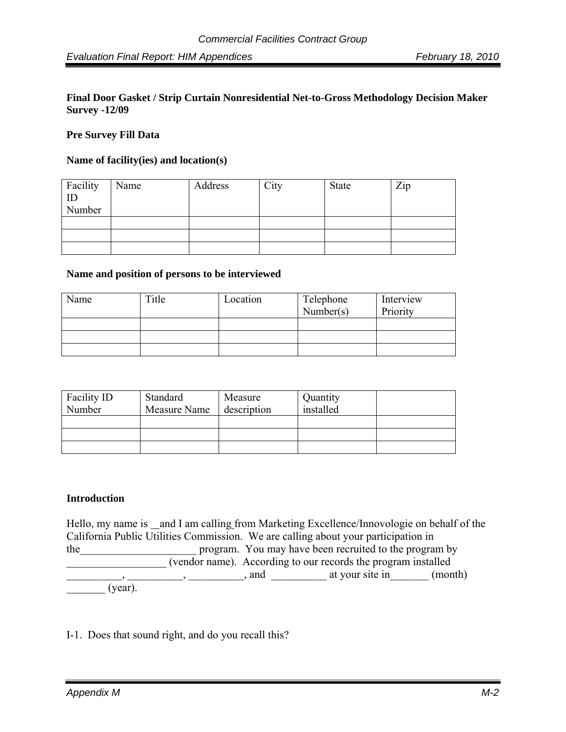**Final Door Gasket / Strip Curtain Nonresidential Net-to-Gross Methodology Decision Maker Survey -12/09**

**Pre Survey Fill Data**

**Name of facility(ies) and location(s)**

| Facility ID Number | Name | Address | City | State | Zip |
|---|---|---|---|---|---|
| | | | | | |
| | | | | | |
| | | | | | |

**Name and position of persons to be interviewed**

| Name | Title | Location | Telephone Number(s) | Interview Priority |
|---|---|---|---|---|
| | | | | |
| | | | | |
| | | | | |

| Facility ID Number | Standard Measure Name | Measure description | Quantity installed | |
|---|---|---|---|---|
| | | | | |
| | | | | |
| | | | | |

**Introduction**

Hello, my name is __and I am calling from Marketing Excellence/Innovologie on behalf of the California Public Utilities Commission. We are calling about your participation in the_____________________ program. You may have been recruited to the program by __________________ (vendor name). According to our records the program installed __________, __________, __________, and __________ at your site in_______ (month) _______ (year).

I-1. Does that sound right, and do you recall this?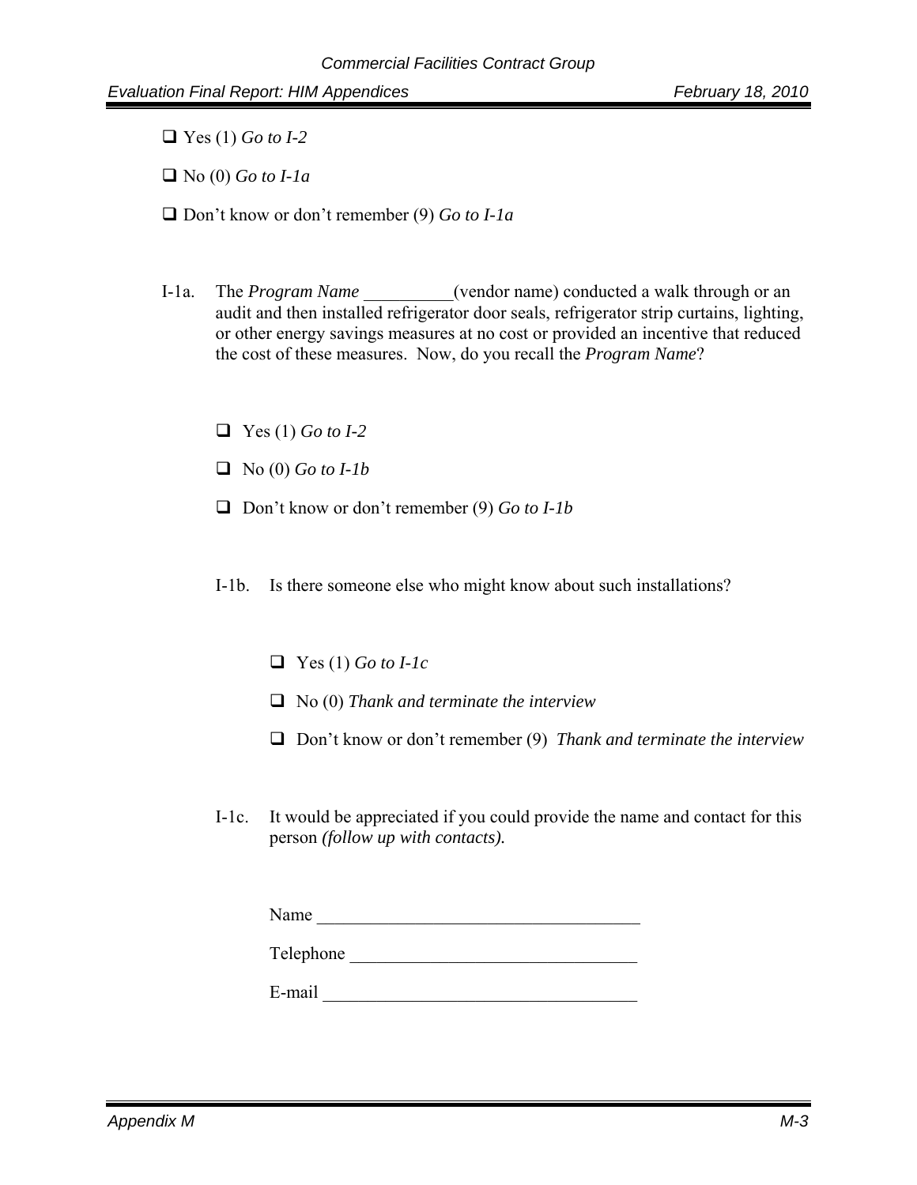- ❑ Yes (1) *Go to I-2*
- ❑ No (0) *Go to I-1a*
- ❑ Don't know or don't remember (9) *Go to I-1a*

I-1a. The *Program Name* __________(vendor name) conducted a walk through or an audit and then installed refrigerator door seals, refrigerator strip curtains, lighting, or other energy savings measures at no cost or provided an incentive that reduced the cost of these measures. Now, do you recall the *Program Name*?

- ❑ Yes (1) *Go to I-2*
- ❑ No (0) *Go to I-1b*
- ❑ Don't know or don't remember (9) *Go to I-1b*

I-1b. Is there someone else who might know about such installations?

- ❑ Yes (1) *Go to I-1c*
- ❑ No (0) *Thank and terminate the interview*
- ❑ Don't know or don't remember (9) *Thank and terminate the interview*

I-1c. It would be appreciated if you could provide the name and contact for this person *(follow up with contacts).*

Name _____________________________________

Telephone _________________________________

E-mail ____________________________________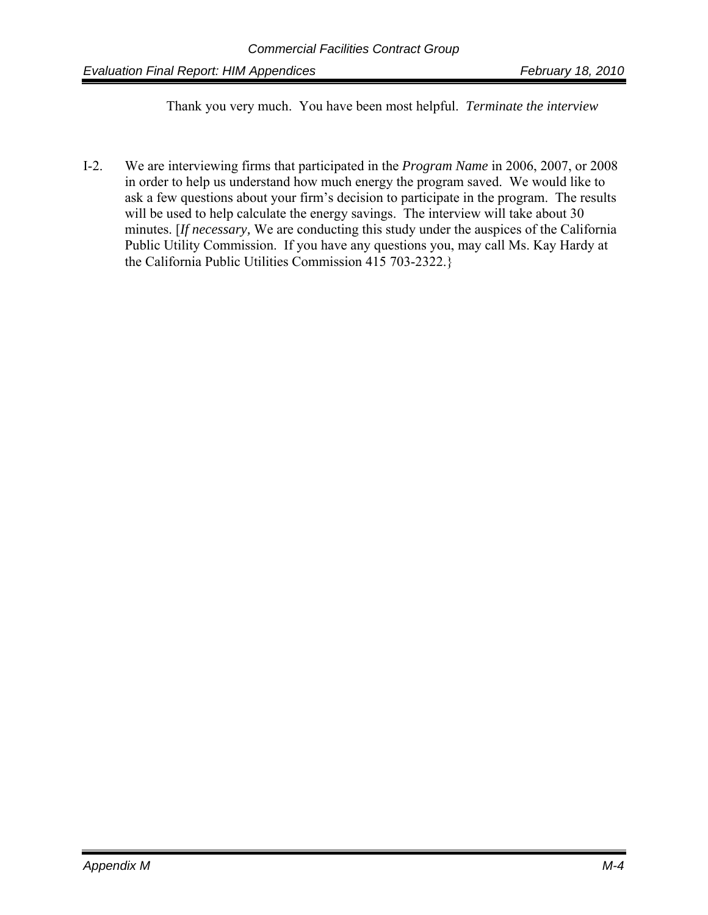Thank you very much. You have been most helpful. *Terminate the interview*

I-2. We are interviewing firms that participated in the *Program Name* in 2006, 2007, or 2008 in order to help us understand how much energy the program saved. We would like to ask a few questions about your firm's decision to participate in the program. The results will be used to help calculate the energy savings. The interview will take about 30 minutes. [*If necessary,* We are conducting this study under the auspices of the California Public Utility Commission. If you have any questions you, may call Ms. Kay Hardy at the California Public Utilities Commission 415 703-2322.}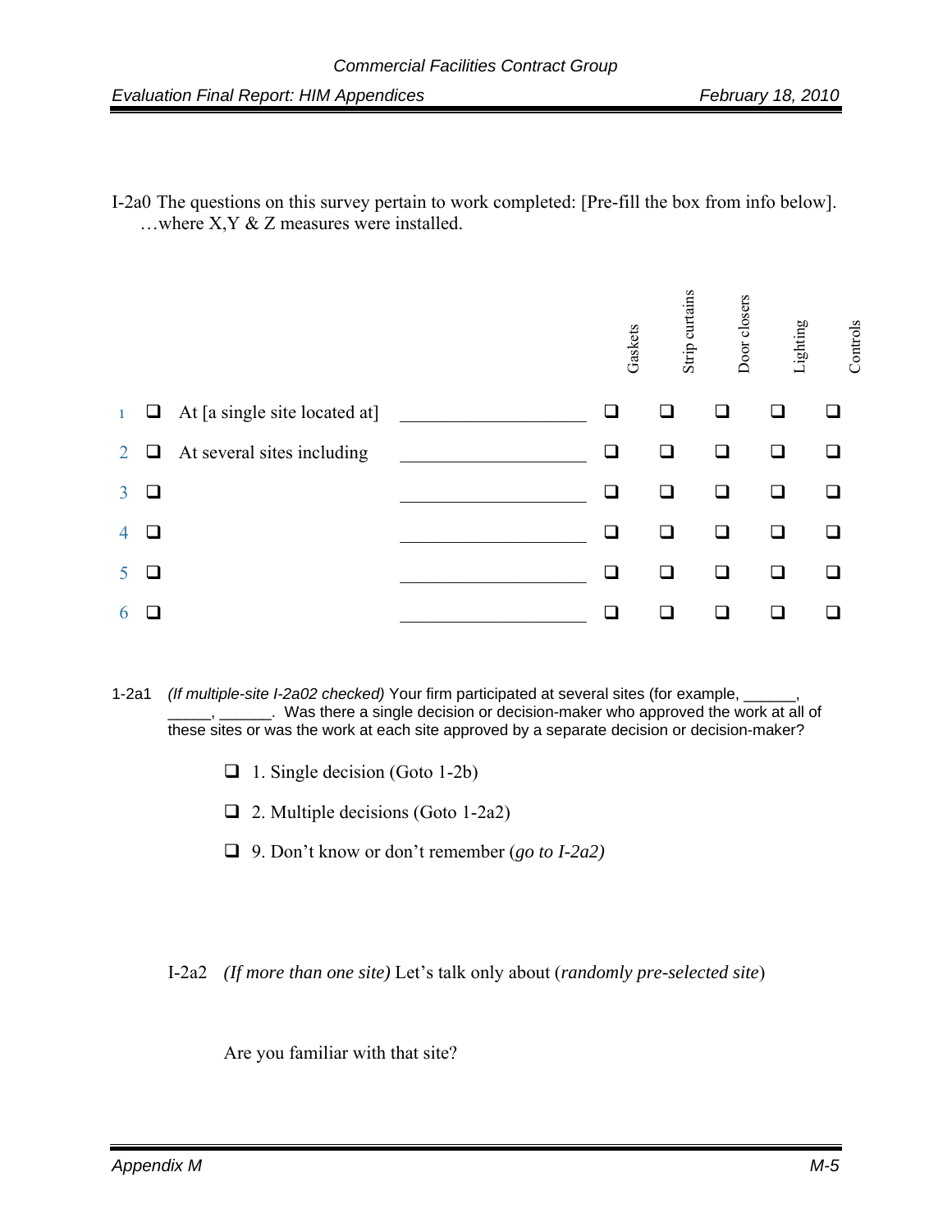I-2a0 The questions on this survey pertain to work completed: [Pre-fill the box from info below]. …where X,Y & Z measures were installed.

| | | | | Gaskets | Strip curtains | Door closers | Lighting | Controls |
|---|---|---|---|---|---|---|---|---|
| 1 | ❑ | At [a single site located at] | ____________________ | ❑ | ❑ | ❑ | ❑ | ❑ |
| 2 | ❑ | At several sites including | ____________________ | ❑ | ❑ | ❑ | ❑ | ❑ |
| 3 | ❑ | | ____________________ | ❑ | ❑ | ❑ | ❑ | ❑ |
| 4 | ❑ | | ____________________ | ❑ | ❑ | ❑ | ❑ | ❑ |
| 5 | ❑ | | ____________________ | ❑ | ❑ | ❑ | ❑ | ❑ |
| 6 | ❑ | | ____________________ | ❑ | ❑ | ❑ | ❑ | ❑ |

1-2a1 *(If multiple-site I-2a02 checked)* Your firm participated at several sites (for example, ______, _____, ______. Was there a single decision or decision-maker who approved the work at all of these sites or was the work at each site approved by a separate decision or decision-maker?

- ❑ 1. Single decision (Goto 1-2b)
- ❑ 2. Multiple decisions (Goto 1-2a2)
- ❑ 9. Don't know or don't remember (*go to I-2a2)*

I-2a2 *(If more than one site)* Let's talk only about (*randomly pre-selected site*)

Are you familiar with that site?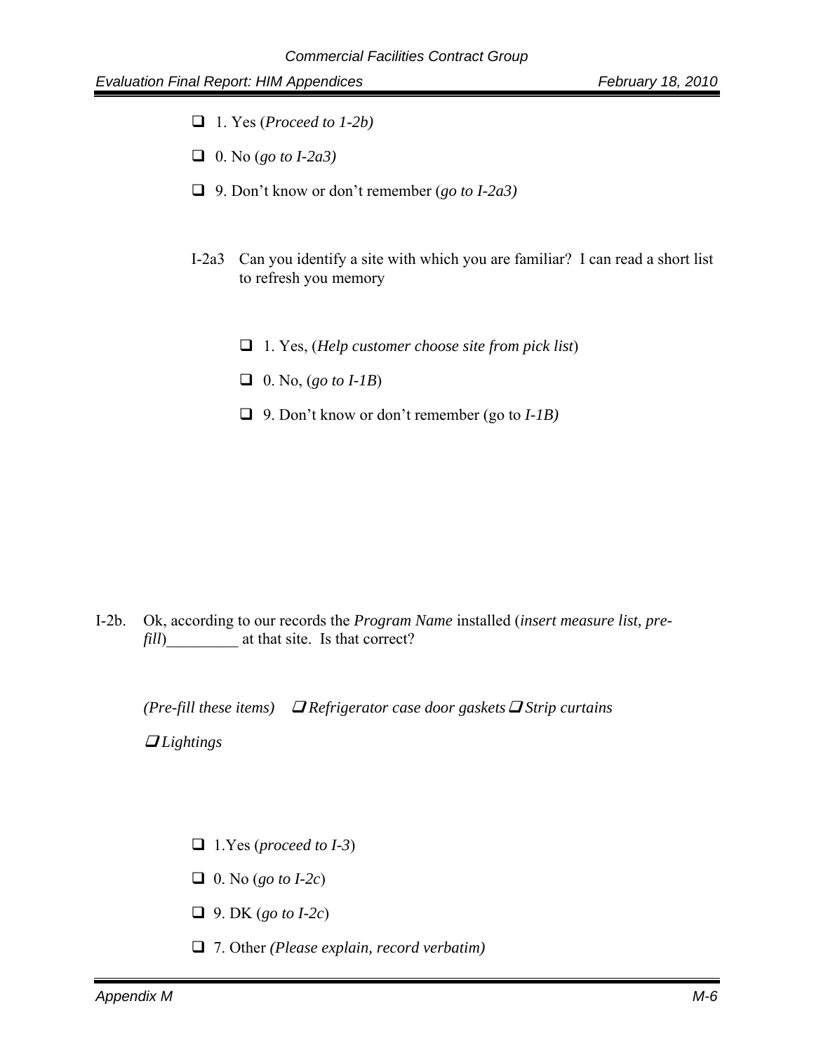- ☐ 1. Yes (*Proceed to 1-2b)*
- ☐ 0. No (*go to I-2a3)*
- ☐ 9. Don't know or don't remember (*go to I-2a3)*

I-2a3 Can you identify a site with which you are familiar? I can read a short list to refresh you memory

- ☐ 1. Yes, (*Help customer choose site from pick list*)
- ☐ 0. No, (*go to I-1B*)
- ☐ 9. Don't know or don't remember (go to *I-1B)*

I-2b. Ok, according to our records the *Program Name* installed (*insert measure list, pre-fill*)_________ at that site. Is that correct?

*(Pre-fill these items)* ☐ *Refrigerator case door gaskets* ☐ *Strip curtains*

☐ *Lightings*

- ☐ 1.Yes (*proceed to I-3*)
- ☐ 0. No (*go to I-2c*)
- ☐ 9. DK (*go to I-2c*)
- ☐ 7. Other *(Please explain, record verbatim)*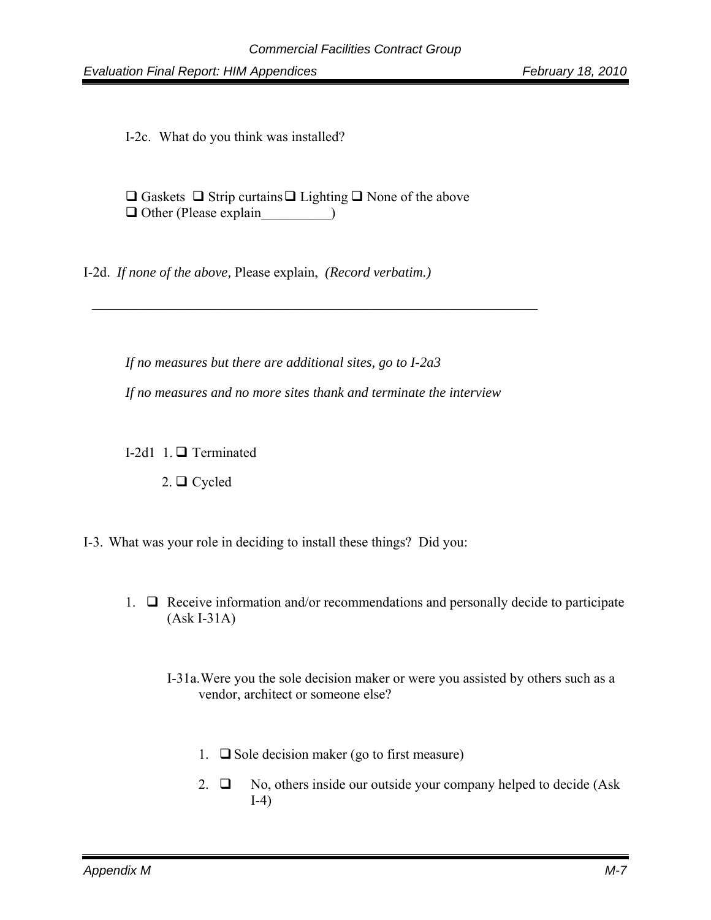I-2c. What do you think was installed?

❑ Gaskets ❑ Strip curtains ❑ Lighting ❑ None of the above
❑ Other (Please explain__________)

I-2d. *If none of the above,* Please explain, *(Record verbatim.)*

______________________________________________________________________

*If no measures but there are additional sites, go to I-2a3*

*If no measures and no more sites thank and terminate the interview*

I-2d1 1. ❑ Terminated

2. ❑ Cycled

I-3. What was your role in deciding to install these things? Did you:

1. ❑ Receive information and/or recommendations and personally decide to participate (Ask I-31A)

   I-31a. Were you the sole decision maker or were you assisted by others such as a vendor, architect or someone else?

   1. ❑ Sole decision maker (go to first measure)
   2. ❑ No, others inside our outside your company helped to decide (Ask I-4)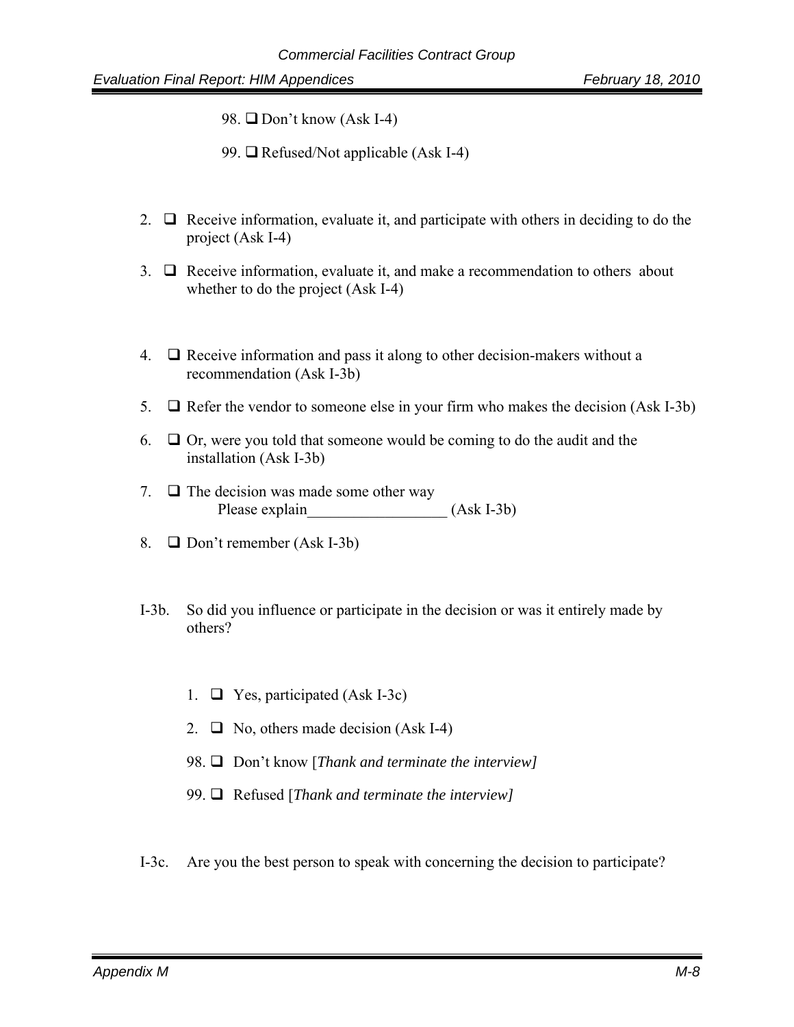98. ❑ Don't know (Ask I-4)

99. ❑ Refused/Not applicable (Ask I-4)

2. ❑ Receive information, evaluate it, and participate with others in deciding to do the project (Ask I-4)

3. ❑ Receive information, evaluate it, and make a recommendation to others about whether to do the project (Ask I-4)

4. ❑ Receive information and pass it along to other decision-makers without a recommendation (Ask I-3b)

5. ❑ Refer the vendor to someone else in your firm who makes the decision (Ask I-3b)

6. ❑ Or, were you told that someone would be coming to do the audit and the installation (Ask I-3b)

7. ❑ The decision was made some other way
   Please explain__________________ (Ask I-3b)

8. ❑ Don't remember (Ask I-3b)

I-3b. So did you influence or participate in the decision or was it entirely made by others?

1. ❑ Yes, participated (Ask I-3c)

2. ❑ No, others made decision (Ask I-4)

98. ❑ Don't know [*Thank and terminate the interview]*

99. ❑ Refused [*Thank and terminate the interview]*

I-3c. Are you the best person to speak with concerning the decision to participate?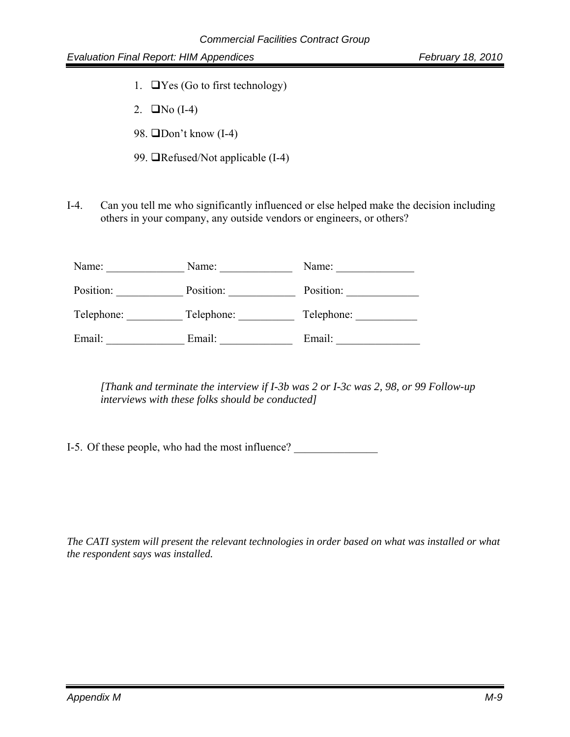1. ❑Yes (Go to first technology)
2. ❑No (I-4)

98. ❑Don't know (I-4)

99. ❑Refused/Not applicable (I-4)

I-4. Can you tell me who significantly influenced or else helped make the decision including others in your company, any outside vendors or engineers, or others?

| | | |
|---|---|---|
| Name: ______________ | Name: _____________ | Name: ______________ |
| Position: ____________ | Position: ____________ | Position: _____________ |
| Telephone: __________ | Telephone: __________ | Telephone: ___________ |
| Email: ______________ | Email: _____________ | Email: _______________ |

*[Thank and terminate the interview if I-3b was 2 or I-3c was 2, 98, or 99 Follow-up interviews with these folks should be conducted]*

I-5. Of these people, who had the most influence? _______________

*The CATI system will present the relevant technologies in order based on what was installed or what the respondent says was installed.*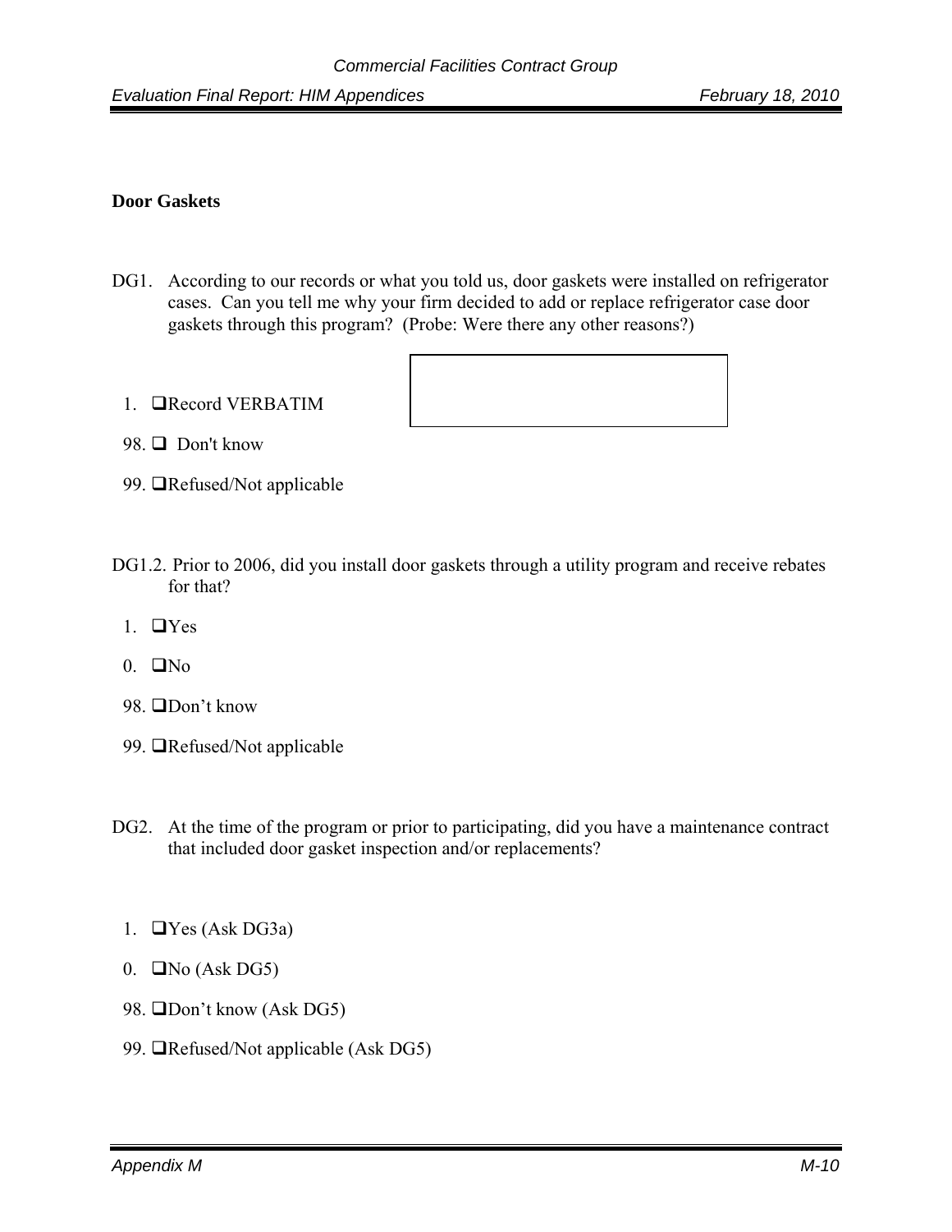**Door Gaskets**

DG1. According to our records or what you told us, door gaskets were installed on refrigerator cases. Can you tell me why your firm decided to add or replace refrigerator case door gaskets through this program? (Probe: Were there any other reasons?)

1. ❑Record VERBATIM

98. ❑ Don't know

99. ❑Refused/Not applicable

DG1.2. Prior to 2006, did you install door gaskets through a utility program and receive rebates for that?

1. ❑Yes

0. ❑No

98. ❑Don’t know

99. ❑Refused/Not applicable

DG2. At the time of the program or prior to participating, did you have a maintenance contract that included door gasket inspection and/or replacements?

1. ❑Yes (Ask DG3a)

0. ❑No (Ask DG5)

98. ❑Don’t know (Ask DG5)

99. ❑Refused/Not applicable (Ask DG5)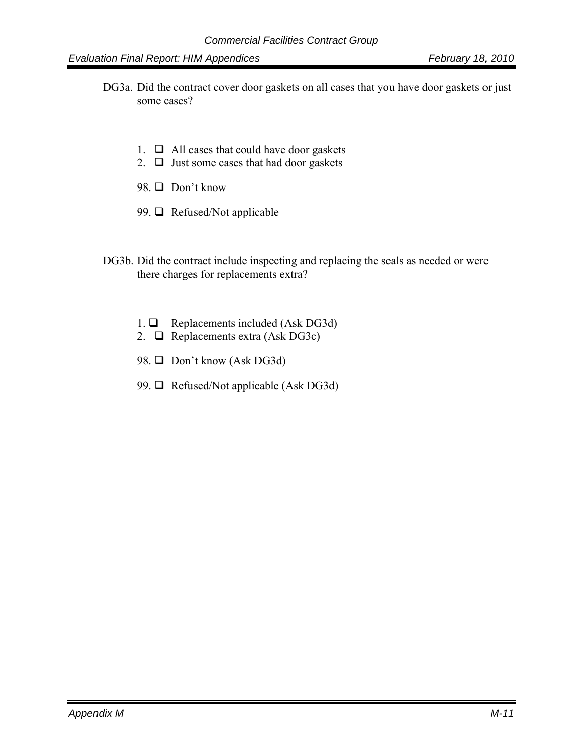DG3a. Did the contract cover door gaskets on all cases that you have door gaskets or just some cases?

1. ❑ All cases that could have door gaskets
2. ❑ Just some cases that had door gaskets

98. ❑ Don't know

99. ❑ Refused/Not applicable

DG3b. Did the contract include inspecting and replacing the seals as needed or were there charges for replacements extra?

1. ❑ Replacements included (Ask DG3d)
2. ❑ Replacements extra (Ask DG3c)

98. ❑ Don't know (Ask DG3d)

99. ❑ Refused/Not applicable (Ask DG3d)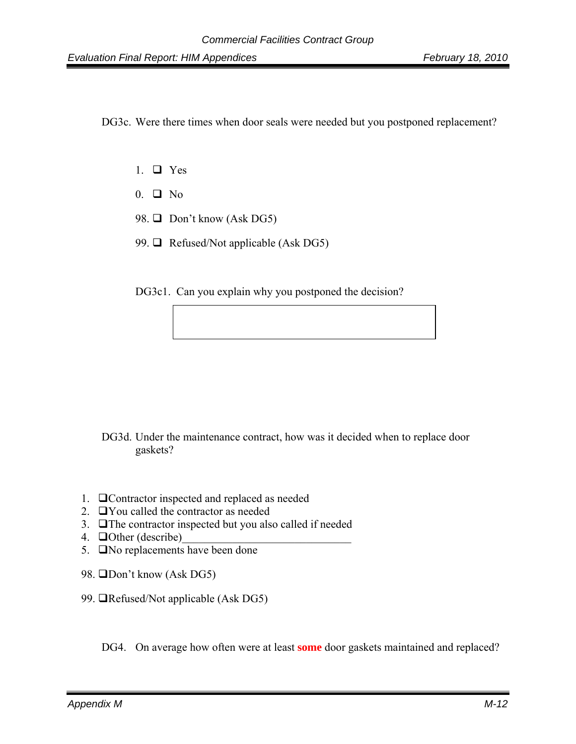DG3c. Were there times when door seals were needed but you postponed replacement?

1. ❑ Yes

0. ❑ No

98. ❑ Don't know (Ask DG5)

99. ❑ Refused/Not applicable (Ask DG5)

DG3c1. Can you explain why you postponed the decision?

| |
|---|
| |

DG3d. Under the maintenance contract, how was it decided when to replace door gaskets?

1. ❑Contractor inspected and replaced as needed
2. ❑You called the contractor as needed
3. ❑The contractor inspected but you also called if needed
4. ❑Other (describe)______________________________
5. ❑No replacements have been done

98. ❑Don't know (Ask DG5)

99. ❑Refused/Not applicable (Ask DG5)

DG4. On average how often were at least **some** door gaskets maintained and replaced?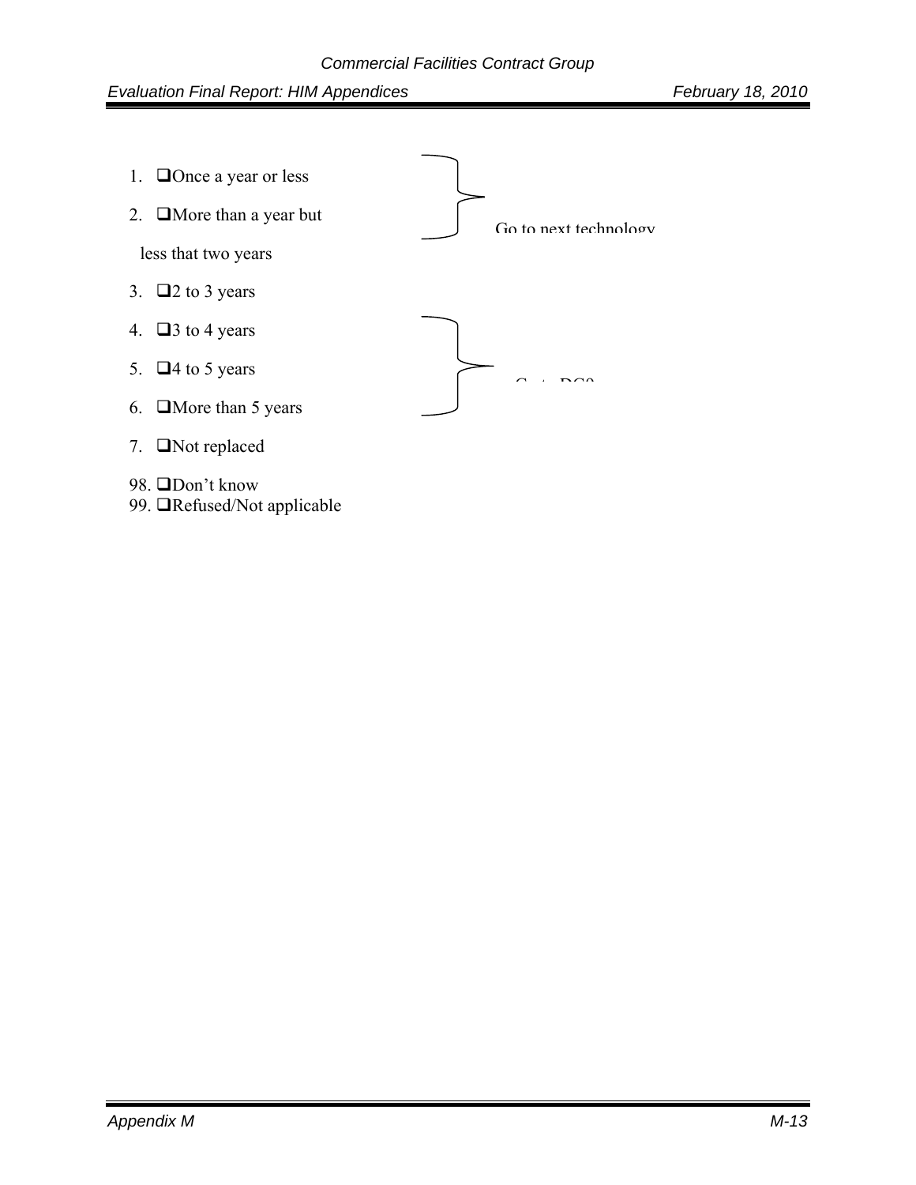1. ❑Once a year or less
2. ❑More than a year but less that two years

→ Go to next technology

3. ❑2 to 3 years
4. ❑3 to 4 years
5. ❑4 to 5 years
6. ❑More than 5 years

→ Go to DC9

7. ❑Not replaced

98. ❑Don't know
99. ❑Refused/Not applicable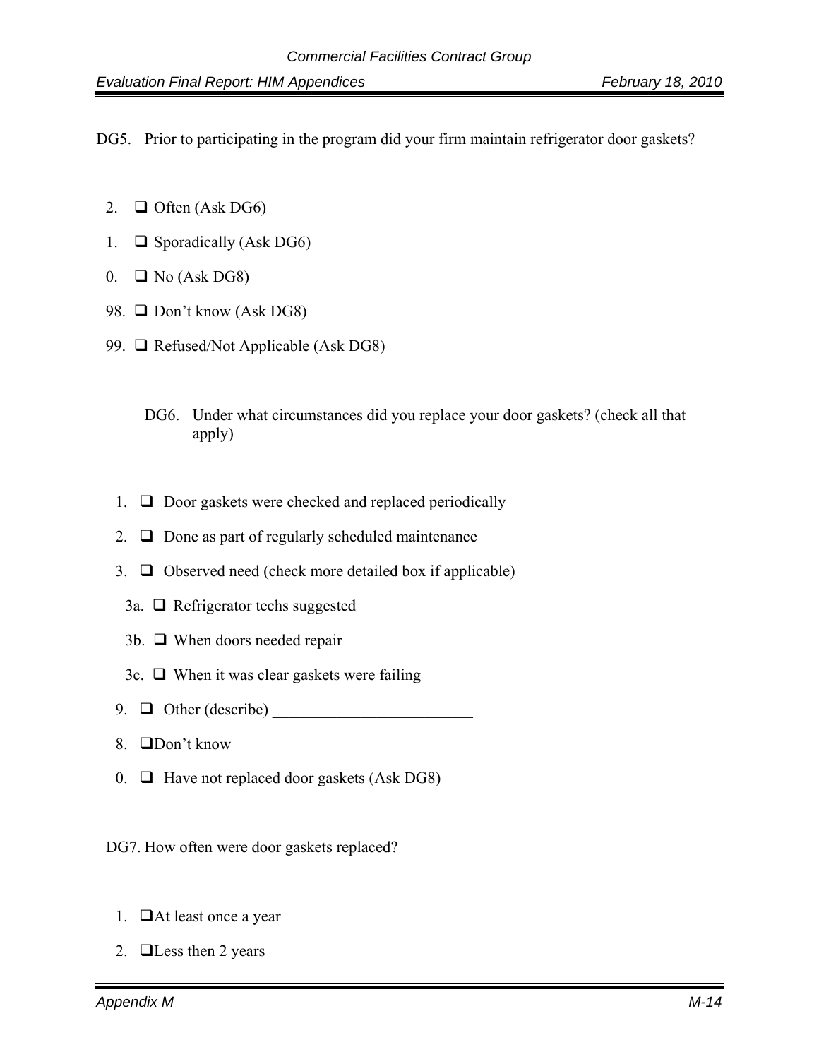DG5. Prior to participating in the program did your firm maintain refrigerator door gaskets?

2. ❑ Often (Ask DG6)
1. ❑ Sporadically (Ask DG6)
0. ❑ No (Ask DG8)
98. ❑ Don't know (Ask DG8)
99. ❑ Refused/Not Applicable (Ask DG8)

DG6. Under what circumstances did you replace your door gaskets? (check all that apply)

1. ❑ Door gaskets were checked and replaced periodically
2. ❑ Done as part of regularly scheduled maintenance
3. ❑ Observed need (check more detailed box if applicable)
   - 3a. ❑ Refrigerator techs suggested
   - 3b. ❑ When doors needed repair
   - 3c. ❑ When it was clear gaskets were failing
9. ❑ Other (describe) _________________________
8. ❑Don't know
0. ❑ Have not replaced door gaskets (Ask DG8)

DG7. How often were door gaskets replaced?

1. ❑At least once a year
2. ❑Less then 2 years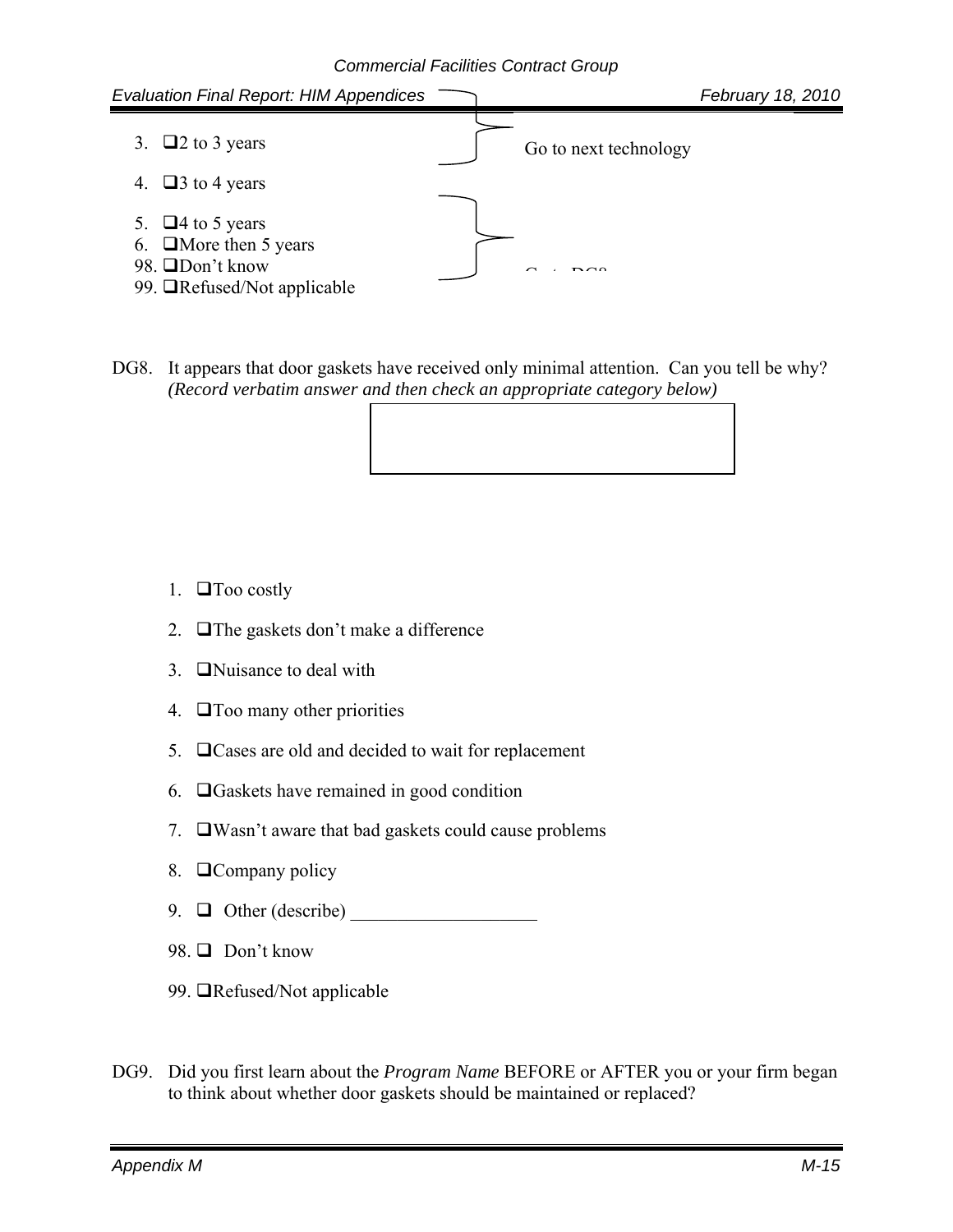3. ❑ 2 to 3 years
4. ❑ 3 to 4 years

} Go to next technology

5. ❑ 4 to 5 years
6. ❑ More then 5 years
98. ❑ Don't know
99. ❑ Refused/Not applicable

} Go to DG8

DG8. It appears that door gaskets have received only minimal attention. Can you tell be why? *(Record verbatim answer and then check an appropriate category below)*

| |
|---|
| |

1. ❑ Too costly
2. ❑ The gaskets don't make a difference
3. ❑ Nuisance to deal with
4. ❑ Too many other priorities
5. ❑ Cases are old and decided to wait for replacement
6. ❑ Gaskets have remained in good condition
7. ❑ Wasn't aware that bad gaskets could cause problems
8. ❑ Company policy
9. ❑ Other (describe) ____________________
98. ❑ Don't know
99. ❑ Refused/Not applicable

DG9. Did you first learn about the *Program Name* BEFORE or AFTER you or your firm began to think about whether door gaskets should be maintained or replaced?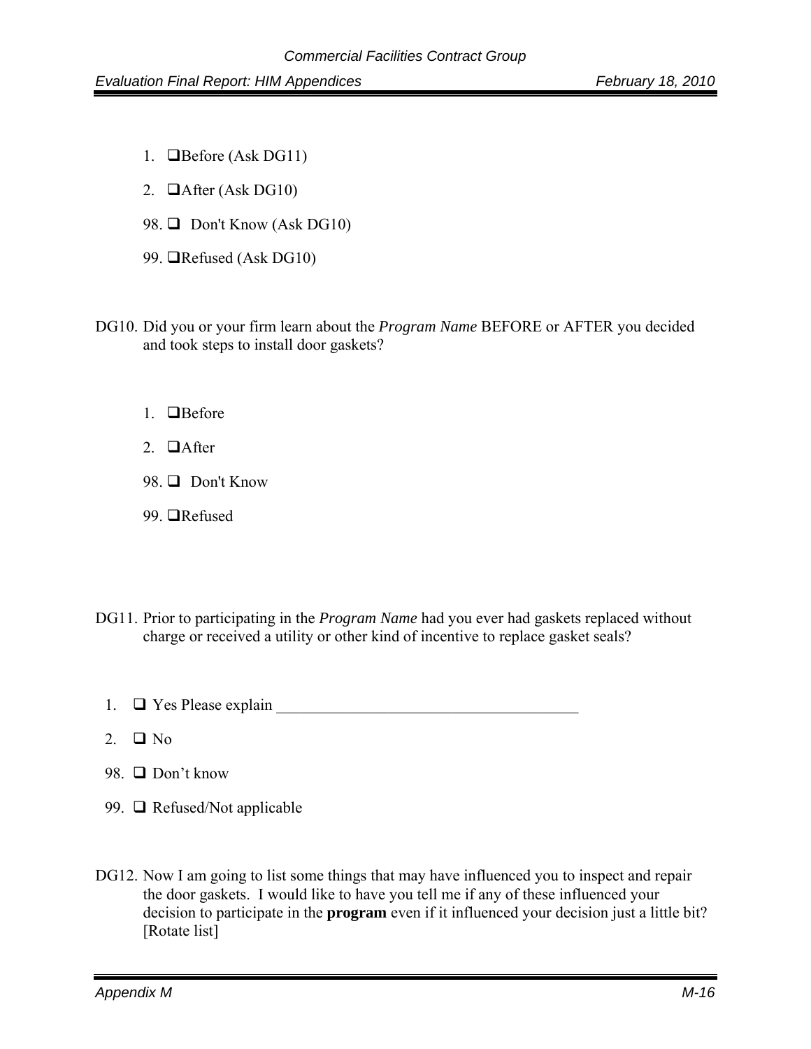1. ❑Before (Ask DG11)
2. ❑After (Ask DG10)
98. ❑ Don't Know (Ask DG10)
99. ❑Refused (Ask DG10)

DG10. Did you or your firm learn about the *Program Name* BEFORE or AFTER you decided and took steps to install door gaskets?

1. ❑Before
2. ❑After
98. ❑ Don't Know
99. ❑Refused

DG11. Prior to participating in the *Program Name* had you ever had gaskets replaced without charge or received a utility or other kind of incentive to replace gasket seals?

1. ❑ Yes Please explain ______________________________________
2. ❑ No
98. ❑ Don't know
99. ❑ Refused/Not applicable

DG12. Now I am going to list some things that may have influenced you to inspect and repair the door gaskets. I would like to have you tell me if any of these influenced your decision to participate in the **program** even if it influenced your decision just a little bit? [Rotate list]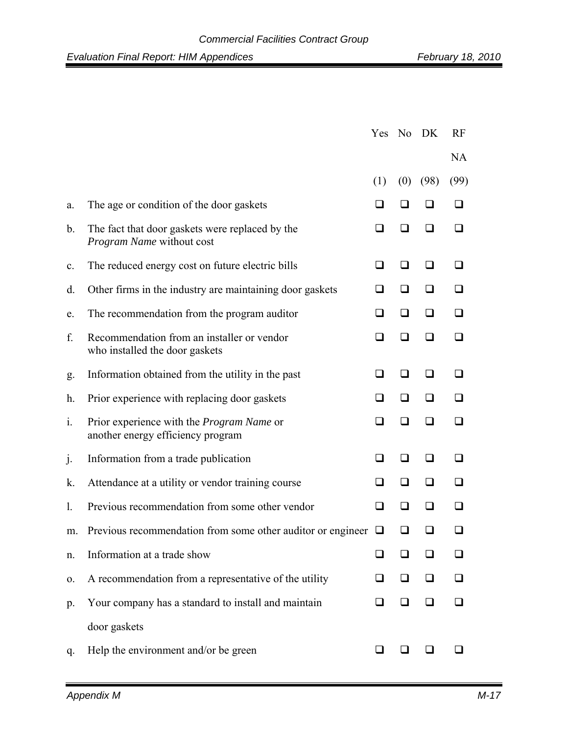| | | Yes | No | DK | RF NA |
|---|---|---|---|---|---|
| | | (1) | (0) | (98) | (99) |
| a. | The age or condition of the door gaskets | ❑ | ❑ | ❑ | ❑ |
| b. | The fact that door gaskets were replaced by the *Program Name* without cost | ❑ | ❑ | ❑ | ❑ |
| c. | The reduced energy cost on future electric bills | ❑ | ❑ | ❑ | ❑ |
| d. | Other firms in the industry are maintaining door gaskets | ❑ | ❑ | ❑ | ❑ |
| e. | The recommendation from the program auditor | ❑ | ❑ | ❑ | ❑ |
| f. | Recommendation from an installer or vendor who installed the door gaskets | ❑ | ❑ | ❑ | ❑ |
| g. | Information obtained from the utility in the past | ❑ | ❑ | ❑ | ❑ |
| h. | Prior experience with replacing door gaskets | ❑ | ❑ | ❑ | ❑ |
| i. | Prior experience with the *Program Name* or another energy efficiency program | ❑ | ❑ | ❑ | ❑ |
| j. | Information from a trade publication | ❑ | ❑ | ❑ | ❑ |
| k. | Attendance at a utility or vendor training course | ❑ | ❑ | ❑ | ❑ |
| l. | Previous recommendation from some other vendor | ❑ | ❑ | ❑ | ❑ |
| m. | Previous recommendation from some other auditor or engineer | ❑ | ❑ | ❑ | ❑ |
| n. | Information at a trade show | ❑ | ❑ | ❑ | ❑ |
| o. | A recommendation from a representative of the utility | ❑ | ❑ | ❑ | ❑ |
| p. | Your company has a standard to install and maintain door gaskets | ❑ | ❑ | ❑ | ❑ |
| q. | Help the environment and/or be green | ❑ | ❑ | ❑ | ❑ |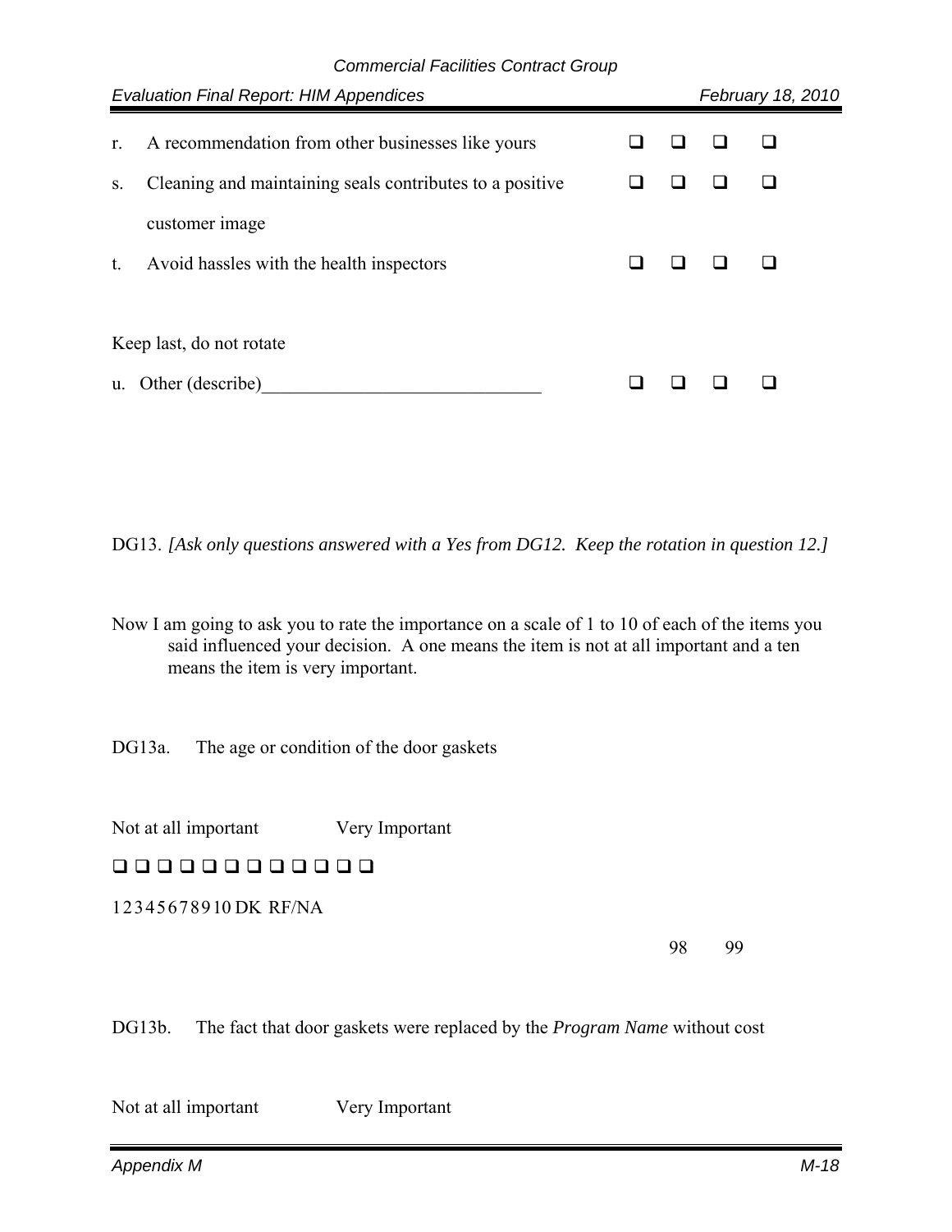| | | | | | |
|---|---|---|---|---|---|
| r. | A recommendation from other businesses like yours | ❑ | ❑ | ❑ | ❑ |
| s. | Cleaning and maintaining seals contributes to a positive customer image | ❑ | ❑ | ❑ | ❑ |
| t. | Avoid hassles with the health inspectors | ❑ | ❑ | ❑ | ❑ |

Keep last, do not rotate

| | | | | | |
|---|---|---|---|---|---|
| u. | Other (describe)______________________________ | ❑ | ❑ | ❑ | ❑ |

DG13. *[Ask only questions answered with a Yes from DG12. Keep the rotation in question 12.]*

Now I am going to ask you to rate the importance on a scale of 1 to 10 of each of the items you said influenced your decision. A one means the item is not at all important and a ten means the item is very important.

DG13a. The age or condition of the door gaskets

Not at all important Very Important

❑ ❑ ❑ ❑ ❑ ❑ ❑ ❑ ❑ ❑ ❑ ❑

1 2 3 4 5 6 7 8 9 10 DK RF/NA

98 99

DG13b. The fact that door gaskets were replaced by the *Program Name* without cost

Not at all important Very Important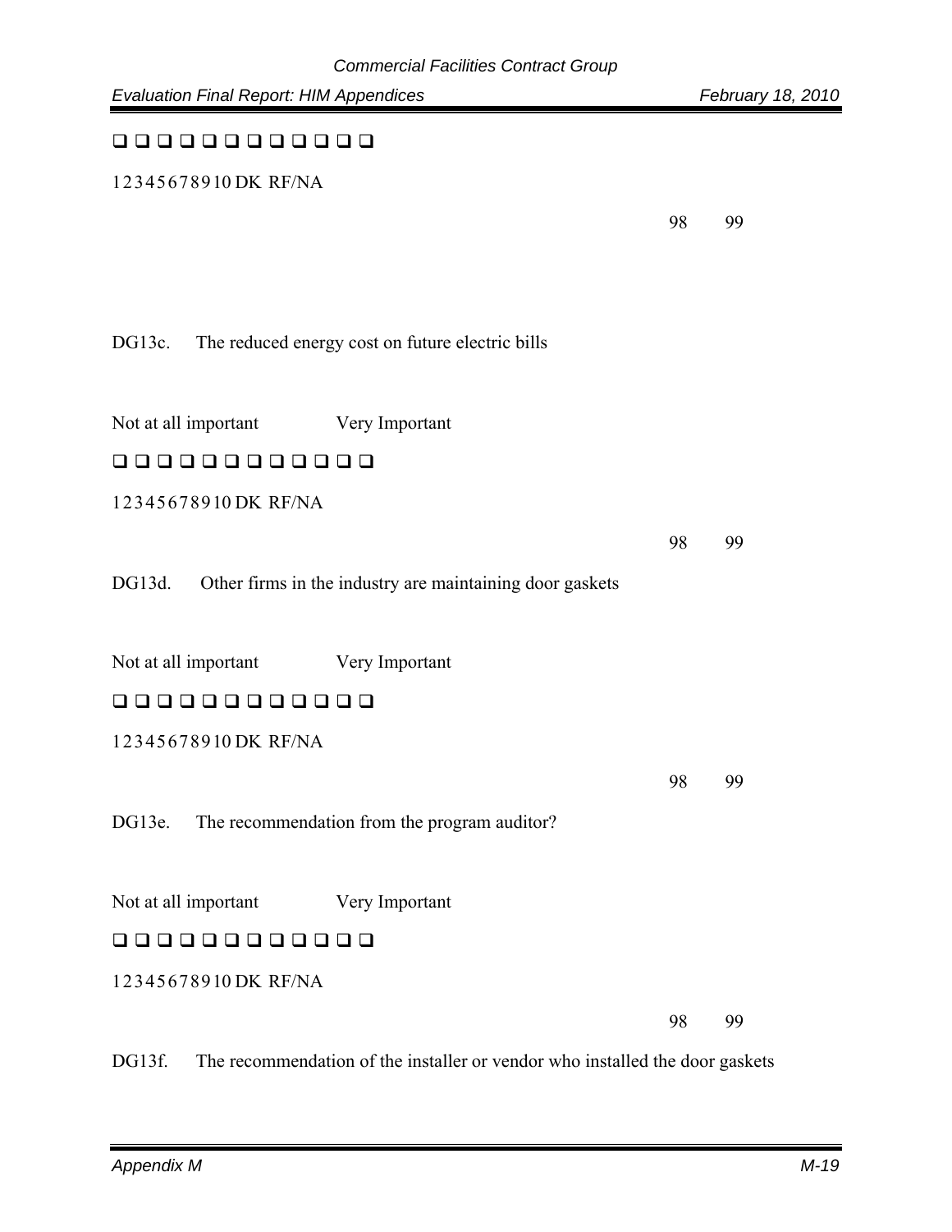❑ ❑ ❑ ❑ ❑ ❑ ❑ ❑ ❑ ❑ ❑ ❑ ❑

1 2 3 4 5 6 7 8 9 10 DK RF/NA

98 99

DG13c. The reduced energy cost on future electric bills

Not at all important Very Important

❑ ❑ ❑ ❑ ❑ ❑ ❑ ❑ ❑ ❑ ❑ ❑ ❑

1 2 3 4 5 6 7 8 9 10 DK RF/NA

98 99

DG13d. Other firms in the industry are maintaining door gaskets

Not at all important Very Important

❑ ❑ ❑ ❑ ❑ ❑ ❑ ❑ ❑ ❑ ❑ ❑ ❑

1 2 3 4 5 6 7 8 9 10 DK RF/NA

98 99

DG13e. The recommendation from the program auditor?

Not at all important Very Important

❑ ❑ ❑ ❑ ❑ ❑ ❑ ❑ ❑ ❑ ❑ ❑ ❑

1 2 3 4 5 6 7 8 9 10 DK RF/NA

98 99

DG13f. The recommendation of the installer or vendor who installed the door gaskets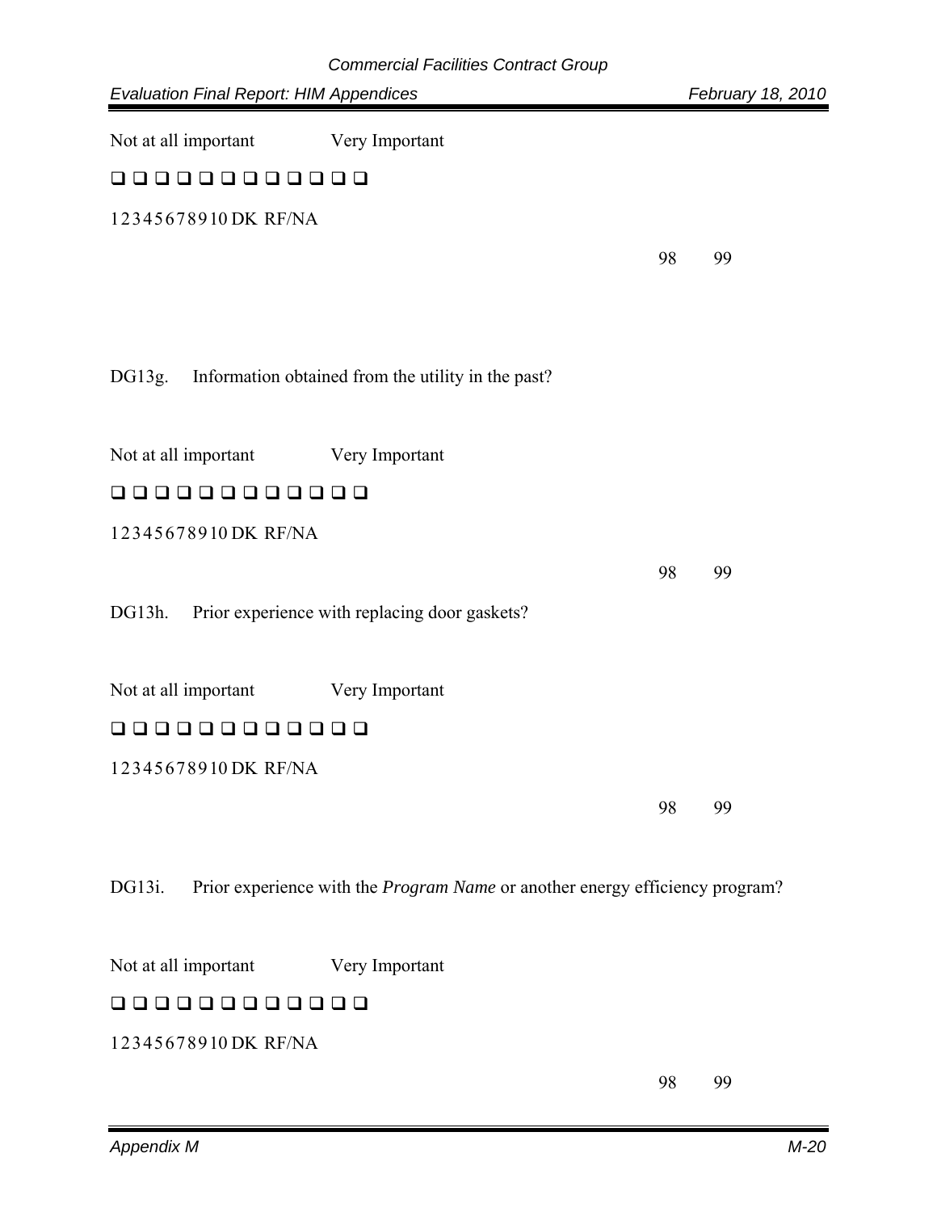Not at all important Very Important

❑ ❑ ❑ ❑ ❑ ❑ ❑ ❑ ❑ ❑ ❑ ❑

1 2 3 4 5 6 7 8 9 10 DK RF/NA

98 99

DG13g. Information obtained from the utility in the past?

Not at all important Very Important

❑ ❑ ❑ ❑ ❑ ❑ ❑ ❑ ❑ ❑ ❑ ❑

1 2 3 4 5 6 7 8 9 10 DK RF/NA

98 99

DG13h. Prior experience with replacing door gaskets?

Not at all important Very Important

❑ ❑ ❑ ❑ ❑ ❑ ❑ ❑ ❑ ❑ ❑ ❑

1 2 3 4 5 6 7 8 9 10 DK RF/NA

98 99

DG13i. Prior experience with the *Program Name* or another energy efficiency program?

Not at all important Very Important

❑ ❑ ❑ ❑ ❑ ❑ ❑ ❑ ❑ ❑ ❑ ❑

1 2 3 4 5 6 7 8 9 10 DK RF/NA

98 99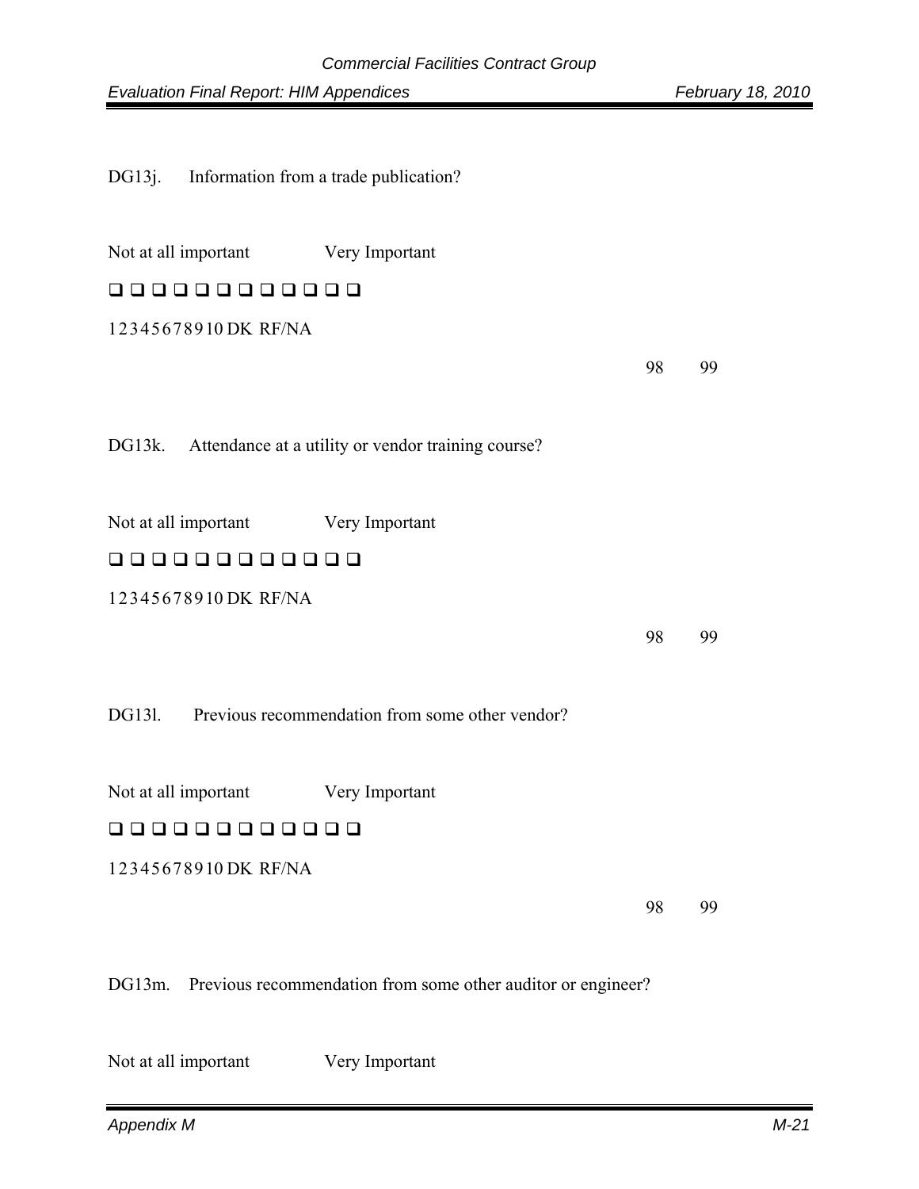DG13j. Information from a trade publication?

Not at all important Very Important

❑ ❑ ❑ ❑ ❑ ❑ ❑ ❑ ❑ ❑ ❑ ❑

1 2 3 4 5 6 7 8 9 10 DK RF/NA

98 99

DG13k. Attendance at a utility or vendor training course?

Not at all important Very Important

❑ ❑ ❑ ❑ ❑ ❑ ❑ ❑ ❑ ❑ ❑ ❑

1 2 3 4 5 6 7 8 9 10 DK RF/NA

98 99

DG13l. Previous recommendation from some other vendor?

Not at all important Very Important

❑ ❑ ❑ ❑ ❑ ❑ ❑ ❑ ❑ ❑ ❑ ❑

1 2 3 4 5 6 7 8 9 10 DK RF/NA

98 99

DG13m. Previous recommendation from some other auditor or engineer?

Not at all important Very Important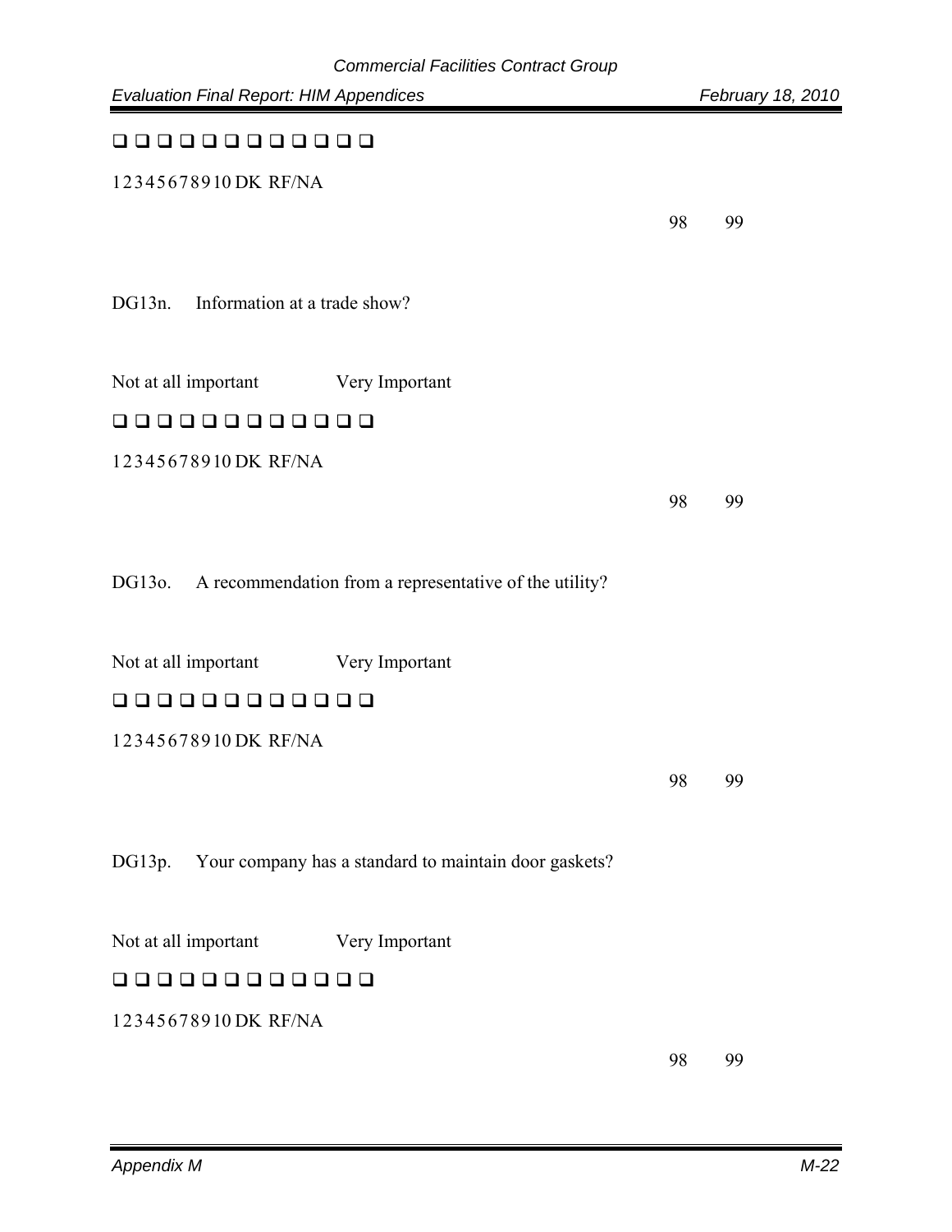❑ ❑ ❑ ❑ ❑ ❑ ❑ ❑ ❑ ❑ ❑ ❑

1 2 3 4 5 6 7 8 9 10 DK RF/NA

98 99

DG13n. Information at a trade show?

Not at all important Very Important

❑ ❑ ❑ ❑ ❑ ❑ ❑ ❑ ❑ ❑ ❑ ❑

1 2 3 4 5 6 7 8 9 10 DK RF/NA

98 99

DG13o. A recommendation from a representative of the utility?

Not at all important Very Important

❑ ❑ ❑ ❑ ❑ ❑ ❑ ❑ ❑ ❑ ❑ ❑

1 2 3 4 5 6 7 8 9 10 DK RF/NA

98 99

DG13p. Your company has a standard to maintain door gaskets?

Not at all important Very Important

❑ ❑ ❑ ❑ ❑ ❑ ❑ ❑ ❑ ❑ ❑ ❑

1 2 3 4 5 6 7 8 9 10 DK RF/NA

98 99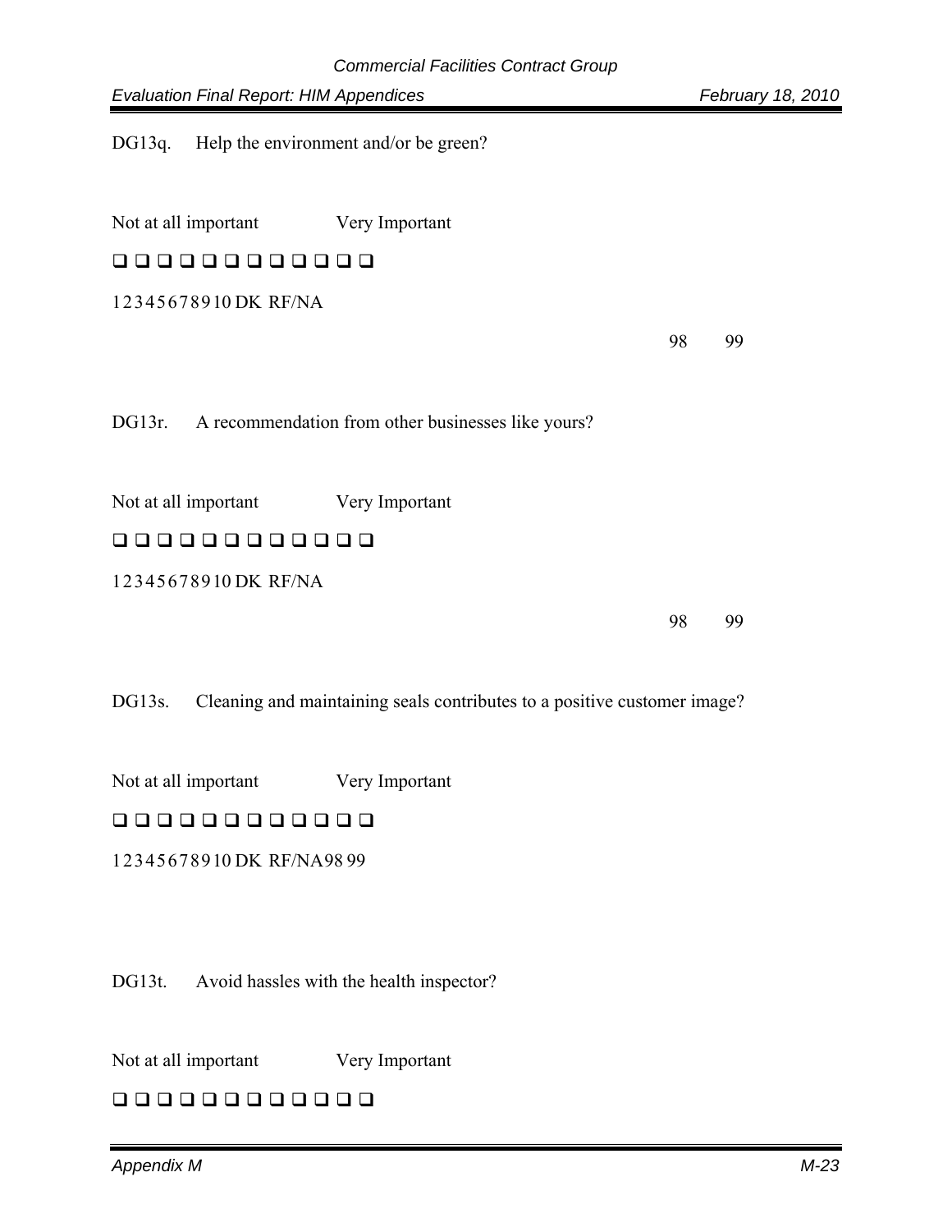DG13q. Help the environment and/or be green?

Not at all important Very Important

❑ ❑ ❑ ❑ ❑ ❑ ❑ ❑ ❑ ❑ ❑ ❑

1 2 3 4 5 6 7 8 9 10 DK RF/NA

98 99

DG13r. A recommendation from other businesses like yours?

Not at all important Very Important

❑ ❑ ❑ ❑ ❑ ❑ ❑ ❑ ❑ ❑ ❑ ❑

1 2 3 4 5 6 7 8 9 10 DK RF/NA

98 99

DG13s. Cleaning and maintaining seals contributes to a positive customer image?

Not at all important Very Important

❑ ❑ ❑ ❑ ❑ ❑ ❑ ❑ ❑ ❑ ❑ ❑

1 2 3 4 5 6 7 8 9 10 DK RF/NA98 99

DG13t. Avoid hassles with the health inspector?

Not at all important Very Important

❑ ❑ ❑ ❑ ❑ ❑ ❑ ❑ ❑ ❑ ❑ ❑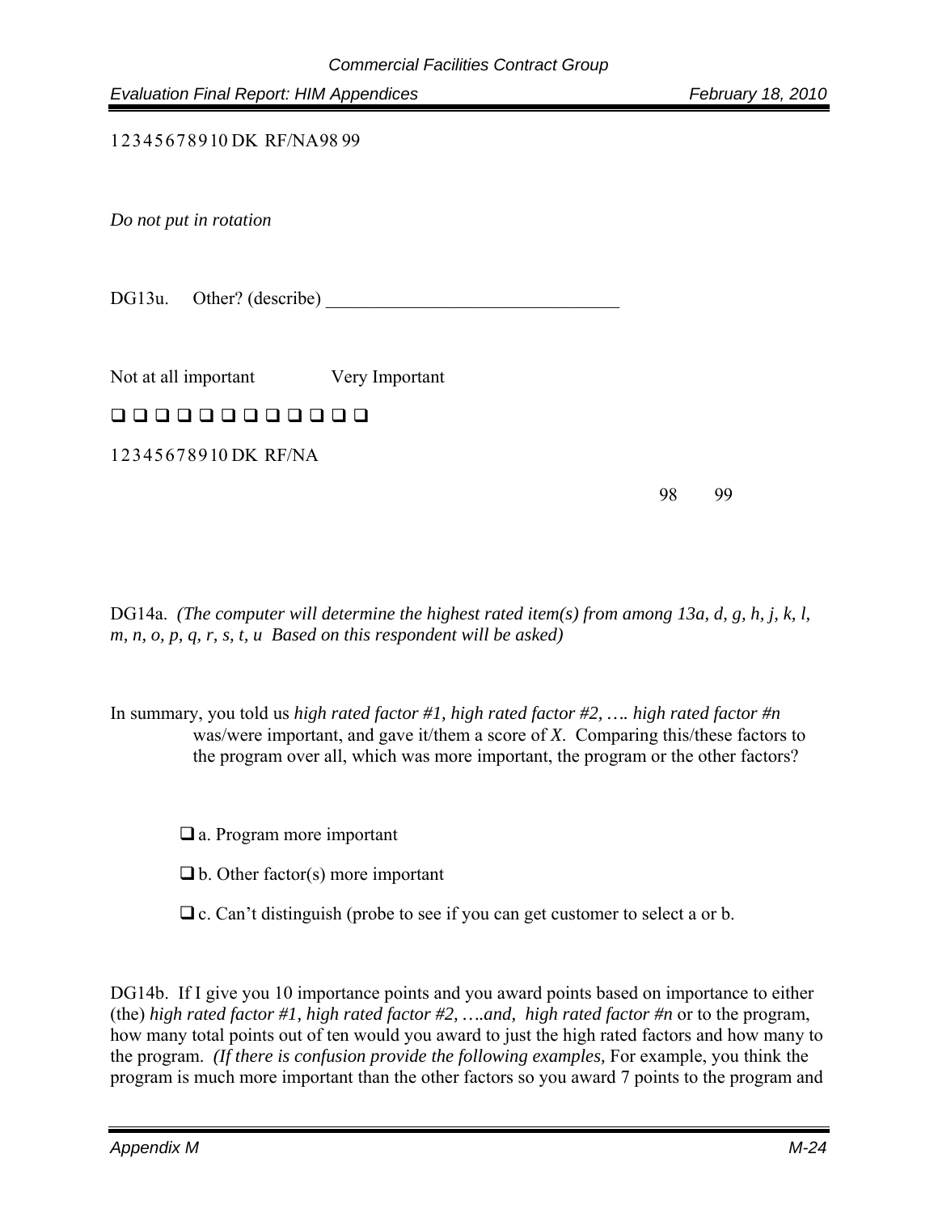1 2 3 4 5 6 7 8 9 10 DK RF/NA 98 99

*Do not put in rotation*

DG13u. Other? (describe) ________________________________

Not at all important Very Important

❑ ❑ ❑ ❑ ❑ ❑ ❑ ❑ ❑ ❑ ❑ ❑ ❑

1 2 3 4 5 6 7 8 9 10 DK RF/NA

98 99

DG14a. *(The computer will determine the highest rated item(s) from among 13a, d, g, h, j, k, l, m, n, o, p, q, r, s, t, u Based on this respondent will be asked)*

In summary, you told us *high rated factor #1, high rated factor #2, …. high rated factor #n* was/were important, and gave it/them a score of *X*. Comparing this/these factors to the program over all, which was more important, the program or the other factors?

❑ a. Program more important

❑ b. Other factor(s) more important

❑ c. Can't distinguish (probe to see if you can get customer to select a or b.

DG14b. If I give you 10 importance points and you award points based on importance to either (the) *high rated factor #1, high rated factor #2, ….and, high rated factor #n* or to the program, how many total points out of ten would you award to just the high rated factors and how many to the program. *(If there is confusion provide the following examples,* For example, you think the program is much more important than the other factors so you award 7 points to the program and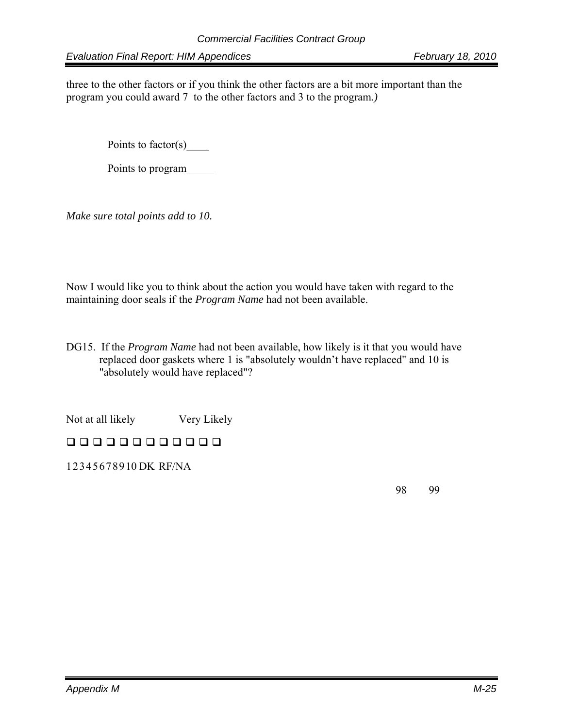three to the other factors or if you think the other factors are a bit more important than the program you could award 7 to the other factors and 3 to the program*.)*

Points to factor(s)____

Points to program_____

*Make sure total points add to 10.*

Now I would like you to think about the action you would have taken with regard to the maintaining door seals if the *Program Name* had not been available.

DG15. If the *Program Name* had not been available, how likely is it that you would have replaced door gaskets where 1 is "absolutely wouldn't have replaced" and 10 is "absolutely would have replaced"?

Not at all likely Very Likely

❑ ❑ ❑ ❑ ❑ ❑ ❑ ❑ ❑ ❑ ❑ ❑

1 2 3 4 5 6 7 8 9 10 DK RF/NA

98 99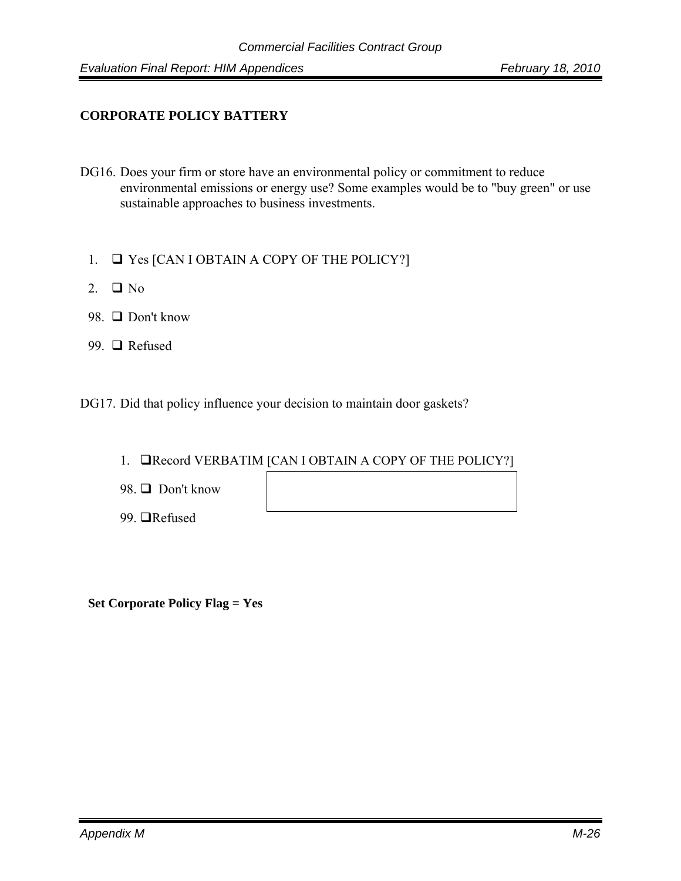**CORPORATE POLICY BATTERY**

DG16. Does your firm or store have an environmental policy or commitment to reduce environmental emissions or energy use? Some examples would be to "buy green" or use sustainable approaches to business investments.

1. ❑ Yes [CAN I OBTAIN A COPY OF THE POLICY?]
2. ❑ No
98. ❑ Don't know
99. ❑ Refused

DG17. Did that policy influence your decision to maintain door gaskets?

1. ❑ Record VERBATIM [CAN I OBTAIN A COPY OF THE POLICY?]
98. ❑ Don't know
99. ❑ Refused

**Set Corporate Policy Flag = Yes**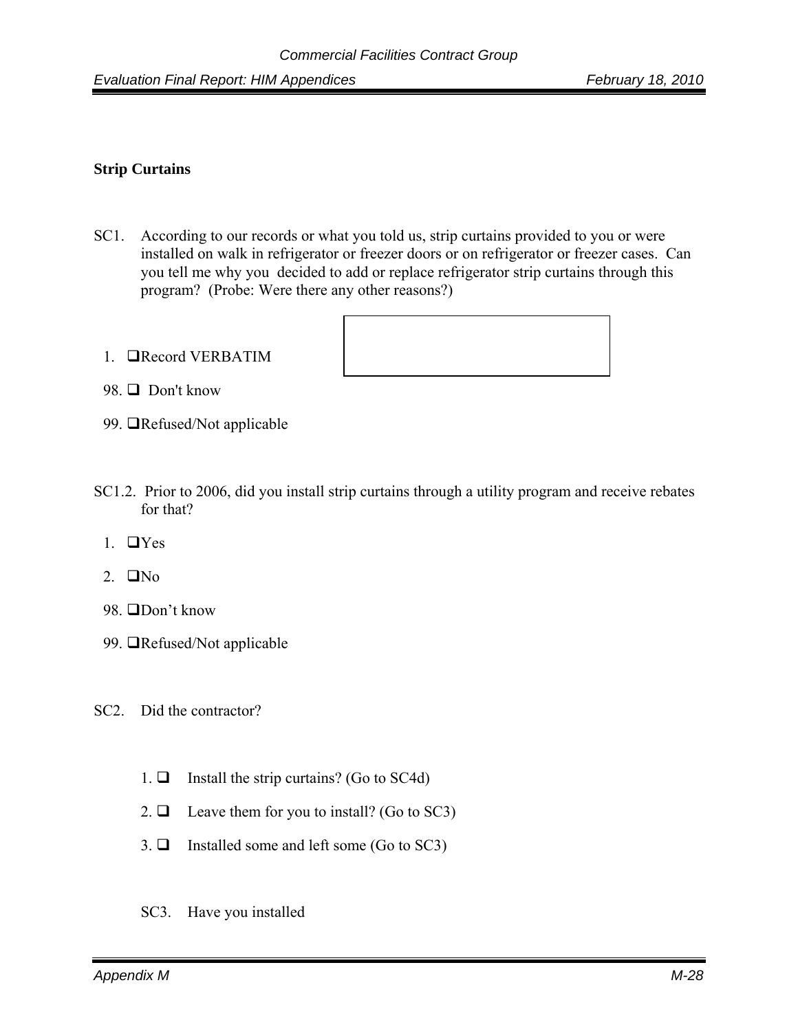**Strip Curtains**

SC1. According to our records or what you told us, strip curtains provided to you or were installed on walk in refrigerator or freezer doors or on refrigerator or freezer cases. Can you tell me why you decided to add or replace refrigerator strip curtains through this program? (Probe: Were there any other reasons?)

1. ❑ Record VERBATIM

98. ❑ Don't know

99. ❑ Refused/Not applicable

SC1.2. Prior to 2006, did you install strip curtains through a utility program and receive rebates for that?

1. ❑ Yes

2. ❑ No

98. ❑ Don't know

99. ❑ Refused/Not applicable

SC2. Did the contractor?

1. ❑ Install the strip curtains? (Go to SC4d)

2. ❑ Leave them for you to install? (Go to SC3)

3. ❑ Installed some and left some (Go to SC3)

SC3. Have you installed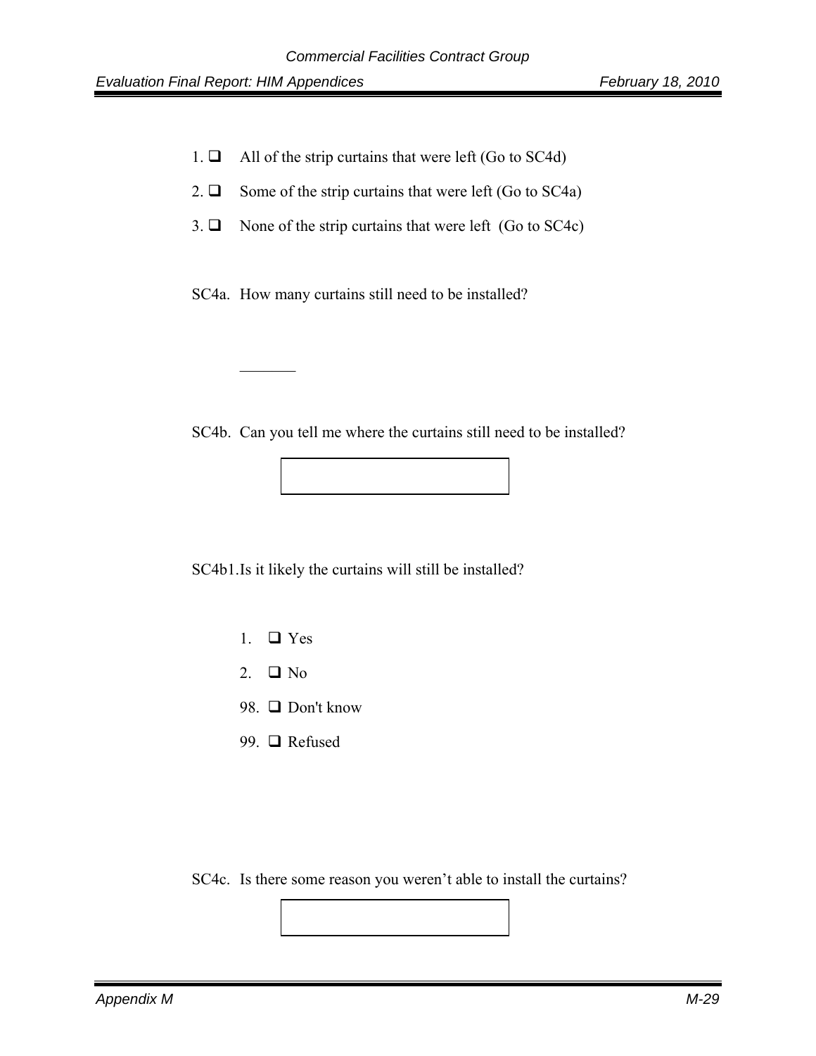1. ☐ All of the strip curtains that were left (Go to SC4d)
2. ☐ Some of the strip curtains that were left (Go to SC4a)
3. ☐ None of the strip curtains that were left (Go to SC4c)

SC4a. How many curtains still need to be installed?

_______

SC4b. Can you tell me where the curtains still need to be installed?

| |
|---|
| |

SC4b1. Is it likely the curtains will still be installed?

1. ☐ Yes
2. ☐ No

98. ☐ Don't know
99. ☐ Refused

SC4c. Is there some reason you weren't able to install the curtains?

| |
|---|
| |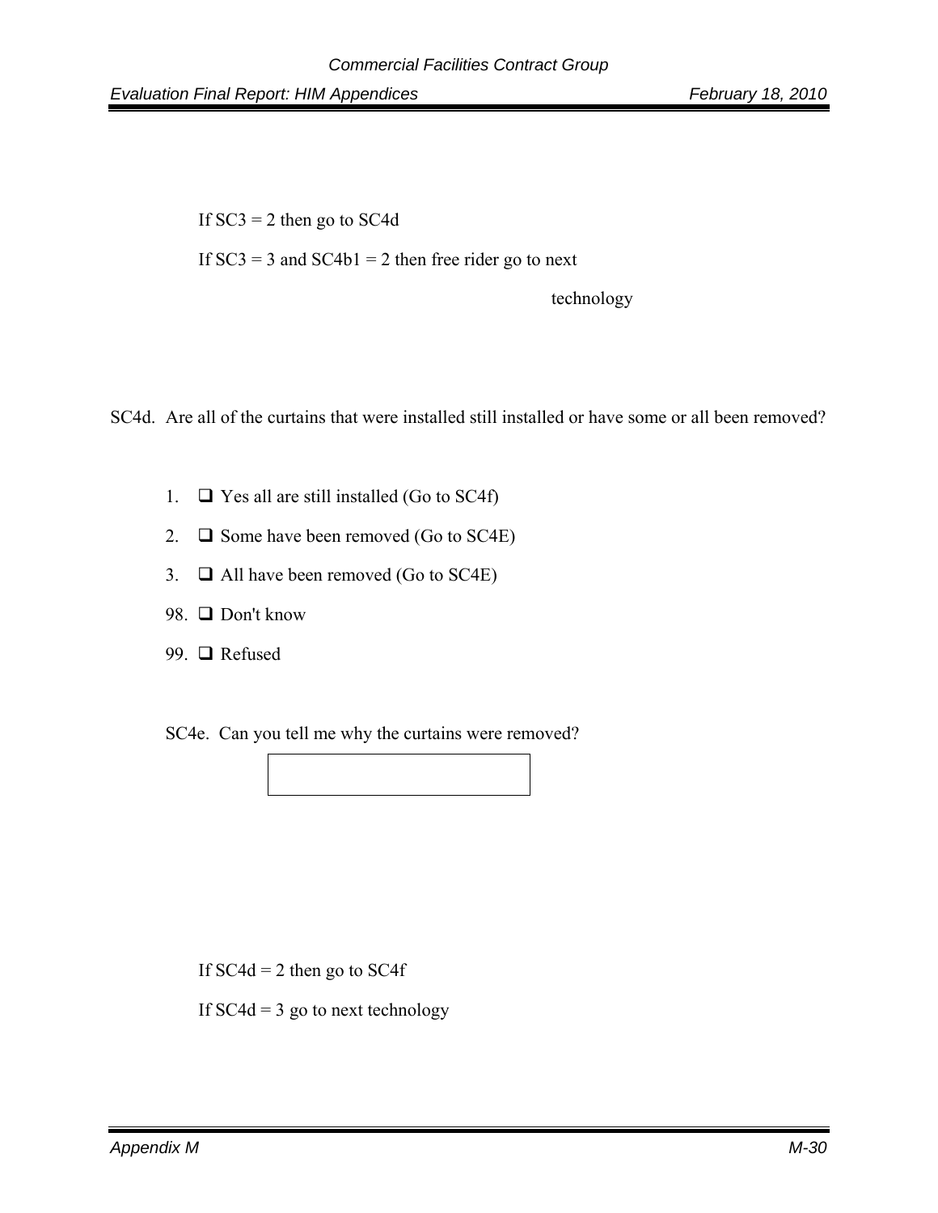If SC3 = 2 then go to SC4d

If SC3 = 3 and SC4b1 = 2 then free rider go to next technology

SC4d. Are all of the curtains that were installed still installed or have some or all been removed?

1. ☐ Yes all are still installed (Go to SC4f)
2. ☐ Some have been removed (Go to SC4E)
3. ☐ All have been removed (Go to SC4E)

98. ☐ Don't know

99. ☐ Refused

SC4e. Can you tell me why the curtains were removed?

| |
|---|
| |

If SC4d = 2 then go to SC4f

If SC4d = 3 go to next technology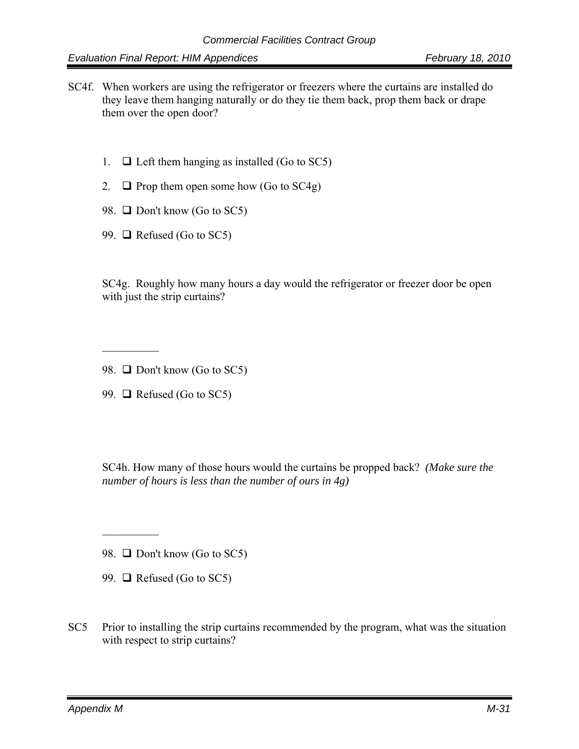SC4f. When workers are using the refrigerator or freezers where the curtains are installed do they leave them hanging naturally or do they tie them back, prop them back or drape them over the open door?

1. ❑ Left them hanging as installed (Go to SC5)
2. ❑ Prop them open some how (Go to SC4g)
98. ❑ Don't know (Go to SC5)
99. ❑ Refused (Go to SC5)

SC4g. Roughly how many hours a day would the refrigerator or freezer door be open with just the strip curtains?

__________

98. ❑ Don't know (Go to SC5)
99. ❑ Refused (Go to SC5)

SC4h. How many of those hours would the curtains be propped back? *(Make sure the number of hours is less than the number of ours in 4g)*

__________

98. ❑ Don't know (Go to SC5)
99. ❑ Refused (Go to SC5)

SC5 Prior to installing the strip curtains recommended by the program, what was the situation with respect to strip curtains?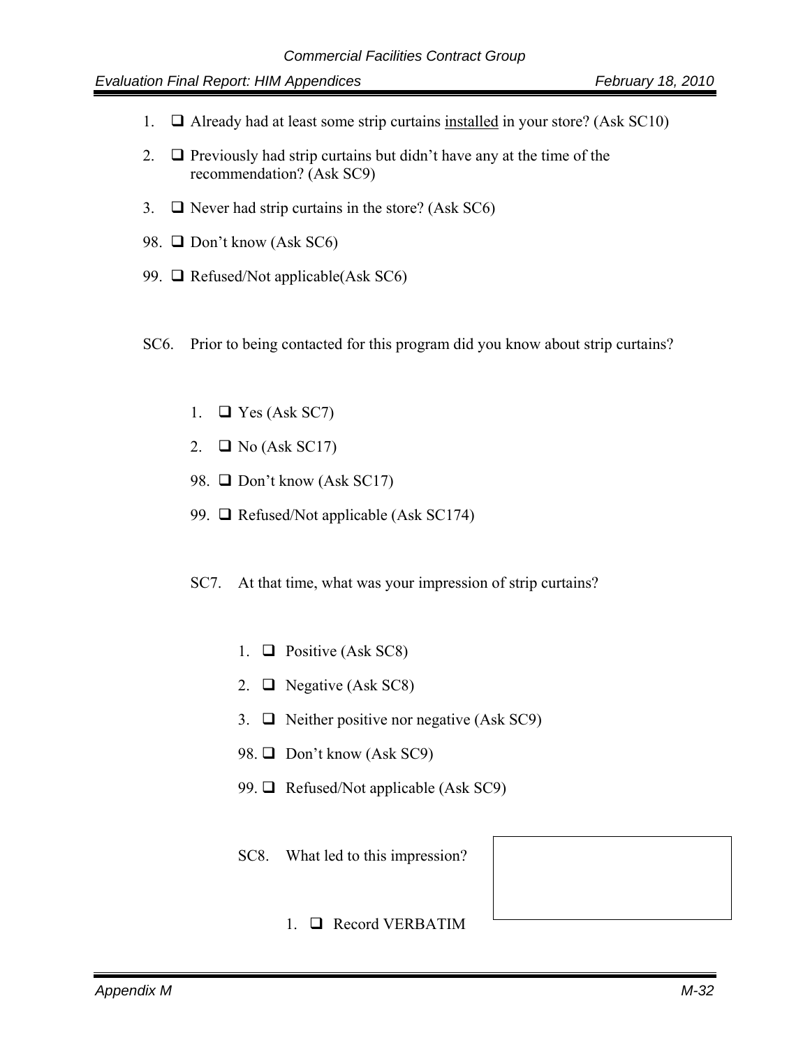1. ❑ Already had at least some strip curtains <u>installed</u> in your store? (Ask SC10)
2. ❑ Previously had strip curtains but didn't have any at the time of the recommendation? (Ask SC9)
3. ❑ Never had strip curtains in the store? (Ask SC6)
98. ❑ Don't know (Ask SC6)
99. ❑ Refused/Not applicable(Ask SC6)

SC6. Prior to being contacted for this program did you know about strip curtains?

1. ❑ Yes (Ask SC7)
2. ❑ No (Ask SC17)
98. ❑ Don't know (Ask SC17)
99. ❑ Refused/Not applicable (Ask SC174)

SC7. At that time, what was your impression of strip curtains?

1. ❑ Positive (Ask SC8)
2. ❑ Negative (Ask SC8)
3. ❑ Neither positive nor negative (Ask SC9)
98. ❑ Don't know (Ask SC9)
99. ❑ Refused/Not applicable (Ask SC9)

SC8. What led to this impression?

1. ❑ Record VERBATIM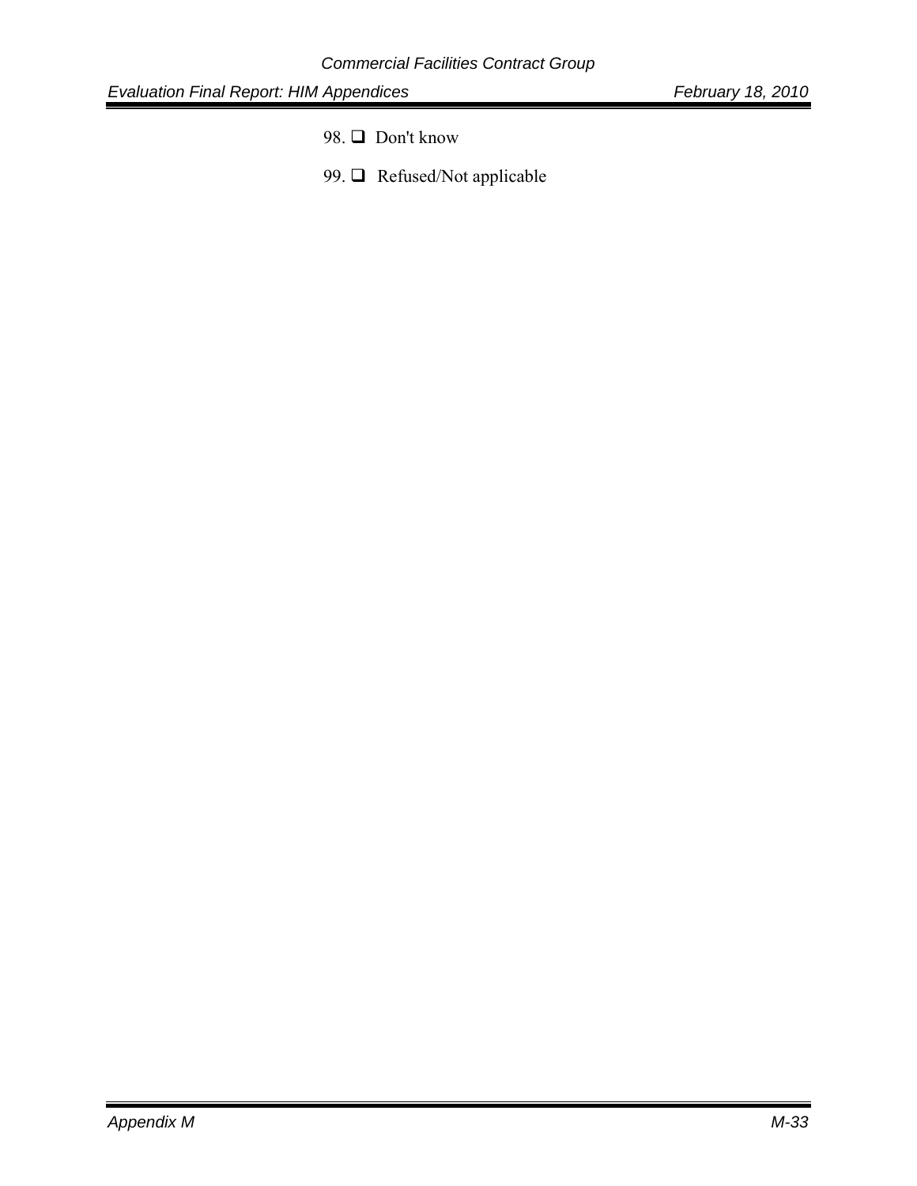98. ❑ Don't know

99. ❑ Refused/Not applicable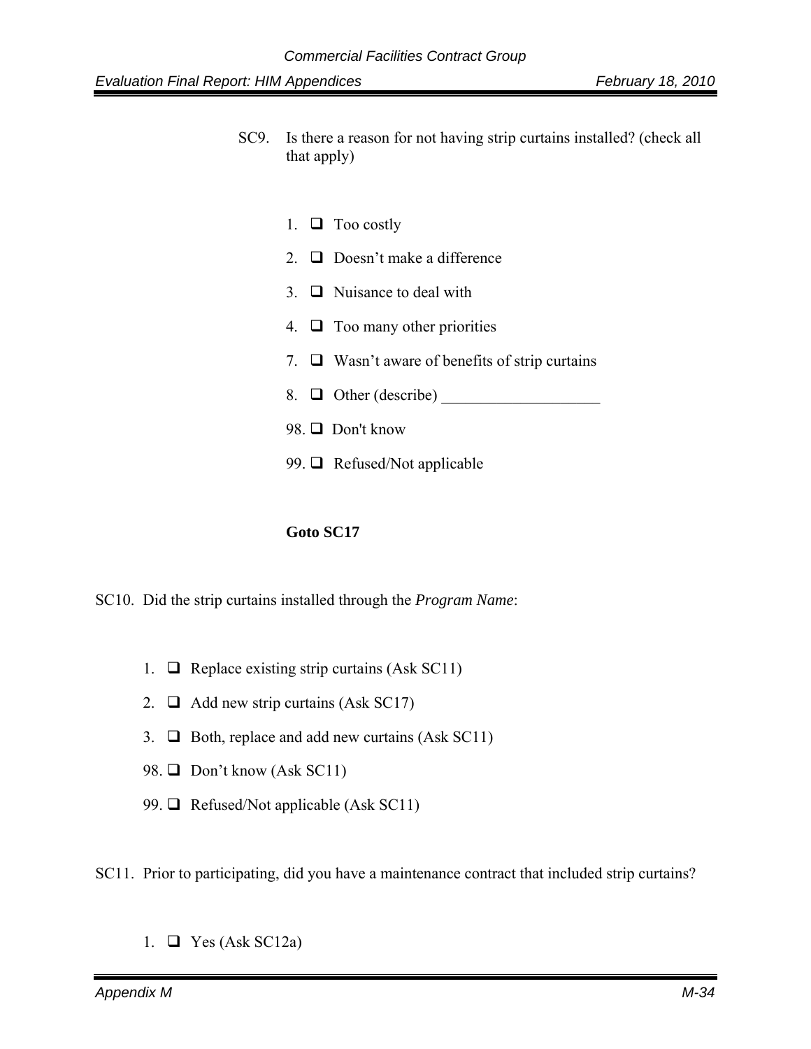SC9. Is there a reason for not having strip curtains installed? (check all that apply)

1. ❑ Too costly
2. ❑ Doesn't make a difference
3. ❑ Nuisance to deal with
4. ❑ Too many other priorities
7. ❑ Wasn't aware of benefits of strip curtains
8. ❑ Other (describe) ____________________
98. ❑ Don't know
99. ❑ Refused/Not applicable

**Goto SC17**

SC10. Did the strip curtains installed through the *Program Name*:

1. ❑ Replace existing strip curtains (Ask SC11)
2. ❑ Add new strip curtains (Ask SC17)
3. ❑ Both, replace and add new curtains (Ask SC11)
98. ❑ Don't know (Ask SC11)
99. ❑ Refused/Not applicable (Ask SC11)

SC11. Prior to participating, did you have a maintenance contract that included strip curtains?

1. ❑ Yes (Ask SC12a)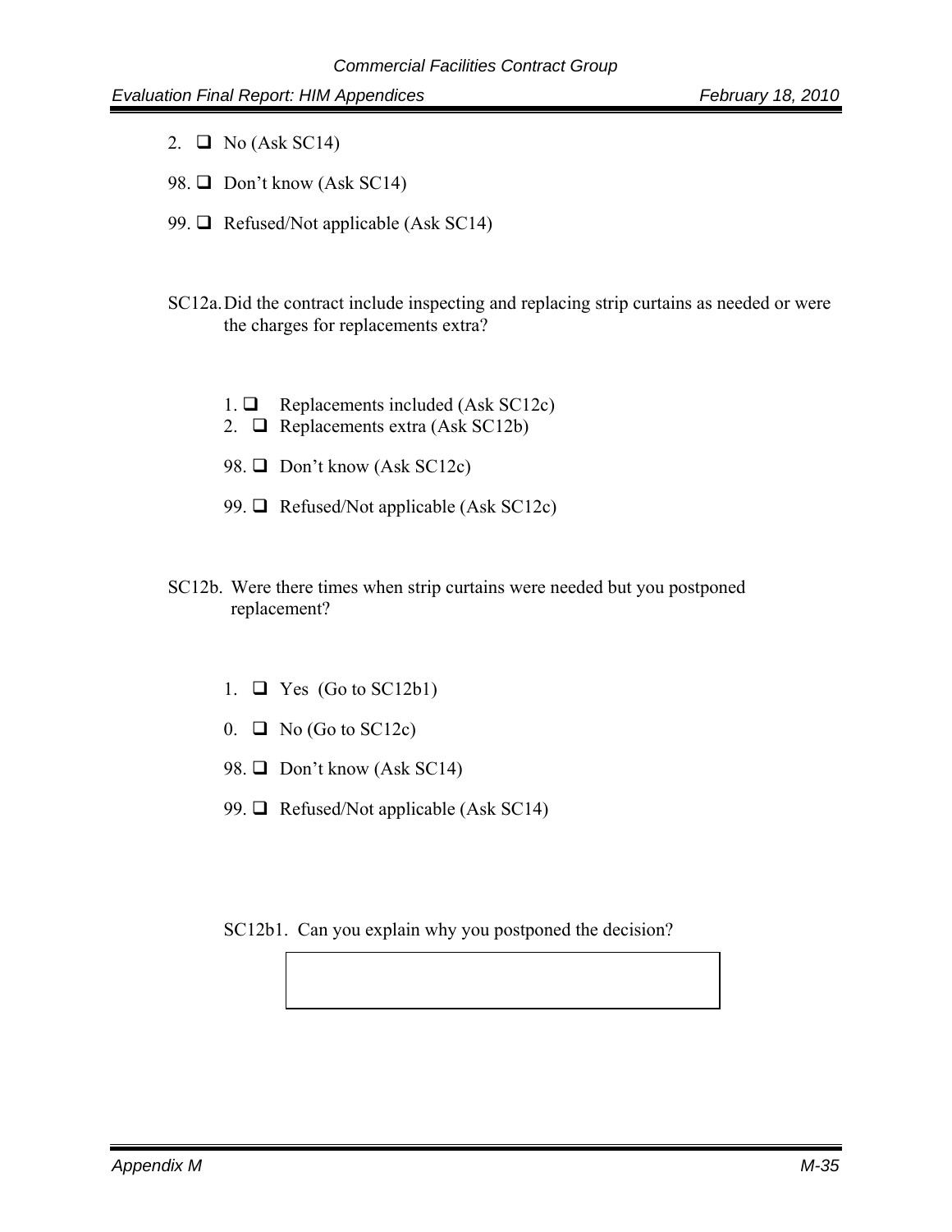2. ❑ No (Ask SC14)

98. ❑ Don't know (Ask SC14)

99. ❑ Refused/Not applicable (Ask SC14)

SC12a. Did the contract include inspecting and replacing strip curtains as needed or were the charges for replacements extra?

1. ❑ Replacements included (Ask SC12c)
2. ❑ Replacements extra (Ask SC12b)

98. ❑ Don't know (Ask SC12c)

99. ❑ Refused/Not applicable (Ask SC12c)

SC12b. Were there times when strip curtains were needed but you postponed replacement?

1. ❑ Yes (Go to SC12b1)

0. ❑ No (Go to SC12c)

98. ❑ Don't know (Ask SC14)

99. ❑ Refused/Not applicable (Ask SC14)

SC12b1. Can you explain why you postponed the decision?

| |
|---|
| |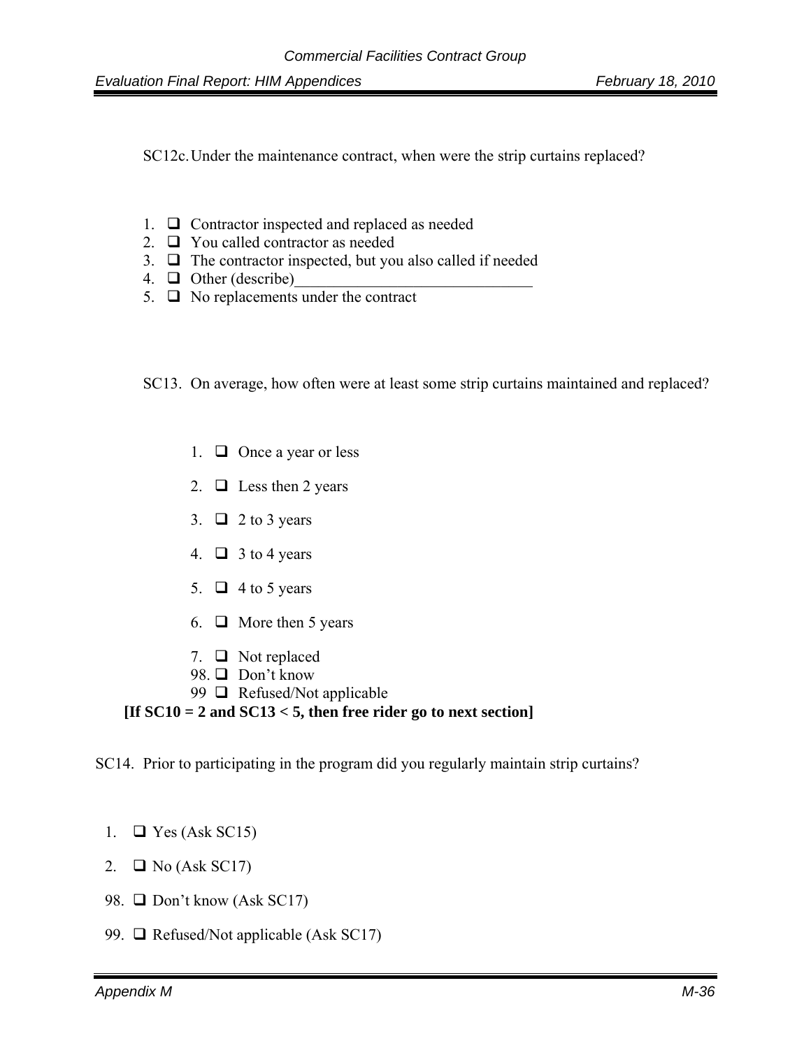SC12c. Under the maintenance contract, when were the strip curtains replaced?

1. ❑ Contractor inspected and replaced as needed
2. ❑ You called contractor as needed
3. ❑ The contractor inspected, but you also called if needed
4. ❑ Other (describe)______________________________
5. ❑ No replacements under the contract

SC13. On average, how often were at least some strip curtains maintained and replaced?

1. ❑ Once a year or less
2. ❑ Less then 2 years
3. ❑ 2 to 3 years
4. ❑ 3 to 4 years
5. ❑ 4 to 5 years
6. ❑ More then 5 years
7. ❑ Not replaced

98. ❑ Don't know

99 ❑ Refused/Not applicable

**[If SC10 = 2 and SC13 < 5, then free rider go to next section]**

SC14. Prior to participating in the program did you regularly maintain strip curtains?

1. ❑ Yes (Ask SC15)
2. ❑ No (Ask SC17)

98. ❑ Don't know (Ask SC17)

99. ❑ Refused/Not applicable (Ask SC17)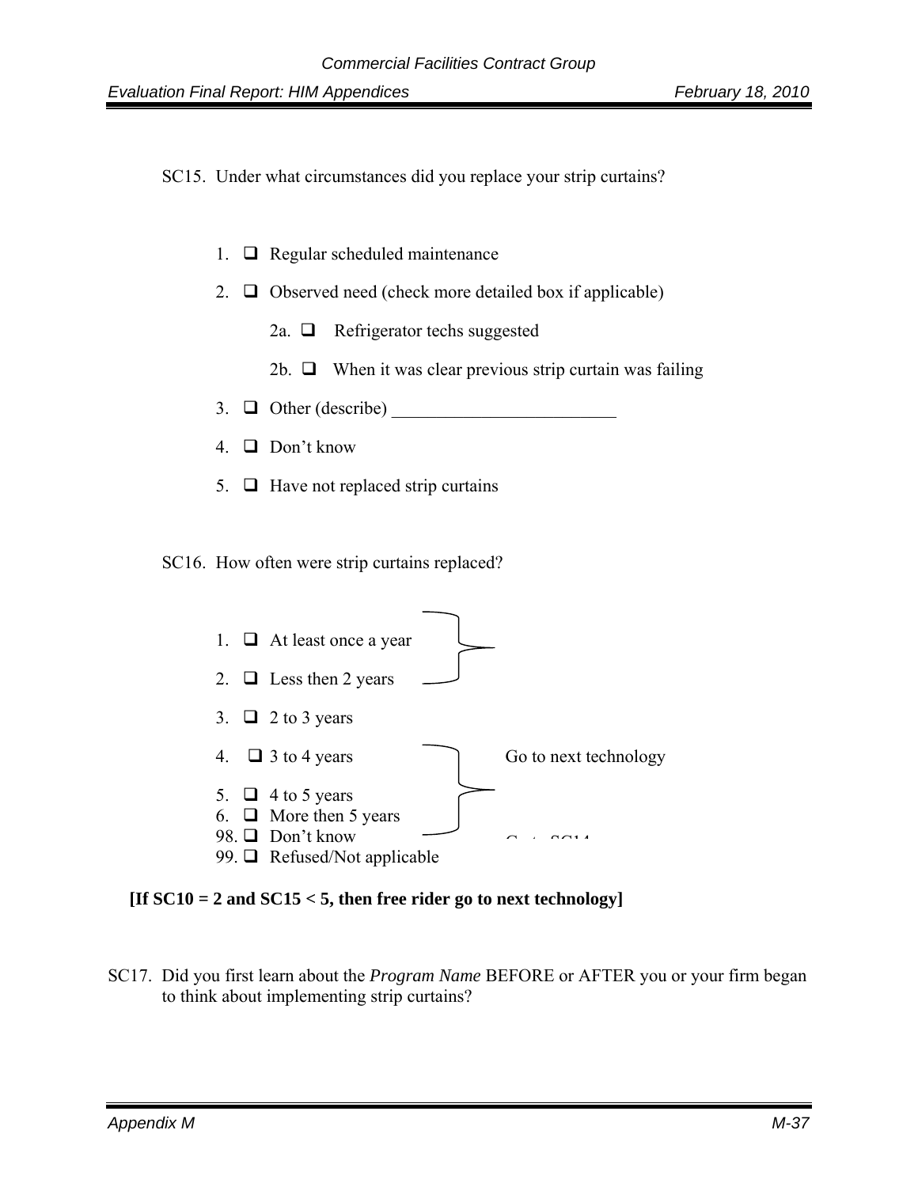SC15. Under what circumstances did you replace your strip curtains?

1. ❑ Regular scheduled maintenance
2. ❑ Observed need (check more detailed box if applicable)
   - 2a. ❑ Refrigerator techs suggested
   - 2b. ❑ When it was clear previous strip curtain was failing
3. ❑ Other (describe) _________________________
4. ❑ Don't know
5. ❑ Have not replaced strip curtains

SC16. How often were strip curtains replaced?

1. ❑ At least once a year
2. ❑ Less then 2 years
3. ❑ 2 to 3 years
4. ❑ 3 to 4 years — Go to next technology
5. ❑ 4 to 5 years
6. ❑ More then 5 years
98. ❑ Don't know — Go to SC14
99. ❑ Refused/Not applicable

**[If SC10 = 2 and SC15 < 5, then free rider go to next technology]**

SC17. Did you first learn about the *Program Name* BEFORE or AFTER you or your firm began to think about implementing strip curtains?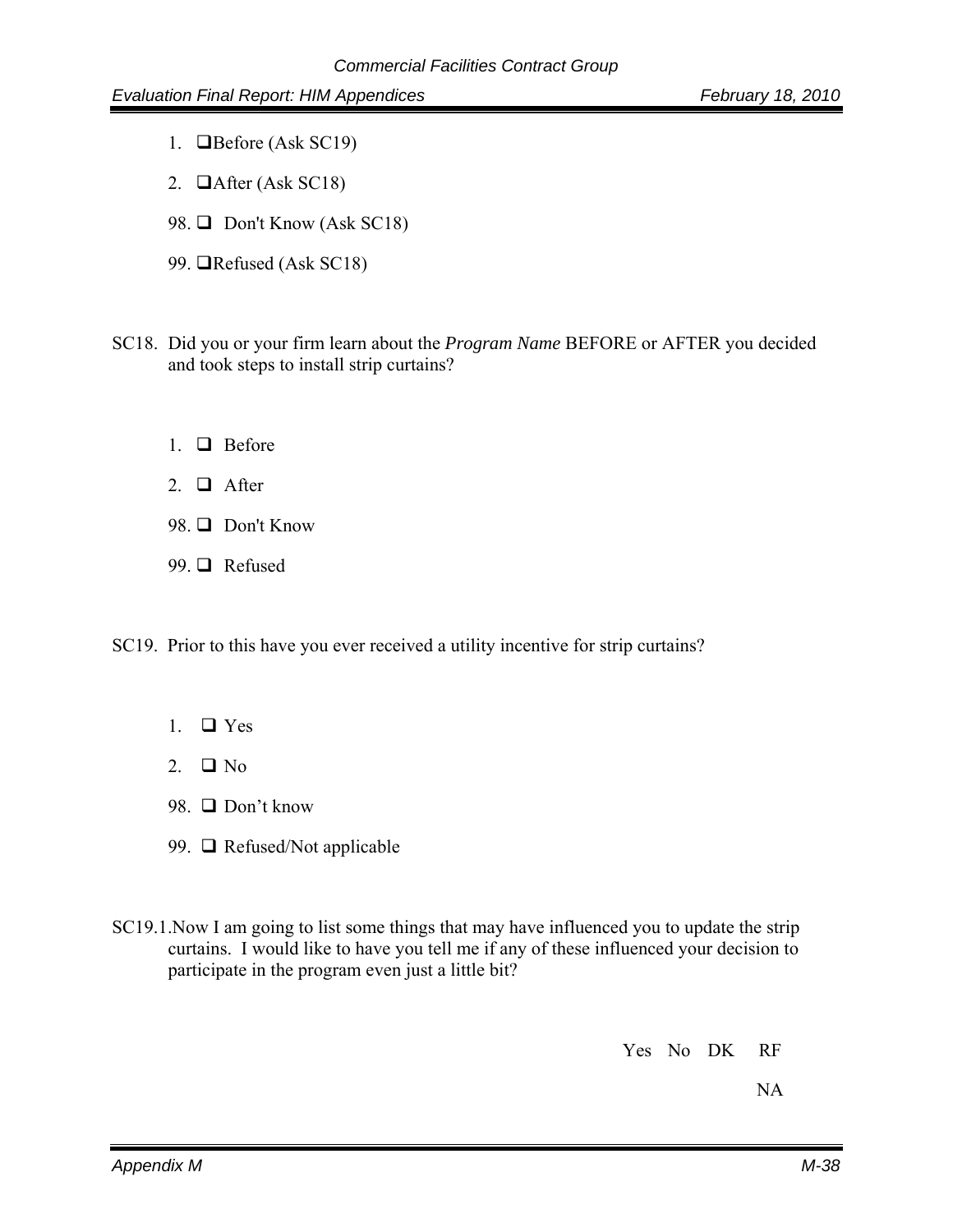1. ❑Before (Ask SC19)
2. ❑After (Ask SC18)
98. ❑ Don't Know (Ask SC18)
99. ❑Refused (Ask SC18)

SC18. Did you or your firm learn about the *Program Name* BEFORE or AFTER you decided and took steps to install strip curtains?

1. ❑ Before
2. ❑ After
98. ❑ Don't Know
99. ❑ Refused

SC19. Prior to this have you ever received a utility incentive for strip curtains?

1. ❑ Yes
2. ❑ No
98. ❑ Don't know
99. ❑ Refused/Not applicable

SC19.1.Now I am going to list some things that may have influenced you to update the strip curtains. I would like to have you tell me if any of these influenced your decision to participate in the program even just a little bit?

| | Yes | No | DK | RF NA |
|---|---|---|---|---|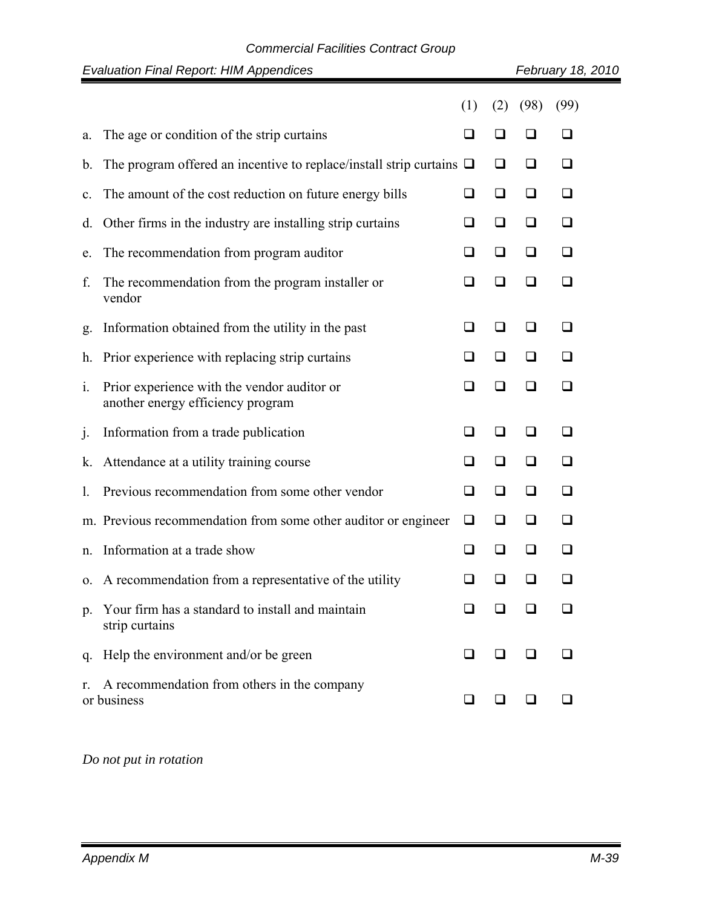| | | (1) | (2) | (98) | (99) |
|---|---|---|---|---|---|
| a. | The age or condition of the strip curtains | ❑ | ❑ | ❑ | ❑ |
| b. | The program offered an incentive to replace/install strip curtains | ❑ | ❑ | ❑ | ❑ |
| c. | The amount of the cost reduction on future energy bills | ❑ | ❑ | ❑ | ❑ |
| d. | Other firms in the industry are installing strip curtains | ❑ | ❑ | ❑ | ❑ |
| e. | The recommendation from program auditor | ❑ | ❑ | ❑ | ❑ |
| f. | The recommendation from the program installer or vendor | ❑ | ❑ | ❑ | ❑ |
| g. | Information obtained from the utility in the past | ❑ | ❑ | ❑ | ❑ |
| h. | Prior experience with replacing strip curtains | ❑ | ❑ | ❑ | ❑ |
| i. | Prior experience with the vendor auditor or another energy efficiency program | ❑ | ❑ | ❑ | ❑ |
| j. | Information from a trade publication | ❑ | ❑ | ❑ | ❑ |
| k. | Attendance at a utility training course | ❑ | ❑ | ❑ | ❑ |
| l. | Previous recommendation from some other vendor | ❑ | ❑ | ❑ | ❑ |
| m. | Previous recommendation from some other auditor or engineer | ❑ | ❑ | ❑ | ❑ |
| n. | Information at a trade show | ❑ | ❑ | ❑ | ❑ |
| o. | A recommendation from a representative of the utility | ❑ | ❑ | ❑ | ❑ |
| p. | Your firm has a standard to install and maintain strip curtains | ❑ | ❑ | ❑ | ❑ |
| q. | Help the environment and/or be green | ❑ | ❑ | ❑ | ❑ |
| r. | A recommendation from others in the company or business | ❑ | ❑ | ❑ | ❑ |

*Do not put in rotation*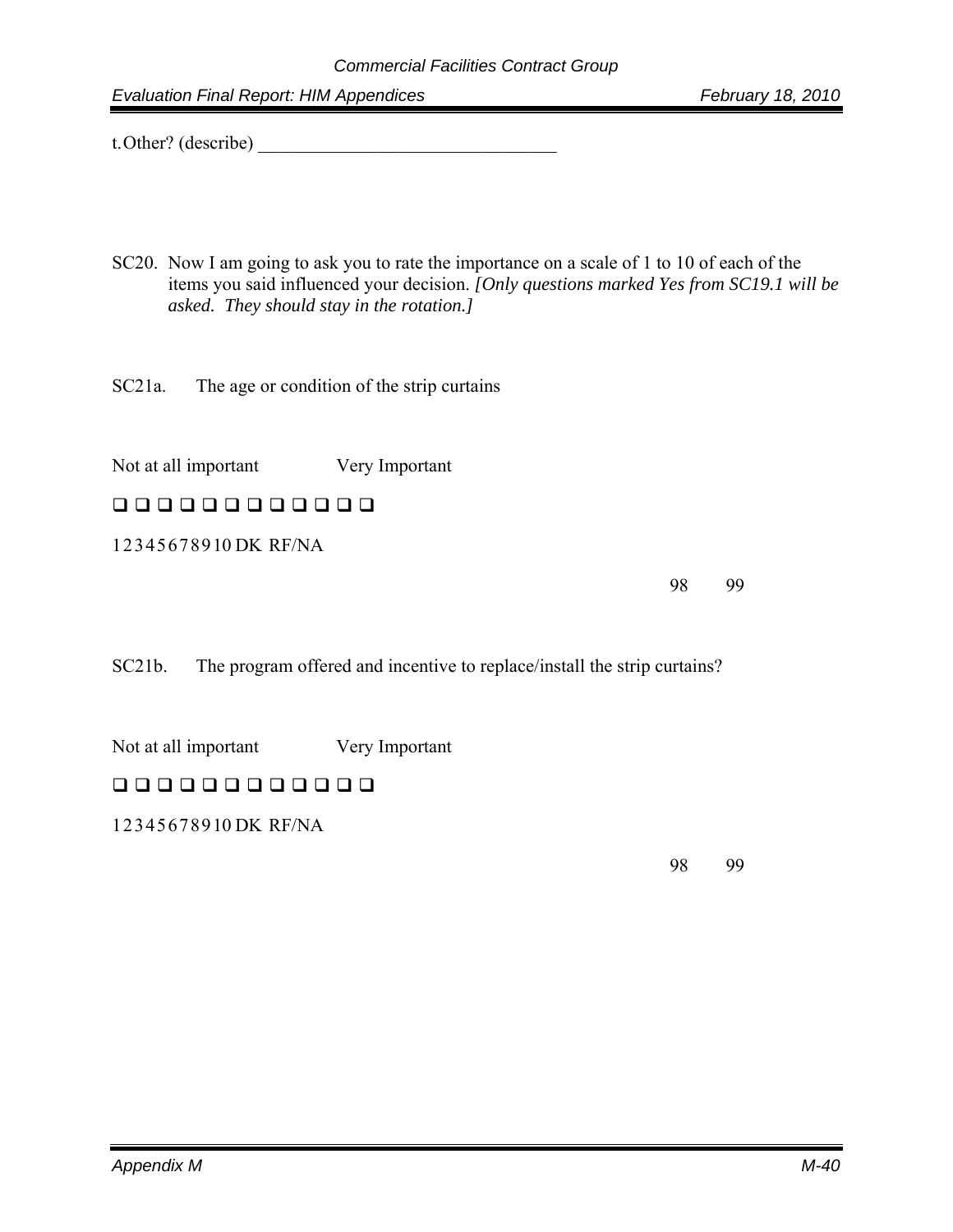t. Other? (describe) ________________________________

SC20. Now I am going to ask you to rate the importance on a scale of 1 to 10 of each of the items you said influenced your decision. *[Only questions marked Yes from SC19.1 will be asked. They should stay in the rotation.]*

SC21a. The age or condition of the strip curtains

Not at all important Very Important

❑ ❑ ❑ ❑ ❑ ❑ ❑ ❑ ❑ ❑ ❑ ❑

1 2 3 4 5 6 7 8 9 10 DK RF/NA

98 99

SC21b. The program offered and incentive to replace/install the strip curtains?

Not at all important Very Important

❑ ❑ ❑ ❑ ❑ ❑ ❑ ❑ ❑ ❑ ❑ ❑

1 2 3 4 5 6 7 8 9 10 DK RF/NA

98 99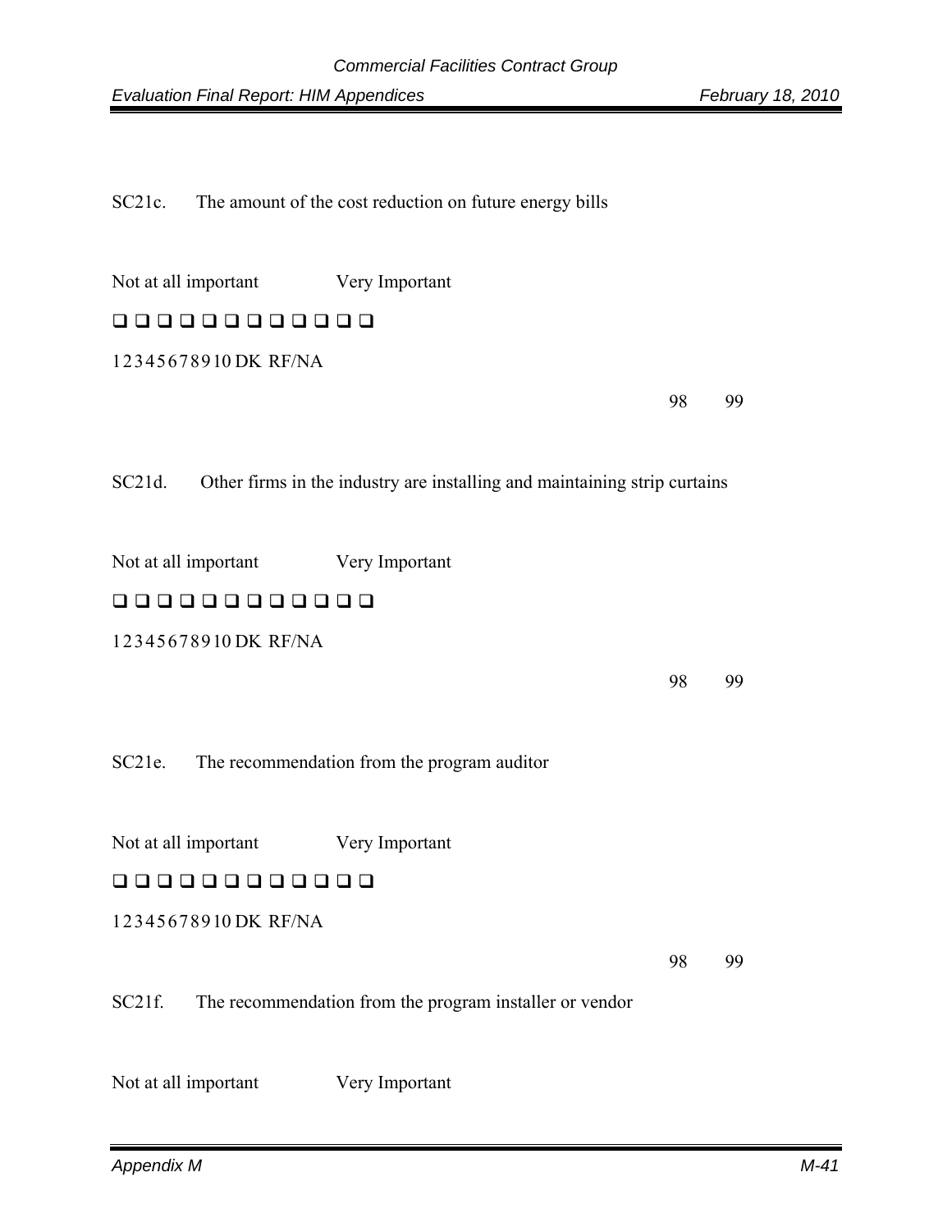SC21c. The amount of the cost reduction on future energy bills

Not at all important Very Important

❑ ❑ ❑ ❑ ❑ ❑ ❑ ❑ ❑ ❑ ❑ ❑

1 2 3 4 5 6 7 8 9 10 DK RF/NA

98 99

SC21d. Other firms in the industry are installing and maintaining strip curtains

Not at all important Very Important

❑ ❑ ❑ ❑ ❑ ❑ ❑ ❑ ❑ ❑ ❑ ❑

1 2 3 4 5 6 7 8 9 10 DK RF/NA

98 99

SC21e. The recommendation from the program auditor

Not at all important Very Important

❑ ❑ ❑ ❑ ❑ ❑ ❑ ❑ ❑ ❑ ❑ ❑

1 2 3 4 5 6 7 8 9 10 DK RF/NA

98 99

SC21f. The recommendation from the program installer or vendor

Not at all important Very Important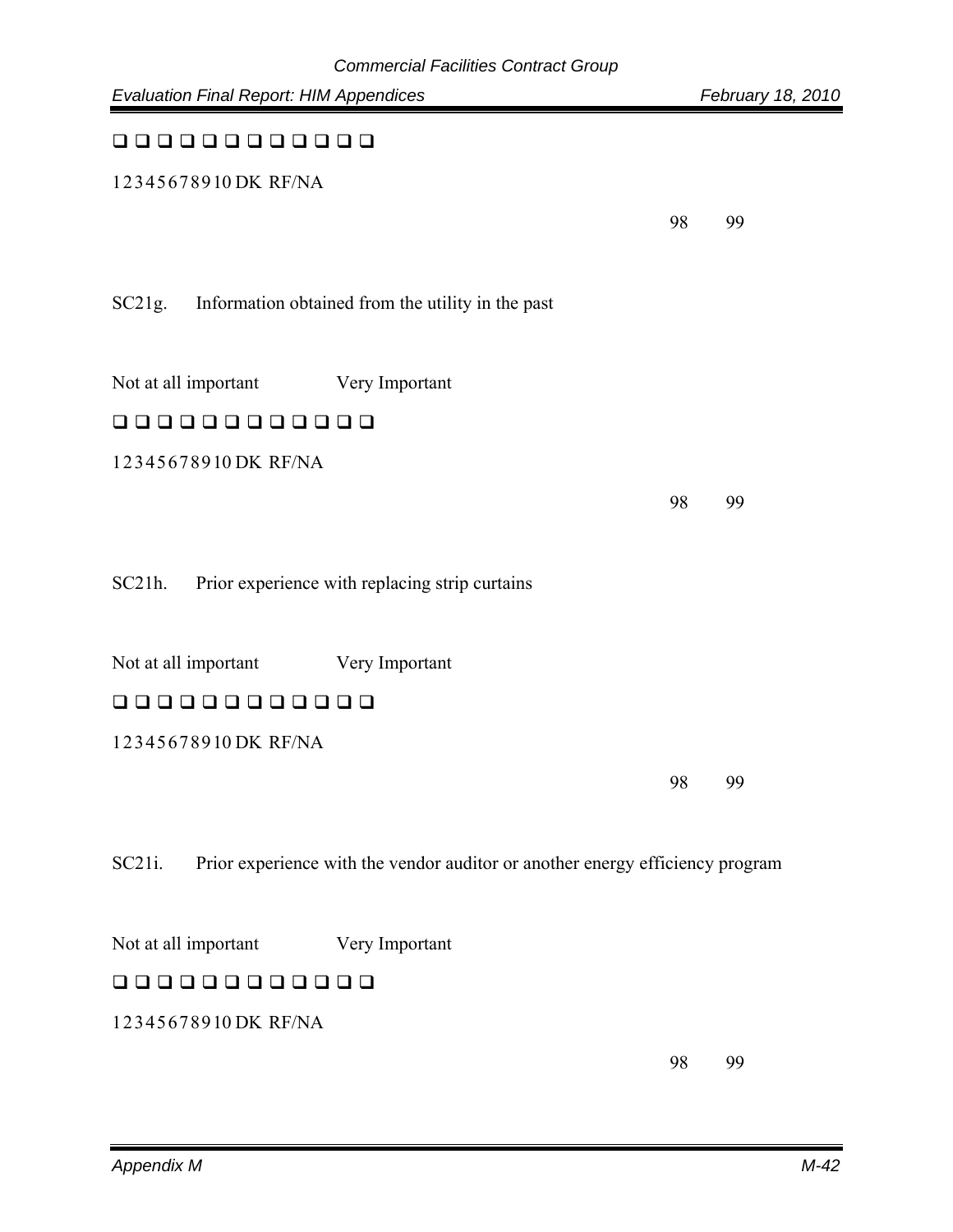❑ ❑ ❑ ❑ ❑ ❑ ❑ ❑ ❑ ❑ ❑ ❑

1 2 3 4 5 6 7 8 9 10 DK RF/NA

98 99

SC21g. Information obtained from the utility in the past

Not at all important Very Important

❑ ❑ ❑ ❑ ❑ ❑ ❑ ❑ ❑ ❑ ❑ ❑

1 2 3 4 5 6 7 8 9 10 DK RF/NA

98 99

SC21h. Prior experience with replacing strip curtains

Not at all important Very Important

❑ ❑ ❑ ❑ ❑ ❑ ❑ ❑ ❑ ❑ ❑ ❑

1 2 3 4 5 6 7 8 9 10 DK RF/NA

98 99

SC21i. Prior experience with the vendor auditor or another energy efficiency program

Not at all important Very Important

❑ ❑ ❑ ❑ ❑ ❑ ❑ ❑ ❑ ❑ ❑ ❑

1 2 3 4 5 6 7 8 9 10 DK RF/NA

98 99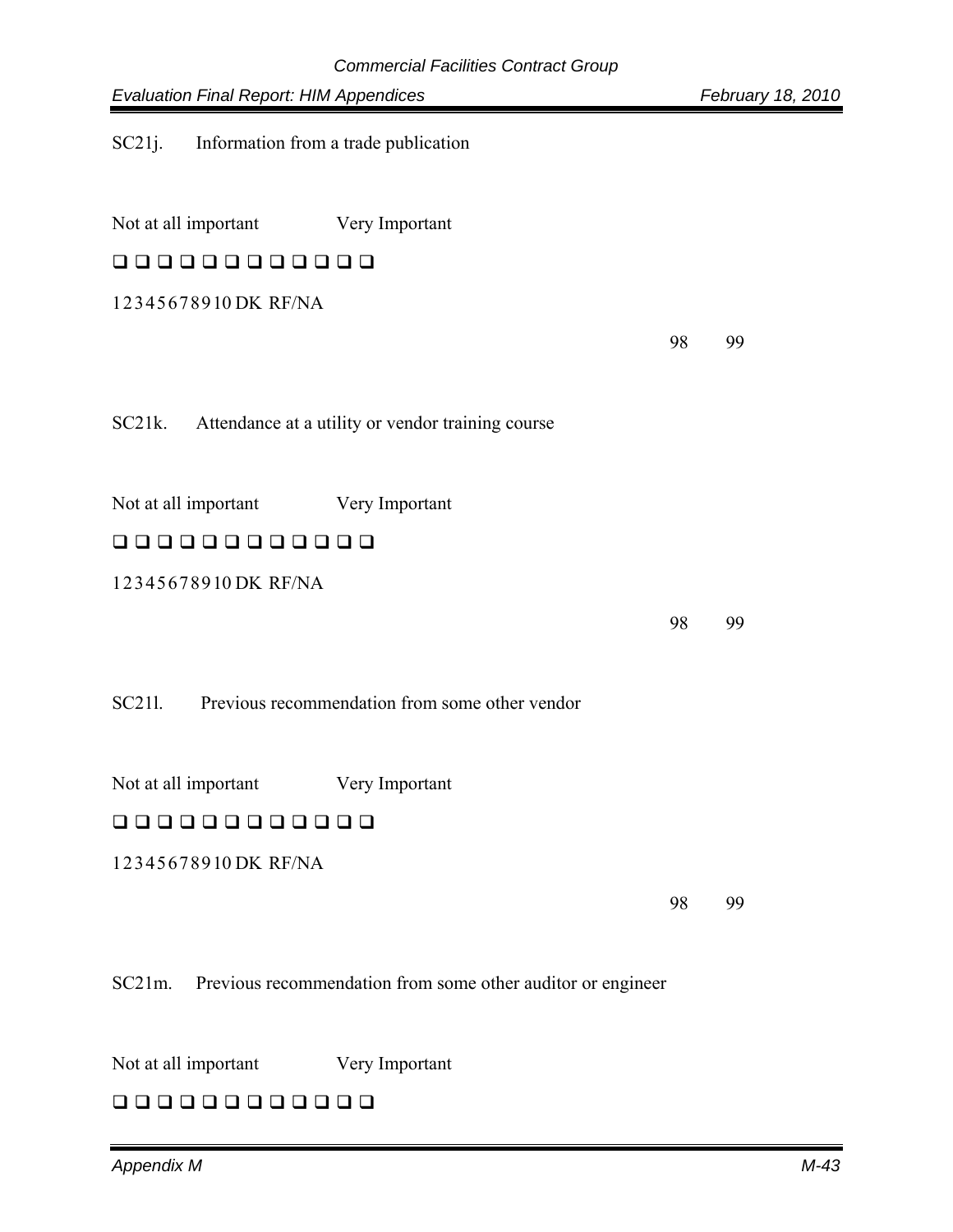SC21j. Information from a trade publication

Not at all important Very Important

❑ ❑ ❑ ❑ ❑ ❑ ❑ ❑ ❑ ❑ ❑ ❑

1 2 3 4 5 6 7 8 9 10 DK RF/NA

98 99

SC21k. Attendance at a utility or vendor training course

Not at all important Very Important

❑ ❑ ❑ ❑ ❑ ❑ ❑ ❑ ❑ ❑ ❑ ❑

1 2 3 4 5 6 7 8 9 10 DK RF/NA

98 99

SC21l. Previous recommendation from some other vendor

Not at all important Very Important

❑ ❑ ❑ ❑ ❑ ❑ ❑ ❑ ❑ ❑ ❑ ❑

1 2 3 4 5 6 7 8 9 10 DK RF/NA

98 99

SC21m. Previous recommendation from some other auditor or engineer

Not at all important Very Important

❑ ❑ ❑ ❑ ❑ ❑ ❑ ❑ ❑ ❑ ❑ ❑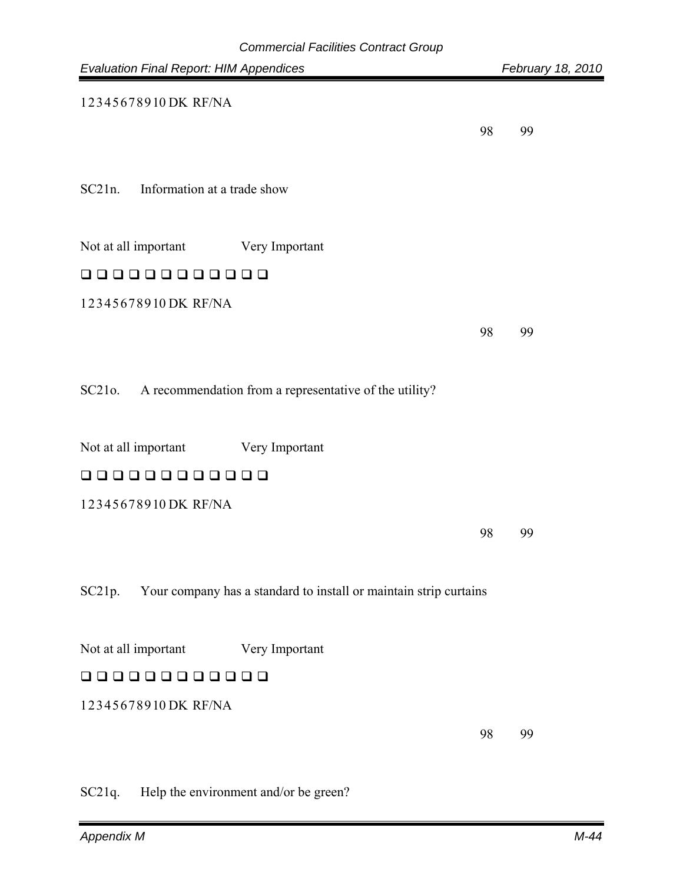12345678910 DK RF/NA

98 99

SC21n. Information at a trade show

Not at all important Very Important

❑ ❑ ❑ ❑ ❑ ❑ ❑ ❑ ❑ ❑ ❑ ❑

12345678910 DK RF/NA

98 99

SC21o. A recommendation from a representative of the utility?

Not at all important Very Important

❑ ❑ ❑ ❑ ❑ ❑ ❑ ❑ ❑ ❑ ❑ ❑

12345678910 DK RF/NA

98 99

SC21p. Your company has a standard to install or maintain strip curtains

Not at all important Very Important

❑ ❑ ❑ ❑ ❑ ❑ ❑ ❑ ❑ ❑ ❑ ❑

12345678910 DK RF/NA

98 99

SC21q. Help the environment and/or be green?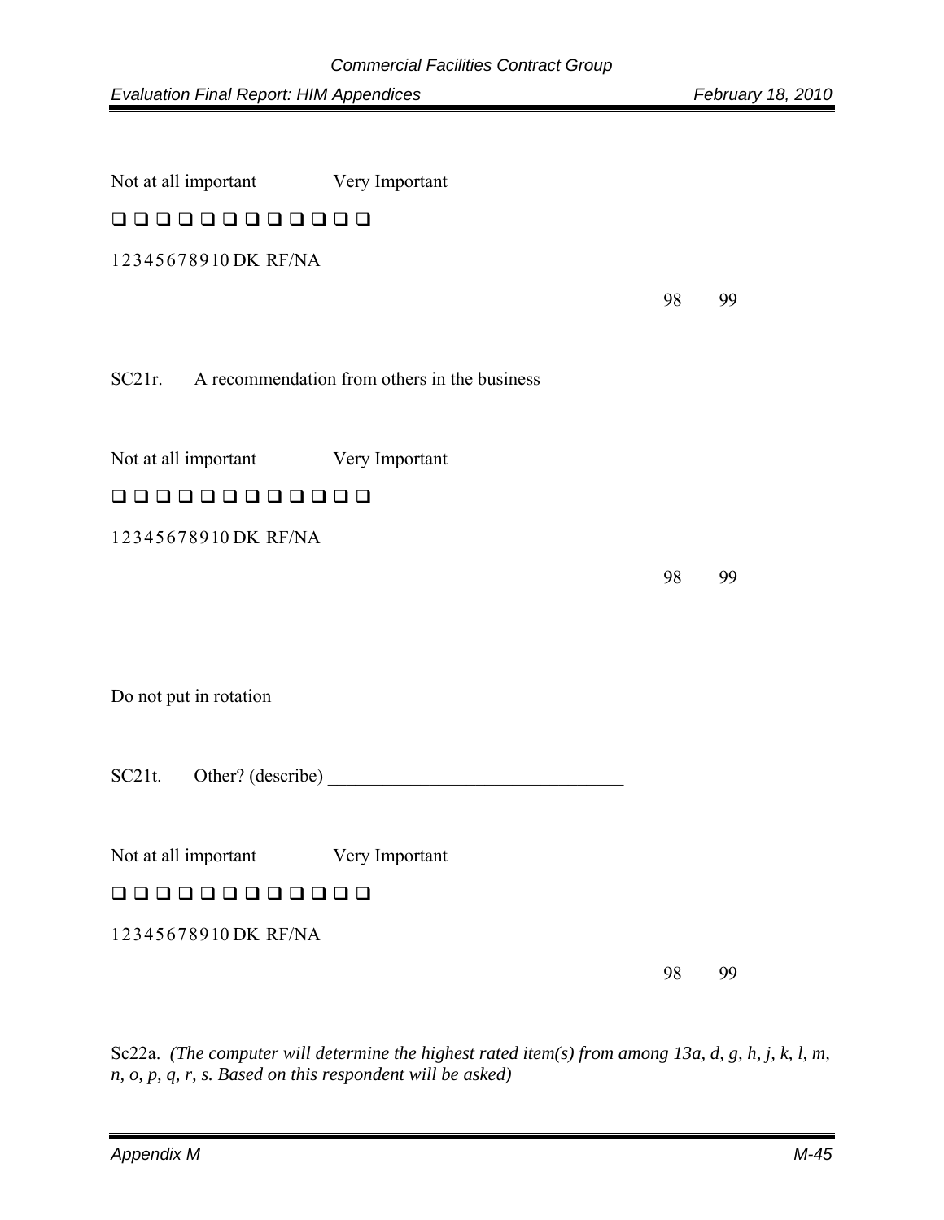Not at all important Very Important

❑ ❑ ❑ ❑ ❑ ❑ ❑ ❑ ❑ ❑ ❑ ❑

1 2 3 4 5 6 7 8 9 10 DK RF/NA

98 99

SC21r. A recommendation from others in the business

Not at all important Very Important

❑ ❑ ❑ ❑ ❑ ❑ ❑ ❑ ❑ ❑ ❑ ❑

1 2 3 4 5 6 7 8 9 10 DK RF/NA

98 99

Do not put in rotation

SC21t. Other? (describe) ________________________________

Not at all important Very Important

❑ ❑ ❑ ❑ ❑ ❑ ❑ ❑ ❑ ❑ ❑ ❑

1 2 3 4 5 6 7 8 9 10 DK RF/NA

98 99

Sc22a. *(The computer will determine the highest rated item(s) from among 13a, d, g, h, j, k, l, m, n, o, p, q, r, s. Based on this respondent will be asked)*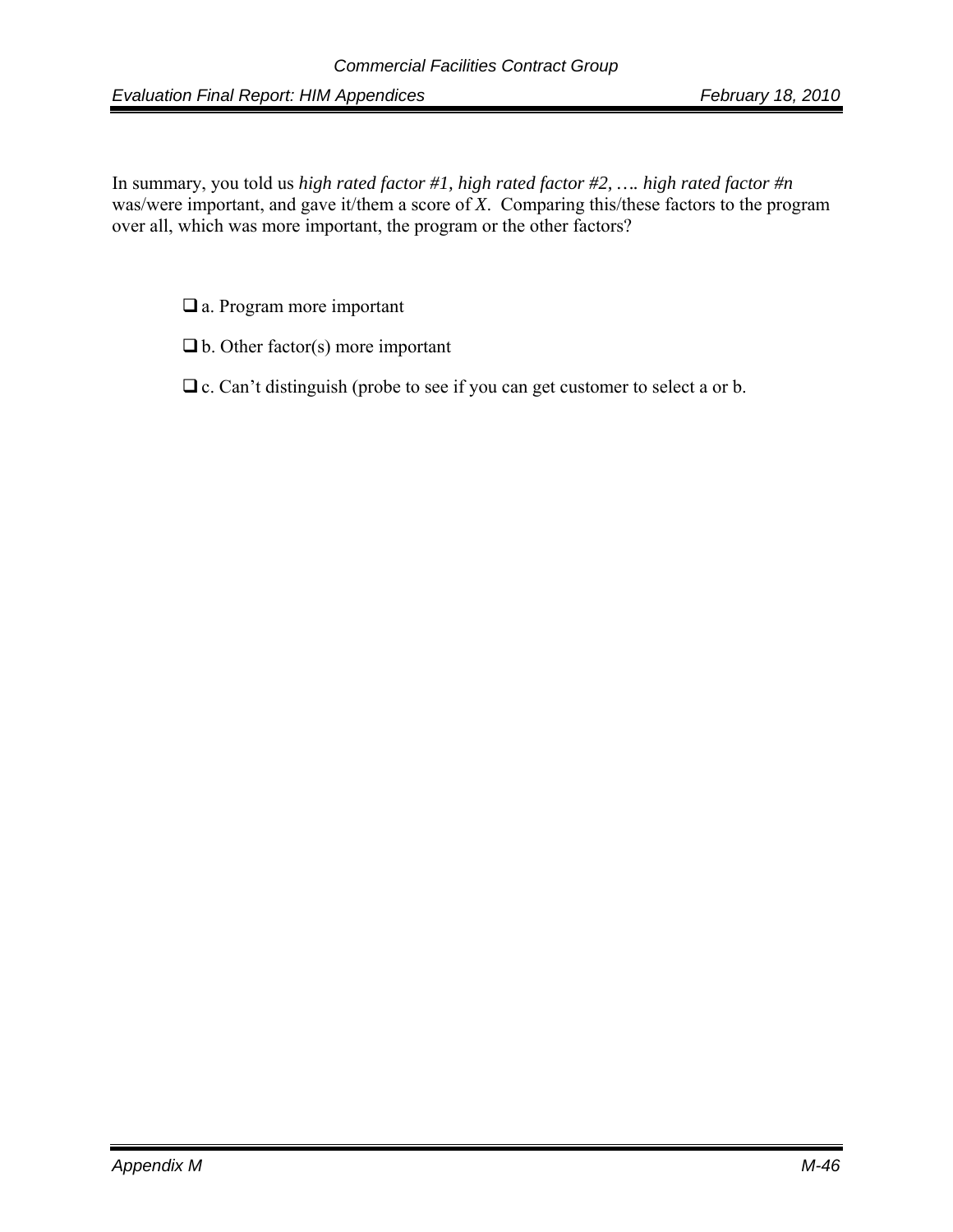In summary, you told us *high rated factor #1, high rated factor #2, …. high rated factor #n* was/were important, and gave it/them a score of *X*. Comparing this/these factors to the program over all, which was more important, the program or the other factors?

- ❑ a. Program more important
- ❑ b. Other factor(s) more important
- ❑ c. Can't distinguish (probe to see if you can get customer to select a or b.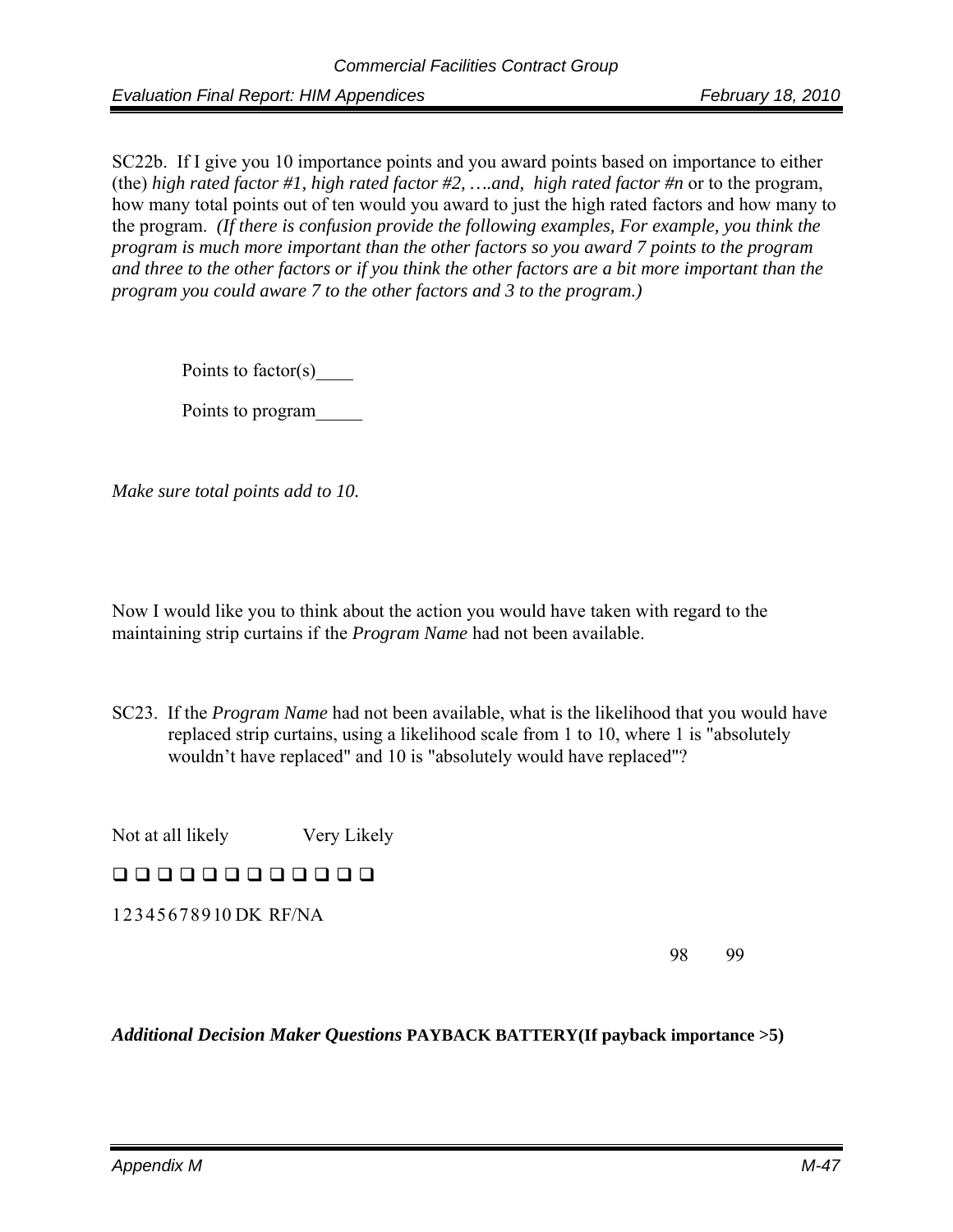SC22b. If I give you 10 importance points and you award points based on importance to either (the) *high rated factor #1, high rated factor #2, ….and, high rated factor #n* or to the program, how many total points out of ten would you award to just the high rated factors and how many to the program. *(If there is confusion provide the following examples, For example, you think the program is much more important than the other factors so you award 7 points to the program and three to the other factors or if you think the other factors are a bit more important than the program you could aware 7 to the other factors and 3 to the program.)*

Points to factor(s)____

Points to program_____

*Make sure total points add to 10.*

Now I would like you to think about the action you would have taken with regard to the maintaining strip curtains if the *Program Name* had not been available.

SC23. If the *Program Name* had not been available, what is the likelihood that you would have replaced strip curtains, using a likelihood scale from 1 to 10, where 1 is "absolutely wouldn't have replaced" and 10 is "absolutely would have replaced"?

Not at all likely Very Likely

❑ ❑ ❑ ❑ ❑ ❑ ❑ ❑ ❑ ❑ ❑ ❑

1 2 3 4 5 6 7 8 9 10 DK RF/NA

98 99

***Additional Decision Maker Questions* PAYBACK BATTERY(If payback importance >5)**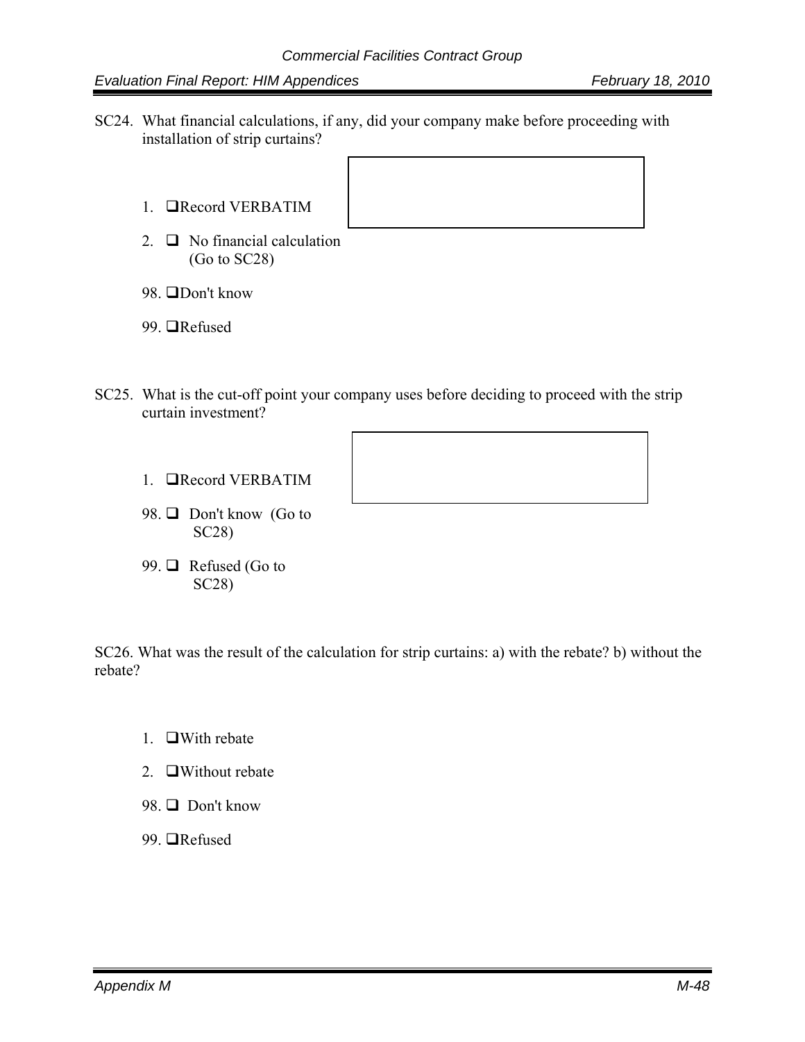SC24. What financial calculations, if any, did your company make before proceeding with installation of strip curtains?

1. ❑Record VERBATIM
2. ❑ No financial calculation (Go to SC28)
98. ❑Don't know
99. ❑Refused

SC25. What is the cut-off point your company uses before deciding to proceed with the strip curtain investment?

1. ❑Record VERBATIM
98. ❑ Don't know (Go to SC28)
99. ❑ Refused (Go to SC28)

SC26. What was the result of the calculation for strip curtains: a) with the rebate? b) without the rebate?

1. ❑With rebate
2. ❑Without rebate
98. ❑ Don't know
99. ❑Refused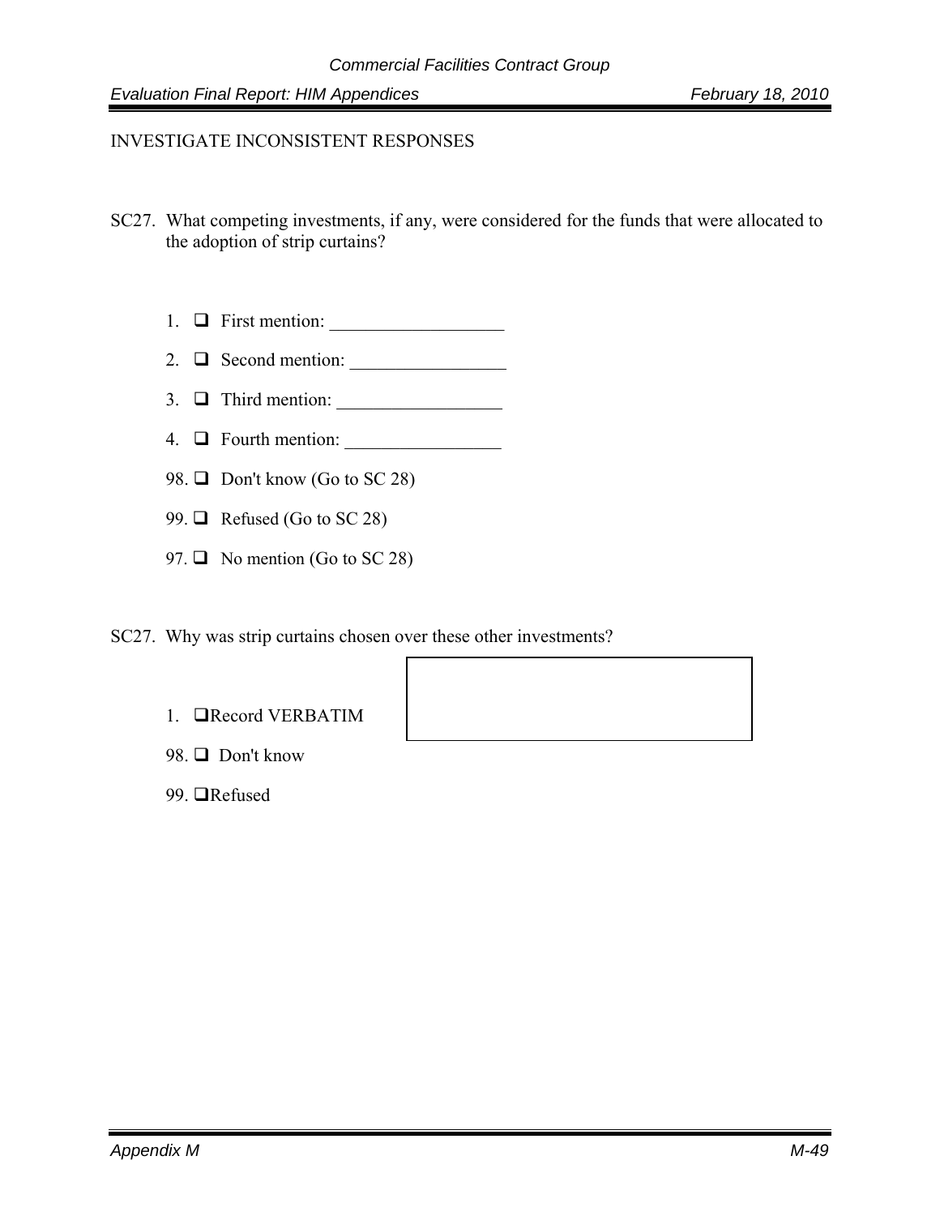INVESTIGATE INCONSISTENT RESPONSES

SC27. What competing investments, if any, were considered for the funds that were allocated to the adoption of strip curtains?

1. ❑ First mention: ___________________
2. ❑ Second mention: _________________
3. ❑ Third mention: __________________
4. ❑ Fourth mention: _________________

98. ❑ Don't know (Go to SC 28)

99. ❑ Refused (Go to SC 28)

97. ❑ No mention (Go to SC 28)

SC27. Why was strip curtains chosen over these other investments?

1. ❑Record VERBATIM

98. ❑ Don't know

99. ❑Refused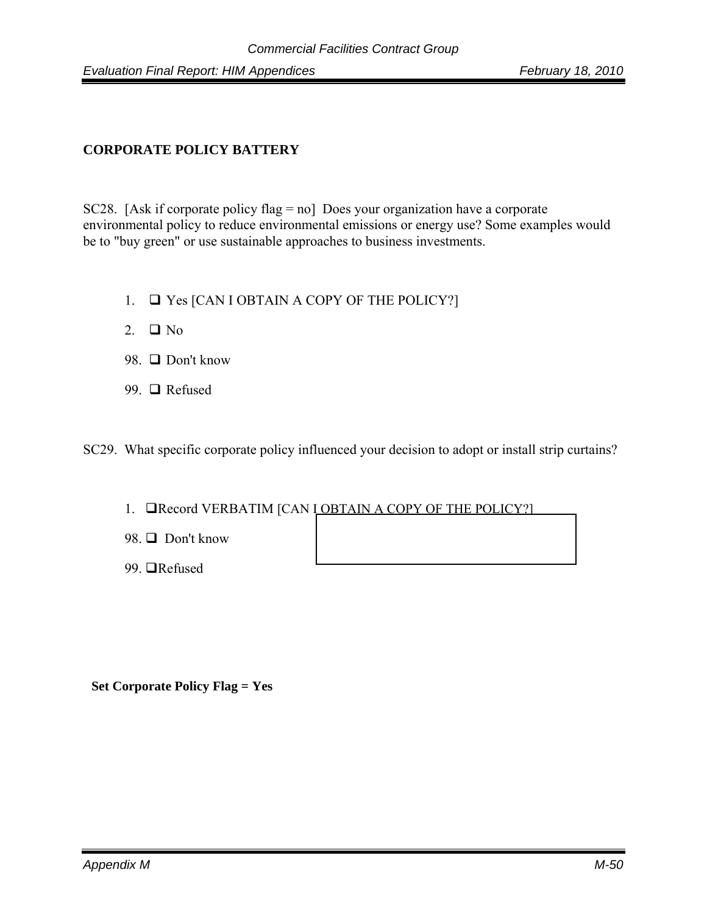**CORPORATE POLICY BATTERY**

SC28. [Ask if corporate policy flag = no] Does your organization have a corporate environmental policy to reduce environmental emissions or energy use? Some examples would be to "buy green" or use sustainable approaches to business investments.

1. ❑ Yes [CAN I OBTAIN A COPY OF THE POLICY?]
2. ❑ No
98. ❑ Don't know
99. ❑ Refused

SC29. What specific corporate policy influenced your decision to adopt or install strip curtains?

1. ❑Record VERBATIM [CAN I OBTAIN A COPY OF THE POLICY?]
98. ❑ Don't know
99. ❑Refused

**Set Corporate Policy Flag = Yes**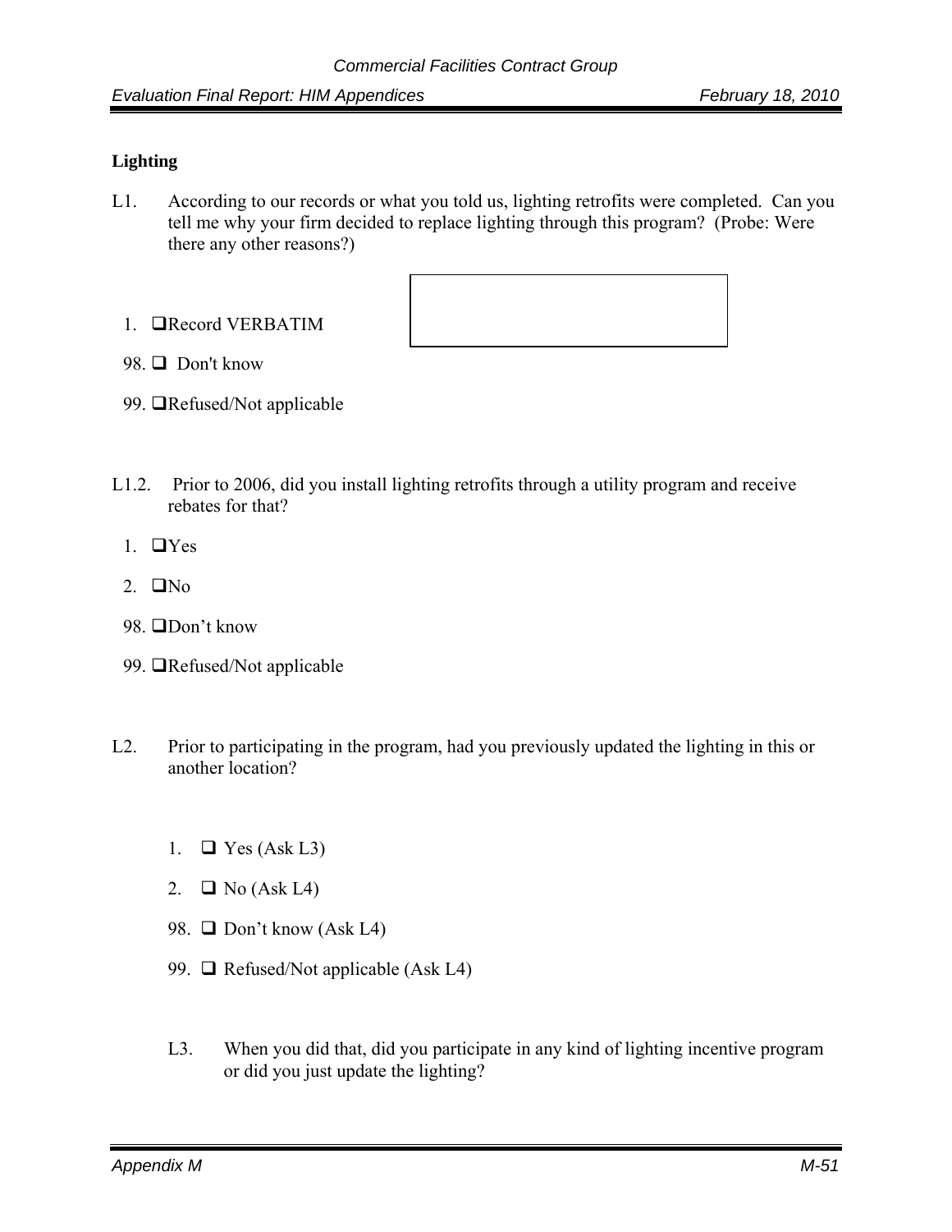**Lighting**

L1. According to our records or what you told us, lighting retrofits were completed. Can you tell me why your firm decided to replace lighting through this program? (Probe: Were there any other reasons?)

1. ❑Record VERBATIM

98. ❑ Don't know

99. ❑Refused/Not applicable

L1.2. Prior to 2006, did you install lighting retrofits through a utility program and receive rebates for that?

1. ❑Yes

2. ❑No

98. ❑Don't know

99. ❑Refused/Not applicable

L2. Prior to participating in the program, had you previously updated the lighting in this or another location?

1. ❑ Yes (Ask L3)

2. ❑ No (Ask L4)

98. ❑ Don't know (Ask L4)

99. ❑ Refused/Not applicable (Ask L4)

L3. When you did that, did you participate in any kind of lighting incentive program or did you just update the lighting?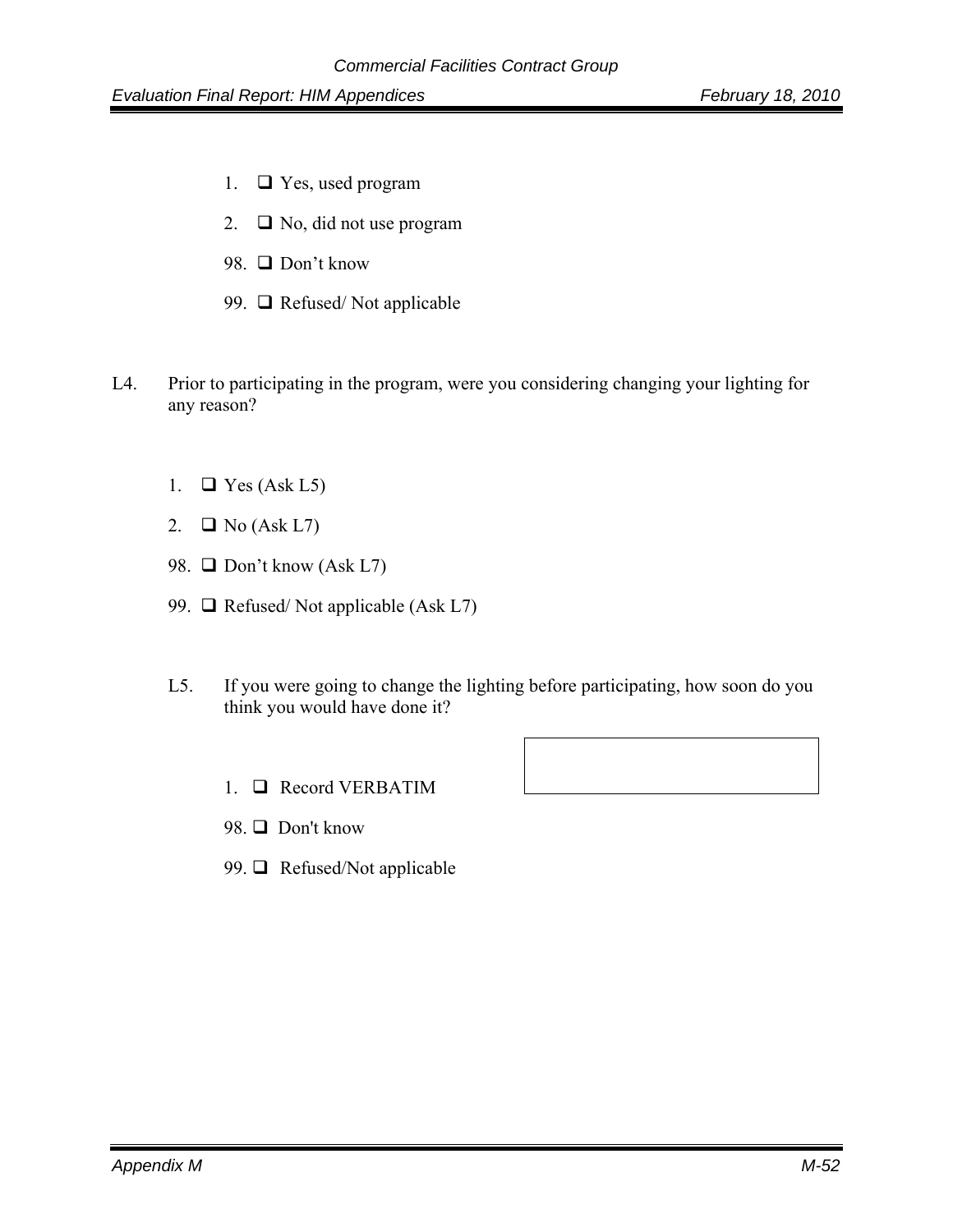1. ❑ Yes, used program
2. ❑ No, did not use program
98. ❑ Don’t know
99. ❑ Refused/ Not applicable

L4. Prior to participating in the program, were you considering changing your lighting for any reason?

1. ❑ Yes (Ask L5)
2. ❑ No (Ask L7)
98. ❑ Don’t know (Ask L7)
99. ❑ Refused/ Not applicable (Ask L7)

L5. If you were going to change the lighting before participating, how soon do you think you would have done it?

1. ❑ Record VERBATIM
98. ❑ Don't know
99. ❑ Refused/Not applicable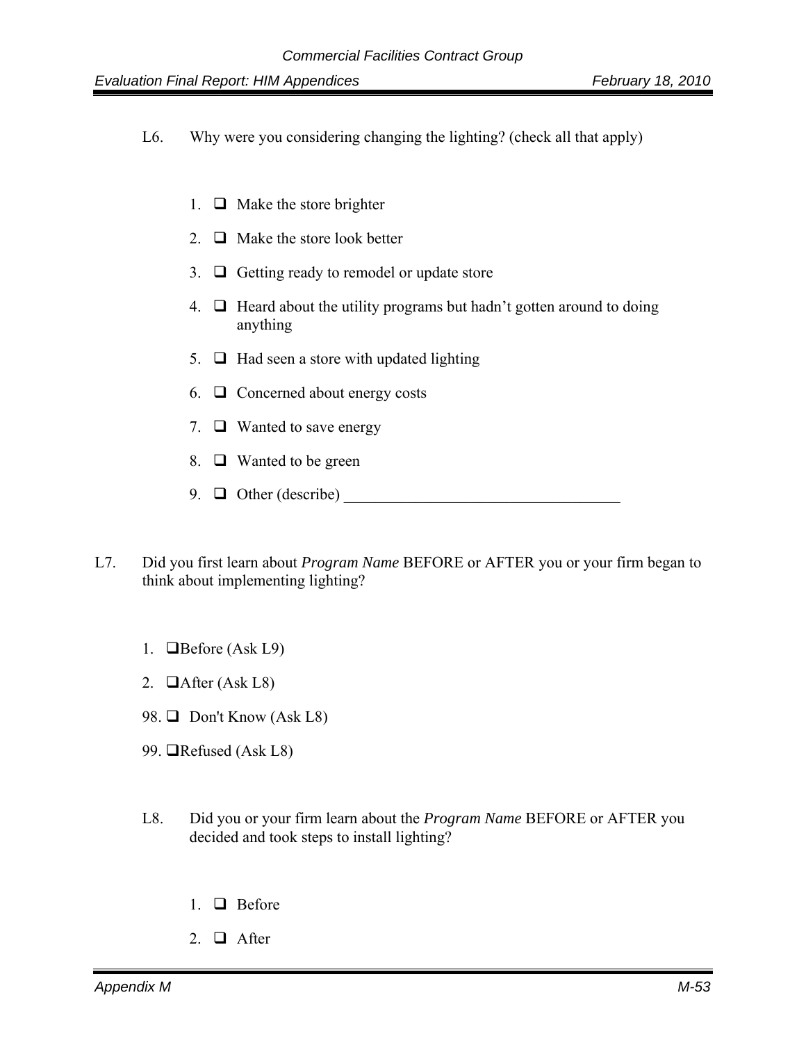L6. Why were you considering changing the lighting? (check all that apply)

1. ❑ Make the store brighter
2. ❑ Make the store look better
3. ❑ Getting ready to remodel or update store
4. ❑ Heard about the utility programs but hadn't gotten around to doing anything
5. ❑ Had seen a store with updated lighting
6. ❑ Concerned about energy costs
7. ❑ Wanted to save energy
8. ❑ Wanted to be green
9. ❑ Other (describe) ___________________________________

L7. Did you first learn about *Program Name* BEFORE or AFTER you or your firm began to think about implementing lighting?

1. ❑Before (Ask L9)
2. ❑After (Ask L8)

98. ❑ Don't Know (Ask L8)

99. ❑Refused (Ask L8)

L8. Did you or your firm learn about the *Program Name* BEFORE or AFTER you decided and took steps to install lighting?

1. ❑ Before
2. ❑ After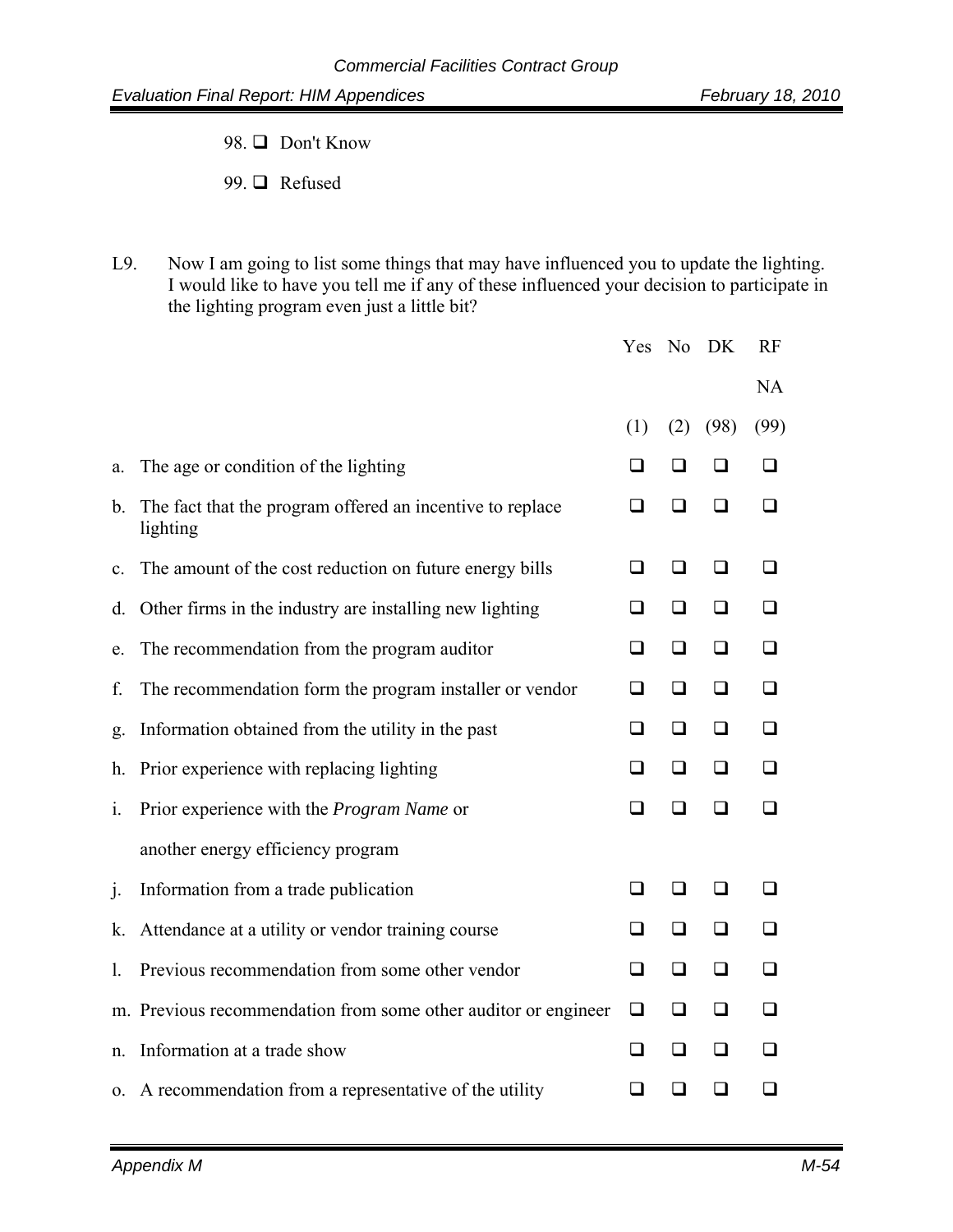98. ❑ Don't Know

99. ❑ Refused

L9. Now I am going to list some things that may have influenced you to update the lighting. I would like to have you tell me if any of these influenced your decision to participate in the lighting program even just a little bit?

| | Yes (1) | No (2) | DK (98) | RF NA (99) |
|---|---|---|---|---|
| a. The age or condition of the lighting | ❑ | ❑ | ❑ | ❑ |
| b. The fact that the program offered an incentive to replace lighting | ❑ | ❑ | ❑ | ❑ |
| c. The amount of the cost reduction on future energy bills | ❑ | ❑ | ❑ | ❑ |
| d. Other firms in the industry are installing new lighting | ❑ | ❑ | ❑ | ❑ |
| e. The recommendation from the program auditor | ❑ | ❑ | ❑ | ❑ |
| f. The recommendation form the program installer or vendor | ❑ | ❑ | ❑ | ❑ |
| g. Information obtained from the utility in the past | ❑ | ❑ | ❑ | ❑ |
| h. Prior experience with replacing lighting | ❑ | ❑ | ❑ | ❑ |
| i. Prior experience with the *Program Name* or another energy efficiency program | ❑ | ❑ | ❑ | ❑ |
| j. Information from a trade publication | ❑ | ❑ | ❑ | ❑ |
| k. Attendance at a utility or vendor training course | ❑ | ❑ | ❑ | ❑ |
| l. Previous recommendation from some other vendor | ❑ | ❑ | ❑ | ❑ |
| m. Previous recommendation from some other auditor or engineer | ❑ | ❑ | ❑ | ❑ |
| n. Information at a trade show | ❑ | ❑ | ❑ | ❑ |
| o. A recommendation from a representative of the utility | ❑ | ❑ | ❑ | ❑ |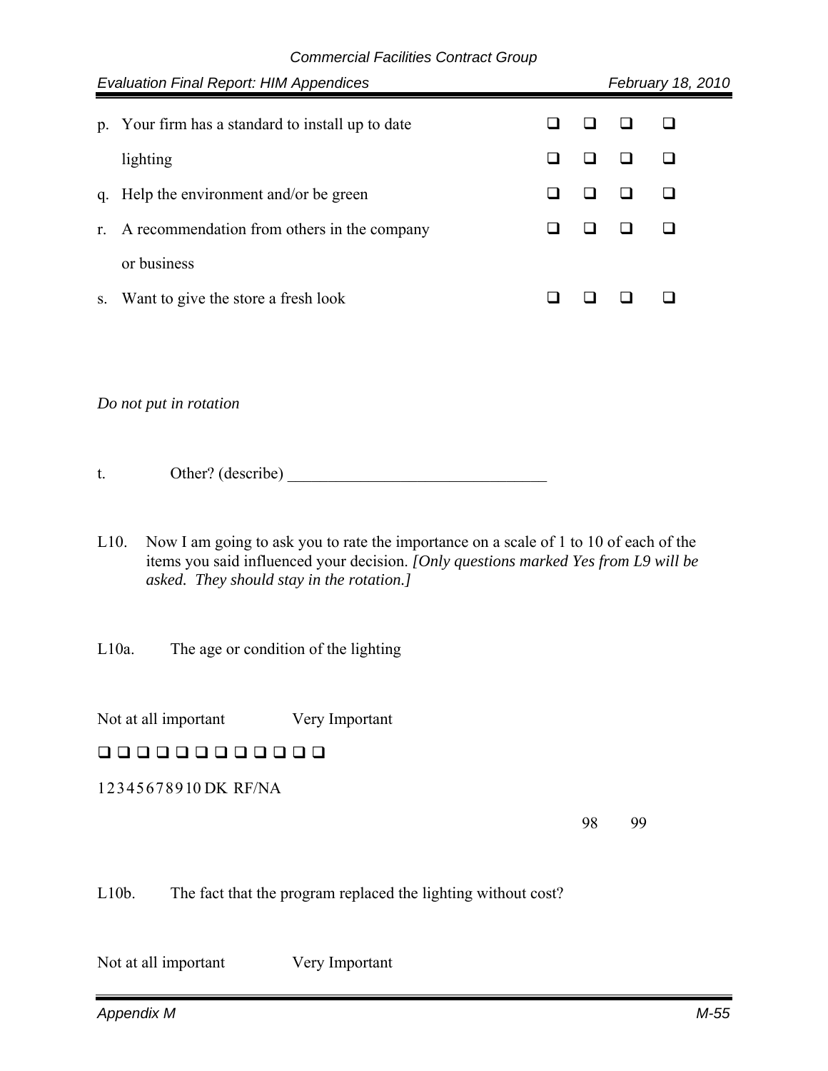| | | | | |
|---|---|---|---|---|
| p. Your firm has a standard to install up to date | ❑ | ❑ | ❑ | ❑ |
| lighting | ❑ | ❑ | ❑ | ❑ |
| q. Help the environment and/or be green | ❑ | ❑ | ❑ | ❑ |
| r. A recommendation from others in the company or business | ❑ | ❑ | ❑ | ❑ |
| s. Want to give the store a fresh look | ❑ | ❑ | ❑ | ❑ |

*Do not put in rotation*

t. Other? (describe) ________________________________

L10. Now I am going to ask you to rate the importance on a scale of 1 to 10 of each of the items you said influenced your decision. *[Only questions marked Yes from L9 will be asked. They should stay in the rotation.]*

L10a. The age or condition of the lighting

Not at all important Very Important

❑ ❑ ❑ ❑ ❑ ❑ ❑ ❑ ❑ ❑ ❑ ❑

1 2 3 4 5 6 7 8 9 10 DK RF/NA

98 99

L10b. The fact that the program replaced the lighting without cost?

Not at all important Very Important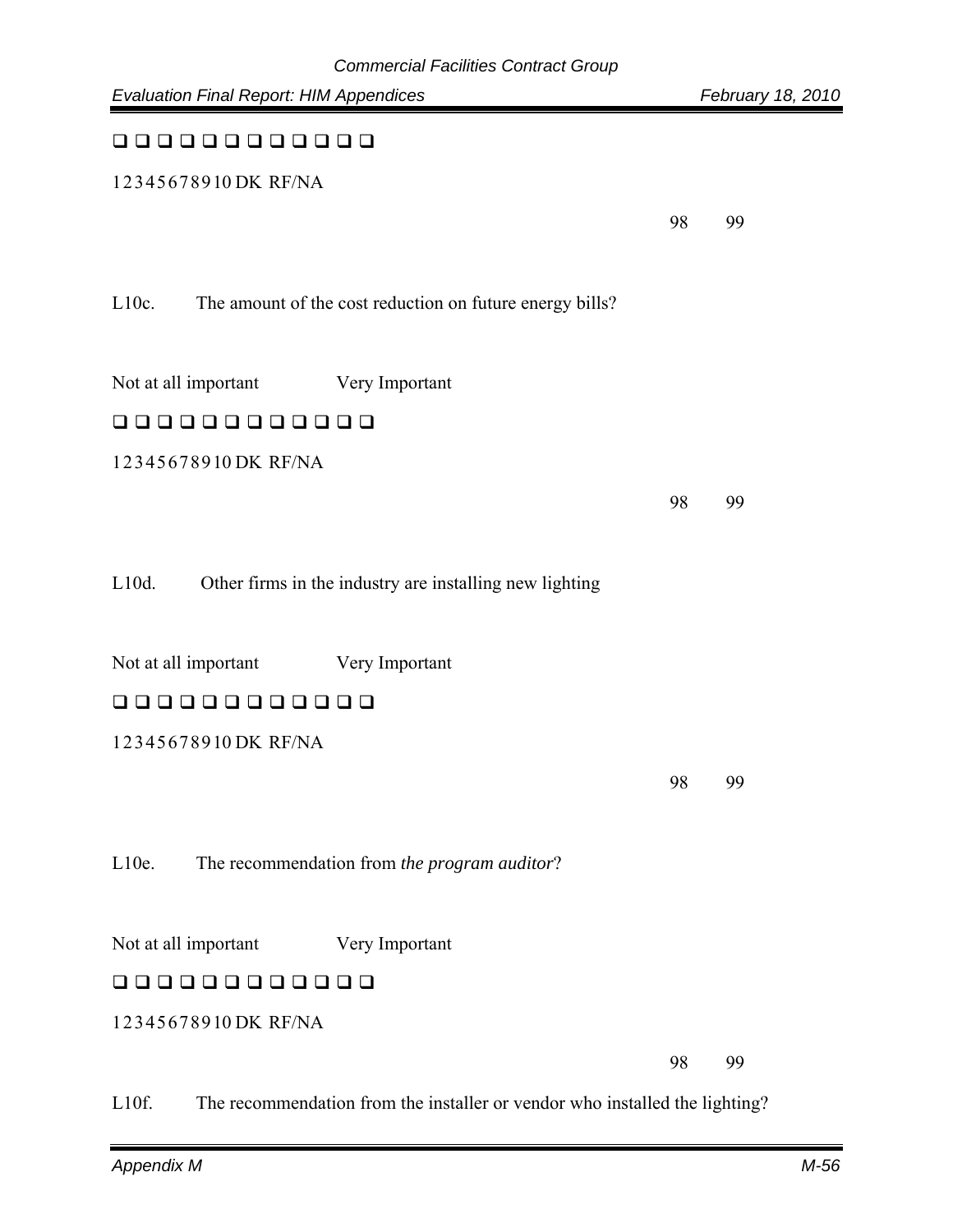❑ ❑ ❑ ❑ ❑ ❑ ❑ ❑ ❑ ❑ ❑ ❑

1 2 3 4 5 6 7 8 9 10 DK RF/NA

98 99

L10c. The amount of the cost reduction on future energy bills?

Not at all important Very Important

❑ ❑ ❑ ❑ ❑ ❑ ❑ ❑ ❑ ❑ ❑ ❑

1 2 3 4 5 6 7 8 9 10 DK RF/NA

98 99

L10d. Other firms in the industry are installing new lighting

Not at all important Very Important

❑ ❑ ❑ ❑ ❑ ❑ ❑ ❑ ❑ ❑ ❑ ❑

1 2 3 4 5 6 7 8 9 10 DK RF/NA

98 99

L10e. The recommendation from *the program auditor*?

Not at all important Very Important

❑ ❑ ❑ ❑ ❑ ❑ ❑ ❑ ❑ ❑ ❑ ❑

1 2 3 4 5 6 7 8 9 10 DK RF/NA

98 99

L10f. The recommendation from the installer or vendor who installed the lighting?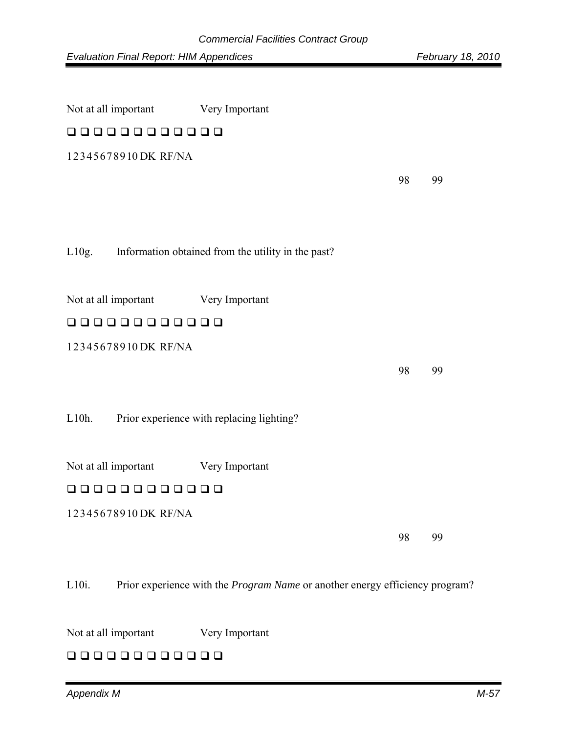Not at all important Very Important

❑ ❑ ❑ ❑ ❑ ❑ ❑ ❑ ❑ ❑ ❑ ❑

1 2 3 4 5 6 7 8 9 10 DK RF/NA

98 99

L10g. Information obtained from the utility in the past?

Not at all important Very Important

❑ ❑ ❑ ❑ ❑ ❑ ❑ ❑ ❑ ❑ ❑ ❑

1 2 3 4 5 6 7 8 9 10 DK RF/NA

98 99

L10h. Prior experience with replacing lighting?

Not at all important Very Important

❑ ❑ ❑ ❑ ❑ ❑ ❑ ❑ ❑ ❑ ❑ ❑

1 2 3 4 5 6 7 8 9 10 DK RF/NA

98 99

L10i. Prior experience with the *Program Name* or another energy efficiency program?

Not at all important Very Important

❑ ❑ ❑ ❑ ❑ ❑ ❑ ❑ ❑ ❑ ❑ ❑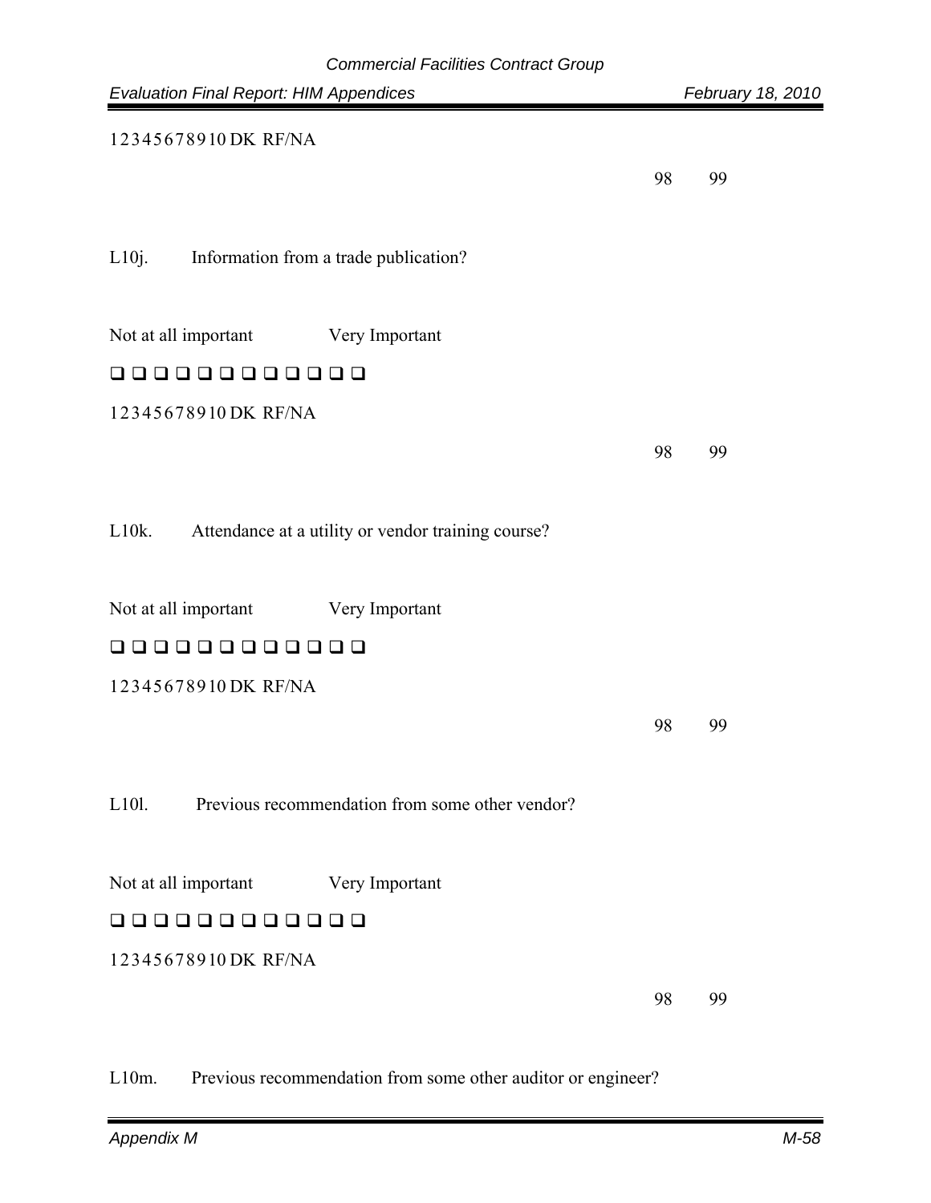1 2 3 4 5 6 7 8 9 10 DK RF/NA

98 99

L10j. Information from a trade publication?

Not at all important Very Important

❑ ❑ ❑ ❑ ❑ ❑ ❑ ❑ ❑ ❑ ❑ ❑

1 2 3 4 5 6 7 8 9 10 DK RF/NA

98 99

L10k. Attendance at a utility or vendor training course?

Not at all important Very Important

❑ ❑ ❑ ❑ ❑ ❑ ❑ ❑ ❑ ❑ ❑ ❑

1 2 3 4 5 6 7 8 9 10 DK RF/NA

98 99

L10l. Previous recommendation from some other vendor?

Not at all important Very Important

❑ ❑ ❑ ❑ ❑ ❑ ❑ ❑ ❑ ❑ ❑ ❑

1 2 3 4 5 6 7 8 9 10 DK RF/NA

98 99

L10m. Previous recommendation from some other auditor or engineer?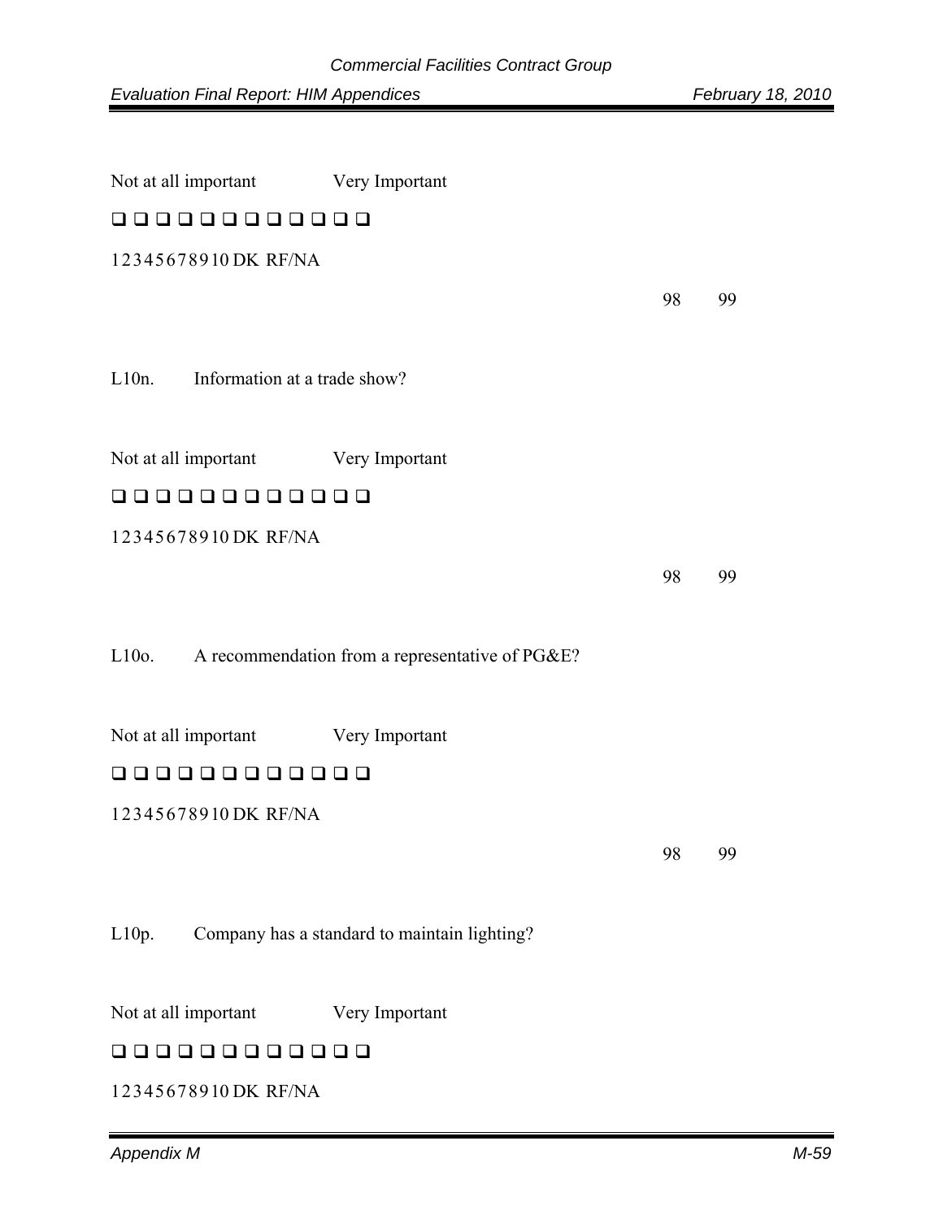Not at all important Very Important

❑ ❑ ❑ ❑ ❑ ❑ ❑ ❑ ❑ ❑ ❑ ❑

1 2 3 4 5 6 7 8 9 10 DK RF/NA

98 99

L10n. Information at a trade show?

Not at all important Very Important

❑ ❑ ❑ ❑ ❑ ❑ ❑ ❑ ❑ ❑ ❑ ❑

1 2 3 4 5 6 7 8 9 10 DK RF/NA

98 99

L10o. A recommendation from a representative of PG&E?

Not at all important Very Important

❑ ❑ ❑ ❑ ❑ ❑ ❑ ❑ ❑ ❑ ❑ ❑

1 2 3 4 5 6 7 8 9 10 DK RF/NA

98 99

L10p. Company has a standard to maintain lighting?

Not at all important Very Important

❑ ❑ ❑ ❑ ❑ ❑ ❑ ❑ ❑ ❑ ❑ ❑

1 2 3 4 5 6 7 8 9 10 DK RF/NA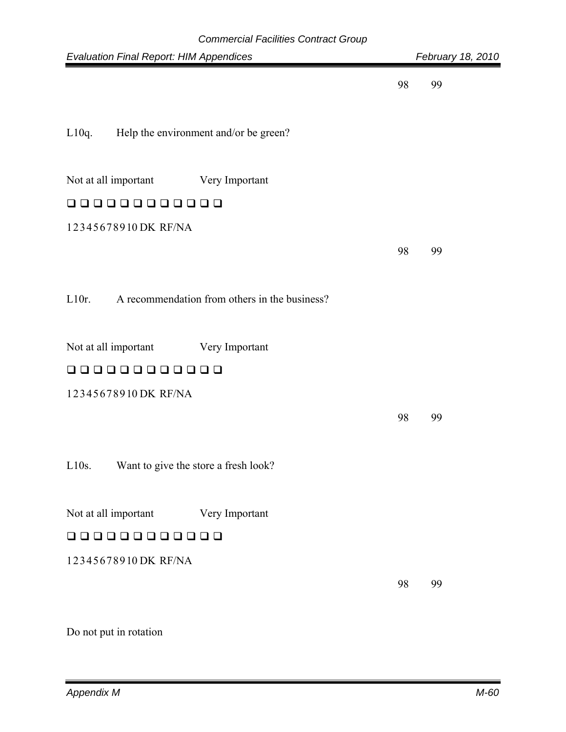98 99

L10q. Help the environment and/or be green?

Not at all important Very Important

❑ ❑ ❑ ❑ ❑ ❑ ❑ ❑ ❑ ❑ ❑ ❑

1 2 3 4 5 6 7 8 9 10 DK RF/NA

98 99

L10r. A recommendation from others in the business?

Not at all important Very Important

❑ ❑ ❑ ❑ ❑ ❑ ❑ ❑ ❑ ❑ ❑ ❑

1 2 3 4 5 6 7 8 9 10 DK RF/NA

98 99

L10s. Want to give the store a fresh look?

Not at all important Very Important

❑ ❑ ❑ ❑ ❑ ❑ ❑ ❑ ❑ ❑ ❑ ❑

1 2 3 4 5 6 7 8 9 10 DK RF/NA

98 99

Do not put in rotation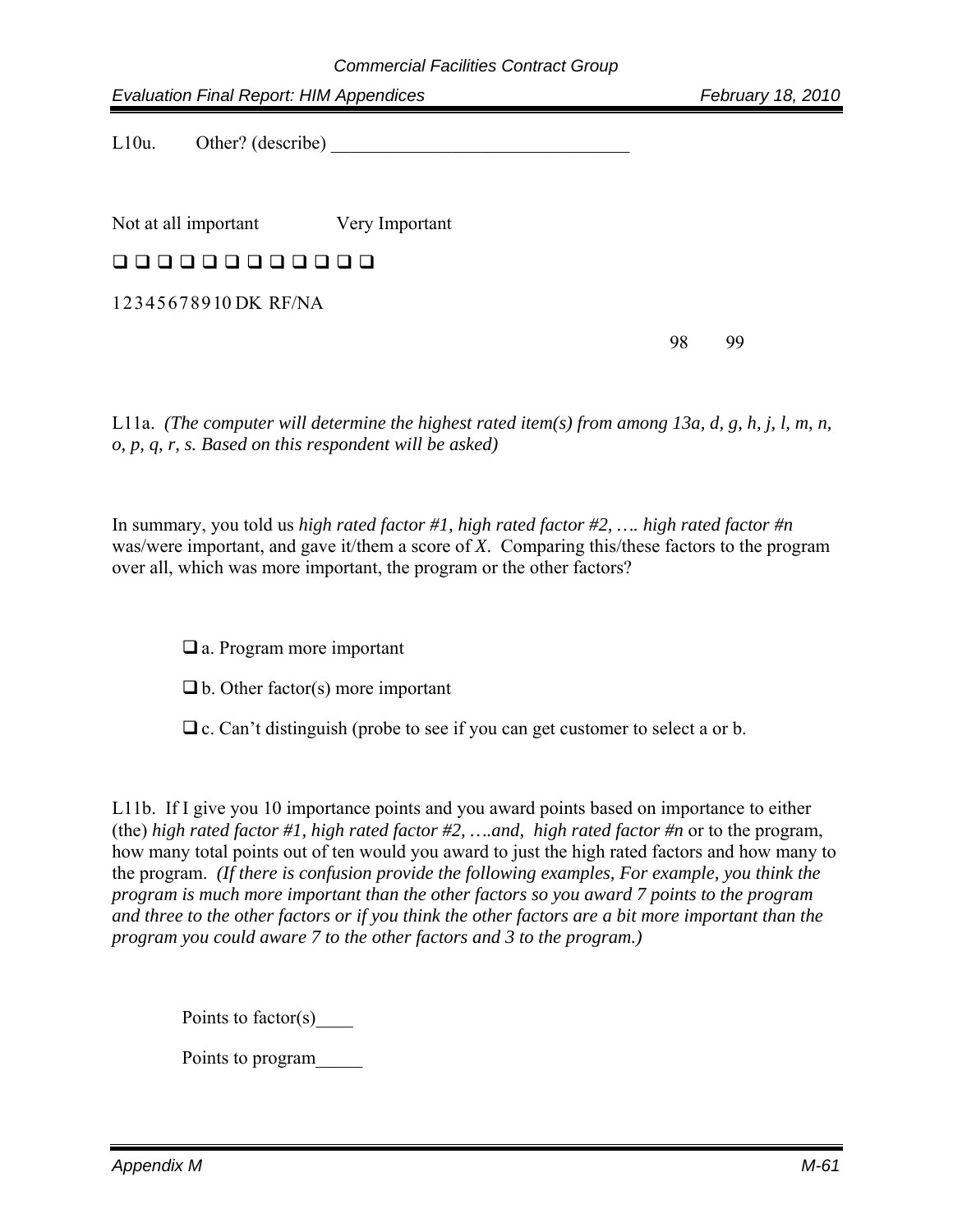L10u. Other? (describe) ________________________________

Not at all important Very Important

❑ ❑ ❑ ❑ ❑ ❑ ❑ ❑ ❑ ❑ ❑ ❑

1 2 3 4 5 6 7 8 9 10 DK RF/NA

98 99

L11a. *(The computer will determine the highest rated item(s) from among 13a, d, g, h, j, l, m, n, o, p, q, r, s. Based on this respondent will be asked)*

In summary, you told us *high rated factor #1, high rated factor #2, …. high rated factor #n* was/were important, and gave it/them a score of *X*. Comparing this/these factors to the program over all, which was more important, the program or the other factors?

❑ a. Program more important

❑ b. Other factor(s) more important

❑ c. Can't distinguish (probe to see if you can get customer to select a or b.

L11b. If I give you 10 importance points and you award points based on importance to either (the) *high rated factor #1, high rated factor #2, ….and, high rated factor #n* or to the program, how many total points out of ten would you award to just the high rated factors and how many to the program. *(If there is confusion provide the following examples, For example, you think the program is much more important than the other factors so you award 7 points to the program and three to the other factors or if you think the other factors are a bit more important than the program you could aware 7 to the other factors and 3 to the program.)*

Points to factor(s)____

Points to program_____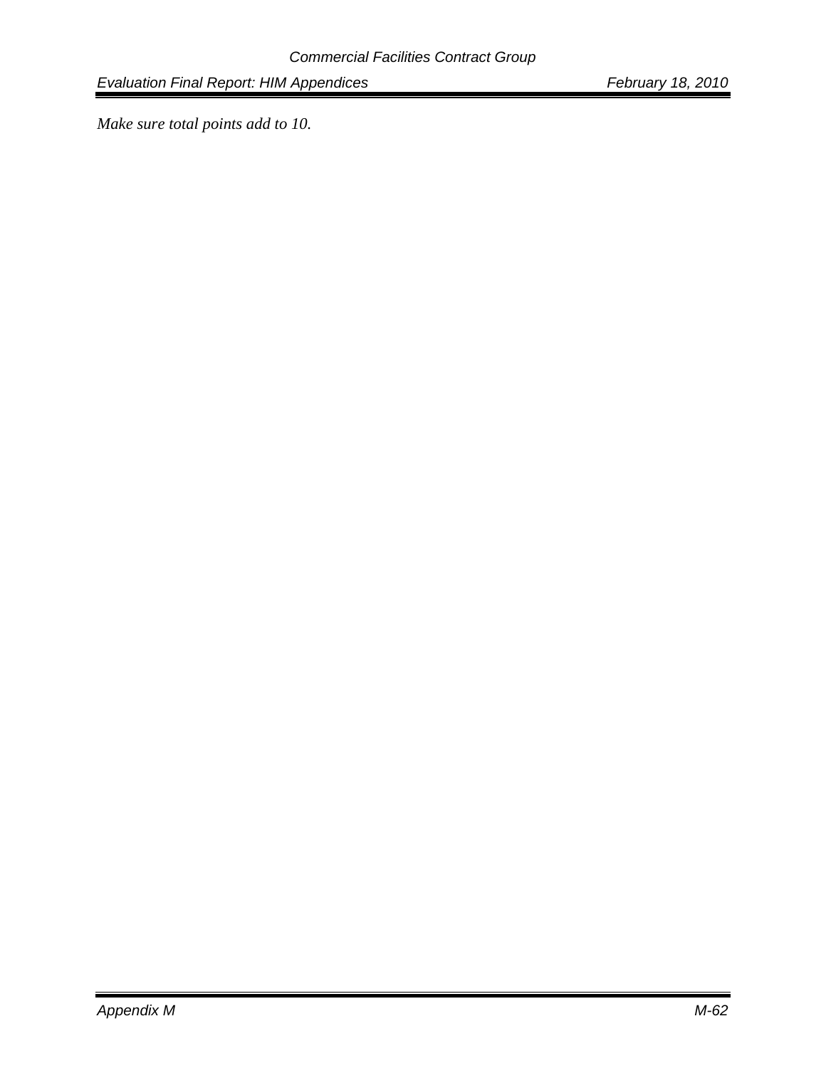*Make sure total points add to 10.*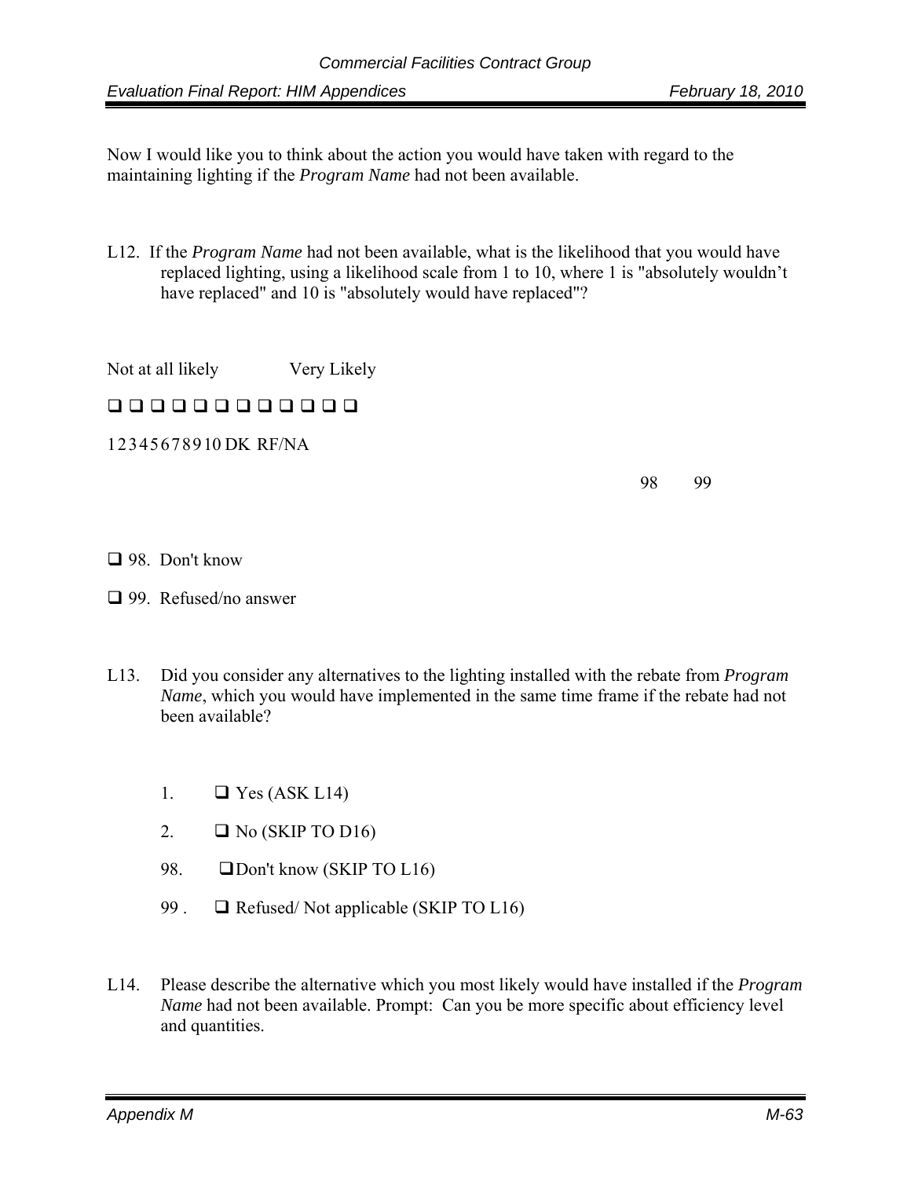Now I would like you to think about the action you would have taken with regard to the maintaining lighting if the *Program Name* had not been available.

L12. If the *Program Name* had not been available, what is the likelihood that you would have replaced lighting, using a likelihood scale from 1 to 10, where 1 is "absolutely wouldn't have replaced" and 10 is "absolutely would have replaced"?

Not at all likely Very Likely

❑ ❑ ❑ ❑ ❑ ❑ ❑ ❑ ❑ ❑ ❑ ❑

1 2 3 4 5 6 7 8 9 10 DK RF/NA

98 99

❑ 98. Don't know

❑ 99. Refused/no answer

L13. Did you consider any alternatives to the lighting installed with the rebate from *Program Name*, which you would have implemented in the same time frame if the rebate had not been available?

1. ❑ Yes (ASK L14)
2. ❑ No (SKIP TO D16)
98. ❑ Don't know (SKIP TO L16)
99. ❑ Refused/ Not applicable (SKIP TO L16)

L14. Please describe the alternative which you most likely would have installed if the *Program Name* had not been available. Prompt: Can you be more specific about efficiency level and quantities.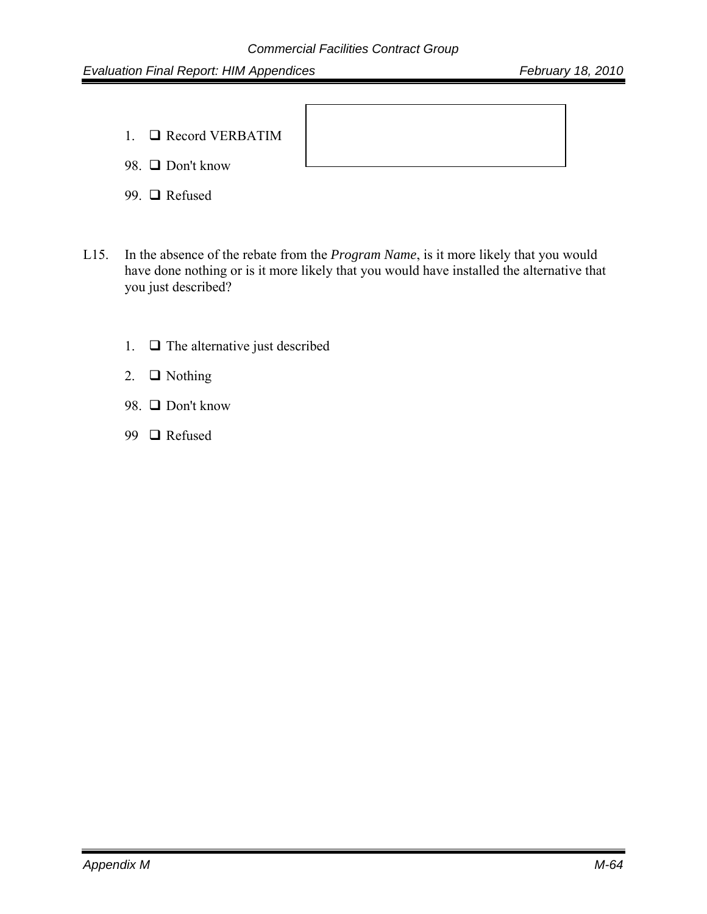1. ❑ Record VERBATIM

98. ❑ Don't know

99. ❑ Refused

L15. In the absence of the rebate from the *Program Name*, is it more likely that you would have done nothing or is it more likely that you would have installed the alternative that you just described?

1. ❑ The alternative just described

2. ❑ Nothing

98. ❑ Don't know

99 ❑ Refused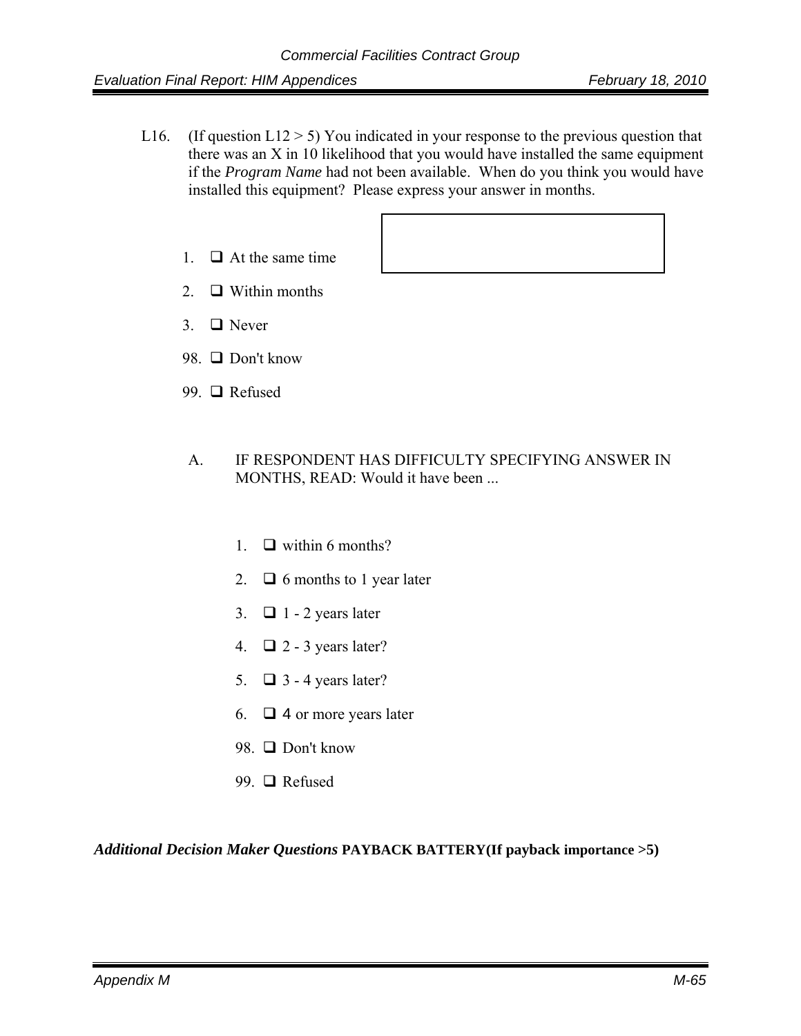L16. (If question L12 > 5) You indicated in your response to the previous question that there was an X in 10 likelihood that you would have installed the same equipment if the *Program Name* had not been available. When do you think you would have installed this equipment? Please express your answer in months.

1. ❑ At the same time
2. ❑ Within months
3. ❑ Never

98. ❑ Don't know

99. ❑ Refused

A. IF RESPONDENT HAS DIFFICULTY SPECIFYING ANSWER IN MONTHS, READ: Would it have been ...

1. ❑ within 6 months?
2. ❑ 6 months to 1 year later
3. ❑ 1 - 2 years later
4. ❑ 2 - 3 years later?
5. ❑ 3 - 4 years later?
6. ❑ 4 or more years later

98. ❑ Don't know

99. ❑ Refused

***Additional Decision Maker Questions*** **PAYBACK BATTERY(If payback importance >5)**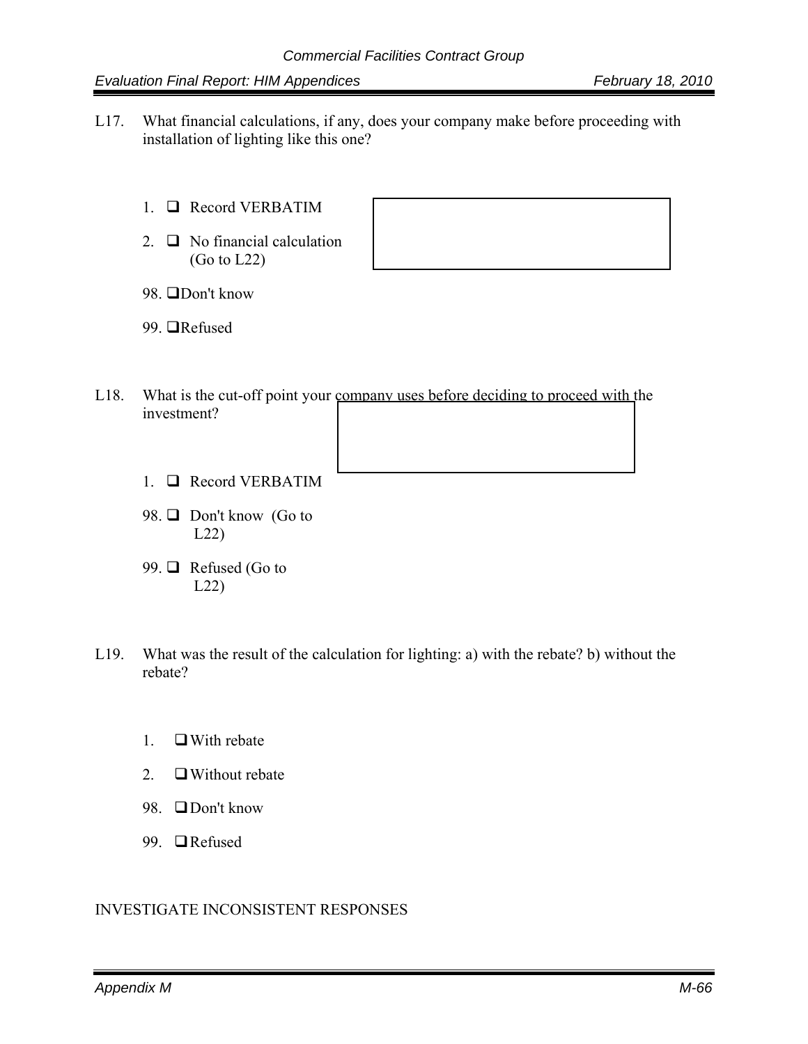L17. What financial calculations, if any, does your company make before proceeding with installation of lighting like this one?

1. ❑ Record VERBATIM
2. ❑ No financial calculation (Go to L22)

98. ❑ Don't know

99. ❑ Refused

L18. What is the cut-off point your company uses before deciding to proceed with the investment?

1. ❑ Record VERBATIM

98. ❑ Don't know (Go to L22)

99. ❑ Refused (Go to L22)

L19. What was the result of the calculation for lighting: a) with the rebate? b) without the rebate?

1. ❑ With rebate
2. ❑ Without rebate

98. ❑ Don't know

99. ❑ Refused

INVESTIGATE INCONSISTENT RESPONSES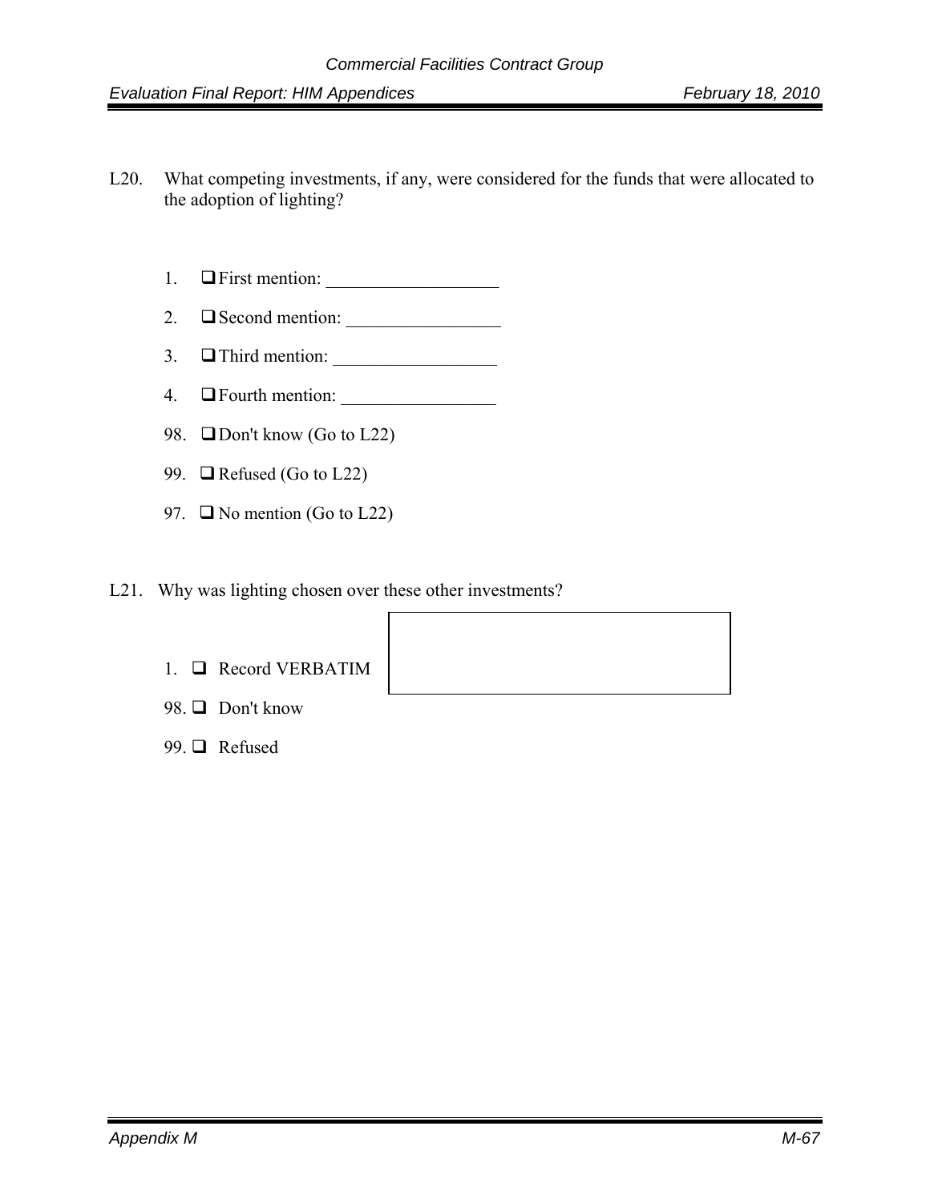L20. What competing investments, if any, were considered for the funds that were allocated to the adoption of lighting?

1. ❑ First mention: ___________________
2. ❑ Second mention: _________________
3. ❑ Third mention: __________________
4. ❑ Fourth mention: _________________

98. ❑ Don't know (Go to L22)

99. ❑ Refused (Go to L22)

97. ❑ No mention (Go to L22)

L21. Why was lighting chosen over these other investments?

1. ❑ Record VERBATIM [ ]

98. ❑ Don't know

99. ❑ Refused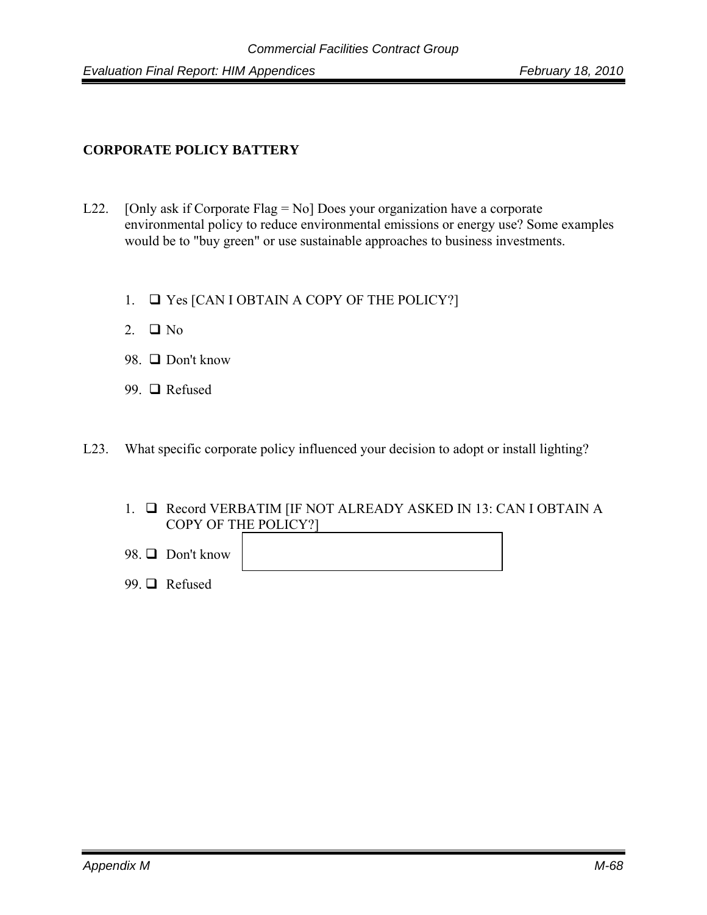**CORPORATE POLICY BATTERY**

L22. [Only ask if Corporate Flag = No] Does your organization have a corporate environmental policy to reduce environmental emissions or energy use? Some examples would be to "buy green" or use sustainable approaches to business investments.

1. ❑ Yes [CAN I OBTAIN A COPY OF THE POLICY?]
2. ❑ No
98. ❑ Don't know
99. ❑ Refused

L23. What specific corporate policy influenced your decision to adopt or install lighting?

1. ❑ Record VERBATIM [IF NOT ALREADY ASKED IN 13: CAN I OBTAIN A COPY OF THE POLICY?]
98. ❑ Don't know
99. ❑ Refused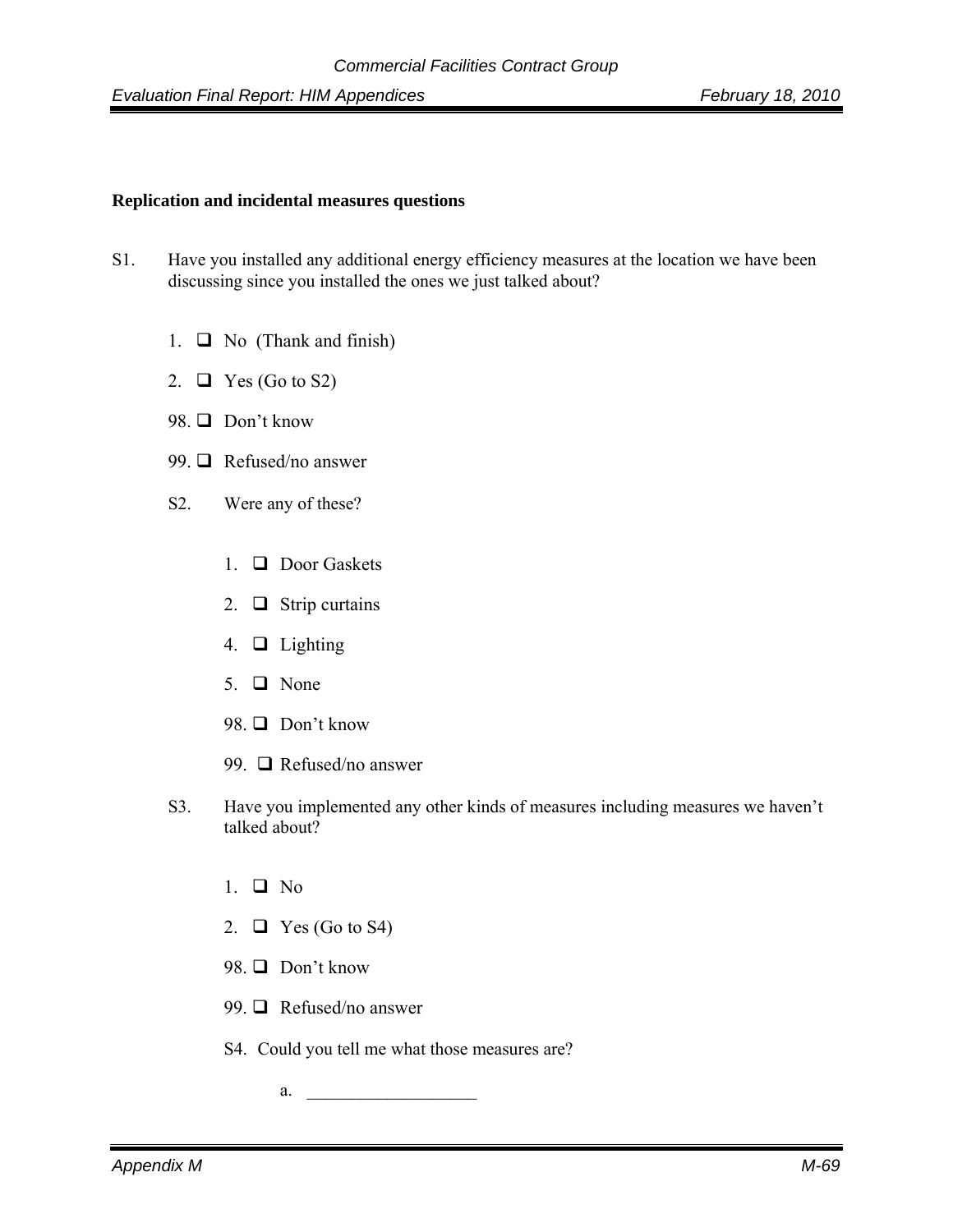**Replication and incidental measures questions**

S1. Have you installed any additional energy efficiency measures at the location we have been discussing since you installed the ones we just talked about?

1. ❑ No (Thank and finish)
2. ❑ Yes (Go to S2)

98. ❑ Don't know

99. ❑ Refused/no answer

S2. Were any of these?

1. ❑ Door Gaskets
2. ❑ Strip curtains
4. ❑ Lighting
5. ❑ None

98. ❑ Don't know

99. ❑ Refused/no answer

S3. Have you implemented any other kinds of measures including measures we haven't talked about?

1. ❑ No
2. ❑ Yes (Go to S4)

98. ❑ Don't know

99. ❑ Refused/no answer

S4. Could you tell me what those measures are?

a. ___________________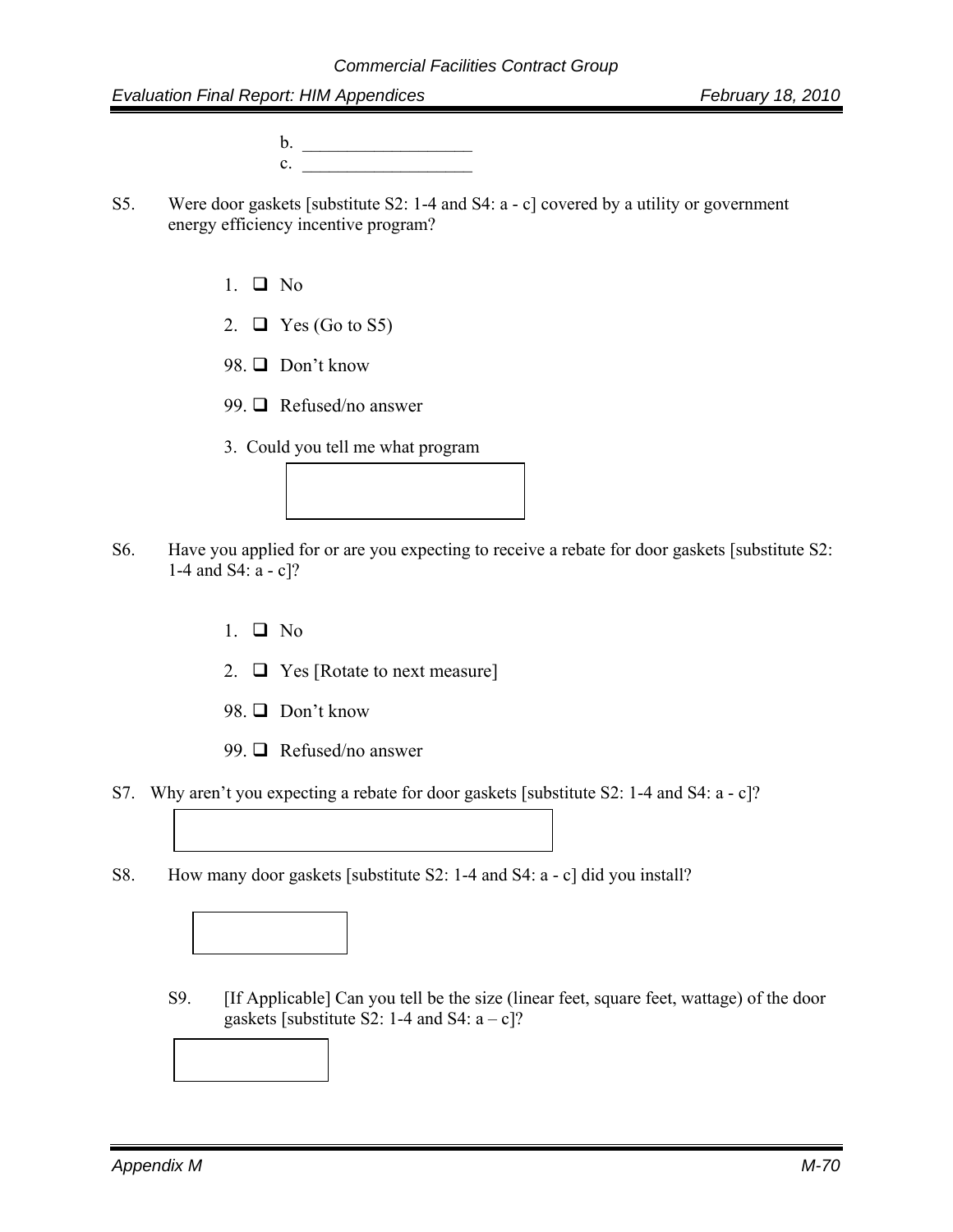b. ___________________

c. ___________________

S5. Were door gaskets [substitute S2: 1-4 and S4: a - c] covered by a utility or government energy efficiency incentive program?

1. ❑ No
2. ❑ Yes (Go to S5)
98. ❑ Don't know
99. ❑ Refused/no answer
3. Could you tell me what program

[ ]

S6. Have you applied for or are you expecting to receive a rebate for door gaskets [substitute S2: 1-4 and S4: a - c]?

1. ❑ No
2. ❑ Yes [Rotate to next measure]
98. ❑ Don't know
99. ❑ Refused/no answer

S7. Why aren't you expecting a rebate for door gaskets [substitute S2: 1-4 and S4: a - c]?

[ ]

S8. How many door gaskets [substitute S2: 1-4 and S4: a - c] did you install?

[ ]

S9. [If Applicable] Can you tell be the size (linear feet, square feet, wattage) of the door gaskets [substitute S2: 1-4 and S4: a – c]?

[ ]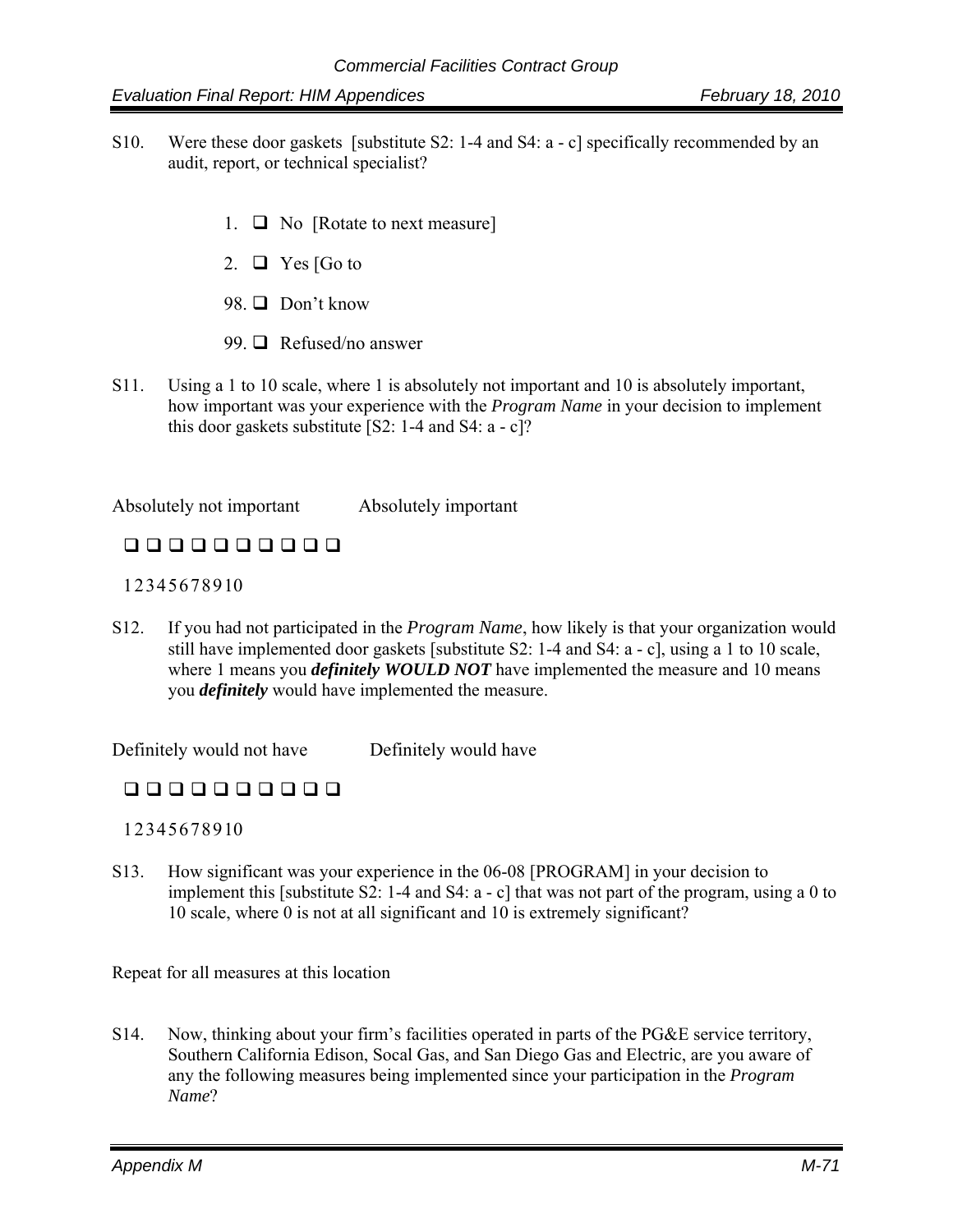S10. Were these door gaskets [substitute S2: 1-4 and S4: a - c] specifically recommended by an audit, report, or technical specialist?

1. ❑ No [Rotate to next measure]
2. ❑ Yes [Go to
98. ❑ Don't know
99. ❑ Refused/no answer

S11. Using a 1 to 10 scale, where 1 is absolutely not important and 10 is absolutely important, how important was your experience with the *Program Name* in your decision to implement this door gaskets substitute [S2: 1-4 and S4: a - c]?

Absolutely not important Absolutely important

❑ ❑ ❑ ❑ ❑ ❑ ❑ ❑ ❑ ❑

1 2 3 4 5 6 7 8 9 10

S12. If you had not participated in the *Program Name*, how likely is that your organization would still have implemented door gaskets [substitute S2: 1-4 and S4: a - c], using a 1 to 10 scale, where 1 means you ***definitely WOULD NOT*** have implemented the measure and 10 means you ***definitely*** would have implemented the measure.

Definitely would not have Definitely would have

❑ ❑ ❑ ❑ ❑ ❑ ❑ ❑ ❑ ❑

1 2 3 4 5 6 7 8 9 10

S13. How significant was your experience in the 06-08 [PROGRAM] in your decision to implement this [substitute S2: 1-4 and S4: a - c] that was not part of the program, using a 0 to 10 scale, where 0 is not at all significant and 10 is extremely significant?

Repeat for all measures at this location

S14. Now, thinking about your firm's facilities operated in parts of the PG&E service territory, Southern California Edison, Socal Gas, and San Diego Gas and Electric, are you aware of any the following measures being implemented since your participation in the *Program Name*?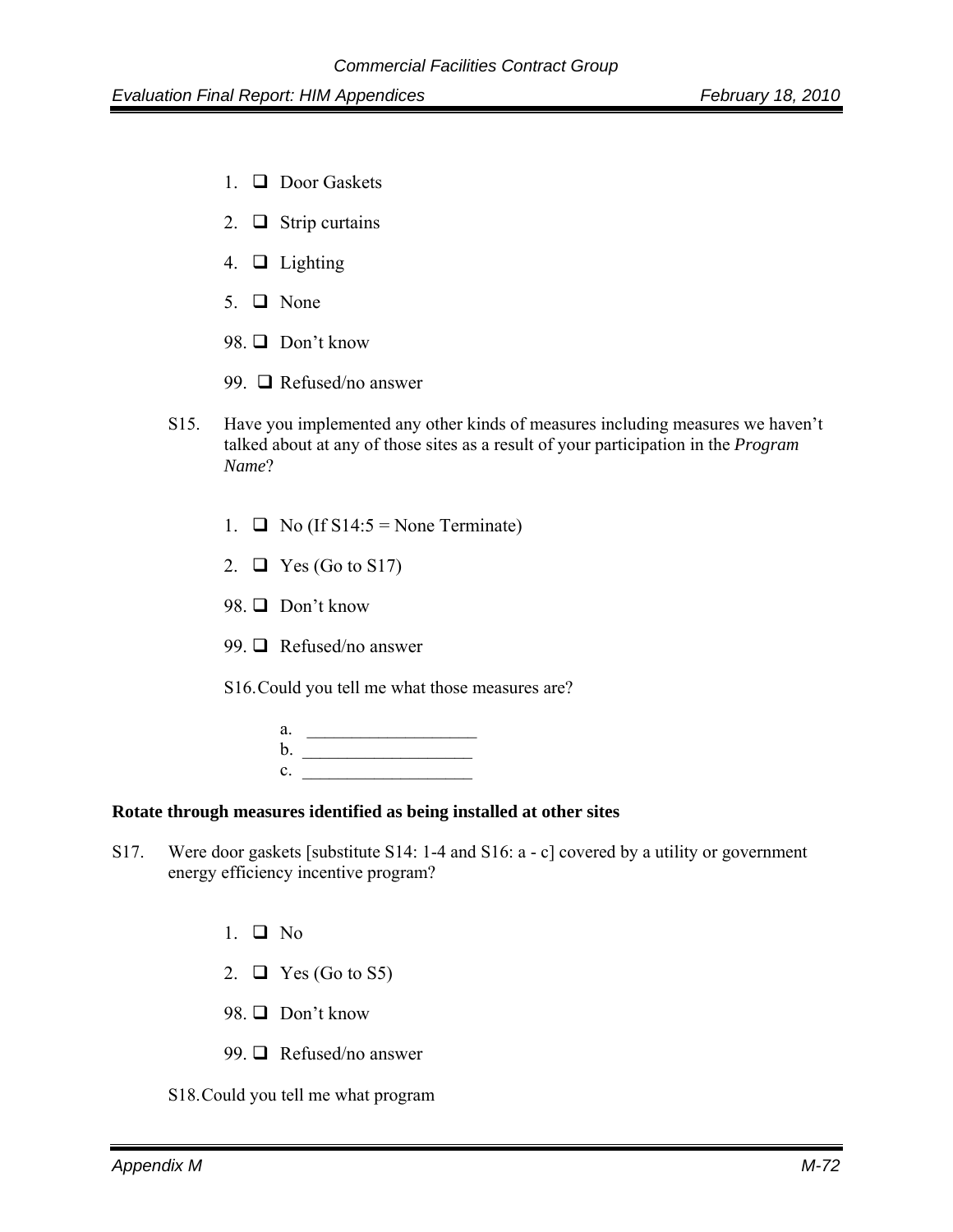1. ❑ Door Gaskets

2. ❑ Strip curtains

4. ❑ Lighting

5. ❑ None

98. ❑ Don't know

99. ❑ Refused/no answer

S15. Have you implemented any other kinds of measures including measures we haven't talked about at any of those sites as a result of your participation in the *Program Name*?

1. ❑ No (If S14:5 = None Terminate)

2. ❑ Yes (Go to S17)

98. ❑ Don't know

99. ❑ Refused/no answer

S16. Could you tell me what those measures are?

a. ___________________
b. ___________________
c. ___________________

**Rotate through measures identified as being installed at other sites**

S17. Were door gaskets [substitute S14: 1-4 and S16: a - c] covered by a utility or government energy efficiency incentive program?

1. ❑ No

2. ❑ Yes (Go to S5)

98. ❑ Don't know

99. ❑ Refused/no answer

S18. Could you tell me what program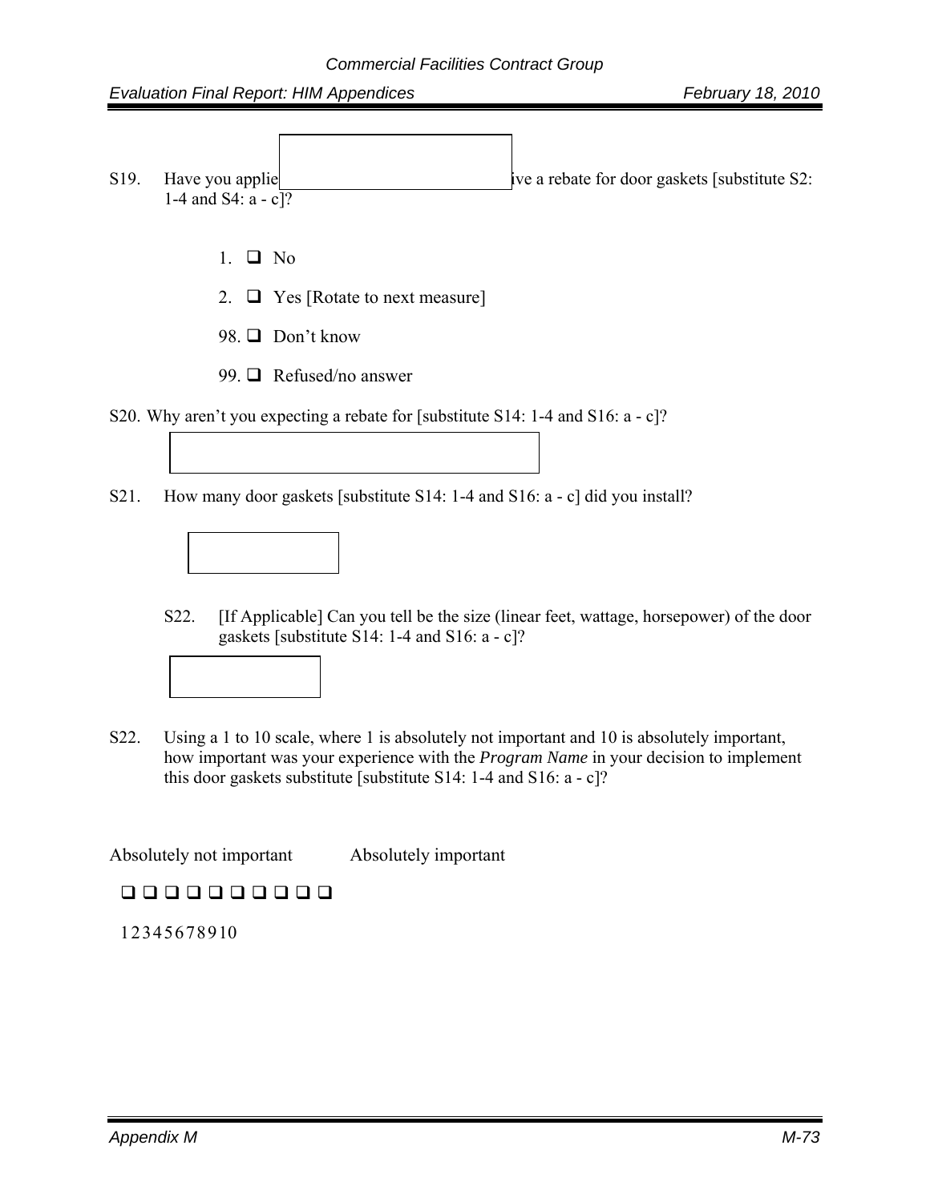S19. Have you applie[...]ive a rebate for door gaskets [substitute S2: 1-4 and S4: a - c]?

1. ❑ No
2. ❑ Yes [Rotate to next measure]
98. ❑ Don't know
99. ❑ Refused/no answer

S20. Why aren't you expecting a rebate for [substitute S14: 1-4 and S16: a - c]?

S21. How many door gaskets [substitute S14: 1-4 and S16: a - c] did you install?

S22. [If Applicable] Can you tell be the size (linear feet, wattage, horsepower) of the door gaskets [substitute S14: 1-4 and S16: a - c]?

S22. Using a 1 to 10 scale, where 1 is absolutely not important and 10 is absolutely important, how important was your experience with the *Program Name* in your decision to implement this door gaskets substitute [substitute S14: 1-4 and S16: a - c]?

Absolutely not important Absolutely important

❑ ❑ ❑ ❑ ❑ ❑ ❑ ❑ ❑ ❑

1 2 3 4 5 6 7 8 9 10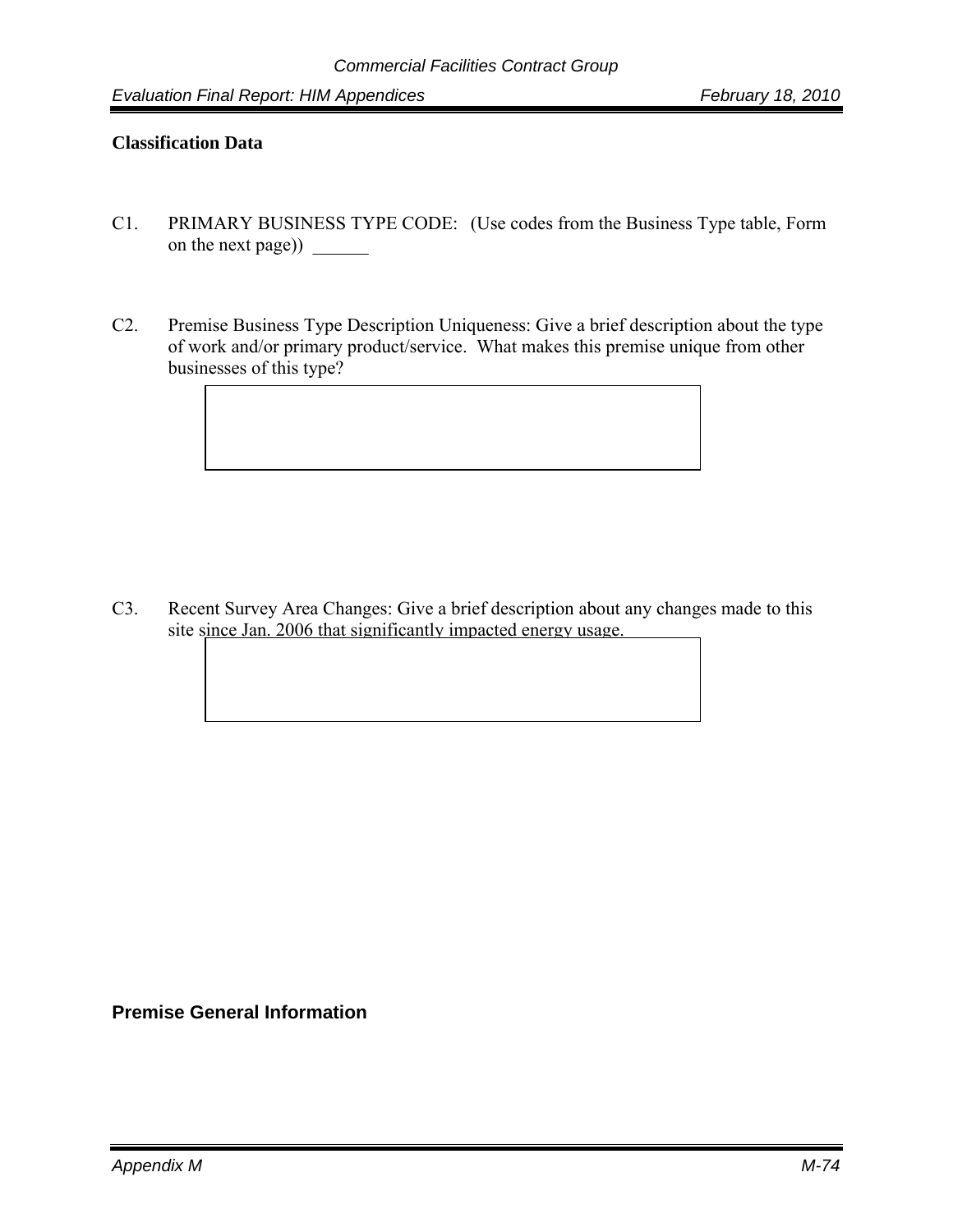**Classification Data**

C1. PRIMARY BUSINESS TYPE CODE: (Use codes from the Business Type table, Form on the next page)) ______

C2. Premise Business Type Description Uniqueness: Give a brief description about the type of work and/or primary product/service. What makes this premise unique from other businesses of this type?

|   |
|---|
|   |

C3. Recent Survey Area Changes: Give a brief description about any changes made to this site since Jan. 2006 that significantly impacted energy usage.

|   |
|---|
|   |

**Premise General Information**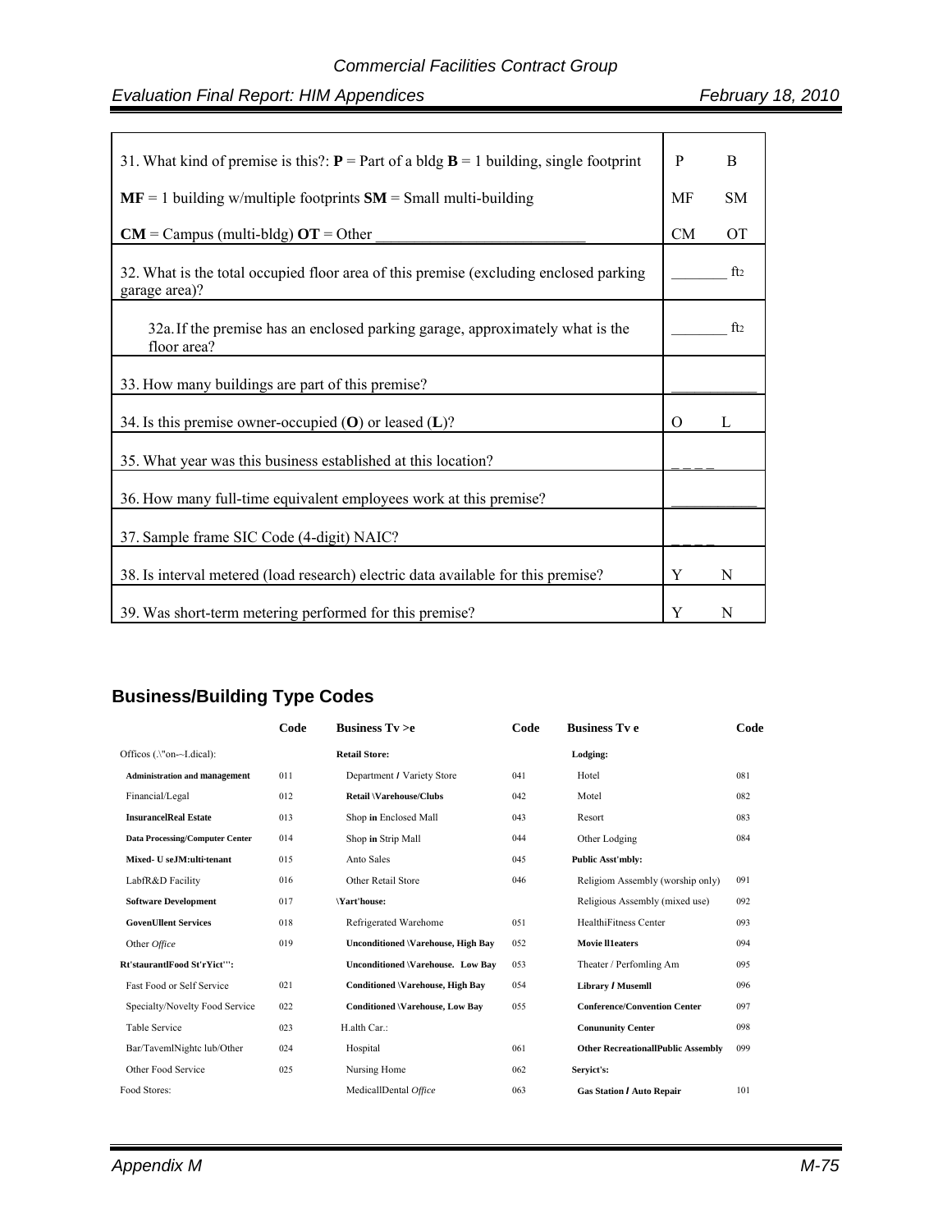| | |
|---|---|
| 31. What kind of premise is this?: **P** = Part of a bldg **B** = 1 building, single footprint<br>**MF** = 1 building w/multiple footprints **SM** = Small multi-building<br>**CM** = Campus (multi-bldg) **OT** = Other ___________________________ | P B<br>MF SM<br>CM OT |
| 32. What is the total occupied floor area of this premise (excluding enclosed parking garage area)? | _______ $ft^2$ |
| 32a. If the premise has an enclosed parking garage, approximately what is the floor area? | _______ $ft^2$ |
| 33. How many buildings are part of this premise? | ___________ |
| 34. Is this premise owner-occupied (**O**) or leased (**L**)? | O L |
| 35. What year was this business established at this location? | _ _ _ _ |
| 36. How many full-time equivalent employees work at this premise? | ___________ |
| 37. Sample frame SIC Code (4-digit) NAIC? | _ _ _ _ |
| 38. Is interval metered (load research) electric data available for this premise? | Y N |
| 39. Was short-term metering performed for this premise? | Y N |

## Business/Building Type Codes

| | Code | Business Tv >e | Code | Business Tv e | Code |
|---|---|---|---|---|---|
| Officos (.\"on-~I.dical): | | **Retail Store:** | | **Lodging:** | |
| **Administration and management** | 011 | Department / Variety Store | 041 | Hotel | 081 |
| Financial/Legal | 012 | **Retail \Varehouse/Clubs** | 042 | Motel | 082 |
| **InsurancelReal Estate** | 013 | Shop **in** Enclosed Mall | 043 | Resort | 083 |
| **Data Processing/Computer Center** | 014 | Shop **in** Strip Mall | 044 | Other Lodging | 084 |
| **Mixed- U seJM:ulti·tenant** | 015 | Anto Sales | 045 | **Public Asst'mbly:** | |
| LabfR&D Facility | 016 | Other Retail Store | 046 | Religiom Assembly (worship only) | 091 |
| **Software Development** | 017 | **\Yart'house:** | | Religious Assembly (mixed use) | 092 |
| **GovenUllent Services** | 018 | Refrigerated Warehome | 051 | HealthiFitness Center | 093 |
| Other *Office* | 019 | **Unconditioned \Varehouse, High Bay** | 052 | **Movie ll1eaters** | 094 |
| **Rt'staurantlFood St'rYict'":** | | **Unconditioned \Varehouse. Low Bay** | 053 | Theater / Perfomling Am | 095 |
| Fast Food or Self Service | 021 | **Conditioned \Varehouse, High Bay** | 054 | **Library / Musemll** | 096 |
| Specialty/Novelty Food Service | 022 | **Conditioned \Varehouse, Low Bay** | 055 | **Conference/Convention Center** | 097 |
| Table Service | 023 | H.alth Car.: | | **Conununity Center** | 098 |
| Bar/TavemlNightc lub/Other | 024 | Hospital | 061 | **Other RecreationalIPublic Assembly** | 099 |
| Other Food Service | 025 | Nursing Home | 062 | **Seryict's:** | |
| Food Stores: | | MedicallDental *Office* | 063 | **Gas Station / Auto Repair** | 101 |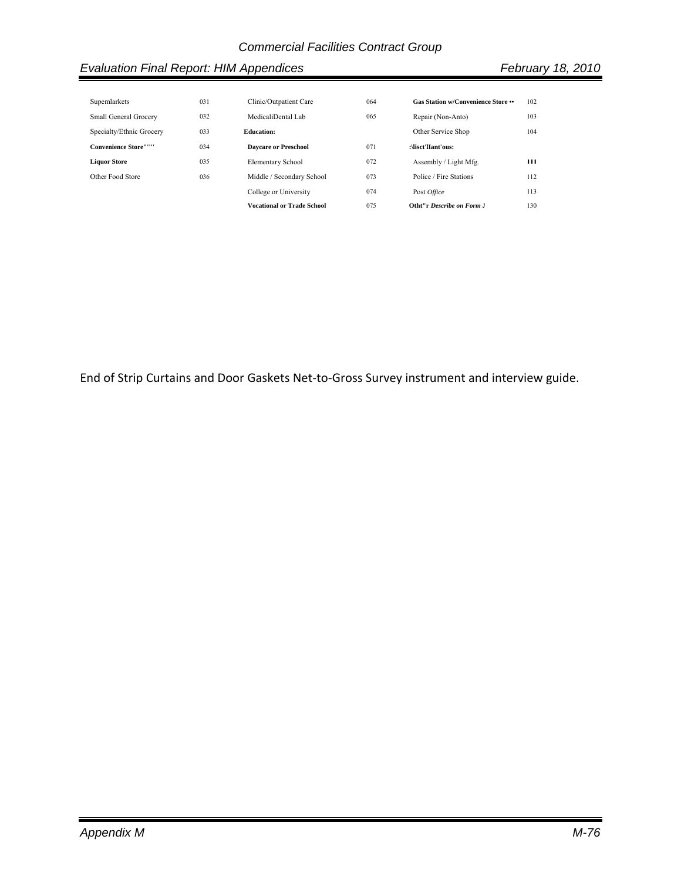| | | | | | |
|---|---|---|---|---|---|
| Supemlarkets | 031 | Clinic/Outpatient Care | 064 | **Gas Station w/Convenience Store ••** | 102 |
| Small General Grocery | 032 | MedicaliDental Lab | 065 | Repair (Non-Anto) | 103 |
| Specialty/Ethnic Grocery | 033 | **Education:** | | Other Service Shop | 104 |
| **Convenience Store"''''** | 034 | **Daycare or Preschool** | 071 | **:\lisct'IIant'ous:** | |
| **Liquor Store** | 035 | Elementary School | 072 | Assembly / Light Mfg. | **I I I** |
| Other Food Store | 036 | Middle / Secondary School | 073 | Police / Fire Stations | 112 |
| | | College or University | 074 | Post *Office* | 113 |
| | | **Vocational or Trade School** | 075 | **Otht"r *Describe on Form J*** | 130 |

End of Strip Curtains and Door Gaskets Net-to-Gross Survey instrument and interview guide.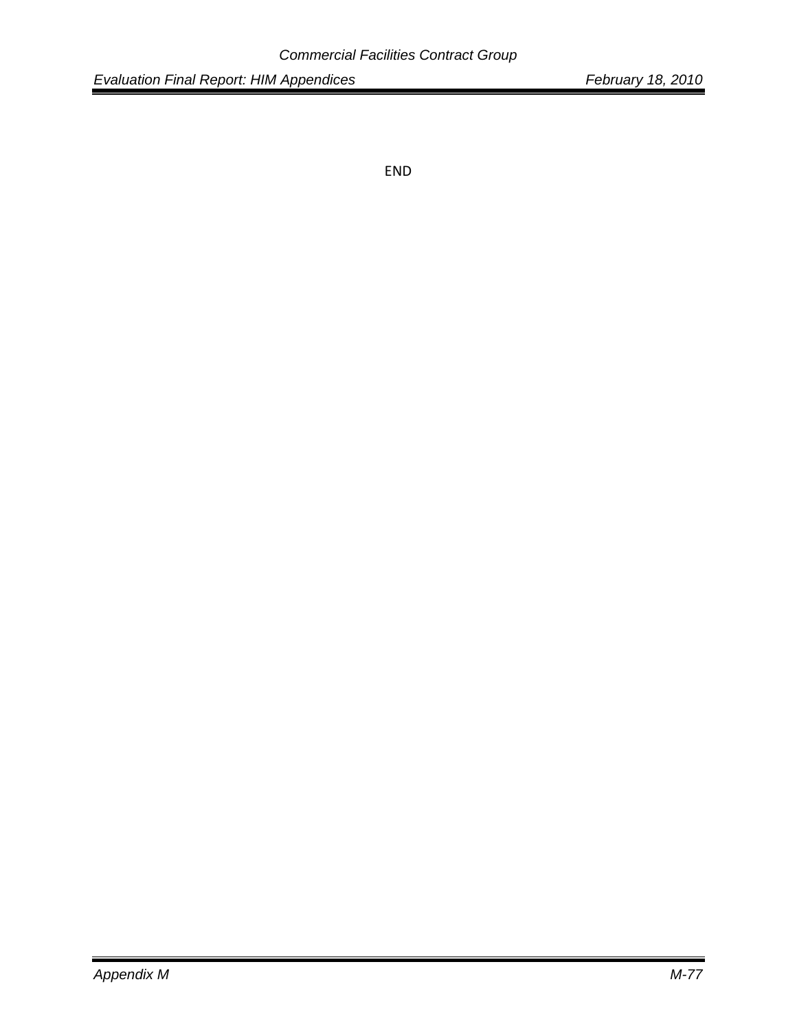END